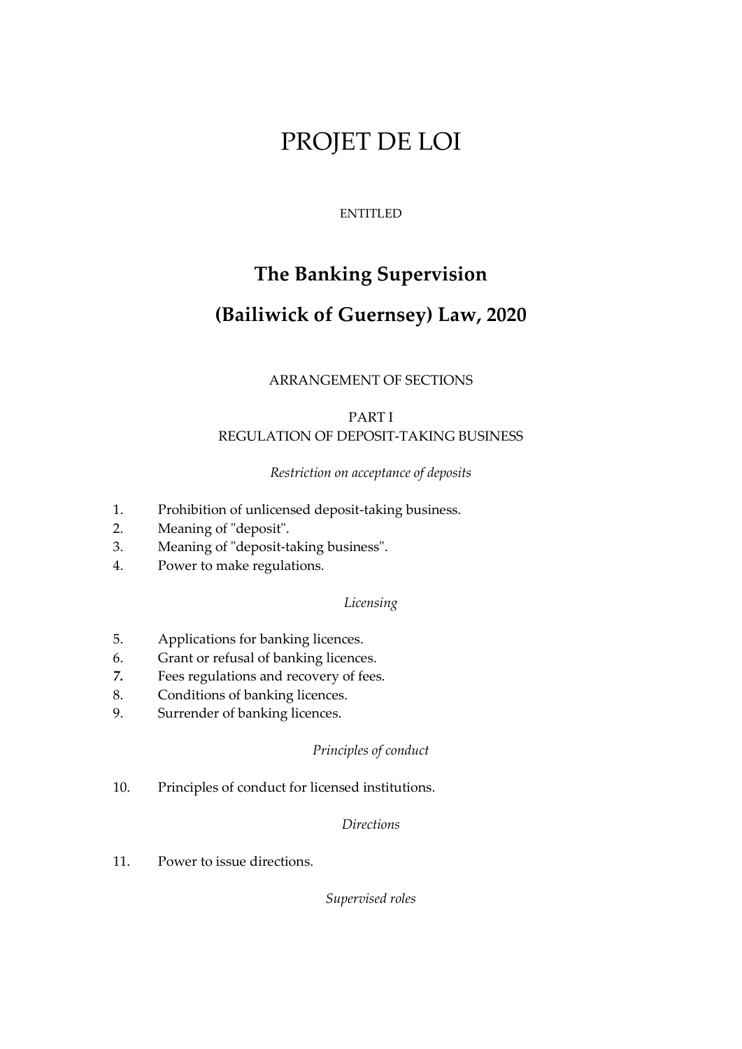# PROJET DE LOI

ENTITLED

## The Banking Supervision

## (Bailiwick of Guernsey) Law, 2020

ARRANGEMENT OF SECTIONS

PART I
REGULATION OF DEPOSIT-TAKING BUSINESS

*Restriction on acceptance of deposits*

1. Prohibition of unlicensed deposit-taking business.
2. Meaning of "deposit".
3. Meaning of "deposit-taking business".
4. Power to make regulations.

*Licensing*

5. Applications for banking licences.
6. Grant or refusal of banking licences.
7. Fees regulations and recovery of fees.
8. Conditions of banking licences.
9. Surrender of banking licences.

*Principles of conduct*

10. Principles of conduct for licensed institutions.

*Directions*

11. Power to issue directions.

*Supervised roles*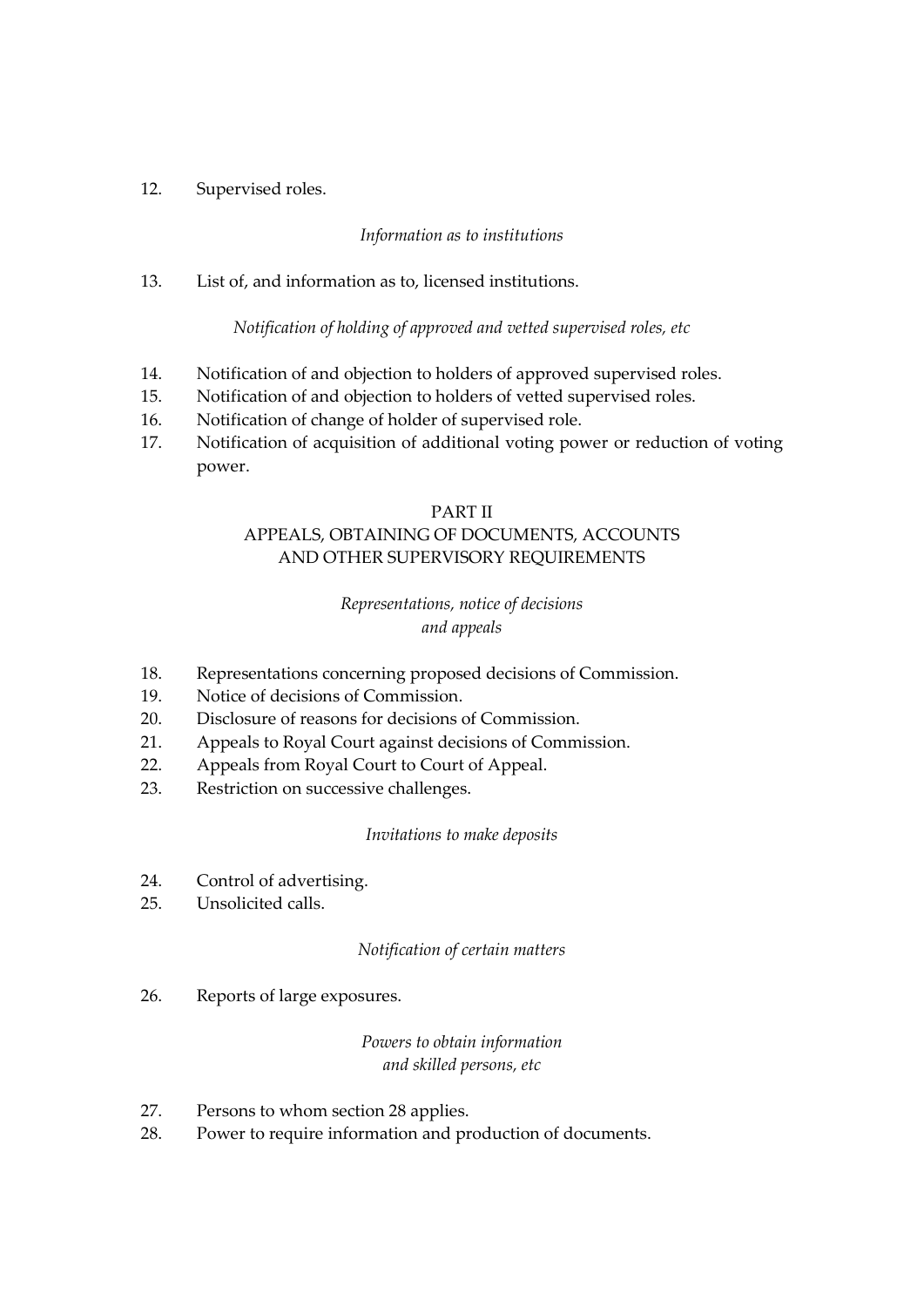12. Supervised roles.

*Information as to institutions*

13. List of, and information as to, licensed institutions.

*Notification of holding of approved and vetted supervised roles, etc*

14. Notification of and objection to holders of approved supervised roles.
15. Notification of and objection to holders of vetted supervised roles.
16. Notification of change of holder of supervised role.
17. Notification of acquisition of additional voting power or reduction of voting power.

## PART II
## APPEALS, OBTAINING OF DOCUMENTS, ACCOUNTS AND OTHER SUPERVISORY REQUIREMENTS

*Representations, notice of decisions and appeals*

18. Representations concerning proposed decisions of Commission.
19. Notice of decisions of Commission.
20. Disclosure of reasons for decisions of Commission.
21. Appeals to Royal Court against decisions of Commission.
22. Appeals from Royal Court to Court of Appeal.
23. Restriction on successive challenges.

*Invitations to make deposits*

24. Control of advertising.
25. Unsolicited calls.

*Notification of certain matters*

26. Reports of large exposures.

*Powers to obtain information and skilled persons, etc*

27. Persons to whom section 28 applies.
28. Power to require information and production of documents.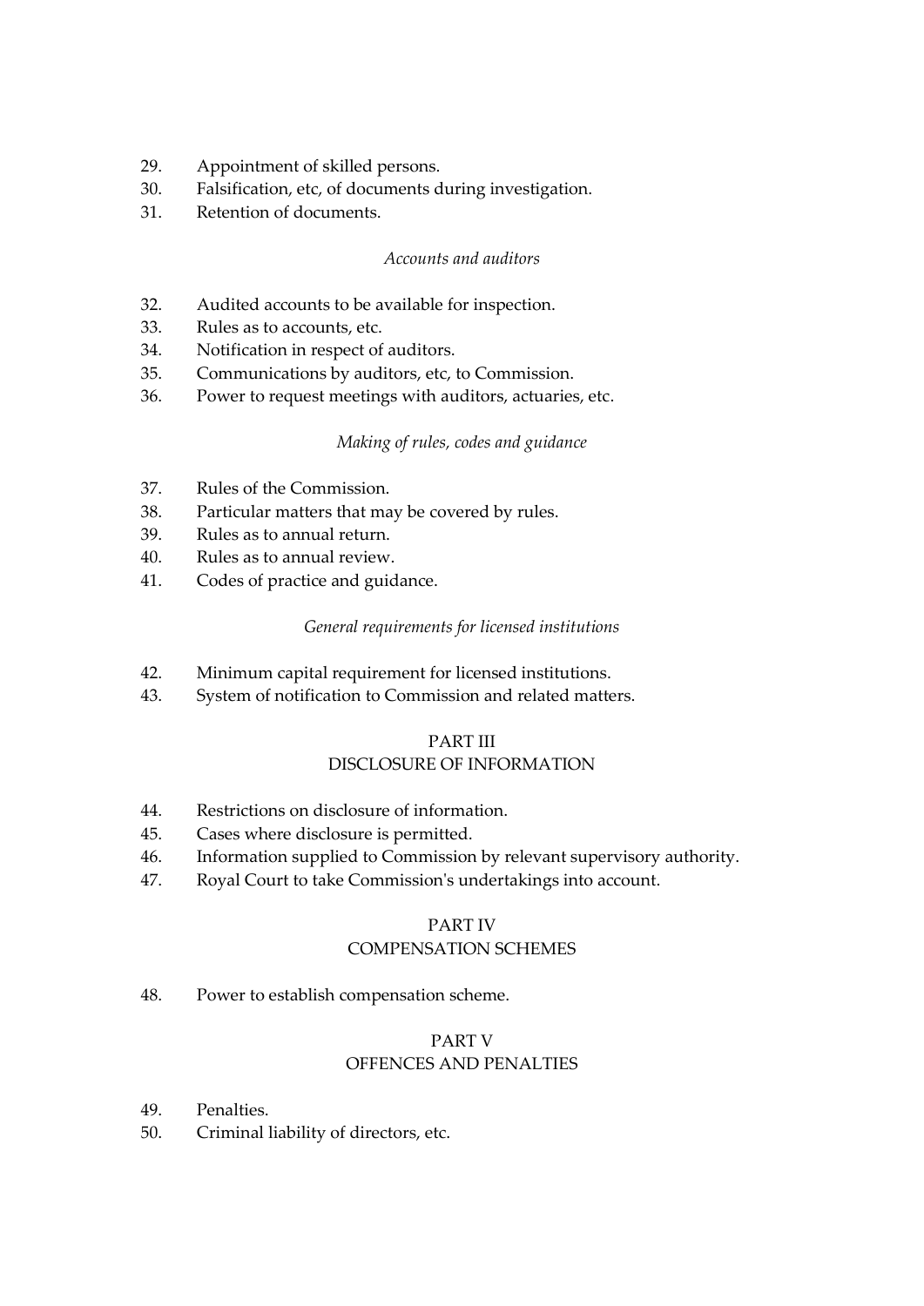29. Appointment of skilled persons.
30. Falsification, etc, of documents during investigation.
31. Retention of documents.

*Accounts and auditors*

32. Audited accounts to be available for inspection.
33. Rules as to accounts, etc.
34. Notification in respect of auditors.
35. Communications by auditors, etc, to Commission.
36. Power to request meetings with auditors, actuaries, etc.

*Making of rules, codes and guidance*

37. Rules of the Commission.
38. Particular matters that may be covered by rules.
39. Rules as to annual return.
40. Rules as to annual review.
41. Codes of practice and guidance.

*General requirements for licensed institutions*

42. Minimum capital requirement for licensed institutions.
43. System of notification to Commission and related matters.

## PART III
## DISCLOSURE OF INFORMATION

44. Restrictions on disclosure of information.
45. Cases where disclosure is permitted.
46. Information supplied to Commission by relevant supervisory authority.
47. Royal Court to take Commission's undertakings into account.

## PART IV
## COMPENSATION SCHEMES

48. Power to establish compensation scheme.

## PART V
## OFFENCES AND PENALTIES

49. Penalties.
50. Criminal liability of directors, etc.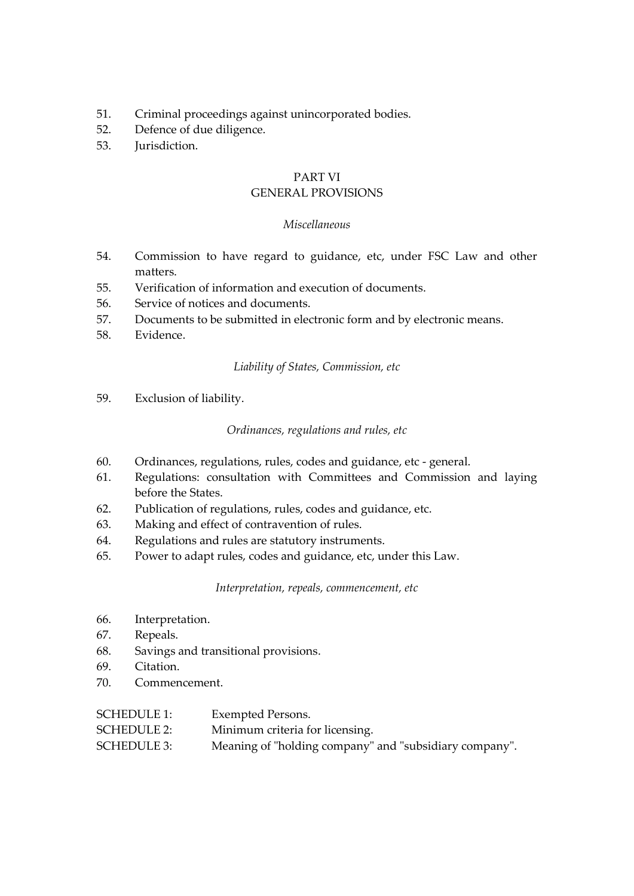51. Criminal proceedings against unincorporated bodies.
52. Defence of due diligence.
53. Jurisdiction.

## PART VI
## GENERAL PROVISIONS

*Miscellaneous*

54. Commission to have regard to guidance, etc, under FSC Law and other matters.
55. Verification of information and execution of documents.
56. Service of notices and documents.
57. Documents to be submitted in electronic form and by electronic means.
58. Evidence.

*Liability of States, Commission, etc*

59. Exclusion of liability.

*Ordinances, regulations and rules, etc*

60. Ordinances, regulations, rules, codes and guidance, etc - general.
61. Regulations: consultation with Committees and Commission and laying before the States.
62. Publication of regulations, rules, codes and guidance, etc.
63. Making and effect of contravention of rules.
64. Regulations and rules are statutory instruments.
65. Power to adapt rules, codes and guidance, etc, under this Law.

*Interpretation, repeals, commencement, etc*

66. Interpretation.
67. Repeals.
68. Savings and transitional provisions.
69. Citation.
70. Commencement.

SCHEDULE 1: Exempted Persons.
SCHEDULE 2: Minimum criteria for licensing.
SCHEDULE 3: Meaning of "holding company" and "subsidiary company".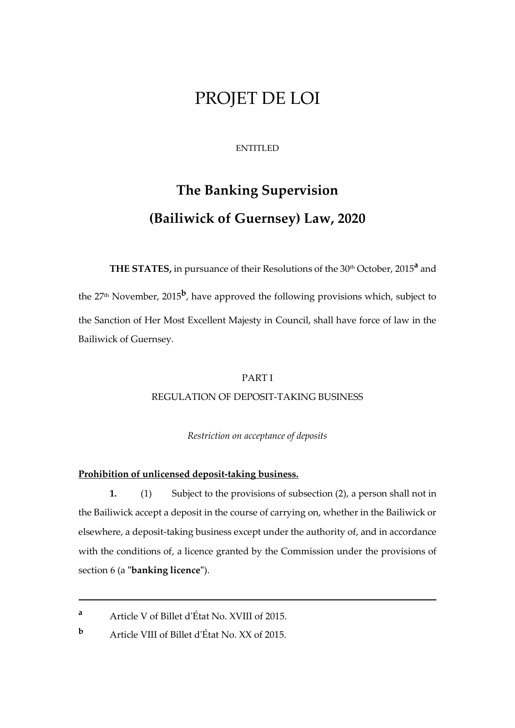# PROJET DE LOI

ENTITLED

## The Banking Supervision (Bailiwick of Guernsey) Law, 2020

**THE STATES,** in pursuance of their Resolutions of the 30th October, 2015[a] and the 27th November, 2015[b], have approved the following provisions which, subject to the Sanction of Her Most Excellent Majesty in Council, shall have force of law in the Bailiwick of Guernsey.

PART I

REGULATION OF DEPOSIT-TAKING BUSINESS

*Restriction on acceptance of deposits*

**Prohibition of unlicensed deposit-taking business.**

**1.** (1) Subject to the provisions of subsection (2), a person shall not in the Bailiwick accept a deposit in the course of carrying on, whether in the Bailiwick or elsewhere, a deposit-taking business except under the authority of, and in accordance with the conditions of, a licence granted by the Commission under the provisions of section 6 (a "**banking licence**").

---

[a] Article V of Billet d'État No. XVIII of 2015.

[b] Article VIII of Billet d'État No. XX of 2015.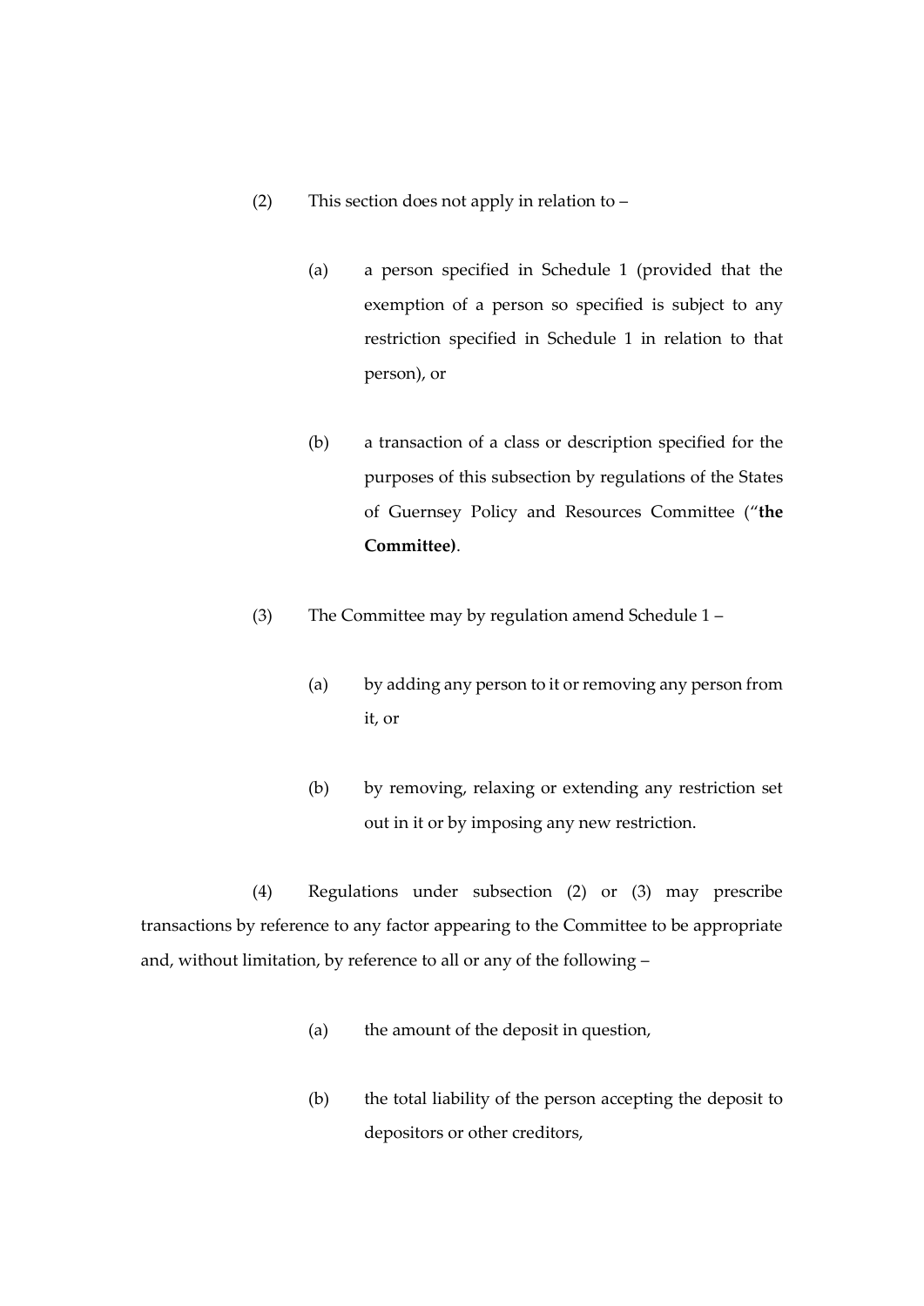(2) This section does not apply in relation to –

(a) a person specified in Schedule 1 (provided that the exemption of a person so specified is subject to any restriction specified in Schedule 1 in relation to that person), or

(b) a transaction of a class or description specified for the purposes of this subsection by regulations of the States of Guernsey Policy and Resources Committee ("**the Committee)**.

(3) The Committee may by regulation amend Schedule 1 –

(a) by adding any person to it or removing any person from it, or

(b) by removing, relaxing or extending any restriction set out in it or by imposing any new restriction.

(4) Regulations under subsection (2) or (3) may prescribe transactions by reference to any factor appearing to the Committee to be appropriate and, without limitation, by reference to all or any of the following –

(a) the amount of the deposit in question,

(b) the total liability of the person accepting the deposit to depositors or other creditors,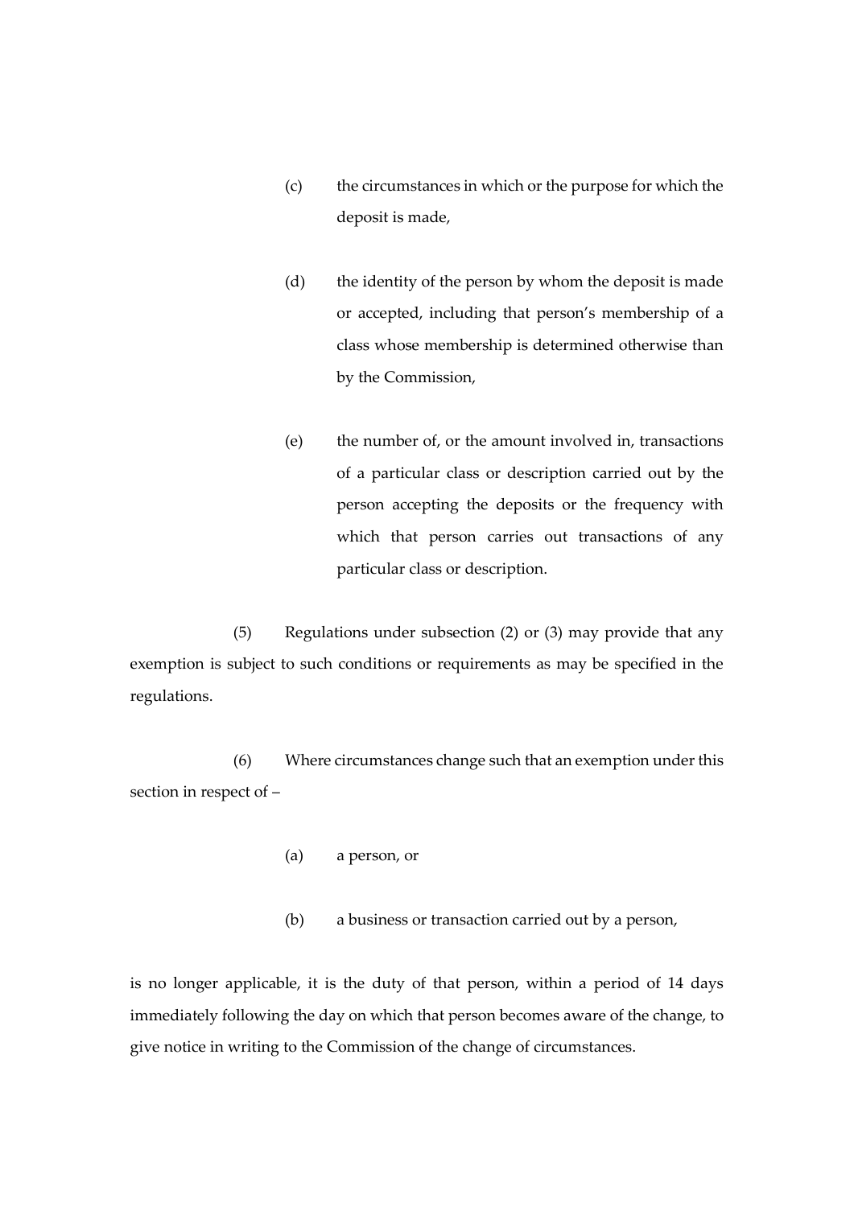(c) the circumstances in which or the purpose for which the deposit is made,

(d) the identity of the person by whom the deposit is made or accepted, including that person's membership of a class whose membership is determined otherwise than by the Commission,

(e) the number of, or the amount involved in, transactions of a particular class or description carried out by the person accepting the deposits or the frequency with which that person carries out transactions of any particular class or description.

(5) Regulations under subsection (2) or (3) may provide that any exemption is subject to such conditions or requirements as may be specified in the regulations.

(6) Where circumstances change such that an exemption under this section in respect of –

(a) a person, or

(b) a business or transaction carried out by a person,

is no longer applicable, it is the duty of that person, within a period of 14 days immediately following the day on which that person becomes aware of the change, to give notice in writing to the Commission of the change of circumstances.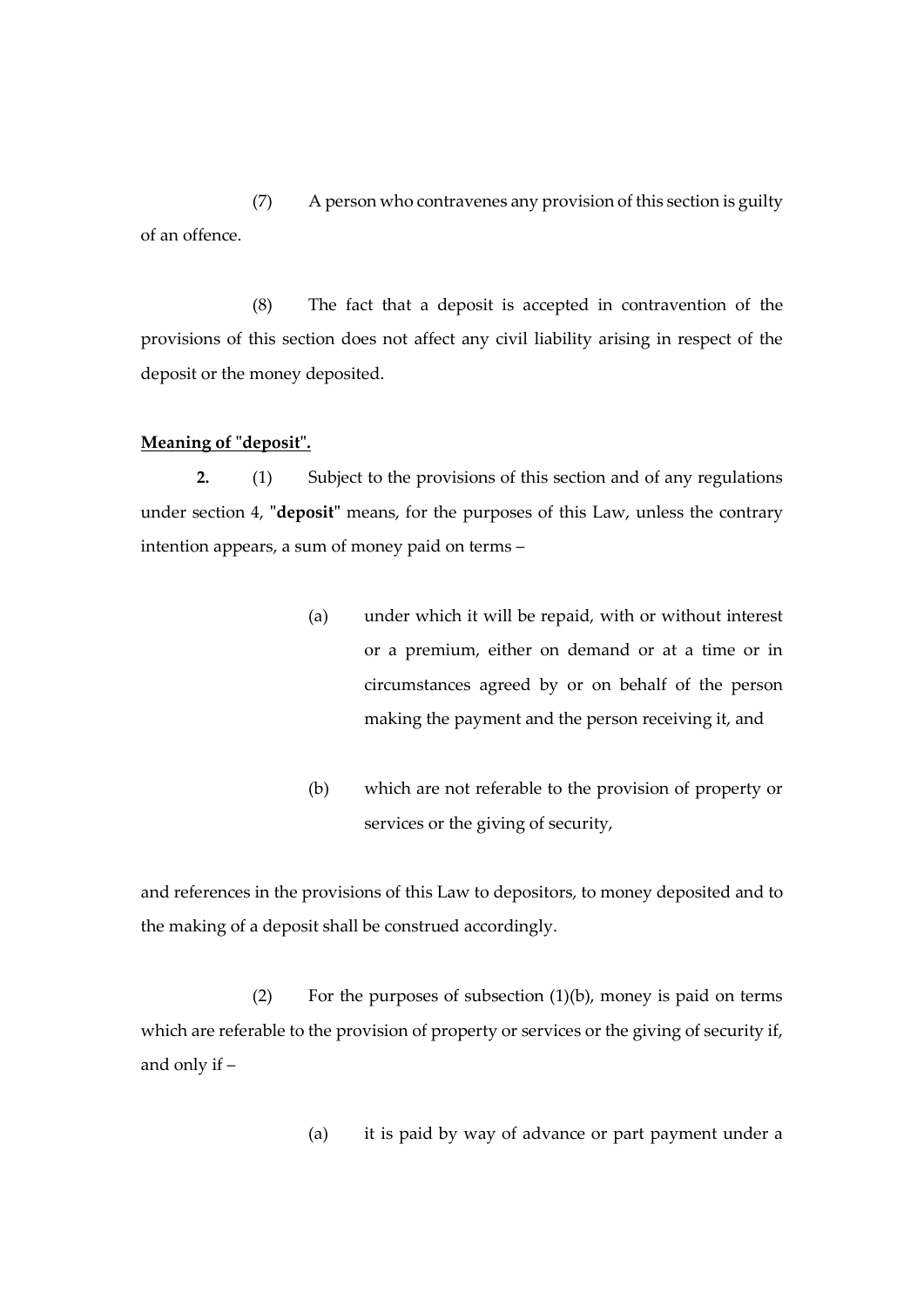(7) A person who contravenes any provision of this section is guilty of an offence.

(8) The fact that a deposit is accepted in contravention of the provisions of this section does not affect any civil liability arising in respect of the deposit or the money deposited.

**Meaning of "deposit".**

**2.** (1) Subject to the provisions of this section and of any regulations under section 4, "**deposit**" means, for the purposes of this Law, unless the contrary intention appears, a sum of money paid on terms –

> (a) under which it will be repaid, with or without interest or a premium, either on demand or at a time or in circumstances agreed by or on behalf of the person making the payment and the person receiving it, and
>
> (b) which are not referable to the provision of property or services or the giving of security,

and references in the provisions of this Law to depositors, to money deposited and to the making of a deposit shall be construed accordingly.

(2) For the purposes of subsection (1)(b), money is paid on terms which are referable to the provision of property or services or the giving of security if, and only if –

> (a) it is paid by way of advance or part payment under a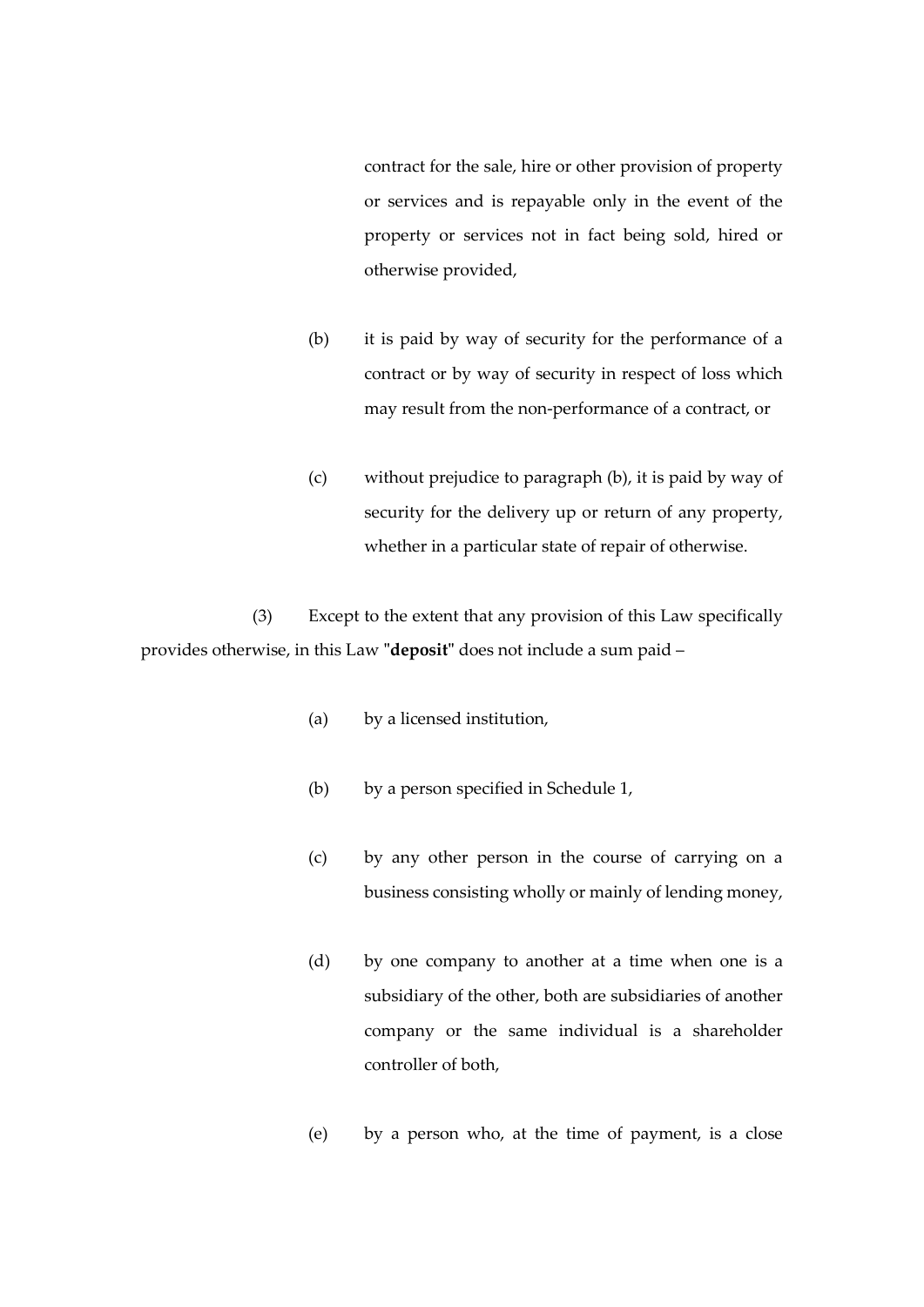contract for the sale, hire or other provision of property or services and is repayable only in the event of the property or services not in fact being sold, hired or otherwise provided,

(b) it is paid by way of security for the performance of a contract or by way of security in respect of loss which may result from the non-performance of a contract, or

(c) without prejudice to paragraph (b), it is paid by way of security for the delivery up or return of any property, whether in a particular state of repair of otherwise.

(3) Except to the extent that any provision of this Law specifically provides otherwise, in this Law "**deposit**" does not include a sum paid –

(a) by a licensed institution,

(b) by a person specified in Schedule 1,

(c) by any other person in the course of carrying on a business consisting wholly or mainly of lending money,

(d) by one company to another at a time when one is a subsidiary of the other, both are subsidiaries of another company or the same individual is a shareholder controller of both,

(e) by a person who, at the time of payment, is a close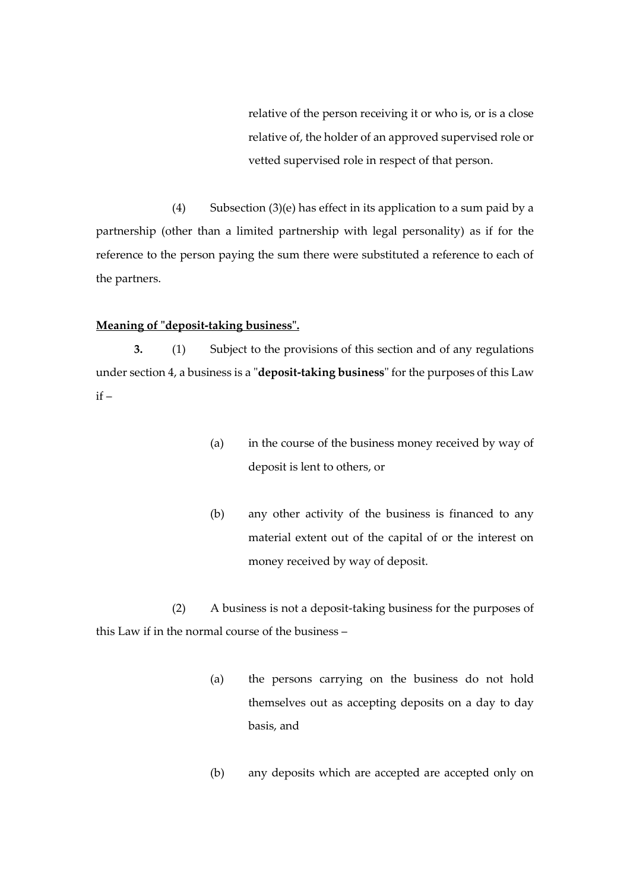relative of the person receiving it or who is, or is a close relative of, the holder of an approved supervised role or vetted supervised role in respect of that person.

(4) Subsection (3)(e) has effect in its application to a sum paid by a partnership (other than a limited partnership with legal personality) as if for the reference to the person paying the sum there were substituted a reference to each of the partners.

**Meaning of "deposit-taking business".**

**3.** (1) Subject to the provisions of this section and of any regulations under section 4, a business is a "**deposit-taking business**" for the purposes of this Law if –

(a) in the course of the business money received by way of deposit is lent to others, or

(b) any other activity of the business is financed to any material extent out of the capital of or the interest on money received by way of deposit.

(2) A business is not a deposit-taking business for the purposes of this Law if in the normal course of the business –

(a) the persons carrying on the business do not hold themselves out as accepting deposits on a day to day basis, and

(b) any deposits which are accepted are accepted only on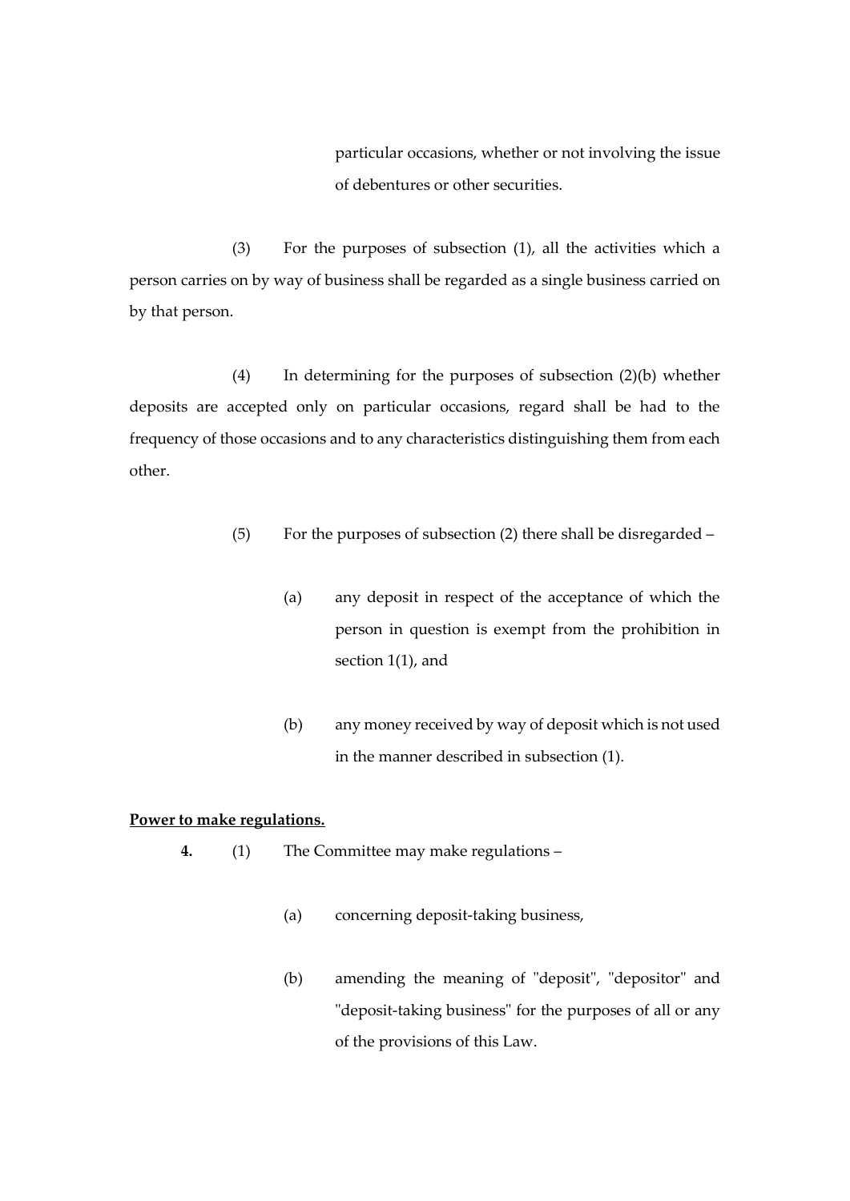particular occasions, whether or not involving the issue of debentures or other securities.

(3) For the purposes of subsection (1), all the activities which a person carries on by way of business shall be regarded as a single business carried on by that person.

(4) In determining for the purposes of subsection (2)(b) whether deposits are accepted only on particular occasions, regard shall be had to the frequency of those occasions and to any characteristics distinguishing them from each other.

(5) For the purposes of subsection (2) there shall be disregarded –

(a) any deposit in respect of the acceptance of which the person in question is exempt from the prohibition in section 1(1), and

(b) any money received by way of deposit which is not used in the manner described in subsection (1).

**Power to make regulations.**

**4.** (1) The Committee may make regulations –

(a) concerning deposit-taking business,

(b) amending the meaning of "deposit", "depositor" and "deposit-taking business" for the purposes of all or any of the provisions of this Law.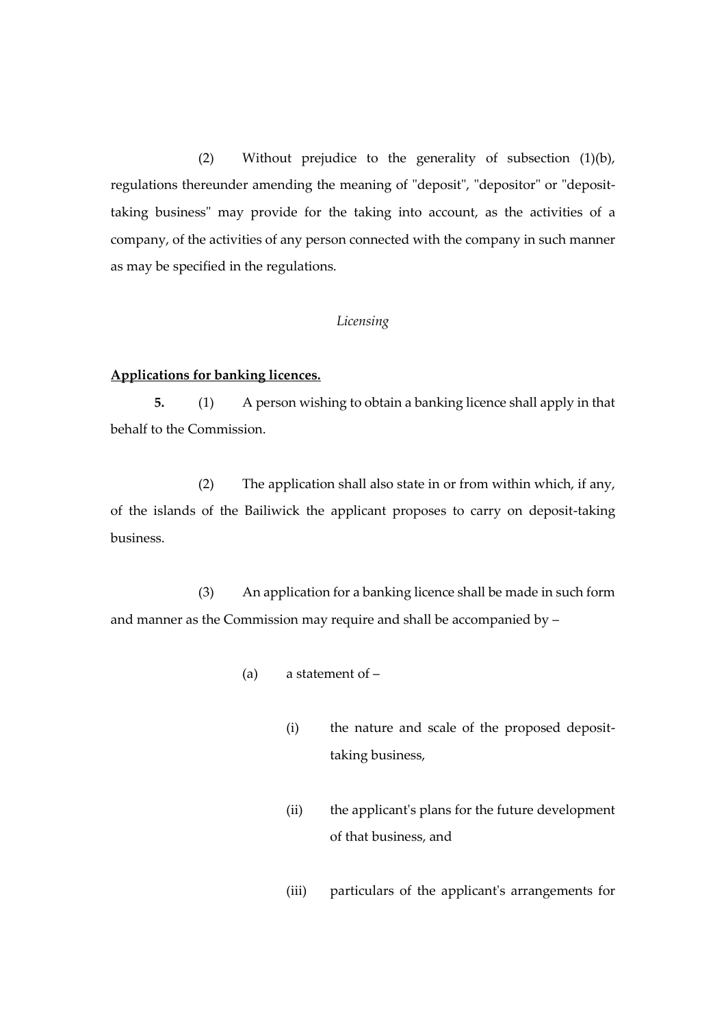(2) Without prejudice to the generality of subsection (1)(b), regulations thereunder amending the meaning of "deposit", "depositor" or "deposit-taking business" may provide for the taking into account, as the activities of a company, of the activities of any person connected with the company in such manner as may be specified in the regulations.

*Licensing*

**Applications for banking licences.**

**5.** (1) A person wishing to obtain a banking licence shall apply in that behalf to the Commission.

(2) The application shall also state in or from within which, if any, of the islands of the Bailiwick the applicant proposes to carry on deposit-taking business.

(3) An application for a banking licence shall be made in such form and manner as the Commission may require and shall be accompanied by –

(a) a statement of –

(i) the nature and scale of the proposed deposit-taking business,

(ii) the applicant's plans for the future development of that business, and

(iii) particulars of the applicant's arrangements for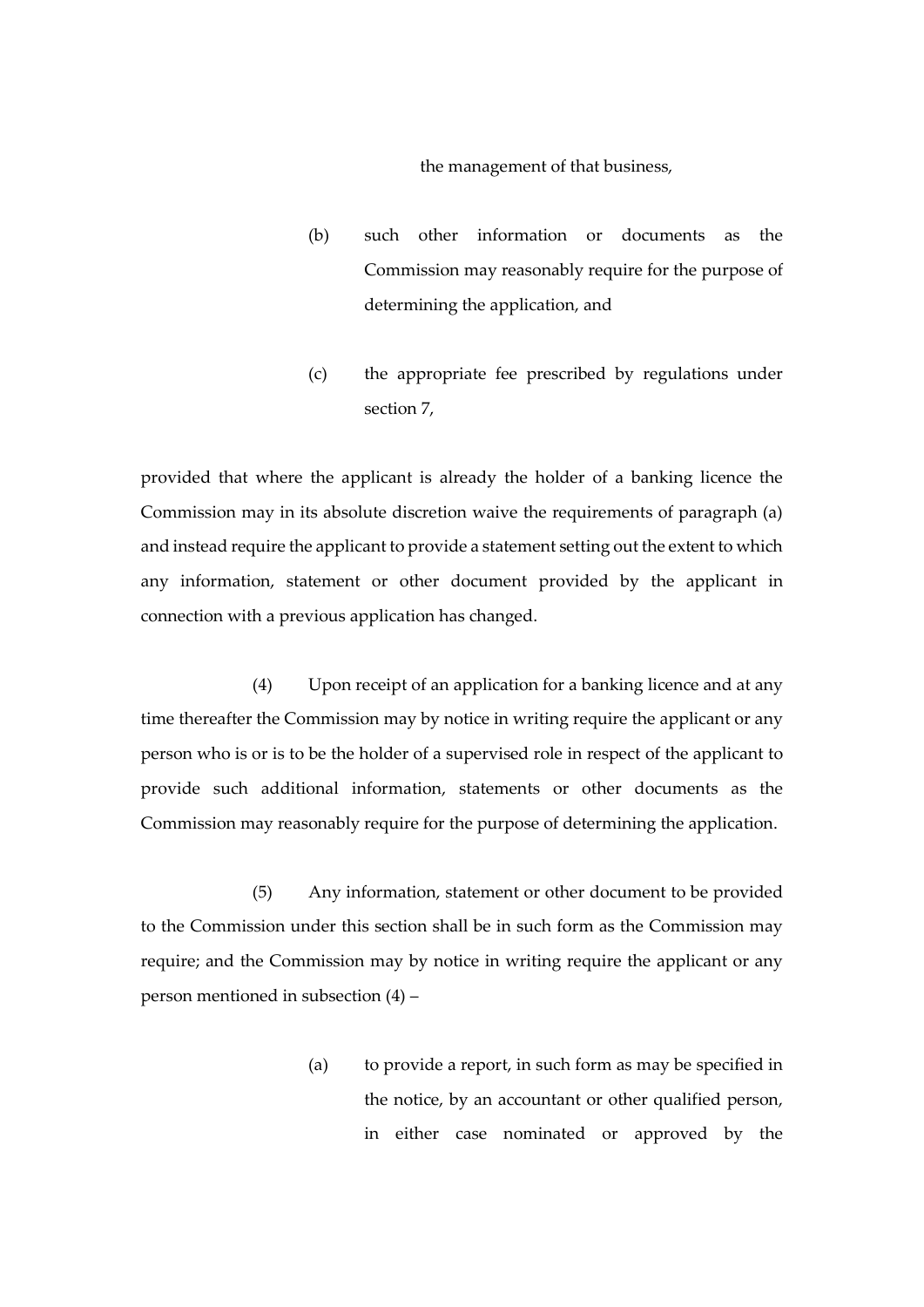the management of that business,

(b) such other information or documents as the Commission may reasonably require for the purpose of determining the application, and

(c) the appropriate fee prescribed by regulations under section 7,

provided that where the applicant is already the holder of a banking licence the Commission may in its absolute discretion waive the requirements of paragraph (a) and instead require the applicant to provide a statement setting out the extent to which any information, statement or other document provided by the applicant in connection with a previous application has changed.

(4) Upon receipt of an application for a banking licence and at any time thereafter the Commission may by notice in writing require the applicant or any person who is or is to be the holder of a supervised role in respect of the applicant to provide such additional information, statements or other documents as the Commission may reasonably require for the purpose of determining the application.

(5) Any information, statement or other document to be provided to the Commission under this section shall be in such form as the Commission may require; and the Commission may by notice in writing require the applicant or any person mentioned in subsection (4) –

(a) to provide a report, in such form as may be specified in the notice, by an accountant or other qualified person, in either case nominated or approved by the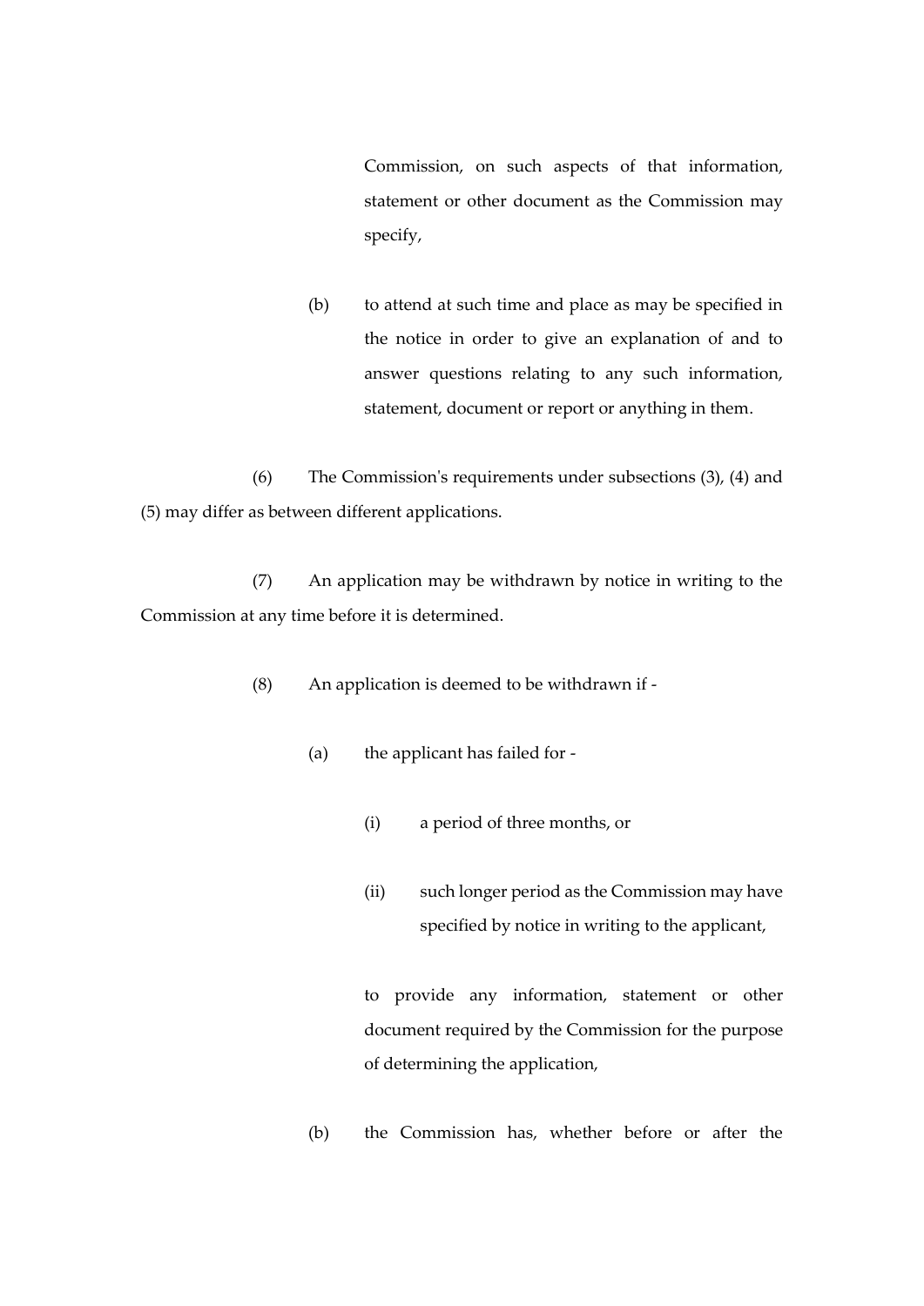Commission, on such aspects of that information, statement or other document as the Commission may specify,

(b) to attend at such time and place as may be specified in the notice in order to give an explanation of and to answer questions relating to any such information, statement, document or report or anything in them.

(6) The Commission's requirements under subsections (3), (4) and (5) may differ as between different applications.

(7) An application may be withdrawn by notice in writing to the Commission at any time before it is determined.

(8) An application is deemed to be withdrawn if -

(a) the applicant has failed for -

(i) a period of three months, or

(ii) such longer period as the Commission may have specified by notice in writing to the applicant,

to provide any information, statement or other document required by the Commission for the purpose of determining the application,

(b) the Commission has, whether before or after the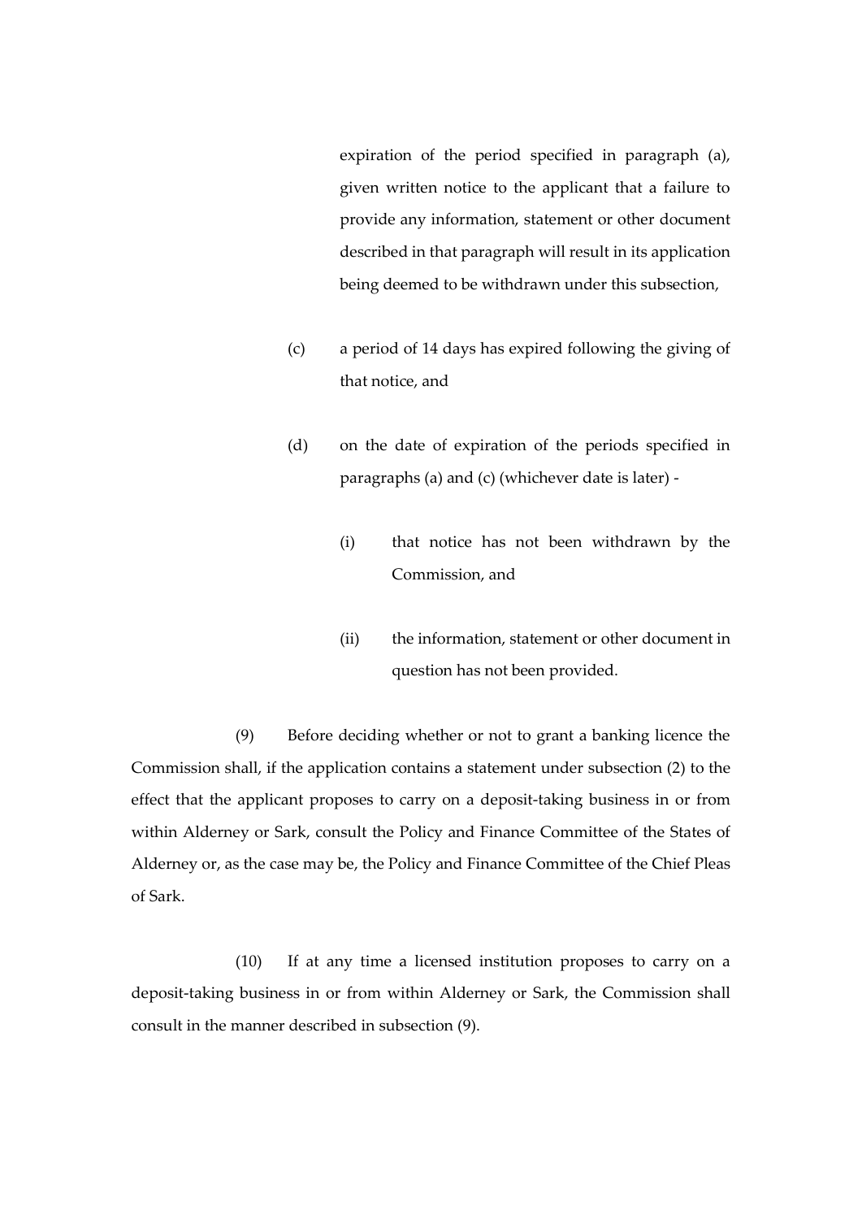expiration of the period specified in paragraph (a), given written notice to the applicant that a failure to provide any information, statement or other document described in that paragraph will result in its application being deemed to be withdrawn under this subsection,

(c) a period of 14 days has expired following the giving of that notice, and

(d) on the date of expiration of the periods specified in paragraphs (a) and (c) (whichever date is later) -

(i) that notice has not been withdrawn by the Commission, and

(ii) the information, statement or other document in question has not been provided.

(9) Before deciding whether or not to grant a banking licence the Commission shall, if the application contains a statement under subsection (2) to the effect that the applicant proposes to carry on a deposit-taking business in or from within Alderney or Sark, consult the Policy and Finance Committee of the States of Alderney or, as the case may be, the Policy and Finance Committee of the Chief Pleas of Sark.

(10) If at any time a licensed institution proposes to carry on a deposit-taking business in or from within Alderney or Sark, the Commission shall consult in the manner described in subsection (9).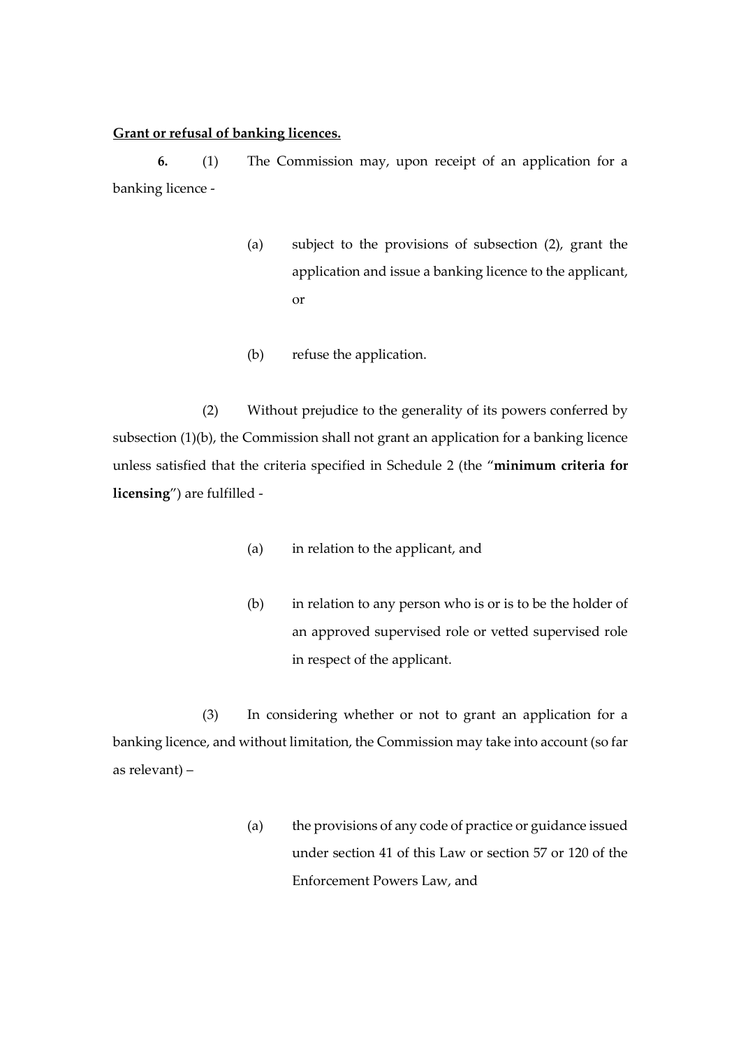**Grant or refusal of banking licences.**

**6.** (1) The Commission may, upon receipt of an application for a banking licence -

(a) subject to the provisions of subsection (2), grant the application and issue a banking licence to the applicant, or

(b) refuse the application.

(2) Without prejudice to the generality of its powers conferred by subsection (1)(b), the Commission shall not grant an application for a banking licence unless satisfied that the criteria specified in Schedule 2 (the "**minimum criteria for licensing**") are fulfilled -

(a) in relation to the applicant, and

(b) in relation to any person who is or is to be the holder of an approved supervised role or vetted supervised role in respect of the applicant.

(3) In considering whether or not to grant an application for a banking licence, and without limitation, the Commission may take into account (so far as relevant) –

(a) the provisions of any code of practice or guidance issued under section 41 of this Law or section 57 or 120 of the Enforcement Powers Law, and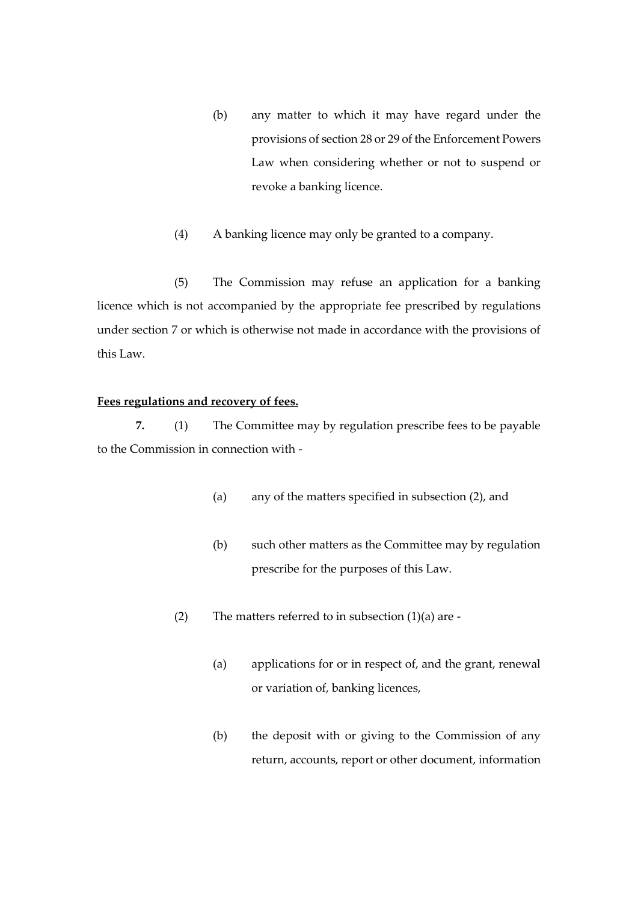(b) any matter to which it may have regard under the provisions of section 28 or 29 of the Enforcement Powers Law when considering whether or not to suspend or revoke a banking licence.

(4) A banking licence may only be granted to a company.

(5) The Commission may refuse an application for a banking licence which is not accompanied by the appropriate fee prescribed by regulations under section 7 or which is otherwise not made in accordance with the provisions of this Law.

**Fees regulations and recovery of fees.**

**7.** (1) The Committee may by regulation prescribe fees to be payable to the Commission in connection with -

(a) any of the matters specified in subsection (2), and

(b) such other matters as the Committee may by regulation prescribe for the purposes of this Law.

(2) The matters referred to in subsection (1)(a) are -

(a) applications for or in respect of, and the grant, renewal or variation of, banking licences,

(b) the deposit with or giving to the Commission of any return, accounts, report or other document, information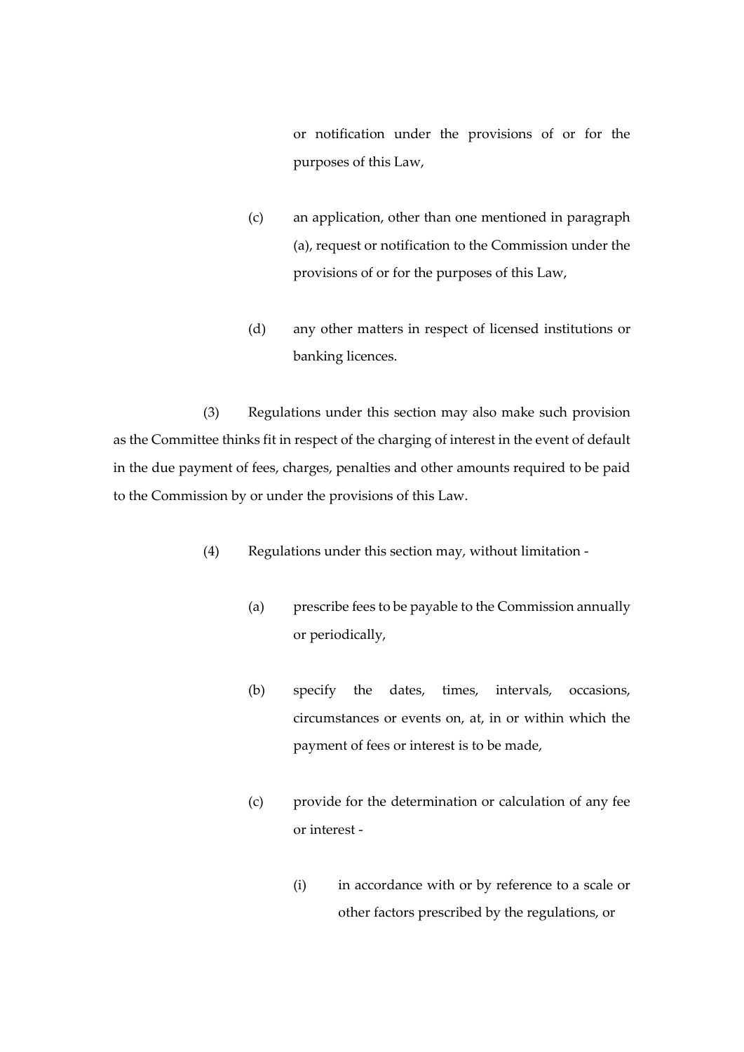or notification under the provisions of or for the purposes of this Law,

(c) an application, other than one mentioned in paragraph (a), request or notification to the Commission under the provisions of or for the purposes of this Law,

(d) any other matters in respect of licensed institutions or banking licences.

(3) Regulations under this section may also make such provision as the Committee thinks fit in respect of the charging of interest in the event of default in the due payment of fees, charges, penalties and other amounts required to be paid to the Commission by or under the provisions of this Law.

(4) Regulations under this section may, without limitation -

(a) prescribe fees to be payable to the Commission annually or periodically,

(b) specify the dates, times, intervals, occasions, circumstances or events on, at, in or within which the payment of fees or interest is to be made,

(c) provide for the determination or calculation of any fee or interest -

(i) in accordance with or by reference to a scale or other factors prescribed by the regulations, or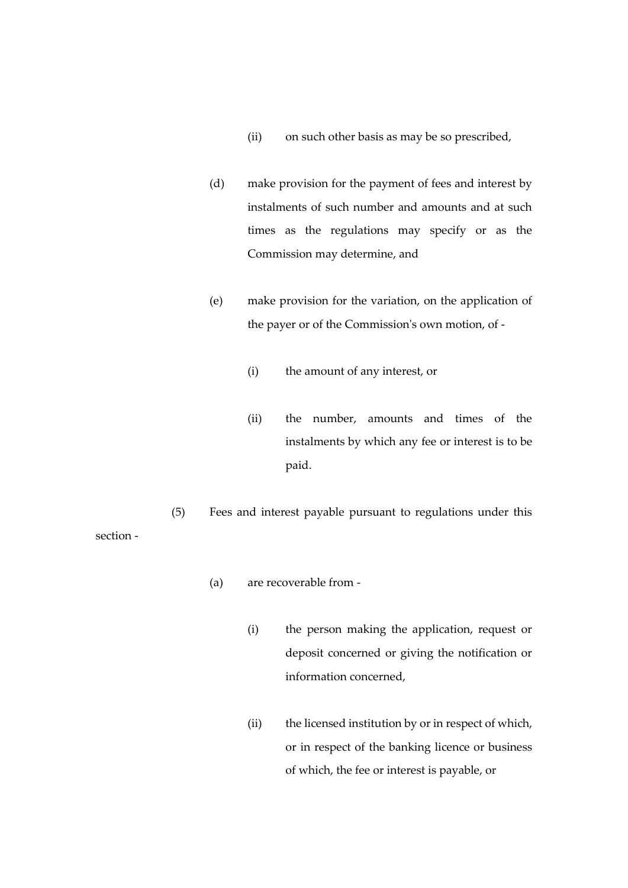(ii) on such other basis as may be so prescribed,

(d) make provision for the payment of fees and interest by instalments of such number and amounts and at such times as the regulations may specify or as the Commission may determine, and

(e) make provision for the variation, on the application of the payer or of the Commission's own motion, of -

(i) the amount of any interest, or

(ii) the number, amounts and times of the instalments by which any fee or interest is to be paid.

(5) Fees and interest payable pursuant to regulations under this section -

(a) are recoverable from -

(i) the person making the application, request or deposit concerned or giving the notification or information concerned,

(ii) the licensed institution by or in respect of which, or in respect of the banking licence or business of which, the fee or interest is payable, or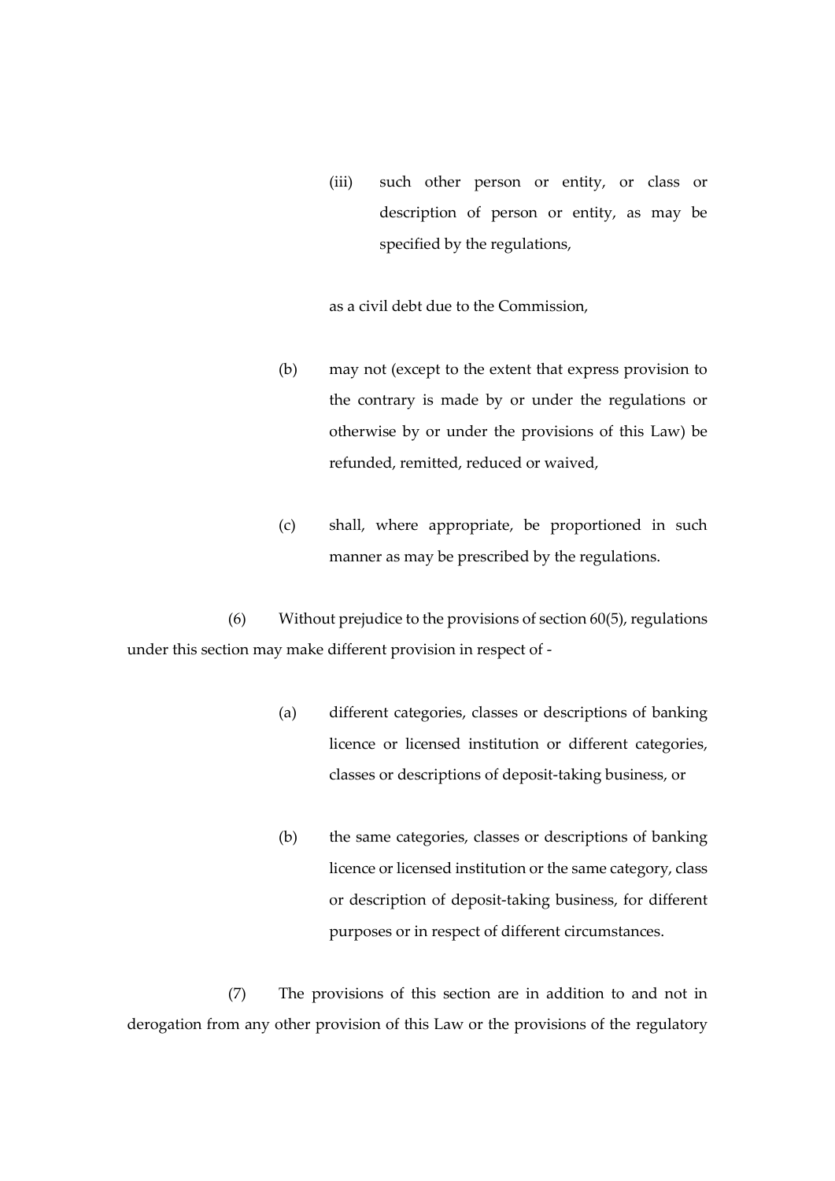(iii) such other person or entity, or class or description of person or entity, as may be specified by the regulations,

as a civil debt due to the Commission,

(b) may not (except to the extent that express provision to the contrary is made by or under the regulations or otherwise by or under the provisions of this Law) be refunded, remitted, reduced or waived,

(c) shall, where appropriate, be proportioned in such manner as may be prescribed by the regulations.

(6) Without prejudice to the provisions of section 60(5), regulations under this section may make different provision in respect of -

(a) different categories, classes or descriptions of banking licence or licensed institution or different categories, classes or descriptions of deposit-taking business, or

(b) the same categories, classes or descriptions of banking licence or licensed institution or the same category, class or description of deposit-taking business, for different purposes or in respect of different circumstances.

(7) The provisions of this section are in addition to and not in derogation from any other provision of this Law or the provisions of the regulatory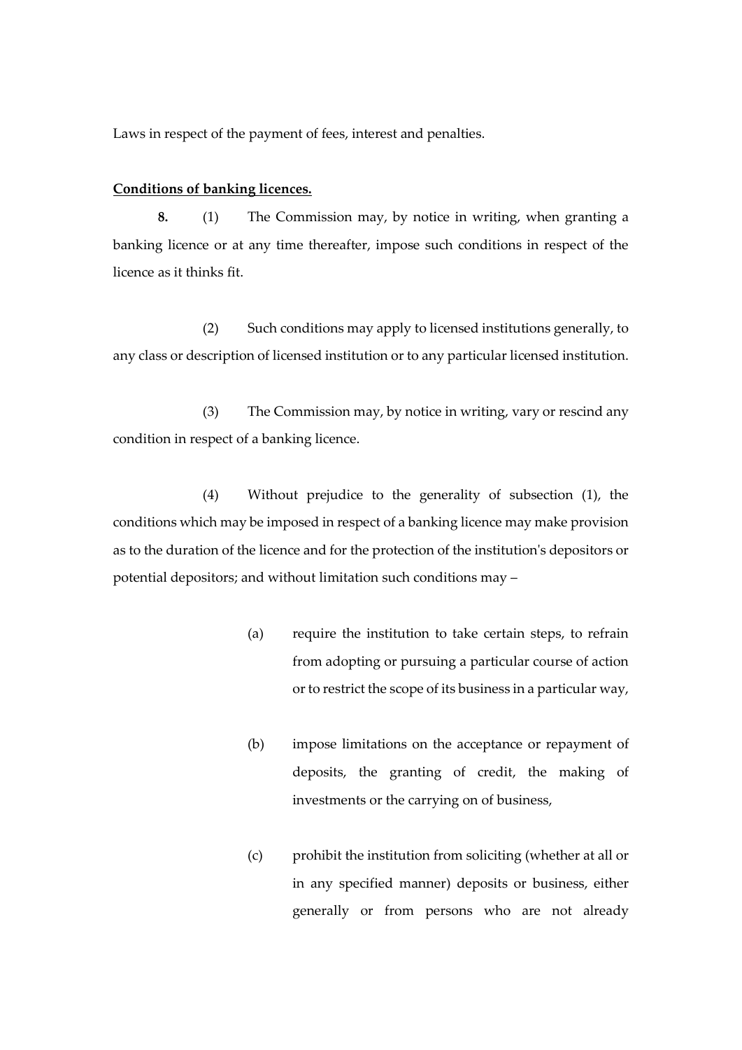Laws in respect of the payment of fees, interest and penalties.

**Conditions of banking licences.**

**8.** (1) The Commission may, by notice in writing, when granting a banking licence or at any time thereafter, impose such conditions in respect of the licence as it thinks fit.

(2) Such conditions may apply to licensed institutions generally, to any class or description of licensed institution or to any particular licensed institution.

(3) The Commission may, by notice in writing, vary or rescind any condition in respect of a banking licence.

(4) Without prejudice to the generality of subsection (1), the conditions which may be imposed in respect of a banking licence may make provision as to the duration of the licence and for the protection of the institution's depositors or potential depositors; and without limitation such conditions may –

(a) require the institution to take certain steps, to refrain from adopting or pursuing a particular course of action or to restrict the scope of its business in a particular way,

(b) impose limitations on the acceptance or repayment of deposits, the granting of credit, the making of investments or the carrying on of business,

(c) prohibit the institution from soliciting (whether at all or in any specified manner) deposits or business, either generally or from persons who are not already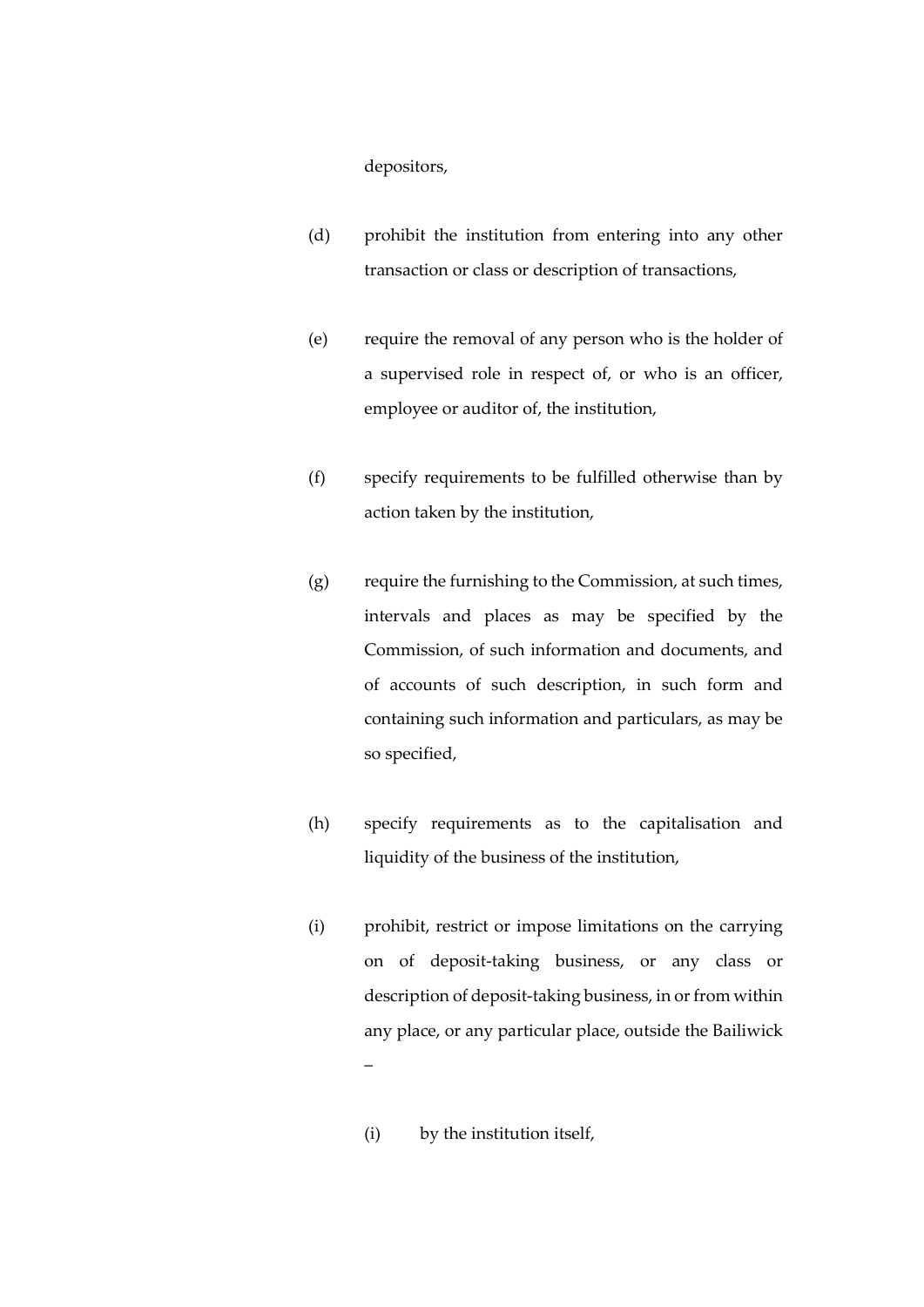depositors,

(d) prohibit the institution from entering into any other transaction or class or description of transactions,

(e) require the removal of any person who is the holder of a supervised role in respect of, or who is an officer, employee or auditor of, the institution,

(f) specify requirements to be fulfilled otherwise than by action taken by the institution,

(g) require the furnishing to the Commission, at such times, intervals and places as may be specified by the Commission, of such information and documents, and of accounts of such description, in such form and containing such information and particulars, as may be so specified,

(h) specify requirements as to the capitalisation and liquidity of the business of the institution,

(i) prohibit, restrict or impose limitations on the carrying on of deposit-taking business, or any class or description of deposit-taking business, in or from within any place, or any particular place, outside the Bailiwick –

(i) by the institution itself,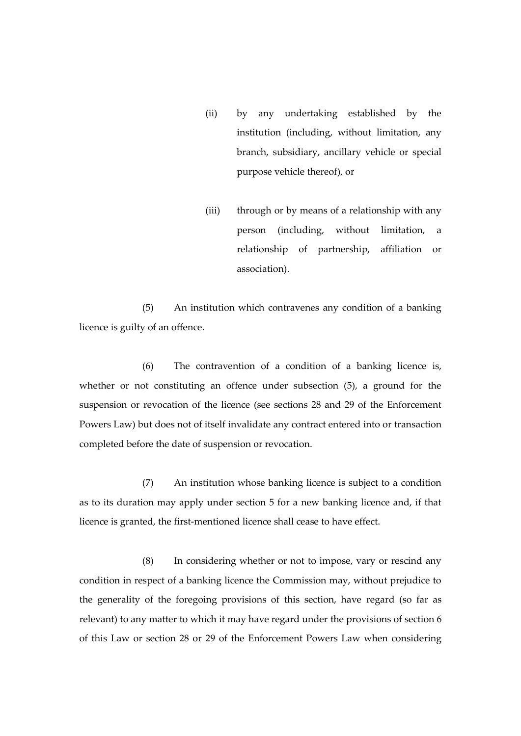(ii) by any undertaking established by the institution (including, without limitation, any branch, subsidiary, ancillary vehicle or special purpose vehicle thereof), or

(iii) through or by means of a relationship with any person (including, without limitation, a relationship of partnership, affiliation or association).

(5) An institution which contravenes any condition of a banking licence is guilty of an offence.

(6) The contravention of a condition of a banking licence is, whether or not constituting an offence under subsection (5), a ground for the suspension or revocation of the licence (see sections 28 and 29 of the Enforcement Powers Law) but does not of itself invalidate any contract entered into or transaction completed before the date of suspension or revocation.

(7) An institution whose banking licence is subject to a condition as to its duration may apply under section 5 for a new banking licence and, if that licence is granted, the first-mentioned licence shall cease to have effect.

(8) In considering whether or not to impose, vary or rescind any condition in respect of a banking licence the Commission may, without prejudice to the generality of the foregoing provisions of this section, have regard (so far as relevant) to any matter to which it may have regard under the provisions of section 6 of this Law or section 28 or 29 of the Enforcement Powers Law when considering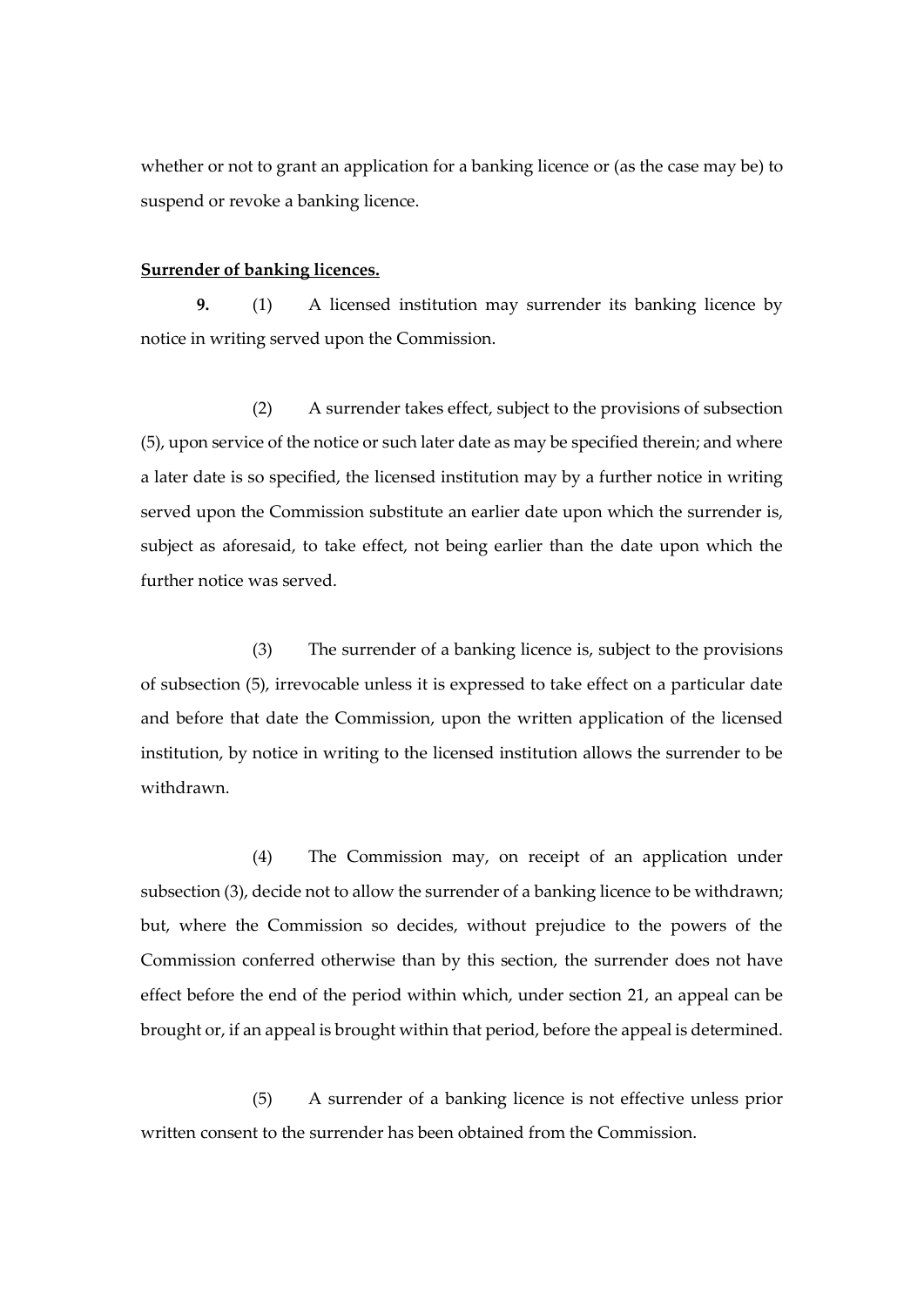whether or not to grant an application for a banking licence or (as the case may be) to suspend or revoke a banking licence.

**Surrender of banking licences.**

**9.** (1) A licensed institution may surrender its banking licence by notice in writing served upon the Commission.

(2) A surrender takes effect, subject to the provisions of subsection (5), upon service of the notice or such later date as may be specified therein; and where a later date is so specified, the licensed institution may by a further notice in writing served upon the Commission substitute an earlier date upon which the surrender is, subject as aforesaid, to take effect, not being earlier than the date upon which the further notice was served.

(3) The surrender of a banking licence is, subject to the provisions of subsection (5), irrevocable unless it is expressed to take effect on a particular date and before that date the Commission, upon the written application of the licensed institution, by notice in writing to the licensed institution allows the surrender to be withdrawn.

(4) The Commission may, on receipt of an application under subsection (3), decide not to allow the surrender of a banking licence to be withdrawn; but, where the Commission so decides, without prejudice to the powers of the Commission conferred otherwise than by this section, the surrender does not have effect before the end of the period within which, under section 21, an appeal can be brought or, if an appeal is brought within that period, before the appeal is determined.

(5) A surrender of a banking licence is not effective unless prior written consent to the surrender has been obtained from the Commission.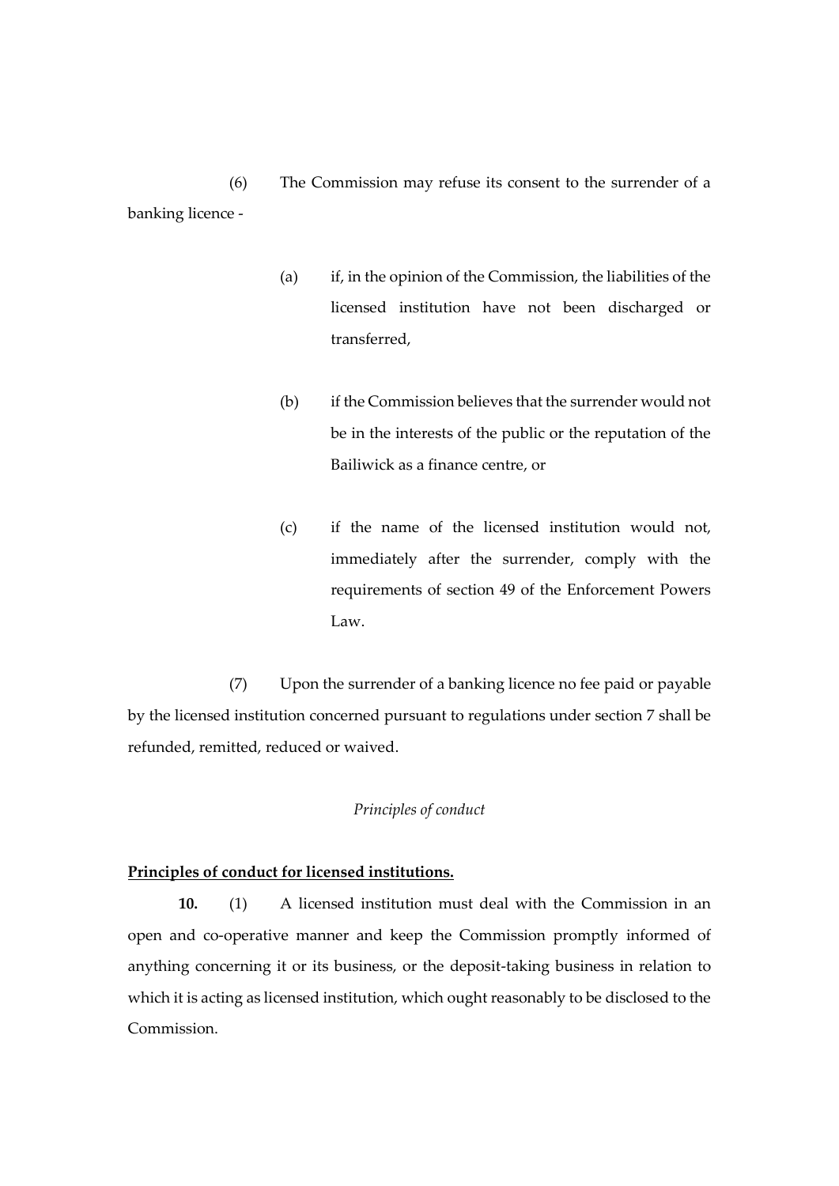(6) The Commission may refuse its consent to the surrender of a banking licence -

(a) if, in the opinion of the Commission, the liabilities of the licensed institution have not been discharged or transferred,

(b) if the Commission believes that the surrender would not be in the interests of the public or the reputation of the Bailiwick as a finance centre, or

(c) if the name of the licensed institution would not, immediately after the surrender, comply with the requirements of section 49 of the Enforcement Powers Law.

(7) Upon the surrender of a banking licence no fee paid or payable by the licensed institution concerned pursuant to regulations under section 7 shall be refunded, remitted, reduced or waived.

*Principles of conduct*

**Principles of conduct for licensed institutions.**

**10.** (1) A licensed institution must deal with the Commission in an open and co-operative manner and keep the Commission promptly informed of anything concerning it or its business, or the deposit-taking business in relation to which it is acting as licensed institution, which ought reasonably to be disclosed to the Commission.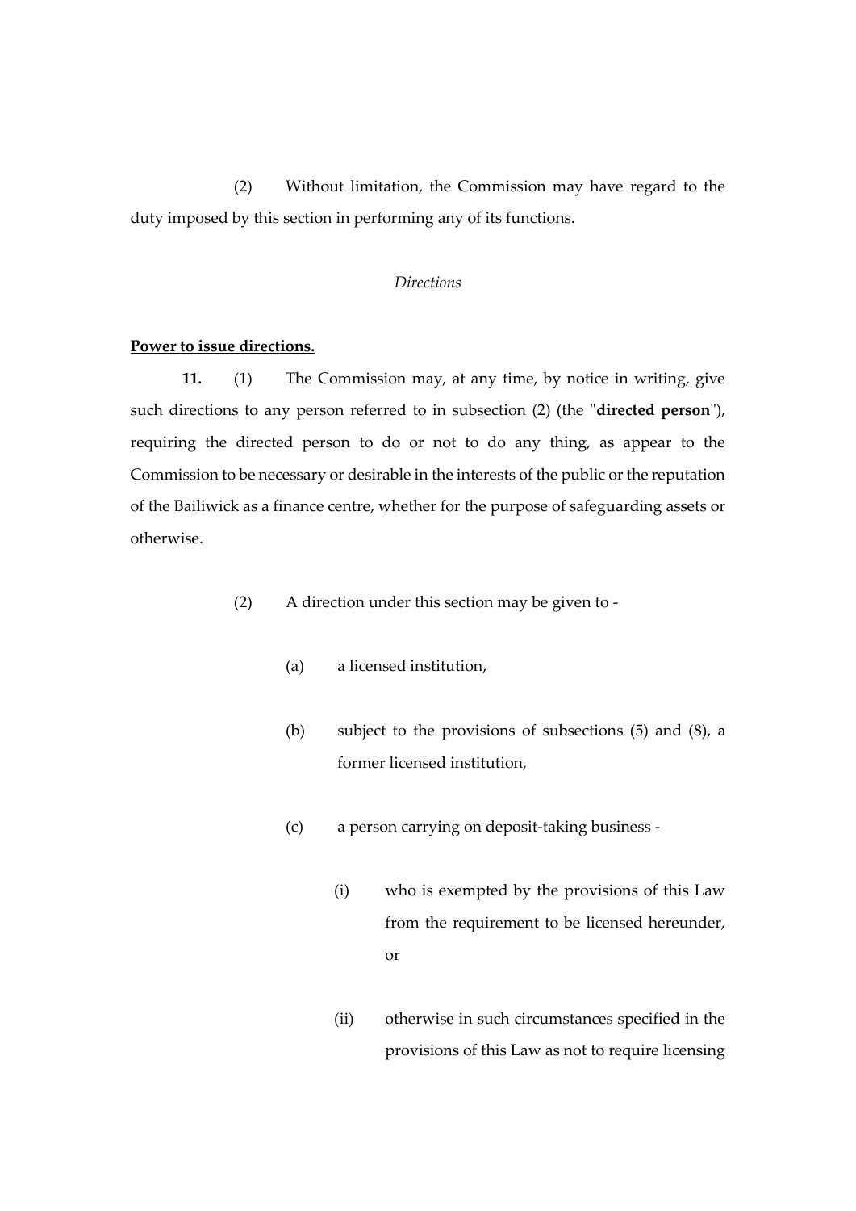(2) Without limitation, the Commission may have regard to the duty imposed by this section in performing any of its functions.

*Directions*

**Power to issue directions.**

**11.** (1) The Commission may, at any time, by notice in writing, give such directions to any person referred to in subsection (2) (the "**directed person**"), requiring the directed person to do or not to do any thing, as appear to the Commission to be necessary or desirable in the interests of the public or the reputation of the Bailiwick as a finance centre, whether for the purpose of safeguarding assets or otherwise.

(2) A direction under this section may be given to -

(a) a licensed institution,

(b) subject to the provisions of subsections (5) and (8), a former licensed institution,

(c) a person carrying on deposit-taking business -

(i) who is exempted by the provisions of this Law from the requirement to be licensed hereunder, or

(ii) otherwise in such circumstances specified in the provisions of this Law as not to require licensing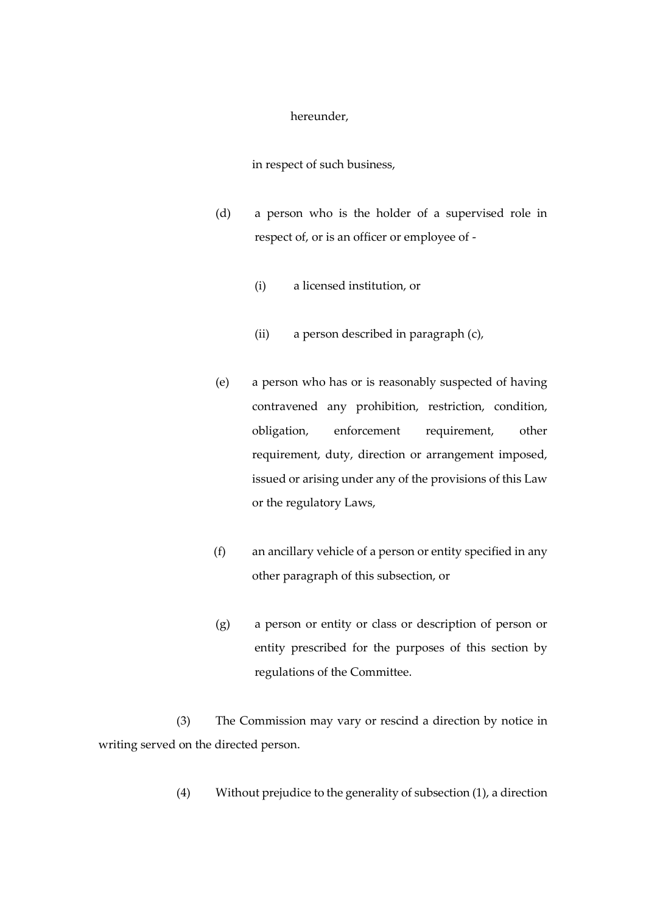hereunder,

in respect of such business,

(d) a person who is the holder of a supervised role in respect of, or is an officer or employee of -

(i) a licensed institution, or

(ii) a person described in paragraph (c),

(e) a person who has or is reasonably suspected of having contravened any prohibition, restriction, condition, obligation, enforcement requirement, other requirement, duty, direction or arrangement imposed, issued or arising under any of the provisions of this Law or the regulatory Laws,

(f) an ancillary vehicle of a person or entity specified in any other paragraph of this subsection, or

(g) a person or entity or class or description of person or entity prescribed for the purposes of this section by regulations of the Committee.

(3) The Commission may vary or rescind a direction by notice in writing served on the directed person.

(4) Without prejudice to the generality of subsection (1), a direction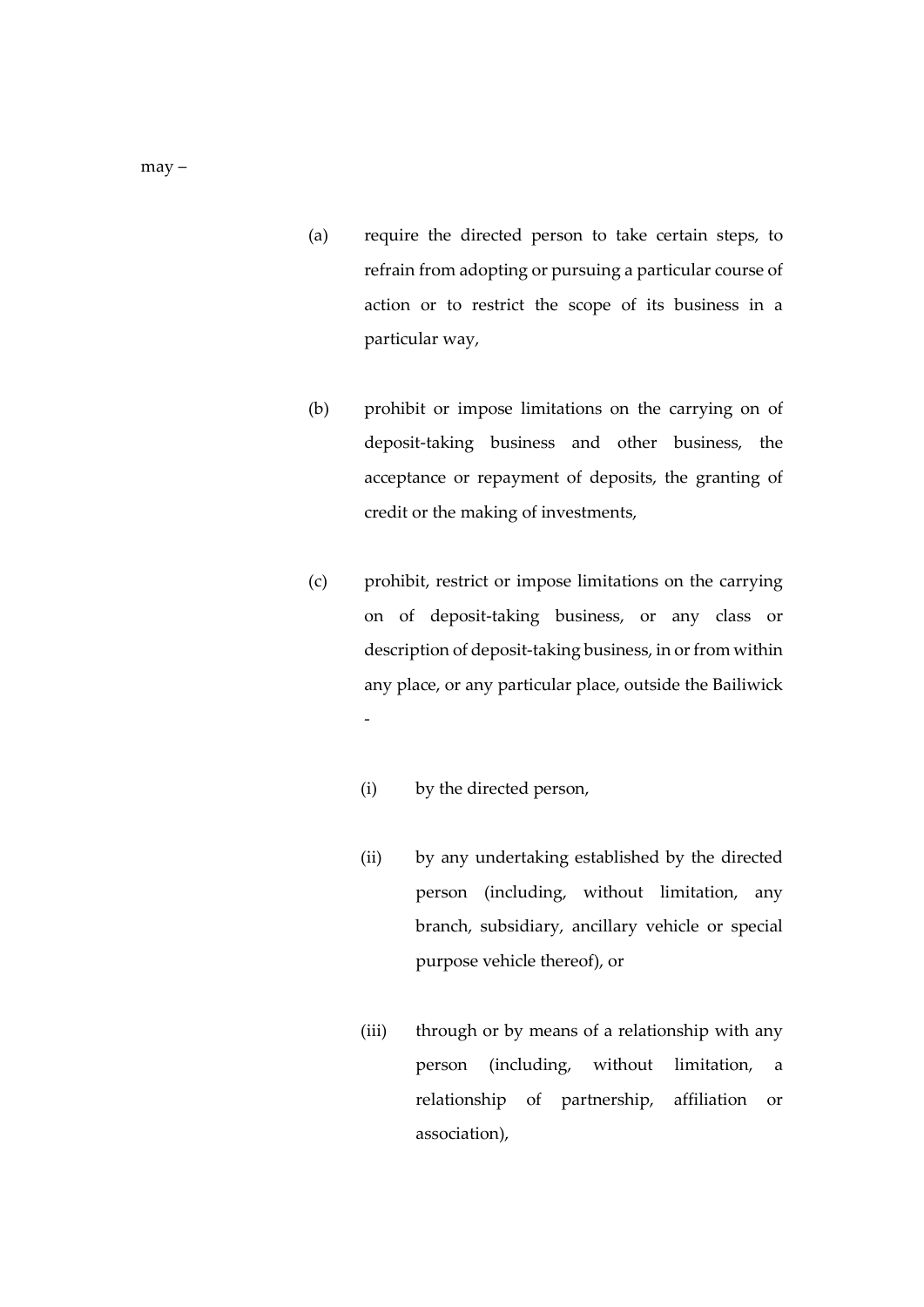may –

(a) require the directed person to take certain steps, to refrain from adopting or pursuing a particular course of action or to restrict the scope of its business in a particular way,

(b) prohibit or impose limitations on the carrying on of deposit-taking business and other business, the acceptance or repayment of deposits, the granting of credit or the making of investments,

(c) prohibit, restrict or impose limitations on the carrying on of deposit-taking business, or any class or description of deposit-taking business, in or from within any place, or any particular place, outside the Bailiwick -

  (i) by the directed person,

  (ii) by any undertaking established by the directed person (including, without limitation, any branch, subsidiary, ancillary vehicle or special purpose vehicle thereof), or

  (iii) through or by means of a relationship with any person (including, without limitation, a relationship of partnership, affiliation or association),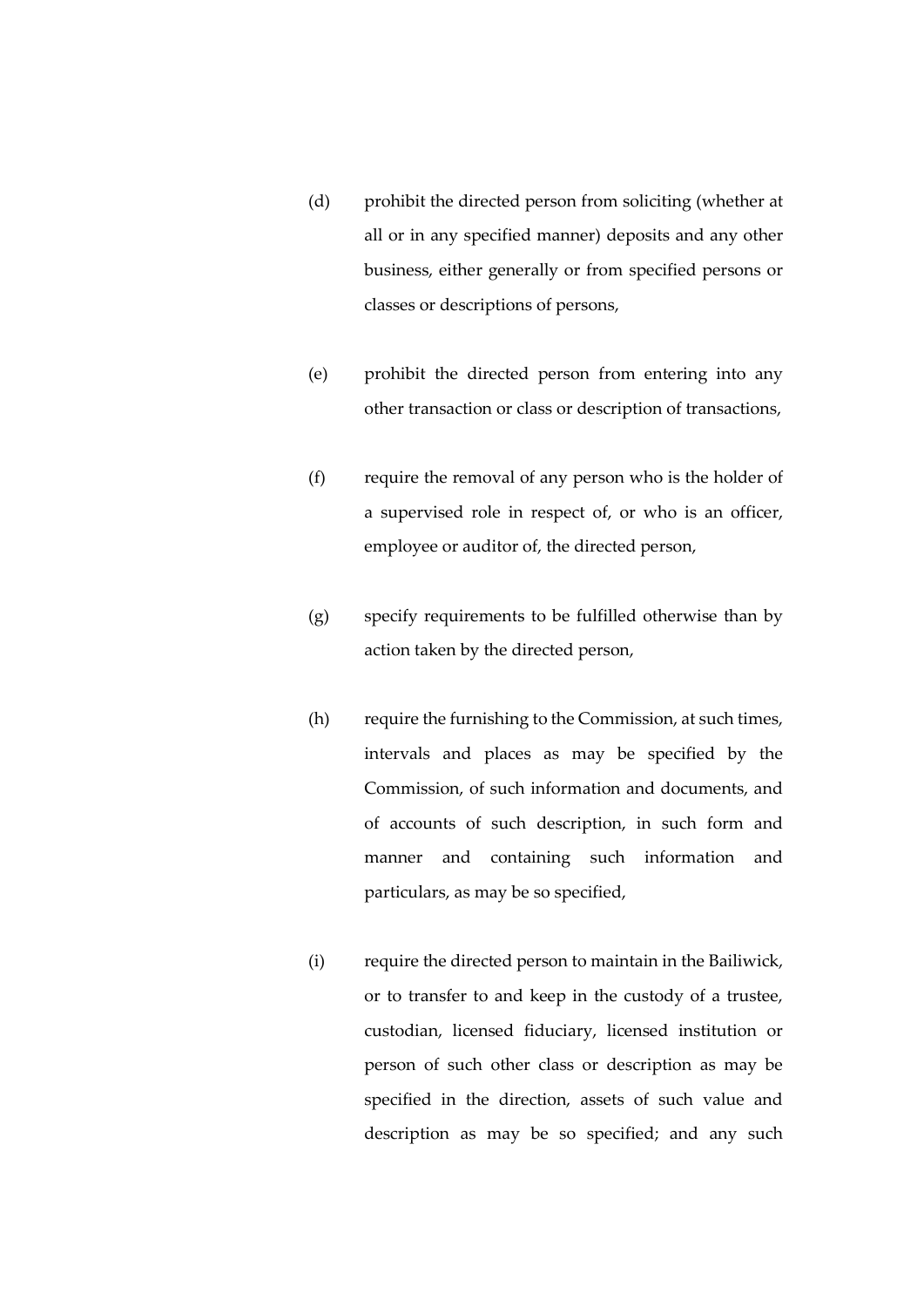(d) prohibit the directed person from soliciting (whether at all or in any specified manner) deposits and any other business, either generally or from specified persons or classes or descriptions of persons,

(e) prohibit the directed person from entering into any other transaction or class or description of transactions,

(f) require the removal of any person who is the holder of a supervised role in respect of, or who is an officer, employee or auditor of, the directed person,

(g) specify requirements to be fulfilled otherwise than by action taken by the directed person,

(h) require the furnishing to the Commission, at such times, intervals and places as may be specified by the Commission, of such information and documents, and of accounts of such description, in such form and manner and containing such information and particulars, as may be so specified,

(i) require the directed person to maintain in the Bailiwick, or to transfer to and keep in the custody of a trustee, custodian, licensed fiduciary, licensed institution or person of such other class or description as may be specified in the direction, assets of such value and description as may be so specified; and any such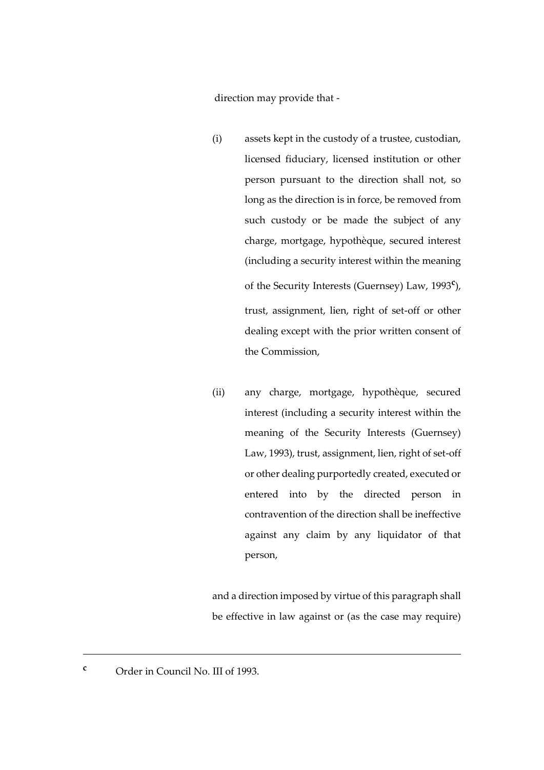direction may provide that -

(i) assets kept in the custody of a trustee, custodian, licensed fiduciary, licensed institution or other person pursuant to the direction shall not, so long as the direction is in force, be removed from such custody or be made the subject of any charge, mortgage, hypothèque, secured interest (including a security interest within the meaning of the Security Interests (Guernsey) Law, 1993[c]), trust, assignment, lien, right of set-off or other dealing except with the prior written consent of the Commission,

(ii) any charge, mortgage, hypothèque, secured interest (including a security interest within the meaning of the Security Interests (Guernsey) Law, 1993), trust, assignment, lien, right of set-off or other dealing purportedly created, executed or entered into by the directed person in contravention of the direction shall be ineffective against any claim by any liquidator of that person,

and a direction imposed by virtue of this paragraph shall be effective in law against or (as the case may require)

---

[c] Order in Council No. III of 1993.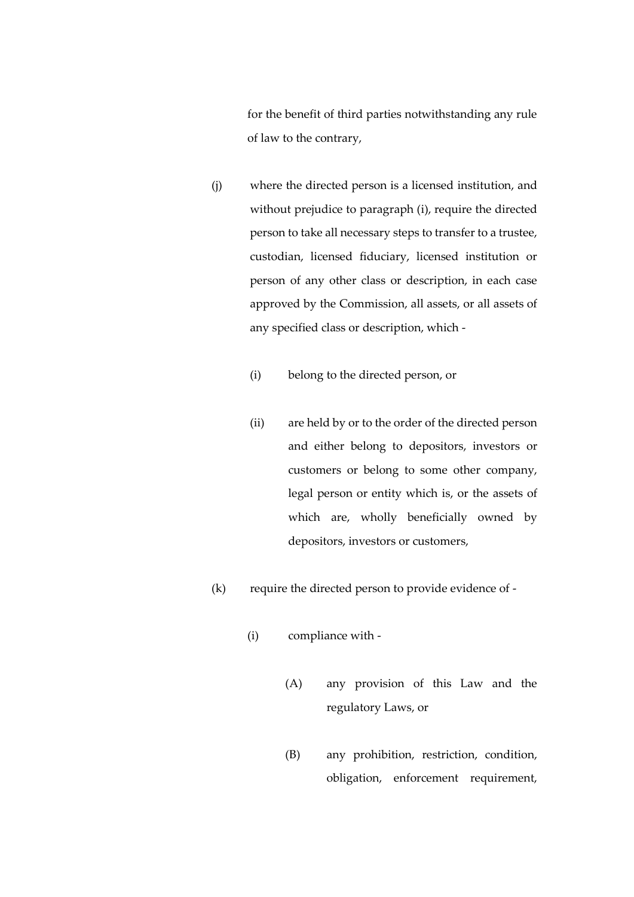for the benefit of third parties notwithstanding any rule of law to the contrary,

(j) where the directed person is a licensed institution, and without prejudice to paragraph (i), require the directed person to take all necessary steps to transfer to a trustee, custodian, licensed fiduciary, licensed institution or person of any other class or description, in each case approved by the Commission, all assets, or all assets of any specified class or description, which -

  (i) belong to the directed person, or

  (ii) are held by or to the order of the directed person and either belong to depositors, investors or customers or belong to some other company, legal person or entity which is, or the assets of which are, wholly beneficially owned by depositors, investors or customers,

(k) require the directed person to provide evidence of -

  (i) compliance with -

    (A) any provision of this Law and the regulatory Laws, or

    (B) any prohibition, restriction, condition, obligation, enforcement requirement,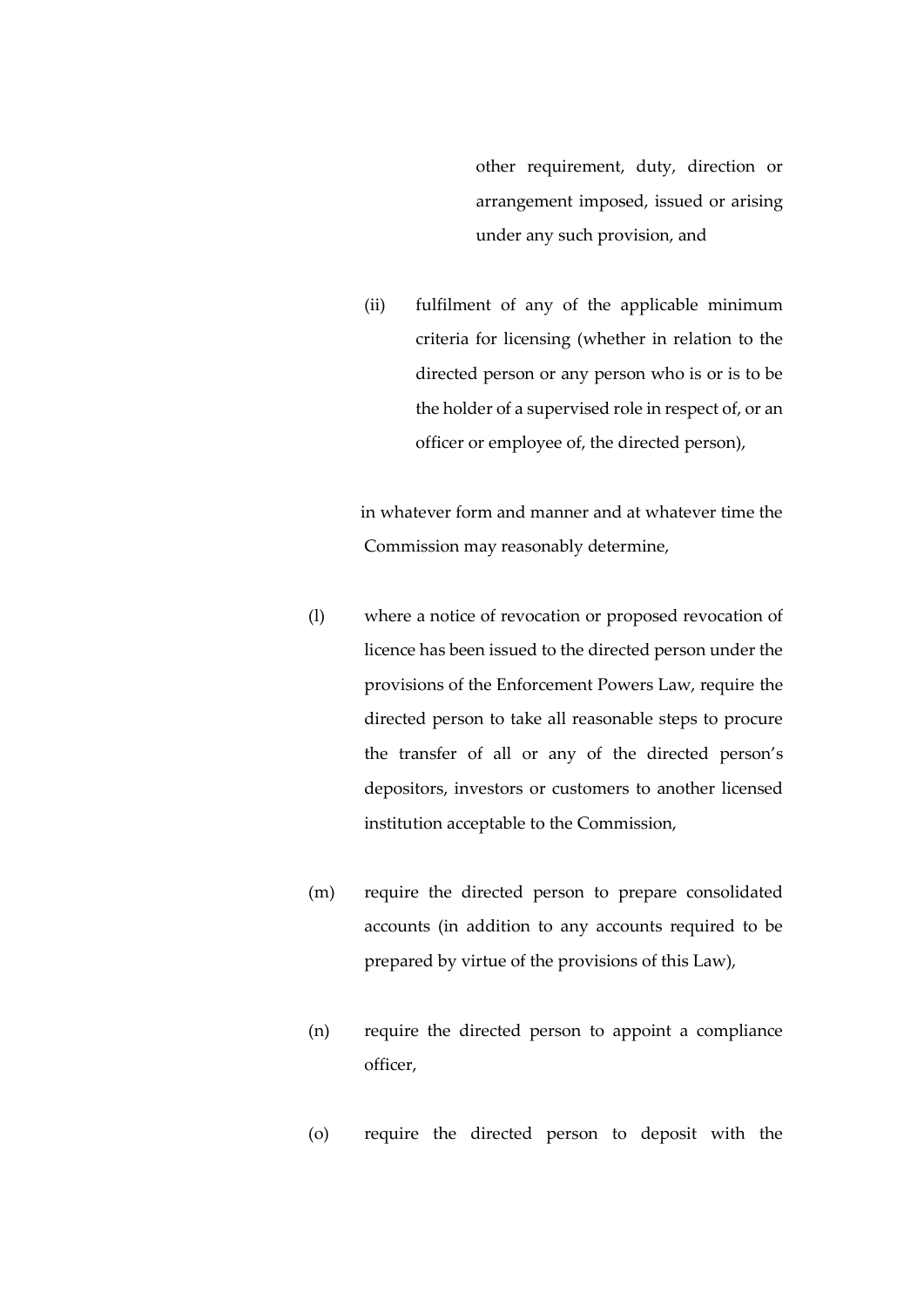other requirement, duty, direction or arrangement imposed, issued or arising under any such provision, and

(ii) fulfilment of any of the applicable minimum criteria for licensing (whether in relation to the directed person or any person who is or is to be the holder of a supervised role in respect of, or an officer or employee of, the directed person),

in whatever form and manner and at whatever time the Commission may reasonably determine,

(l) where a notice of revocation or proposed revocation of licence has been issued to the directed person under the provisions of the Enforcement Powers Law, require the directed person to take all reasonable steps to procure the transfer of all or any of the directed person's depositors, investors or customers to another licensed institution acceptable to the Commission,

(m) require the directed person to prepare consolidated accounts (in addition to any accounts required to be prepared by virtue of the provisions of this Law),

(n) require the directed person to appoint a compliance officer,

(o) require the directed person to deposit with the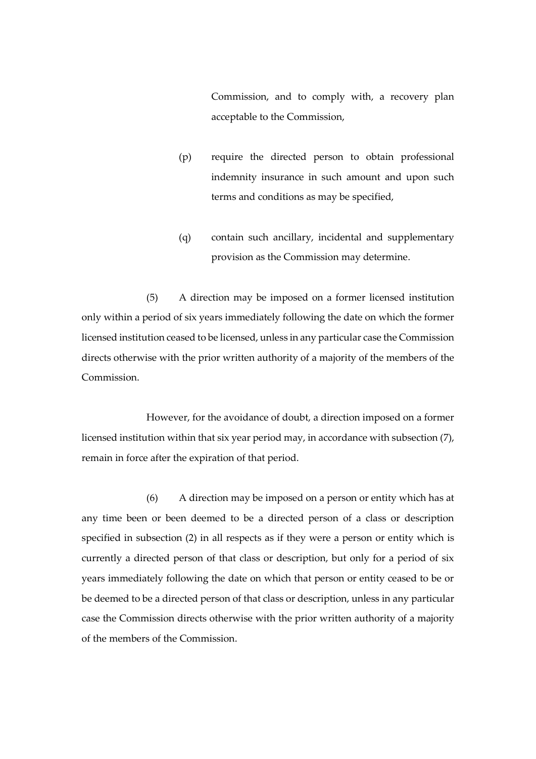Commission, and to comply with, a recovery plan acceptable to the Commission,

(p) require the directed person to obtain professional indemnity insurance in such amount and upon such terms and conditions as may be specified,

(q) contain such ancillary, incidental and supplementary provision as the Commission may determine.

(5) A direction may be imposed on a former licensed institution only within a period of six years immediately following the date on which the former licensed institution ceased to be licensed, unless in any particular case the Commission directs otherwise with the prior written authority of a majority of the members of the Commission.

However, for the avoidance of doubt, a direction imposed on a former licensed institution within that six year period may, in accordance with subsection (7), remain in force after the expiration of that period.

(6) A direction may be imposed on a person or entity which has at any time been or been deemed to be a directed person of a class or description specified in subsection (2) in all respects as if they were a person or entity which is currently a directed person of that class or description, but only for a period of six years immediately following the date on which that person or entity ceased to be or be deemed to be a directed person of that class or description, unless in any particular case the Commission directs otherwise with the prior written authority of a majority of the members of the Commission.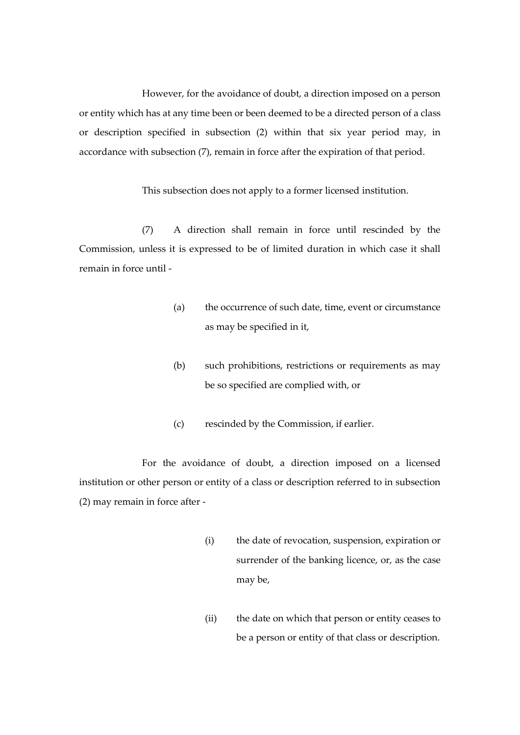However, for the avoidance of doubt, a direction imposed on a person or entity which has at any time been or been deemed to be a directed person of a class or description specified in subsection (2) within that six year period may, in accordance with subsection (7), remain in force after the expiration of that period.

This subsection does not apply to a former licensed institution.

(7) A direction shall remain in force until rescinded by the Commission, unless it is expressed to be of limited duration in which case it shall remain in force until -

(a) the occurrence of such date, time, event or circumstance as may be specified in it,

(b) such prohibitions, restrictions or requirements as may be so specified are complied with, or

(c) rescinded by the Commission, if earlier.

For the avoidance of doubt, a direction imposed on a licensed institution or other person or entity of a class or description referred to in subsection (2) may remain in force after -

(i) the date of revocation, suspension, expiration or surrender of the banking licence, or, as the case may be,

(ii) the date on which that person or entity ceases to be a person or entity of that class or description.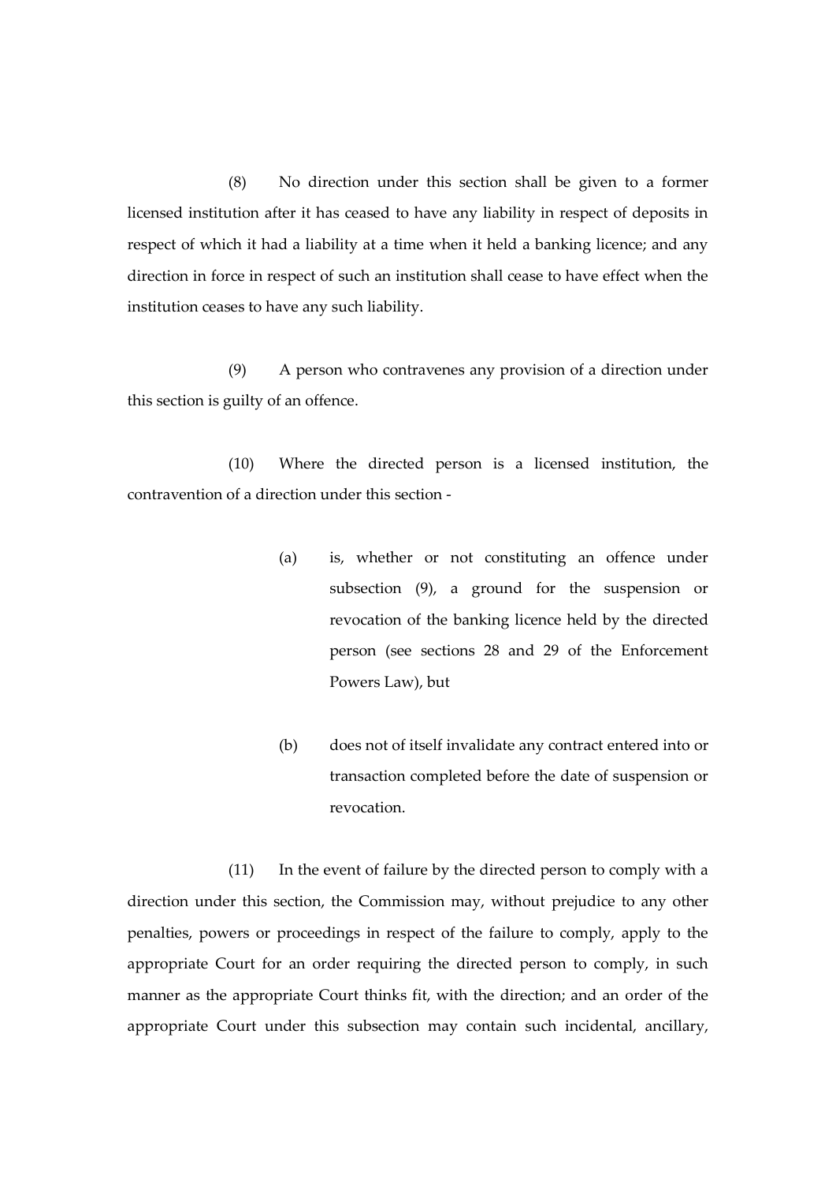(8) No direction under this section shall be given to a former licensed institution after it has ceased to have any liability in respect of deposits in respect of which it had a liability at a time when it held a banking licence; and any direction in force in respect of such an institution shall cease to have effect when the institution ceases to have any such liability.

(9) A person who contravenes any provision of a direction under this section is guilty of an offence.

(10) Where the directed person is a licensed institution, the contravention of a direction under this section -

(a) is, whether or not constituting an offence under subsection (9), a ground for the suspension or revocation of the banking licence held by the directed person (see sections 28 and 29 of the Enforcement Powers Law), but

(b) does not of itself invalidate any contract entered into or transaction completed before the date of suspension or revocation.

(11) In the event of failure by the directed person to comply with a direction under this section, the Commission may, without prejudice to any other penalties, powers or proceedings in respect of the failure to comply, apply to the appropriate Court for an order requiring the directed person to comply, in such manner as the appropriate Court thinks fit, with the direction; and an order of the appropriate Court under this subsection may contain such incidental, ancillary,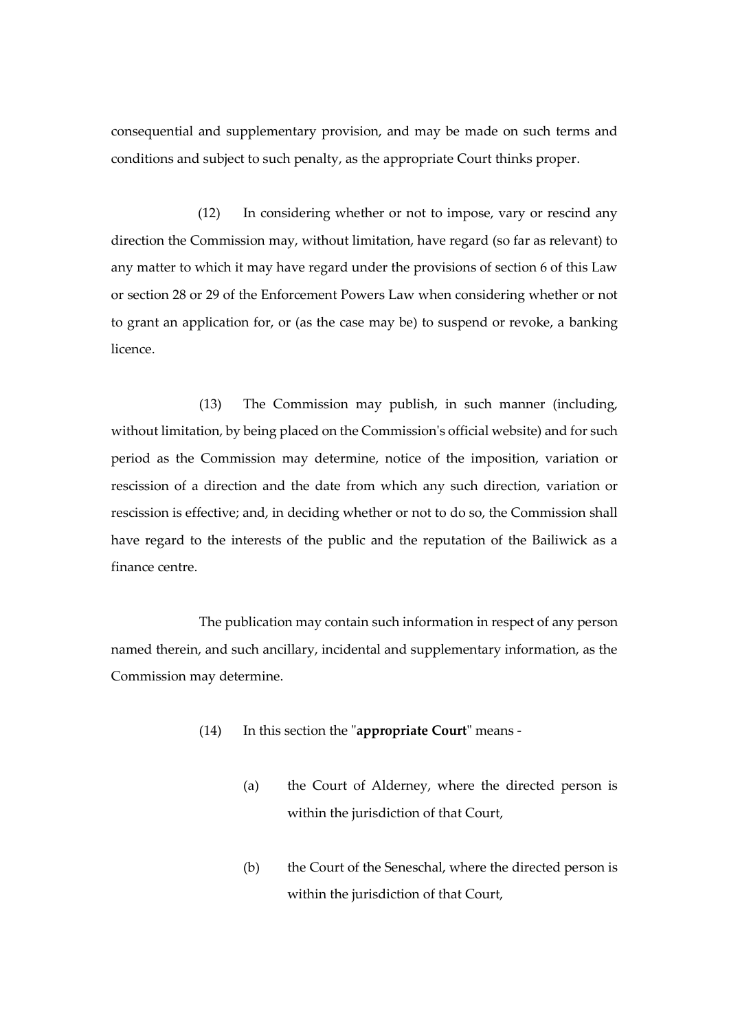consequential and supplementary provision, and may be made on such terms and conditions and subject to such penalty, as the appropriate Court thinks proper.

(12) In considering whether or not to impose, vary or rescind any direction the Commission may, without limitation, have regard (so far as relevant) to any matter to which it may have regard under the provisions of section 6 of this Law or section 28 or 29 of the Enforcement Powers Law when considering whether or not to grant an application for, or (as the case may be) to suspend or revoke, a banking licence.

(13) The Commission may publish, in such manner (including, without limitation, by being placed on the Commission's official website) and for such period as the Commission may determine, notice of the imposition, variation or rescission of a direction and the date from which any such direction, variation or rescission is effective; and, in deciding whether or not to do so, the Commission shall have regard to the interests of the public and the reputation of the Bailiwick as a finance centre.

The publication may contain such information in respect of any person named therein, and such ancillary, incidental and supplementary information, as the Commission may determine.

(14) In this section the "**appropriate Court**" means -

(a) the Court of Alderney, where the directed person is within the jurisdiction of that Court,

(b) the Court of the Seneschal, where the directed person is within the jurisdiction of that Court,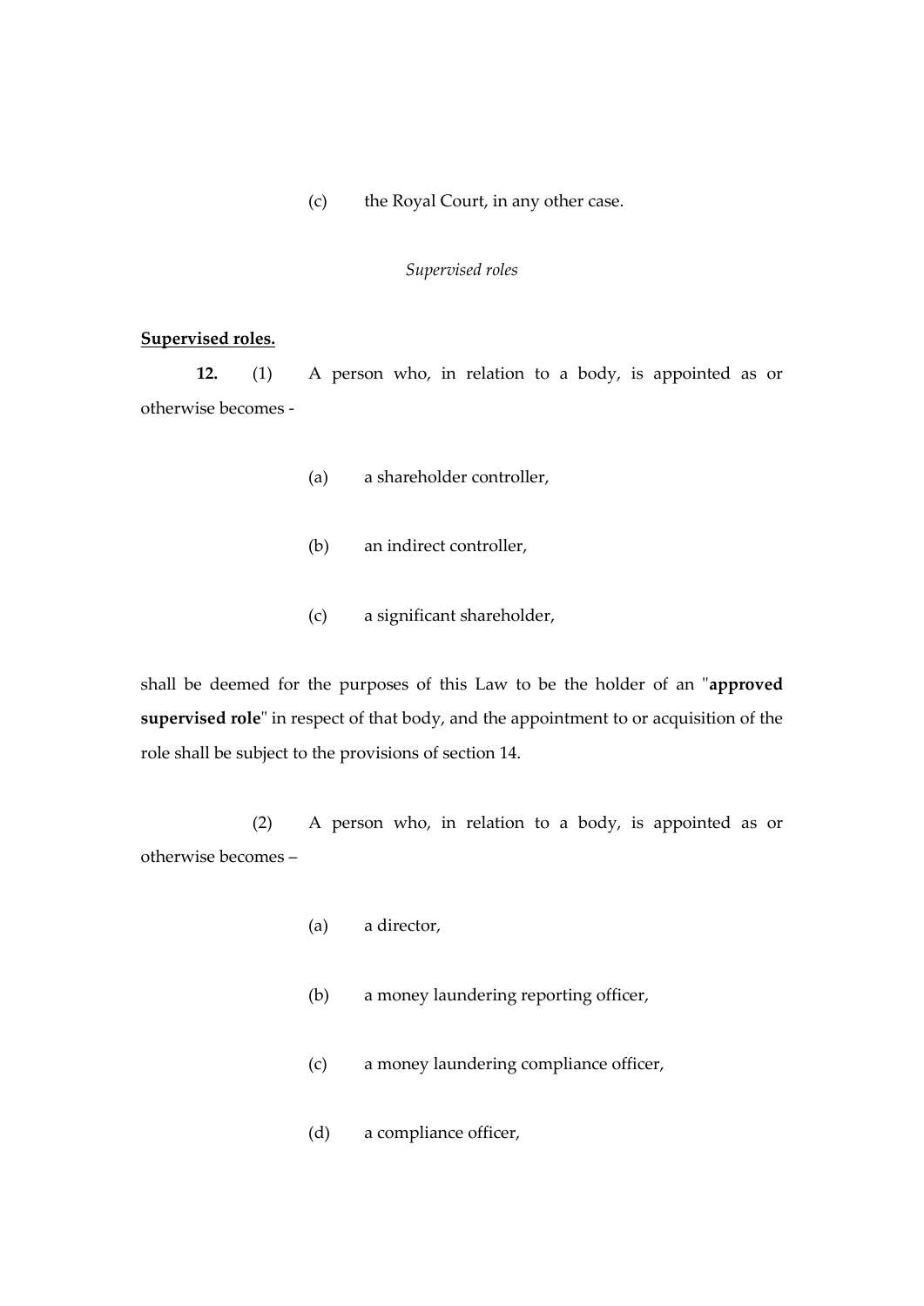(c) the Royal Court, in any other case.

*Supervised roles*

**Supervised roles.**

**12.** (1) A person who, in relation to a body, is appointed as or otherwise becomes -

(a) a shareholder controller,

(b) an indirect controller,

(c) a significant shareholder,

shall be deemed for the purposes of this Law to be the holder of an "**approved supervised role**" in respect of that body, and the appointment to or acquisition of the role shall be subject to the provisions of section 14.

(2) A person who, in relation to a body, is appointed as or otherwise becomes –

(a) a director,

(b) a money laundering reporting officer,

(c) a money laundering compliance officer,

(d) a compliance officer,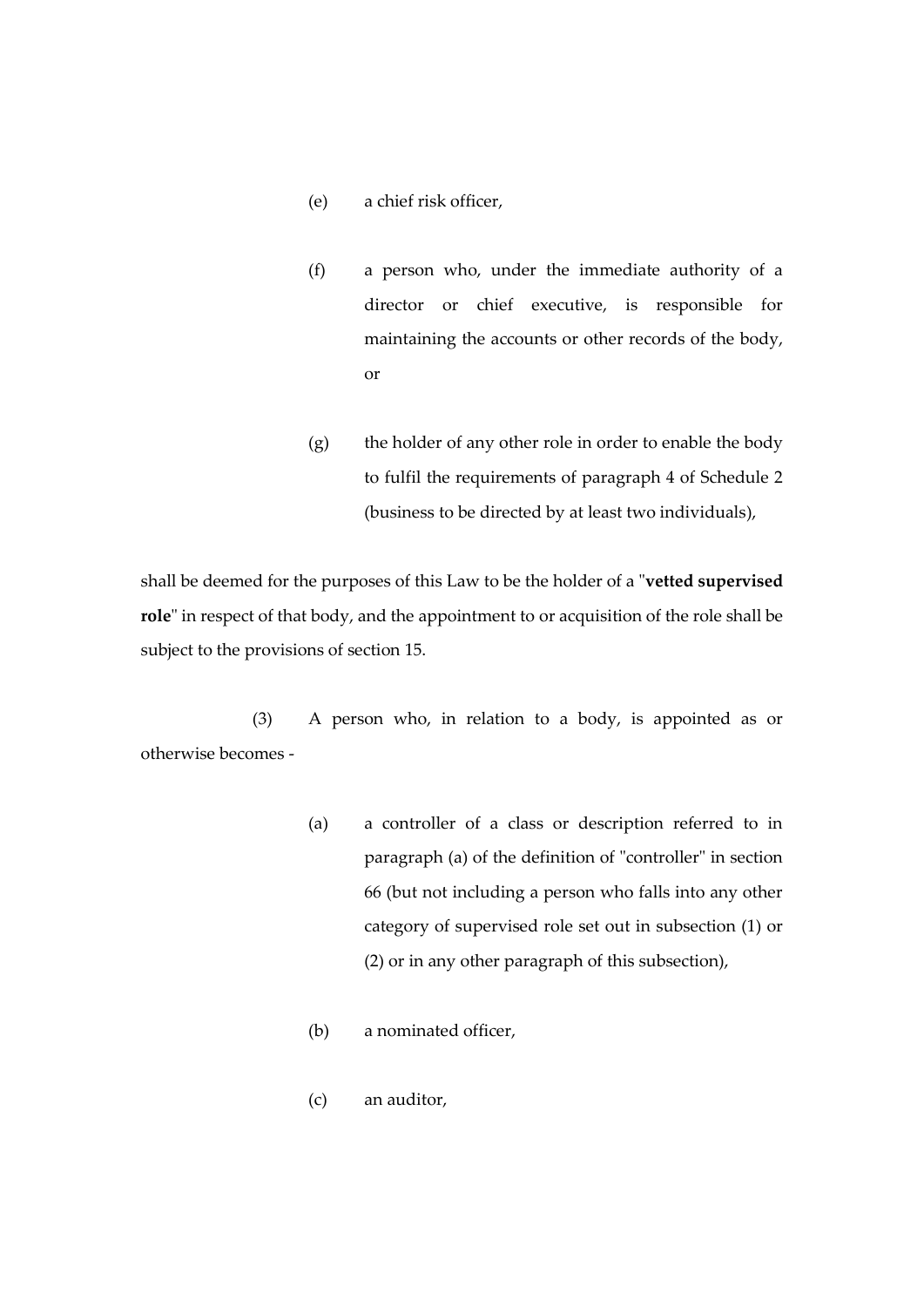(e) a chief risk officer,

(f) a person who, under the immediate authority of a director or chief executive, is responsible for maintaining the accounts or other records of the body, or

(g) the holder of any other role in order to enable the body to fulfil the requirements of paragraph 4 of Schedule 2 (business to be directed by at least two individuals),

shall be deemed for the purposes of this Law to be the holder of a "**vetted supervised role**" in respect of that body, and the appointment to or acquisition of the role shall be subject to the provisions of section 15.

(3) A person who, in relation to a body, is appointed as or otherwise becomes -

(a) a controller of a class or description referred to in paragraph (a) of the definition of "controller" in section 66 (but not including a person who falls into any other category of supervised role set out in subsection (1) or (2) or in any other paragraph of this subsection),

(b) a nominated officer,

(c) an auditor,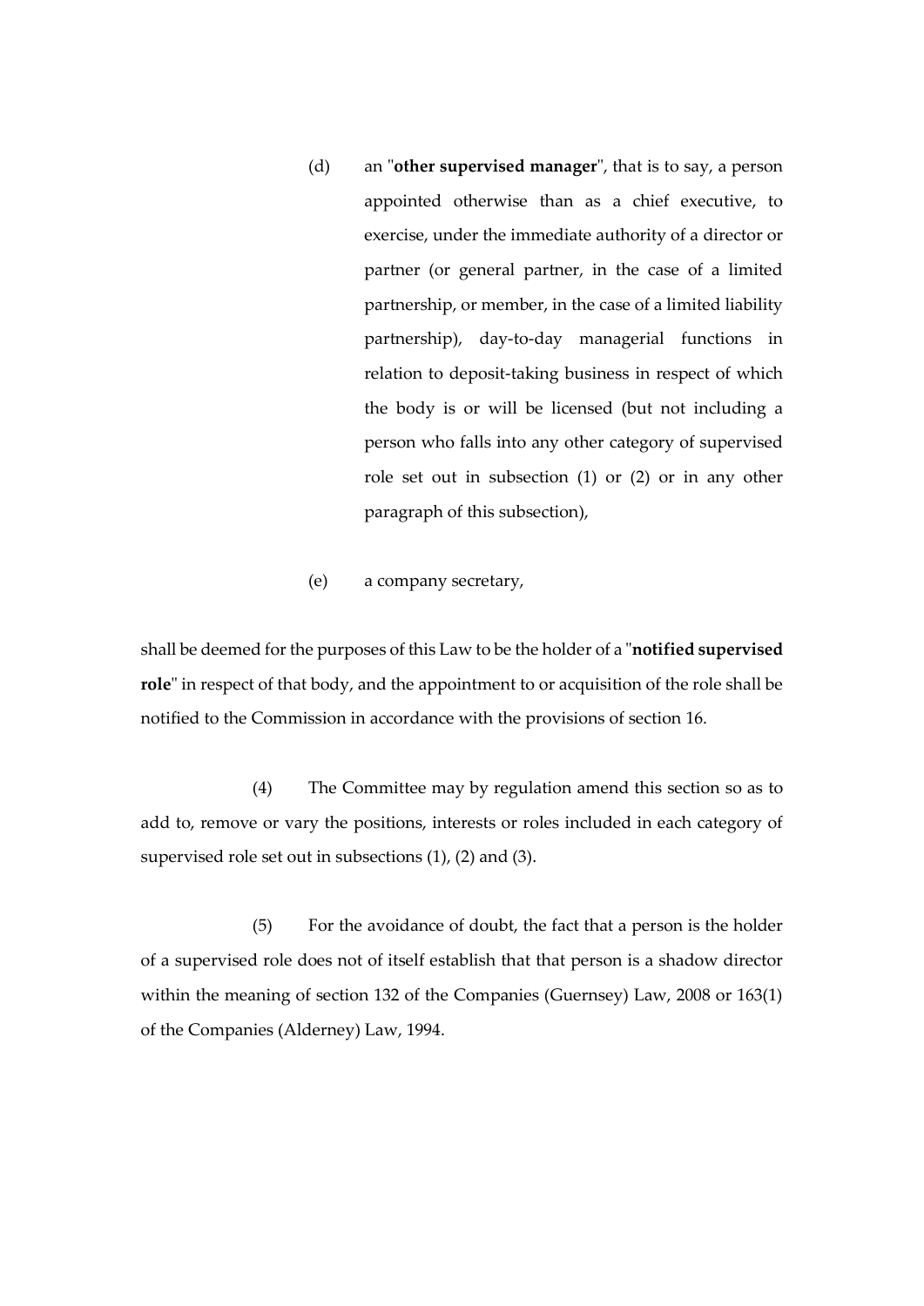(d) an "**other supervised manager**", that is to say, a person appointed otherwise than as a chief executive, to exercise, under the immediate authority of a director or partner (or general partner, in the case of a limited partnership, or member, in the case of a limited liability partnership), day-to-day managerial functions in relation to deposit-taking business in respect of which the body is or will be licensed (but not including a person who falls into any other category of supervised role set out in subsection (1) or (2) or in any other paragraph of this subsection),

(e) a company secretary,

shall be deemed for the purposes of this Law to be the holder of a "**notified supervised role**" in respect of that body, and the appointment to or acquisition of the role shall be notified to the Commission in accordance with the provisions of section 16.

(4) The Committee may by regulation amend this section so as to add to, remove or vary the positions, interests or roles included in each category of supervised role set out in subsections (1), (2) and (3).

(5) For the avoidance of doubt, the fact that a person is the holder of a supervised role does not of itself establish that that person is a shadow director within the meaning of section 132 of the Companies (Guernsey) Law, 2008 or 163(1) of the Companies (Alderney) Law, 1994.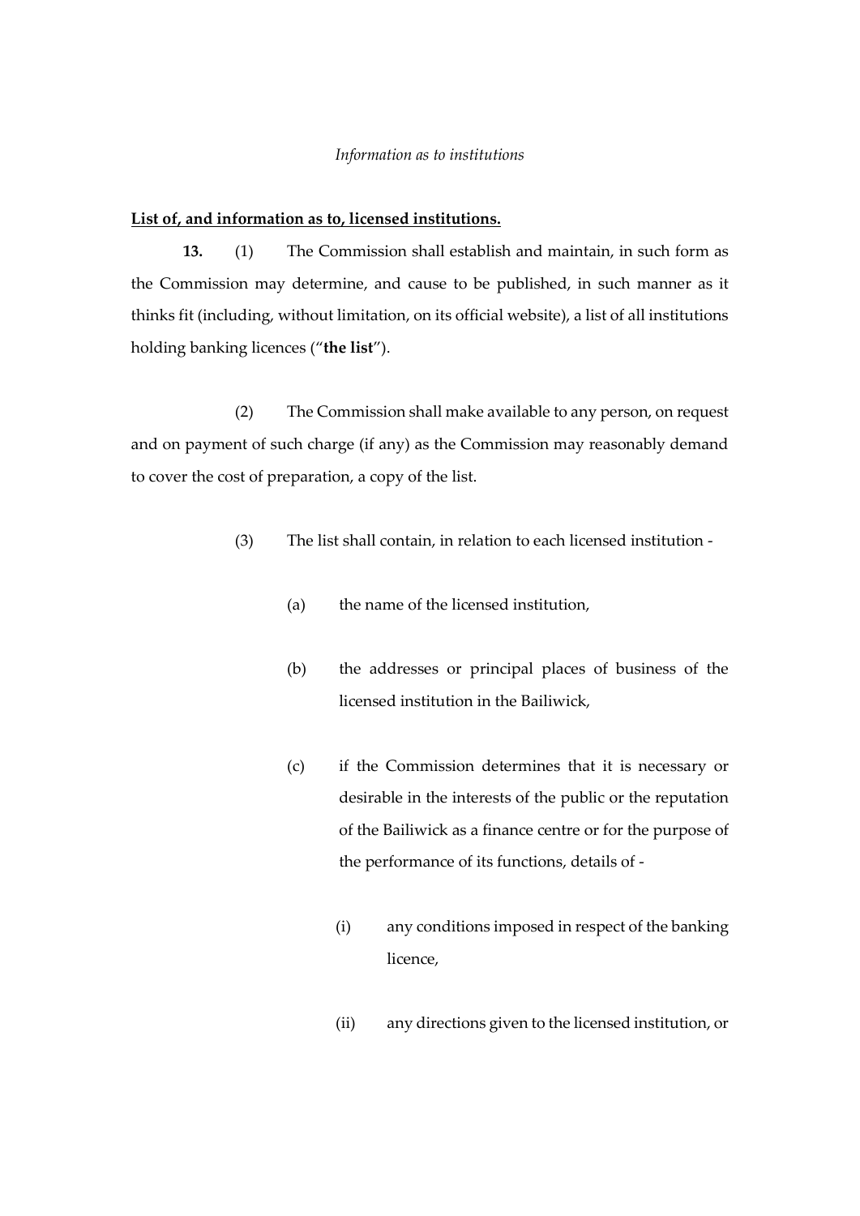*Information as to institutions*

**List of, and information as to, licensed institutions.**

**13.** (1) The Commission shall establish and maintain, in such form as the Commission may determine, and cause to be published, in such manner as it thinks fit (including, without limitation, on its official website), a list of all institutions holding banking licences ("**the list**").

(2) The Commission shall make available to any person, on request and on payment of such charge (if any) as the Commission may reasonably demand to cover the cost of preparation, a copy of the list.

(3) The list shall contain, in relation to each licensed institution -

(a) the name of the licensed institution,

(b) the addresses or principal places of business of the licensed institution in the Bailiwick,

(c) if the Commission determines that it is necessary or desirable in the interests of the public or the reputation of the Bailiwick as a finance centre or for the purpose of the performance of its functions, details of -

(i) any conditions imposed in respect of the banking licence,

(ii) any directions given to the licensed institution, or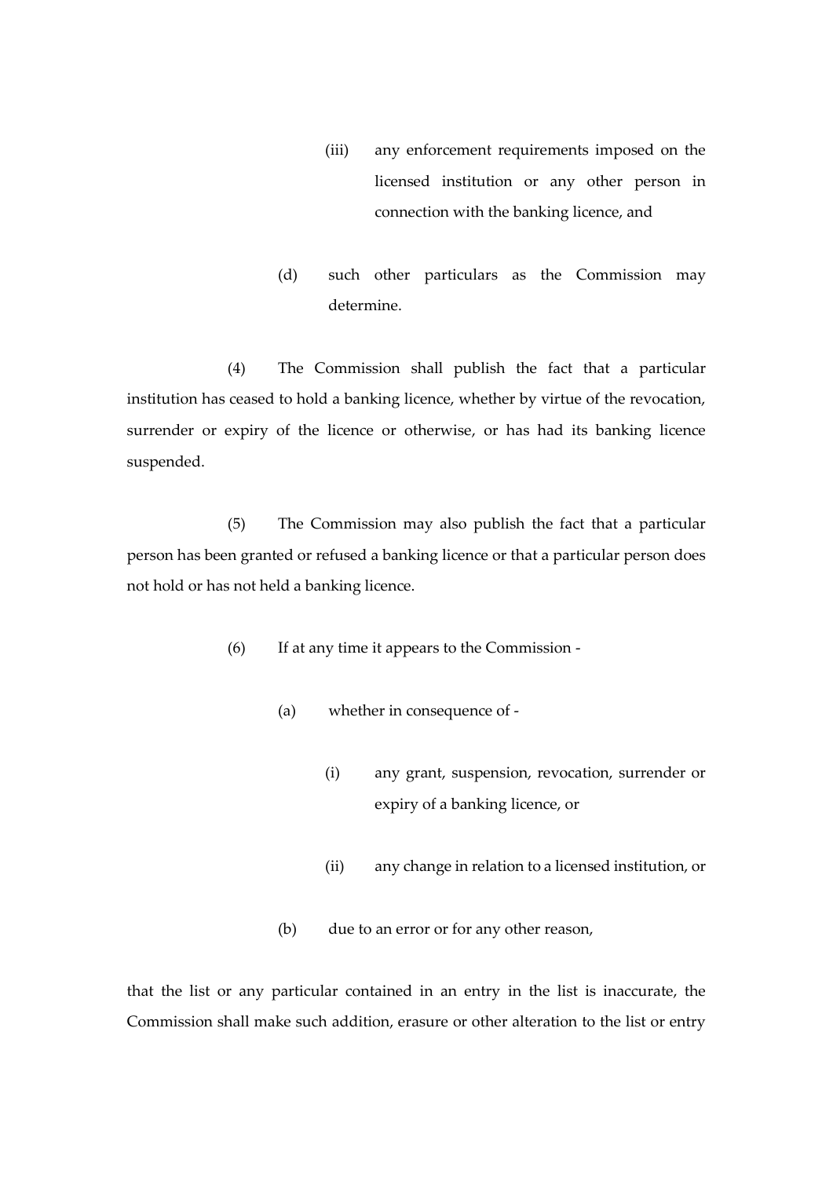(iii) any enforcement requirements imposed on the licensed institution or any other person in connection with the banking licence, and

(d) such other particulars as the Commission may determine.

(4) The Commission shall publish the fact that a particular institution has ceased to hold a banking licence, whether by virtue of the revocation, surrender or expiry of the licence or otherwise, or has had its banking licence suspended.

(5) The Commission may also publish the fact that a particular person has been granted or refused a banking licence or that a particular person does not hold or has not held a banking licence.

(6) If at any time it appears to the Commission -

(a) whether in consequence of -

(i) any grant, suspension, revocation, surrender or expiry of a banking licence, or

(ii) any change in relation to a licensed institution, or

(b) due to an error or for any other reason,

that the list or any particular contained in an entry in the list is inaccurate, the Commission shall make such addition, erasure or other alteration to the list or entry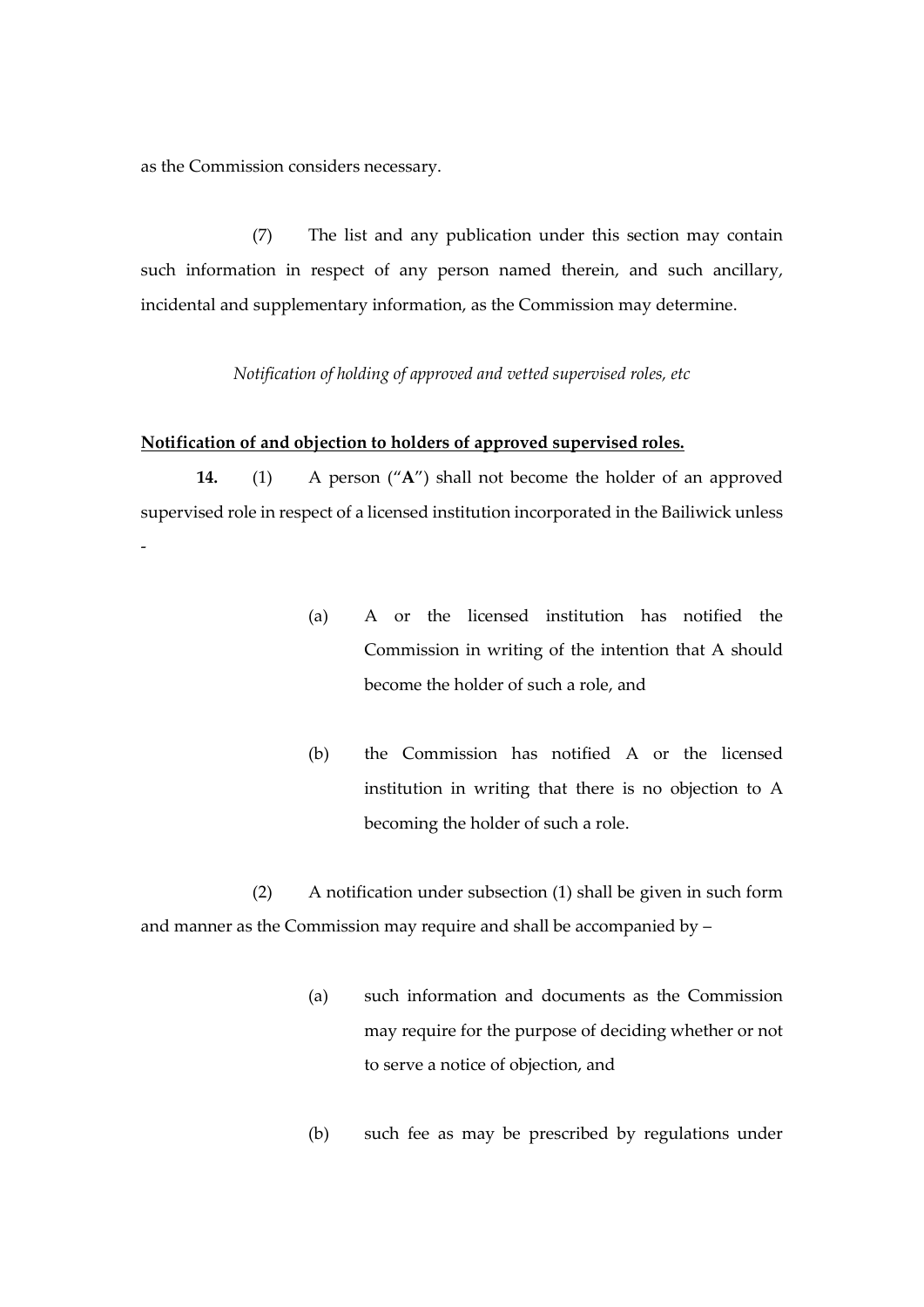as the Commission considers necessary.

(7) The list and any publication under this section may contain such information in respect of any person named therein, and such ancillary, incidental and supplementary information, as the Commission may determine.

*Notification of holding of approved and vetted supervised roles, etc*

**Notification of and objection to holders of approved supervised roles.**

**14.** (1) A person ("**A**") shall not become the holder of an approved supervised role in respect of a licensed institution incorporated in the Bailiwick unless -

(a) A or the licensed institution has notified the Commission in writing of the intention that A should become the holder of such a role, and

(b) the Commission has notified A or the licensed institution in writing that there is no objection to A becoming the holder of such a role.

(2) A notification under subsection (1) shall be given in such form and manner as the Commission may require and shall be accompanied by –

(a) such information and documents as the Commission may require for the purpose of deciding whether or not to serve a notice of objection, and

(b) such fee as may be prescribed by regulations under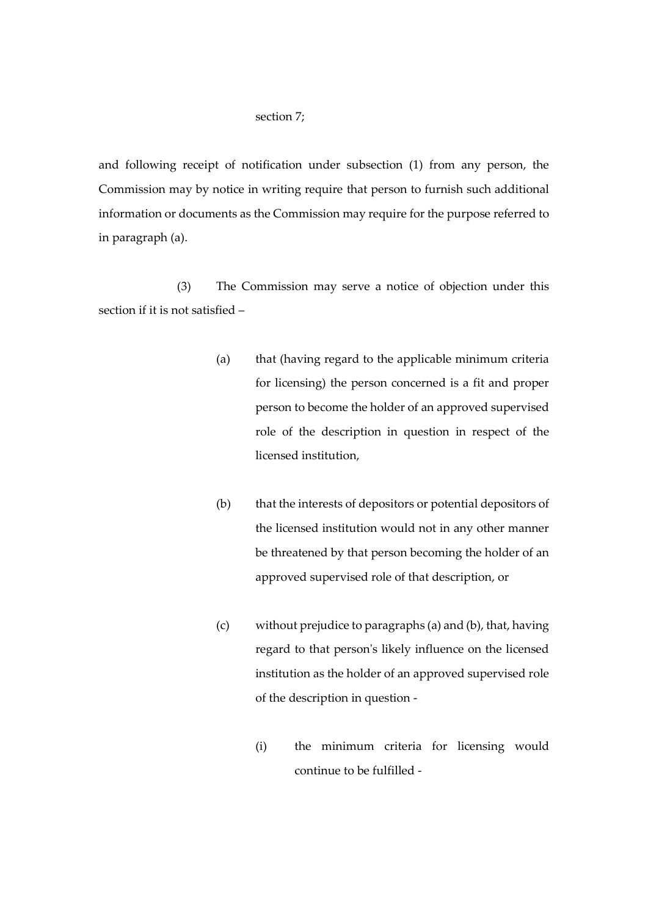section 7;

and following receipt of notification under subsection (1) from any person, the Commission may by notice in writing require that person to furnish such additional information or documents as the Commission may require for the purpose referred to in paragraph (a).

(3) The Commission may serve a notice of objection under this section if it is not satisfied –

(a) that (having regard to the applicable minimum criteria for licensing) the person concerned is a fit and proper person to become the holder of an approved supervised role of the description in question in respect of the licensed institution,

(b) that the interests of depositors or potential depositors of the licensed institution would not in any other manner be threatened by that person becoming the holder of an approved supervised role of that description, or

(c) without prejudice to paragraphs (a) and (b), that, having regard to that person's likely influence on the licensed institution as the holder of an approved supervised role of the description in question -

(i) the minimum criteria for licensing would continue to be fulfilled -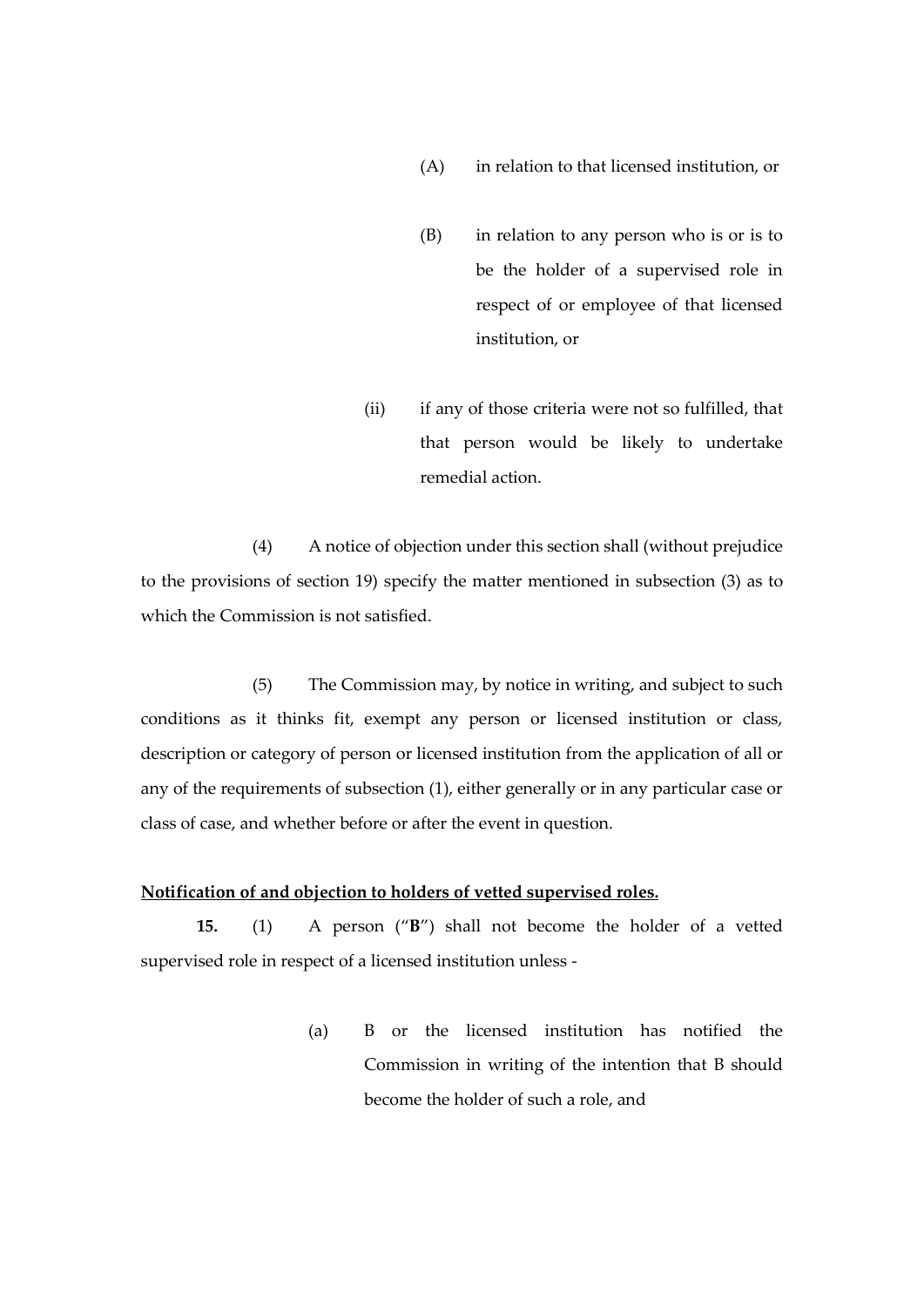(A) in relation to that licensed institution, or

(B) in relation to any person who is or is to be the holder of a supervised role in respect of or employee of that licensed institution, or

(ii) if any of those criteria were not so fulfilled, that that person would be likely to undertake remedial action.

(4) A notice of objection under this section shall (without prejudice to the provisions of section 19) specify the matter mentioned in subsection (3) as to which the Commission is not satisfied.

(5) The Commission may, by notice in writing, and subject to such conditions as it thinks fit, exempt any person or licensed institution or class, description or category of person or licensed institution from the application of all or any of the requirements of subsection (1), either generally or in any particular case or class of case, and whether before or after the event in question.

**Notification of and objection to holders of vetted supervised roles.**

**15.** (1) A person ("**B**") shall not become the holder of a vetted supervised role in respect of a licensed institution unless -

(a) B or the licensed institution has notified the Commission in writing of the intention that B should become the holder of such a role, and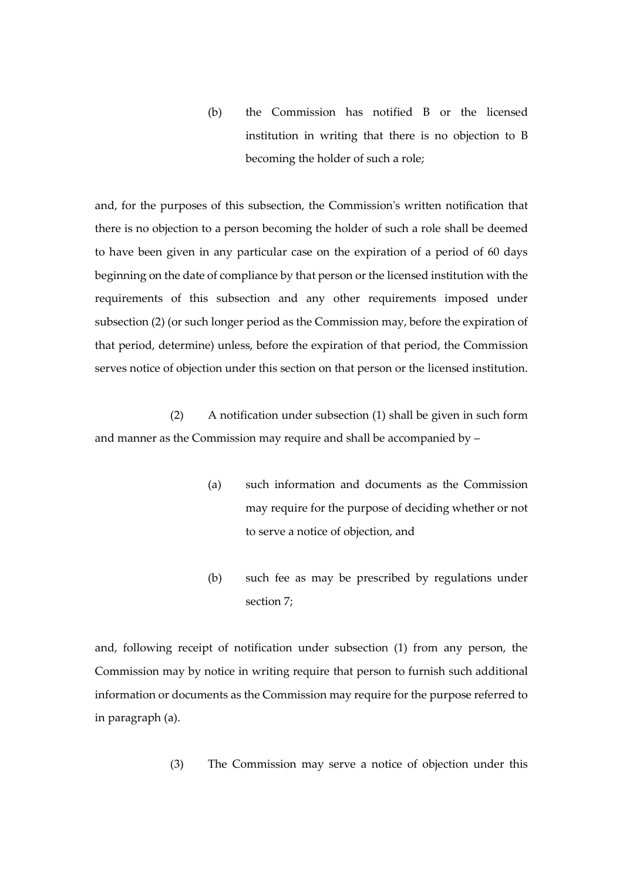(b) the Commission has notified B or the licensed institution in writing that there is no objection to B becoming the holder of such a role;

and, for the purposes of this subsection, the Commission's written notification that there is no objection to a person becoming the holder of such a role shall be deemed to have been given in any particular case on the expiration of a period of 60 days beginning on the date of compliance by that person or the licensed institution with the requirements of this subsection and any other requirements imposed under subsection (2) (or such longer period as the Commission may, before the expiration of that period, determine) unless, before the expiration of that period, the Commission serves notice of objection under this section on that person or the licensed institution.

(2) A notification under subsection (1) shall be given in such form and manner as the Commission may require and shall be accompanied by –

(a) such information and documents as the Commission may require for the purpose of deciding whether or not to serve a notice of objection, and

(b) such fee as may be prescribed by regulations under section 7;

and, following receipt of notification under subsection (1) from any person, the Commission may by notice in writing require that person to furnish such additional information or documents as the Commission may require for the purpose referred to in paragraph (a).

(3) The Commission may serve a notice of objection under this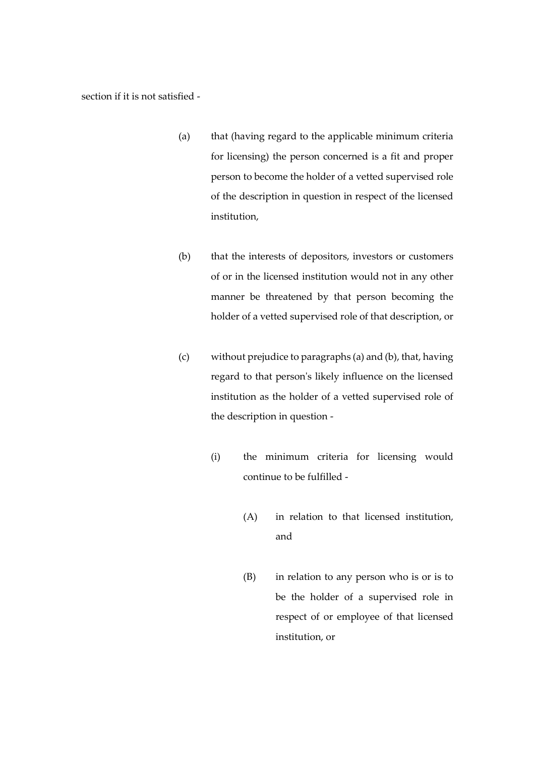section if it is not satisfied -

(a) that (having regard to the applicable minimum criteria for licensing) the person concerned is a fit and proper person to become the holder of a vetted supervised role of the description in question in respect of the licensed institution,

(b) that the interests of depositors, investors or customers of or in the licensed institution would not in any other manner be threatened by that person becoming the holder of a vetted supervised role of that description, or

(c) without prejudice to paragraphs (a) and (b), that, having regard to that person's likely influence on the licensed institution as the holder of a vetted supervised role of the description in question -

(i) the minimum criteria for licensing would continue to be fulfilled -

(A) in relation to that licensed institution, and

(B) in relation to any person who is or is to be the holder of a supervised role in respect of or employee of that licensed institution, or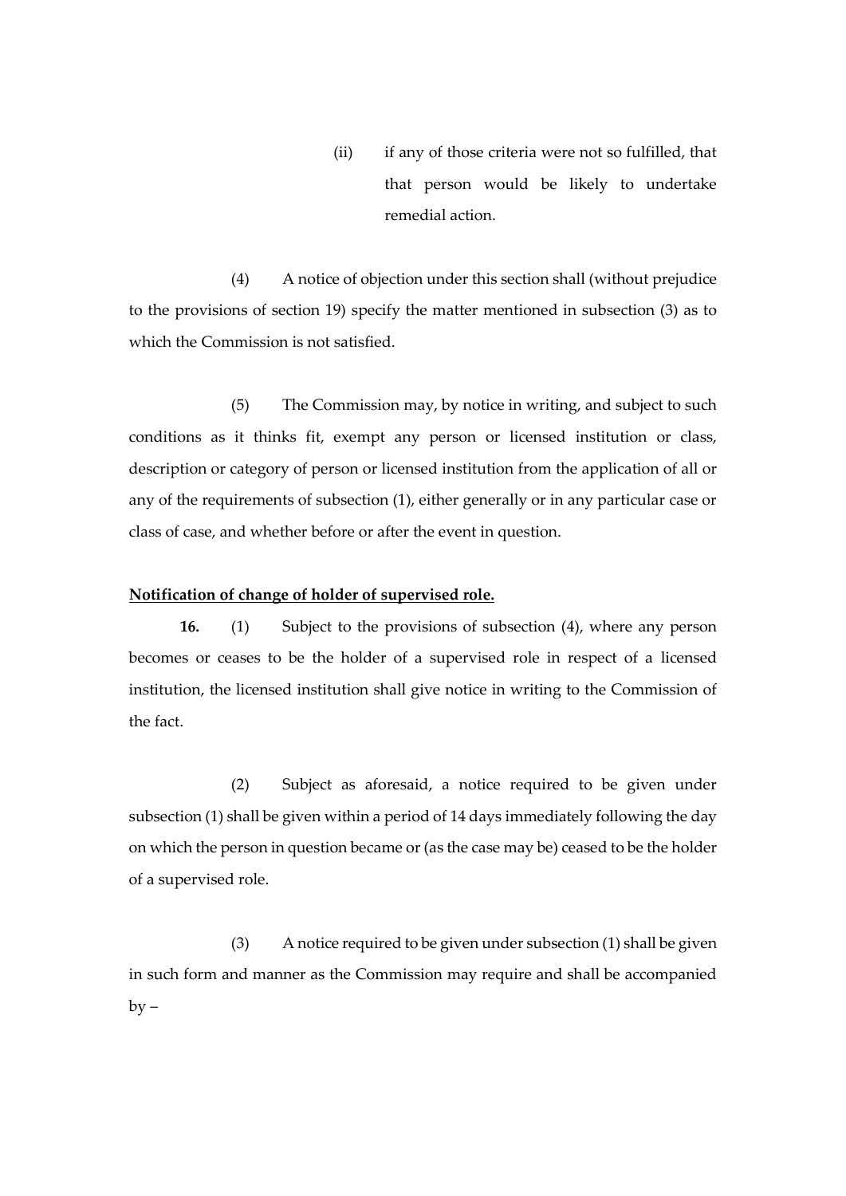(ii) if any of those criteria were not so fulfilled, that that person would be likely to undertake remedial action.

(4) A notice of objection under this section shall (without prejudice to the provisions of section 19) specify the matter mentioned in subsection (3) as to which the Commission is not satisfied.

(5) The Commission may, by notice in writing, and subject to such conditions as it thinks fit, exempt any person or licensed institution or class, description or category of person or licensed institution from the application of all or any of the requirements of subsection (1), either generally or in any particular case or class of case, and whether before or after the event in question.

**Notification of change of holder of supervised role.**

**16.** (1) Subject to the provisions of subsection (4), where any person becomes or ceases to be the holder of a supervised role in respect of a licensed institution, the licensed institution shall give notice in writing to the Commission of the fact.

(2) Subject as aforesaid, a notice required to be given under subsection (1) shall be given within a period of 14 days immediately following the day on which the person in question became or (as the case may be) ceased to be the holder of a supervised role.

(3) A notice required to be given under subsection (1) shall be given in such form and manner as the Commission may require and shall be accompanied by –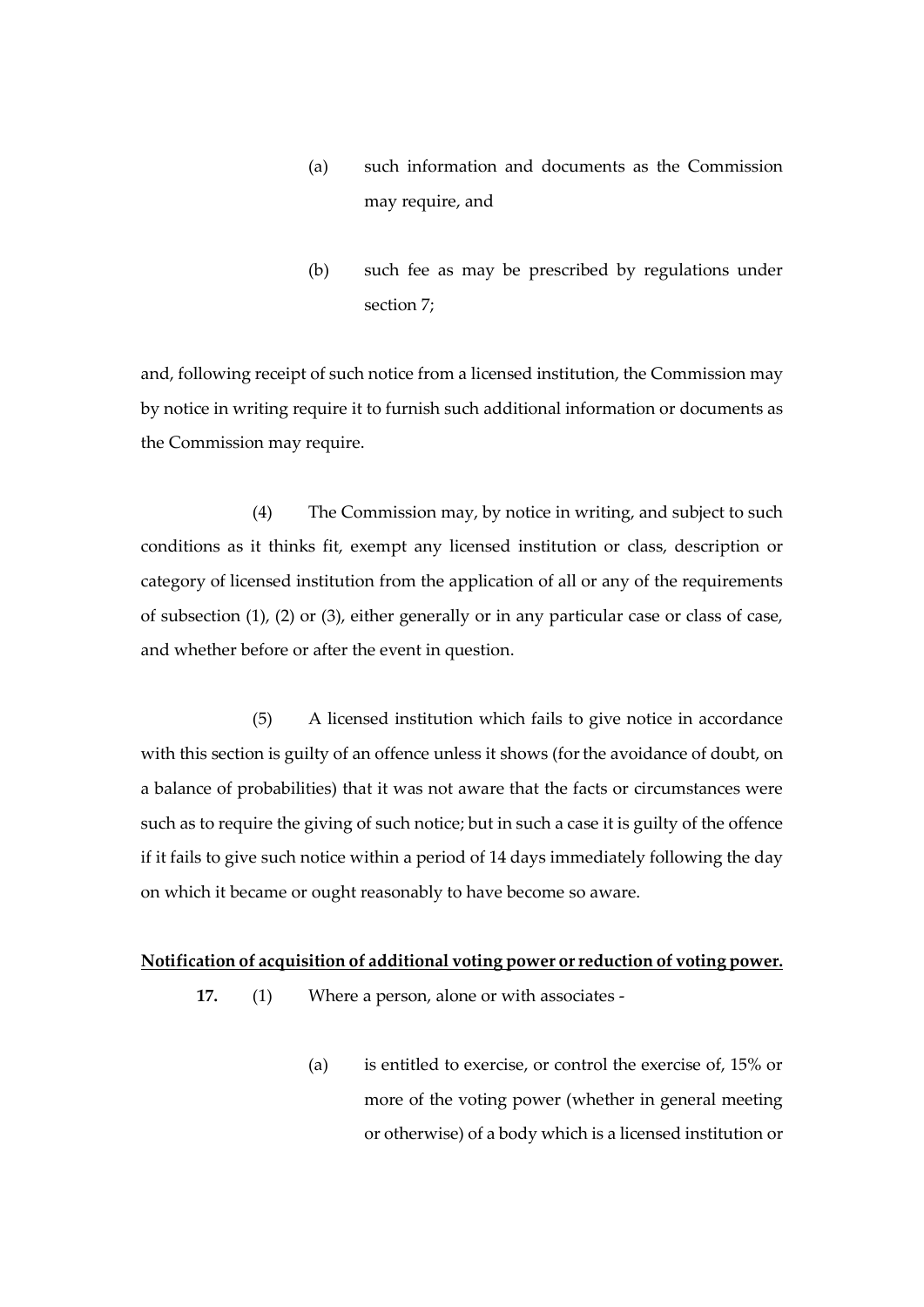(a) such information and documents as the Commission may require, and

(b) such fee as may be prescribed by regulations under section 7;

and, following receipt of such notice from a licensed institution, the Commission may by notice in writing require it to furnish such additional information or documents as the Commission may require.

(4) The Commission may, by notice in writing, and subject to such conditions as it thinks fit, exempt any licensed institution or class, description or category of licensed institution from the application of all or any of the requirements of subsection (1), (2) or (3), either generally or in any particular case or class of case, and whether before or after the event in question.

(5) A licensed institution which fails to give notice in accordance with this section is guilty of an offence unless it shows (for the avoidance of doubt, on a balance of probabilities) that it was not aware that the facts or circumstances were such as to require the giving of such notice; but in such a case it is guilty of the offence if it fails to give such notice within a period of 14 days immediately following the day on which it became or ought reasonably to have become so aware.

**Notification of acquisition of additional voting power or reduction of voting power.**

**17.** (1) Where a person, alone or with associates -

(a) is entitled to exercise, or control the exercise of, 15% or more of the voting power (whether in general meeting or otherwise) of a body which is a licensed institution or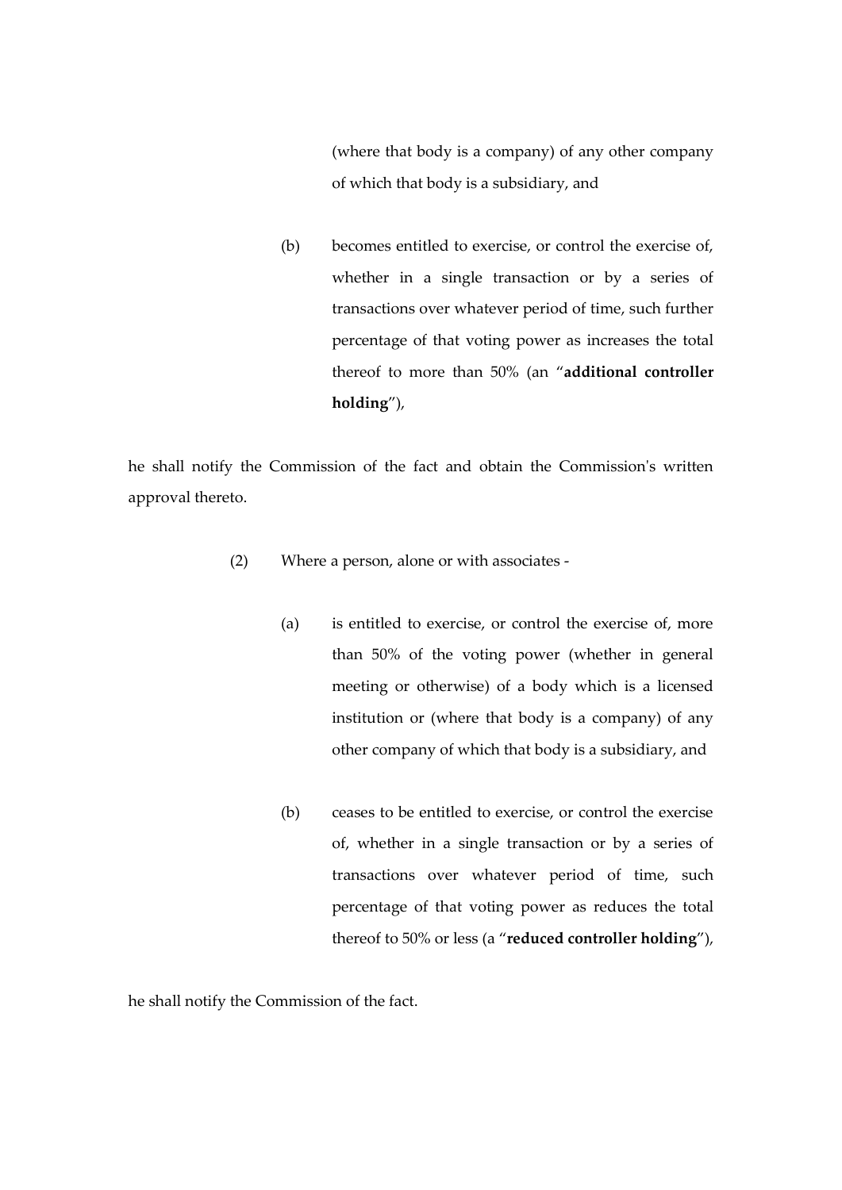(where that body is a company) of any other company of which that body is a subsidiary, and

(b) becomes entitled to exercise, or control the exercise of, whether in a single transaction or by a series of transactions over whatever period of time, such further percentage of that voting power as increases the total thereof to more than 50% (an "**additional controller holding**"),

he shall notify the Commission of the fact and obtain the Commission's written approval thereto.

(2) Where a person, alone or with associates -

(a) is entitled to exercise, or control the exercise of, more than 50% of the voting power (whether in general meeting or otherwise) of a body which is a licensed institution or (where that body is a company) of any other company of which that body is a subsidiary, and

(b) ceases to be entitled to exercise, or control the exercise of, whether in a single transaction or by a series of transactions over whatever period of time, such percentage of that voting power as reduces the total thereof to 50% or less (a "**reduced controller holding**"),

he shall notify the Commission of the fact.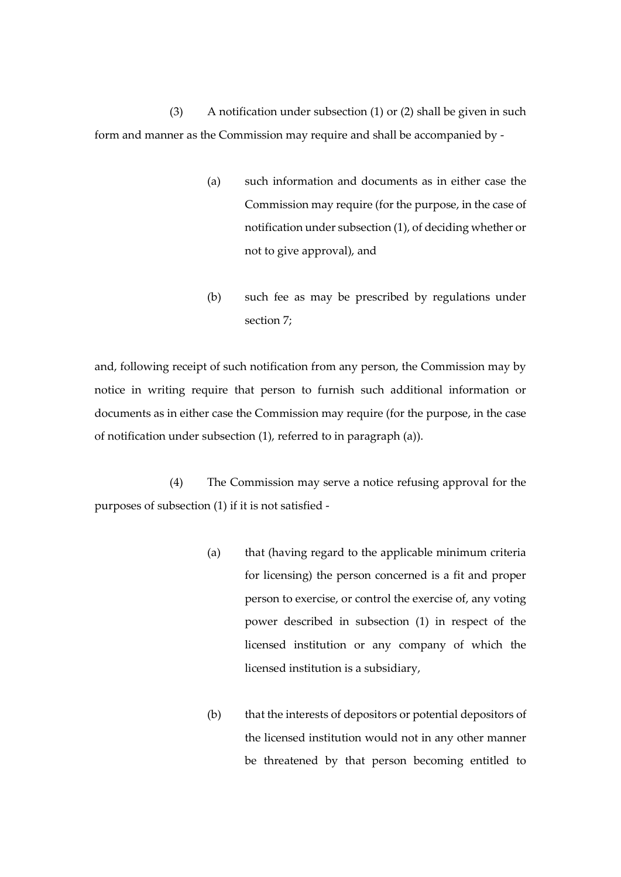(3) A notification under subsection (1) or (2) shall be given in such form and manner as the Commission may require and shall be accompanied by -

(a) such information and documents as in either case the Commission may require (for the purpose, in the case of notification under subsection (1), of deciding whether or not to give approval), and

(b) such fee as may be prescribed by regulations under section 7;

and, following receipt of such notification from any person, the Commission may by notice in writing require that person to furnish such additional information or documents as in either case the Commission may require (for the purpose, in the case of notification under subsection (1), referred to in paragraph (a)).

(4) The Commission may serve a notice refusing approval for the purposes of subsection (1) if it is not satisfied -

(a) that (having regard to the applicable minimum criteria for licensing) the person concerned is a fit and proper person to exercise, or control the exercise of, any voting power described in subsection (1) in respect of the licensed institution or any company of which the licensed institution is a subsidiary,

(b) that the interests of depositors or potential depositors of the licensed institution would not in any other manner be threatened by that person becoming entitled to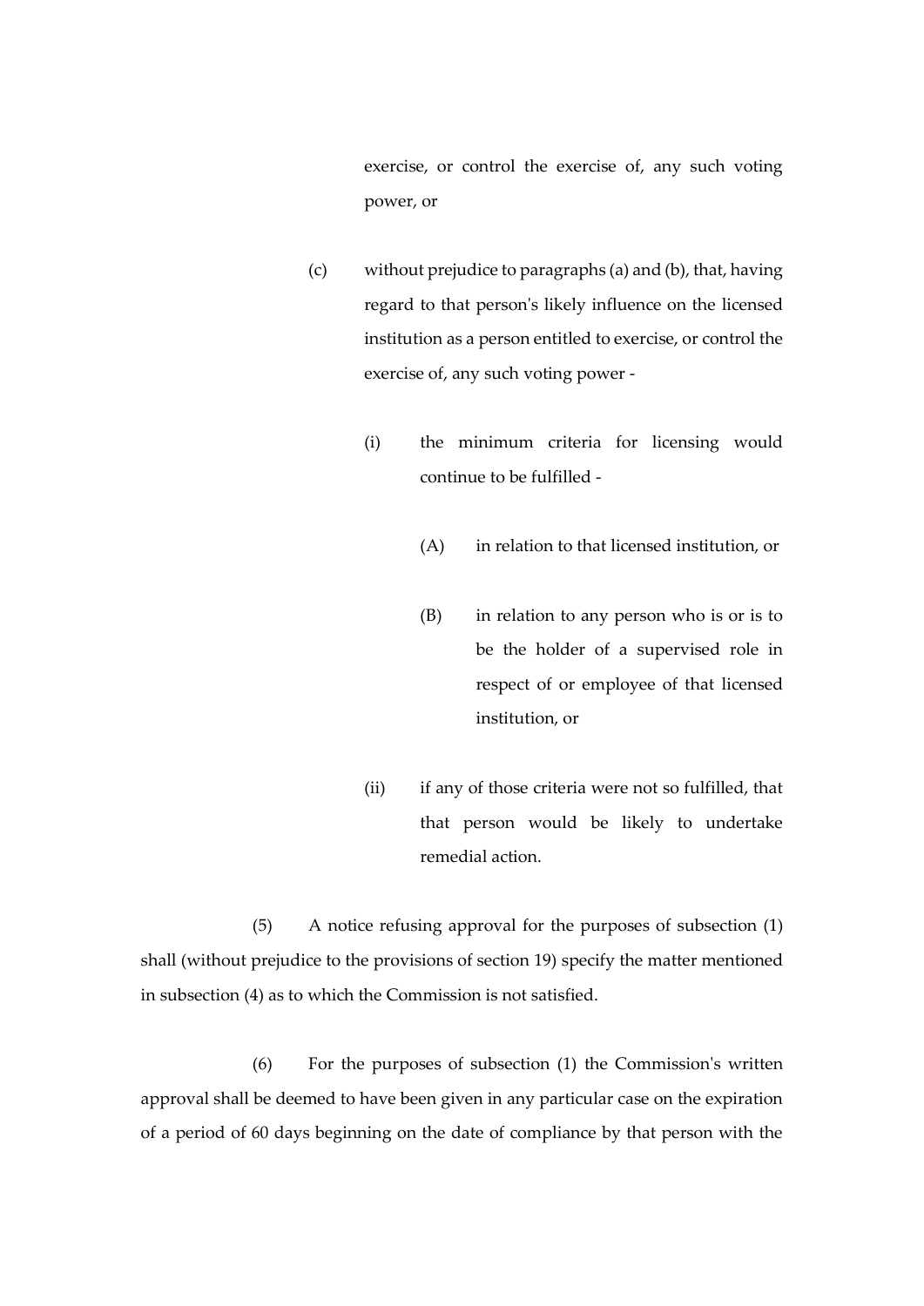exercise, or control the exercise of, any such voting power, or

(c) without prejudice to paragraphs (a) and (b), that, having regard to that person's likely influence on the licensed institution as a person entitled to exercise, or control the exercise of, any such voting power -

(i) the minimum criteria for licensing would continue to be fulfilled -

(A) in relation to that licensed institution, or

(B) in relation to any person who is or is to be the holder of a supervised role in respect of or employee of that licensed institution, or

(ii) if any of those criteria were not so fulfilled, that that person would be likely to undertake remedial action.

(5) A notice refusing approval for the purposes of subsection (1) shall (without prejudice to the provisions of section 19) specify the matter mentioned in subsection (4) as to which the Commission is not satisfied.

(6) For the purposes of subsection (1) the Commission's written approval shall be deemed to have been given in any particular case on the expiration of a period of 60 days beginning on the date of compliance by that person with the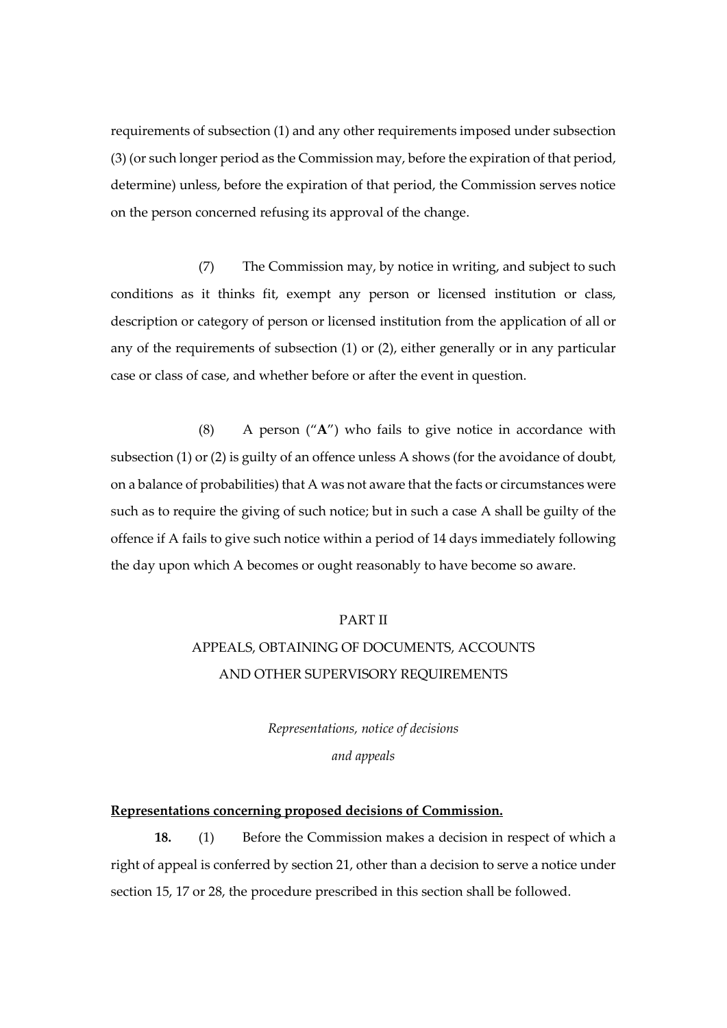requirements of subsection (1) and any other requirements imposed under subsection (3) (or such longer period as the Commission may, before the expiration of that period, determine) unless, before the expiration of that period, the Commission serves notice on the person concerned refusing its approval of the change.

(7) The Commission may, by notice in writing, and subject to such conditions as it thinks fit, exempt any person or licensed institution or class, description or category of person or licensed institution from the application of all or any of the requirements of subsection (1) or (2), either generally or in any particular case or class of case, and whether before or after the event in question.

(8) A person ("**A**") who fails to give notice in accordance with subsection (1) or (2) is guilty of an offence unless A shows (for the avoidance of doubt, on a balance of probabilities) that A was not aware that the facts or circumstances were such as to require the giving of such notice; but in such a case A shall be guilty of the offence if A fails to give such notice within a period of 14 days immediately following the day upon which A becomes or ought reasonably to have become so aware.

## PART II
## APPEALS, OBTAINING OF DOCUMENTS, ACCOUNTS AND OTHER SUPERVISORY REQUIREMENTS

*Representations, notice of decisions and appeals*

**Representations concerning proposed decisions of Commission.**

**18.** (1) Before the Commission makes a decision in respect of which a right of appeal is conferred by section 21, other than a decision to serve a notice under section 15, 17 or 28, the procedure prescribed in this section shall be followed.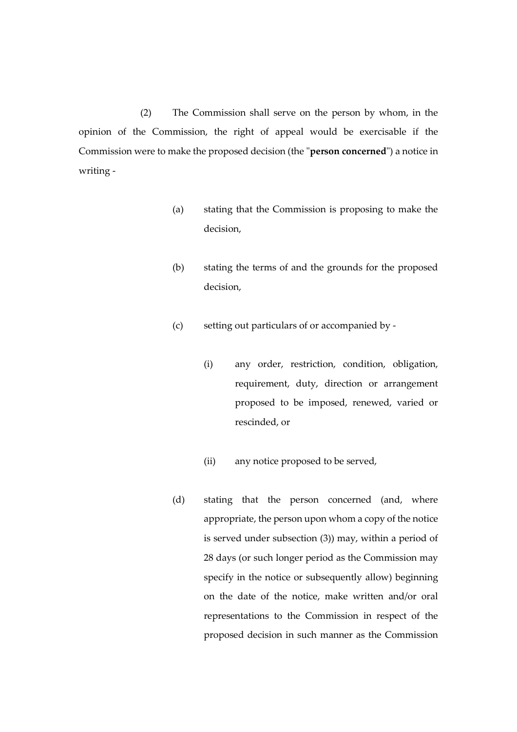(2) The Commission shall serve on the person by whom, in the opinion of the Commission, the right of appeal would be exercisable if the Commission were to make the proposed decision (the "**person concerned**") a notice in writing -

(a) stating that the Commission is proposing to make the decision,

(b) stating the terms of and the grounds for the proposed decision,

(c) setting out particulars of or accompanied by -

(i) any order, restriction, condition, obligation, requirement, duty, direction or arrangement proposed to be imposed, renewed, varied or rescinded, or

(ii) any notice proposed to be served,

(d) stating that the person concerned (and, where appropriate, the person upon whom a copy of the notice is served under subsection (3)) may, within a period of 28 days (or such longer period as the Commission may specify in the notice or subsequently allow) beginning on the date of the notice, make written and/or oral representations to the Commission in respect of the proposed decision in such manner as the Commission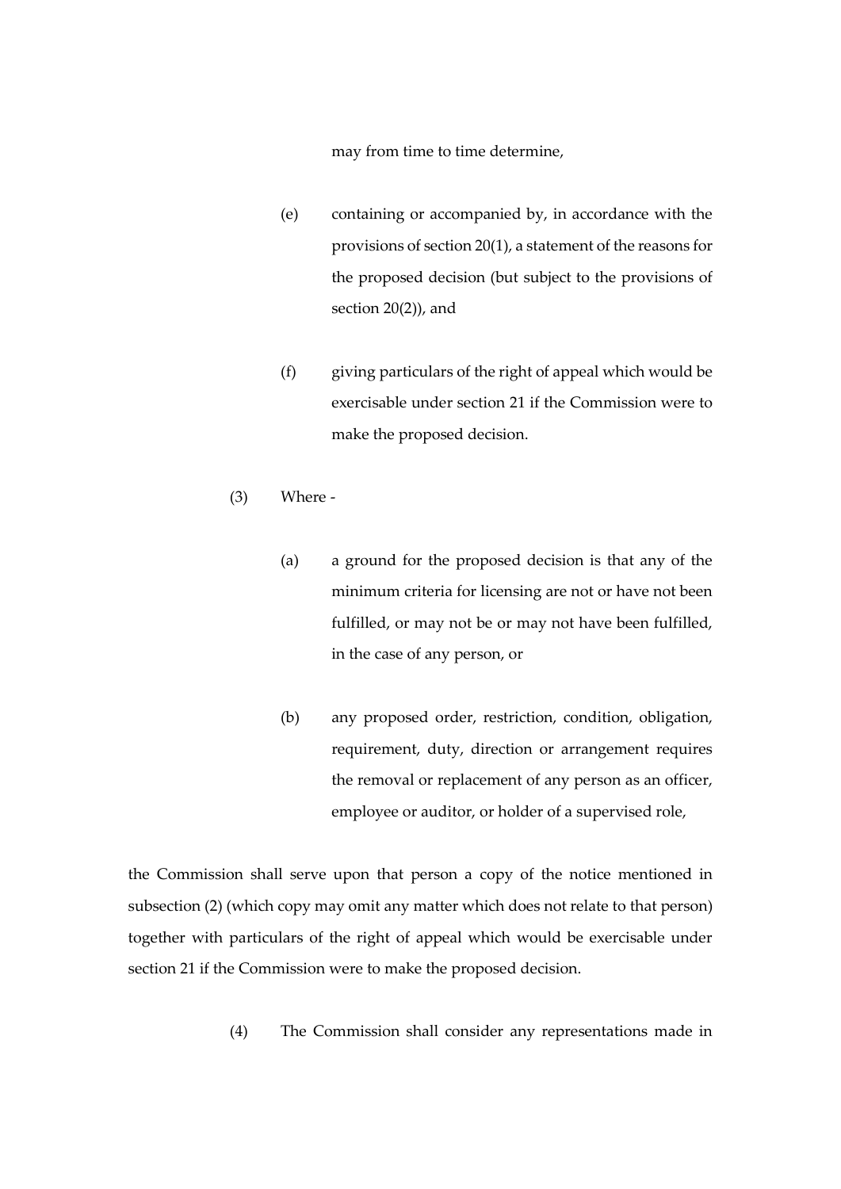may from time to time determine,

(e) containing or accompanied by, in accordance with the provisions of section 20(1), a statement of the reasons for the proposed decision (but subject to the provisions of section 20(2)), and

(f) giving particulars of the right of appeal which would be exercisable under section 21 if the Commission were to make the proposed decision.

(3) Where -

(a) a ground for the proposed decision is that any of the minimum criteria for licensing are not or have not been fulfilled, or may not be or may not have been fulfilled, in the case of any person, or

(b) any proposed order, restriction, condition, obligation, requirement, duty, direction or arrangement requires the removal or replacement of any person as an officer, employee or auditor, or holder of a supervised role,

the Commission shall serve upon that person a copy of the notice mentioned in subsection (2) (which copy may omit any matter which does not relate to that person) together with particulars of the right of appeal which would be exercisable under section 21 if the Commission were to make the proposed decision.

(4) The Commission shall consider any representations made in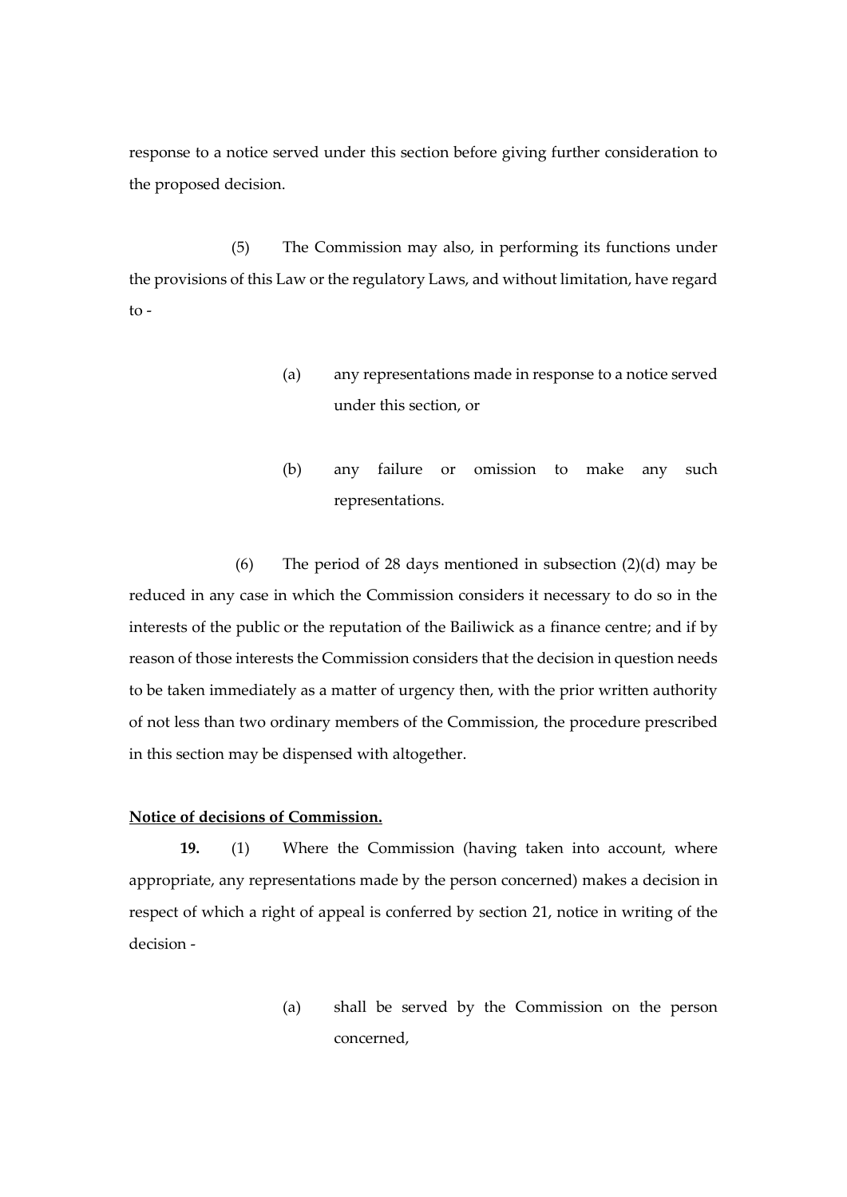response to a notice served under this section before giving further consideration to the proposed decision.

(5) The Commission may also, in performing its functions under the provisions of this Law or the regulatory Laws, and without limitation, have regard to -

(a) any representations made in response to a notice served under this section, or

(b) any failure or omission to make any such representations.

(6) The period of 28 days mentioned in subsection (2)(d) may be reduced in any case in which the Commission considers it necessary to do so in the interests of the public or the reputation of the Bailiwick as a finance centre; and if by reason of those interests the Commission considers that the decision in question needs to be taken immediately as a matter of urgency then, with the prior written authority of not less than two ordinary members of the Commission, the procedure prescribed in this section may be dispensed with altogether.

**Notice of decisions of Commission.**

**19.** (1) Where the Commission (having taken into account, where appropriate, any representations made by the person concerned) makes a decision in respect of which a right of appeal is conferred by section 21, notice in writing of the decision -

(a) shall be served by the Commission on the person concerned,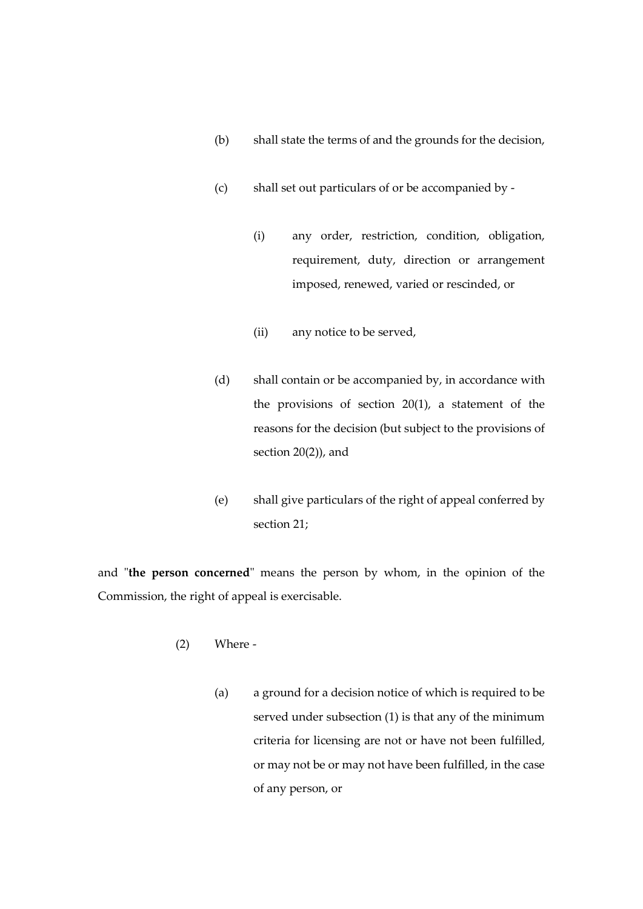(b) shall state the terms of and the grounds for the decision,

(c) shall set out particulars of or be accompanied by -

  (i) any order, restriction, condition, obligation, requirement, duty, direction or arrangement imposed, renewed, varied or rescinded, or

  (ii) any notice to be served,

(d) shall contain or be accompanied by, in accordance with the provisions of section 20(1), a statement of the reasons for the decision (but subject to the provisions of section 20(2)), and

(e) shall give particulars of the right of appeal conferred by section 21;

and "**the person concerned**" means the person by whom, in the opinion of the Commission, the right of appeal is exercisable.

(2) Where -

(a) a ground for a decision notice of which is required to be served under subsection (1) is that any of the minimum criteria for licensing are not or have not been fulfilled, or may not be or may not have been fulfilled, in the case of any person, or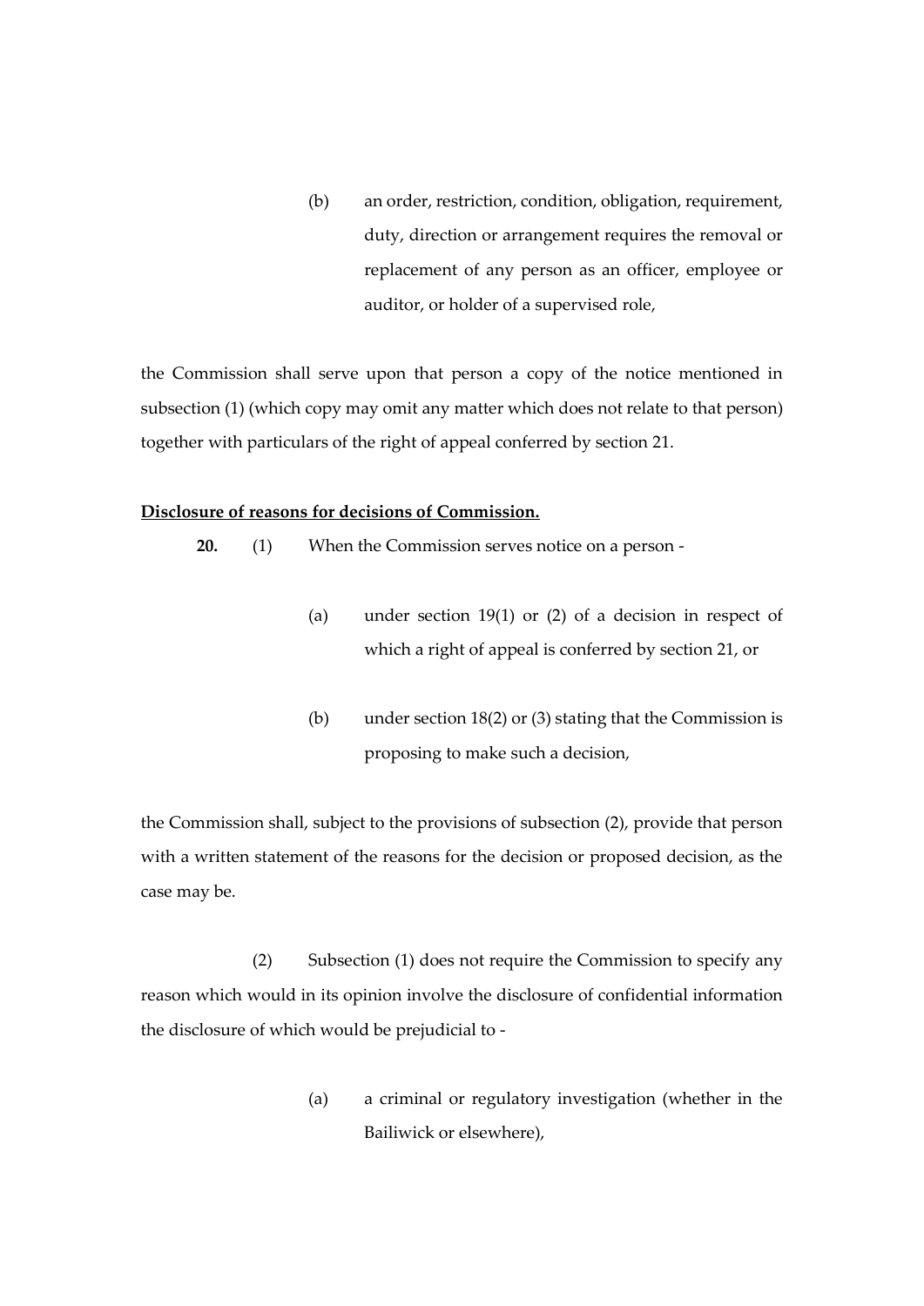(b) an order, restriction, condition, obligation, requirement, duty, direction or arrangement requires the removal or replacement of any person as an officer, employee or auditor, or holder of a supervised role,

the Commission shall serve upon that person a copy of the notice mentioned in subsection (1) (which copy may omit any matter which does not relate to that person) together with particulars of the right of appeal conferred by section 21.

**Disclosure of reasons for decisions of Commission.**

**20.** (1) When the Commission serves notice on a person -

(a) under section 19(1) or (2) of a decision in respect of which a right of appeal is conferred by section 21, or

(b) under section 18(2) or (3) stating that the Commission is proposing to make such a decision,

the Commission shall, subject to the provisions of subsection (2), provide that person with a written statement of the reasons for the decision or proposed decision, as the case may be.

(2) Subsection (1) does not require the Commission to specify any reason which would in its opinion involve the disclosure of confidential information the disclosure of which would be prejudicial to -

(a) a criminal or regulatory investigation (whether in the Bailiwick or elsewhere),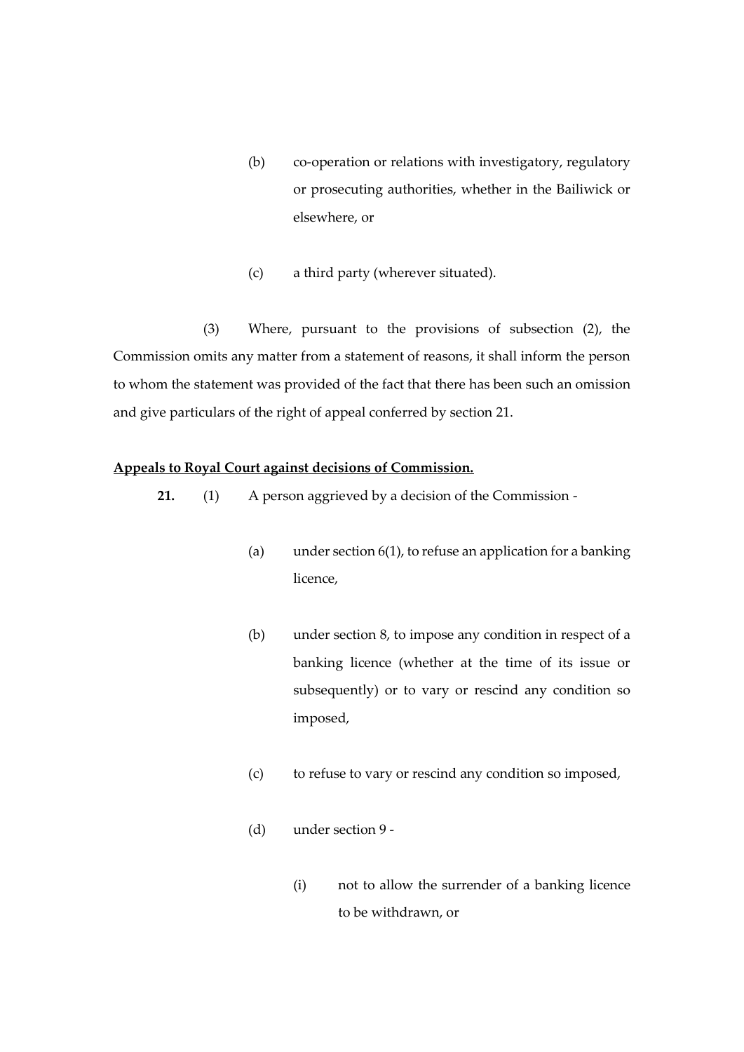(b) co-operation or relations with investigatory, regulatory or prosecuting authorities, whether in the Bailiwick or elsewhere, or

(c) a third party (wherever situated).

(3) Where, pursuant to the provisions of subsection (2), the Commission omits any matter from a statement of reasons, it shall inform the person to whom the statement was provided of the fact that there has been such an omission and give particulars of the right of appeal conferred by section 21.

**Appeals to Royal Court against decisions of Commission.**

**21.** (1) A person aggrieved by a decision of the Commission -

(a) under section 6(1), to refuse an application for a banking licence,

(b) under section 8, to impose any condition in respect of a banking licence (whether at the time of its issue or subsequently) or to vary or rescind any condition so imposed,

(c) to refuse to vary or rescind any condition so imposed,

(d) under section 9 -

(i) not to allow the surrender of a banking licence to be withdrawn, or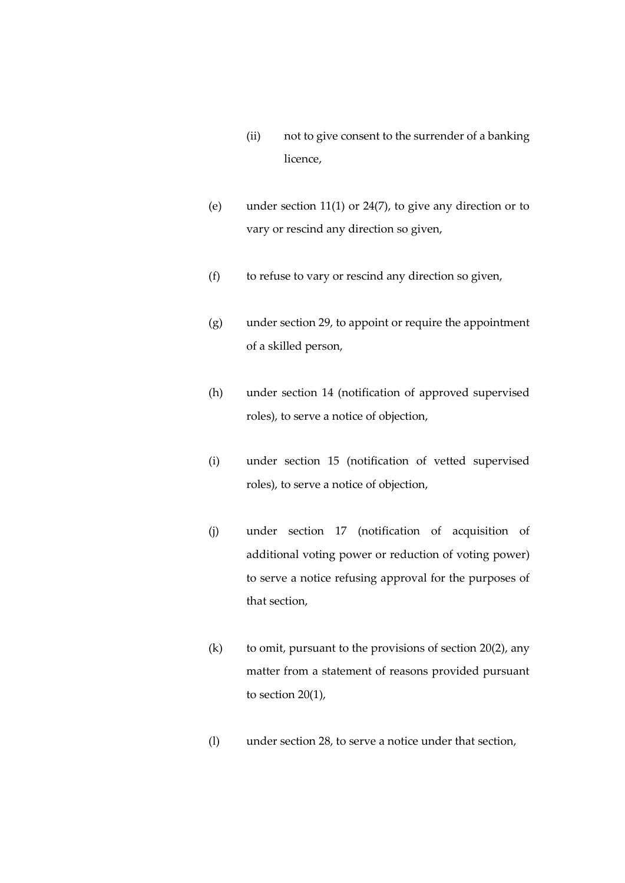(ii) not to give consent to the surrender of a banking licence,

(e) under section 11(1) or 24(7), to give any direction or to vary or rescind any direction so given,

(f) to refuse to vary or rescind any direction so given,

(g) under section 29, to appoint or require the appointment of a skilled person,

(h) under section 14 (notification of approved supervised roles), to serve a notice of objection,

(i) under section 15 (notification of vetted supervised roles), to serve a notice of objection,

(j) under section 17 (notification of acquisition of additional voting power or reduction of voting power) to serve a notice refusing approval for the purposes of that section,

(k) to omit, pursuant to the provisions of section 20(2), any matter from a statement of reasons provided pursuant to section 20(1),

(l) under section 28, to serve a notice under that section,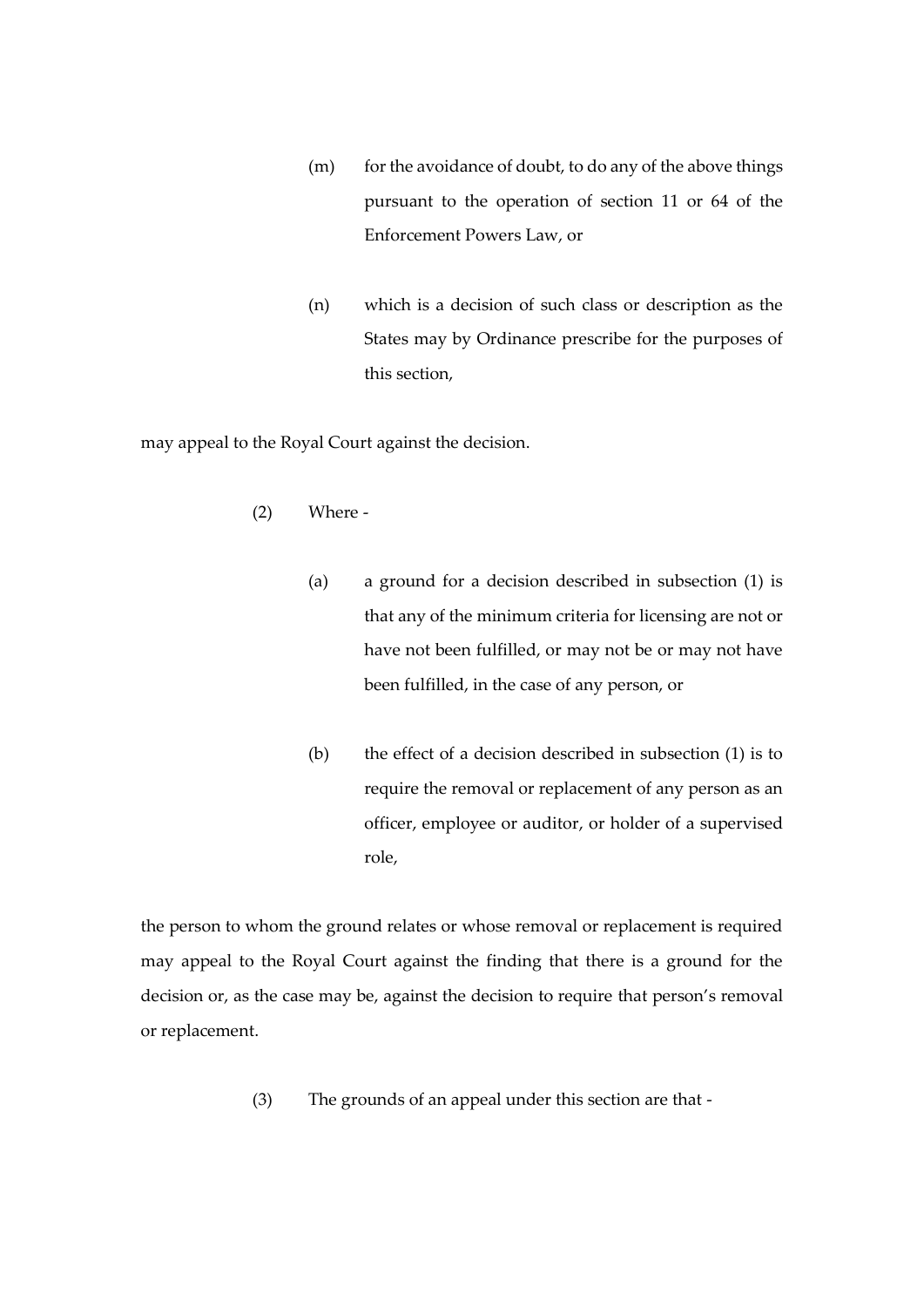(m) for the avoidance of doubt, to do any of the above things pursuant to the operation of section 11 or 64 of the Enforcement Powers Law, or

(n) which is a decision of such class or description as the States may by Ordinance prescribe for the purposes of this section,

may appeal to the Royal Court against the decision.

(2) Where -

(a) a ground for a decision described in subsection (1) is that any of the minimum criteria for licensing are not or have not been fulfilled, or may not be or may not have been fulfilled, in the case of any person, or

(b) the effect of a decision described in subsection (1) is to require the removal or replacement of any person as an officer, employee or auditor, or holder of a supervised role,

the person to whom the ground relates or whose removal or replacement is required may appeal to the Royal Court against the finding that there is a ground for the decision or, as the case may be, against the decision to require that person's removal or replacement.

(3) The grounds of an appeal under this section are that -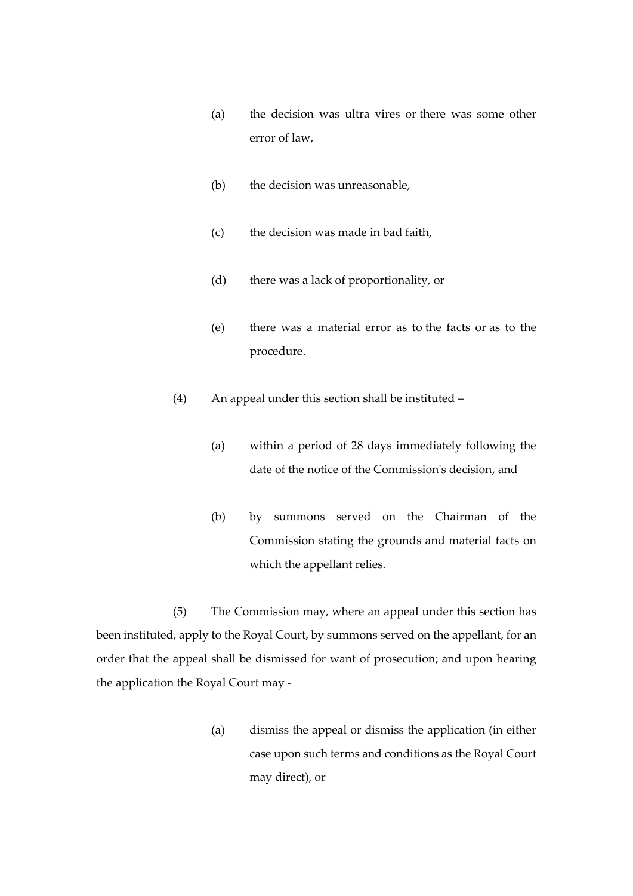(a) the decision was ultra vires or there was some other error of law,

(b) the decision was unreasonable,

(c) the decision was made in bad faith,

(d) there was a lack of proportionality, or

(e) there was a material error as to the facts or as to the procedure.

(4) An appeal under this section shall be instituted –

(a) within a period of 28 days immediately following the date of the notice of the Commission's decision, and

(b) by summons served on the Chairman of the Commission stating the grounds and material facts on which the appellant relies.

(5) The Commission may, where an appeal under this section has been instituted, apply to the Royal Court, by summons served on the appellant, for an order that the appeal shall be dismissed for want of prosecution; and upon hearing the application the Royal Court may -

(a) dismiss the appeal or dismiss the application (in either case upon such terms and conditions as the Royal Court may direct), or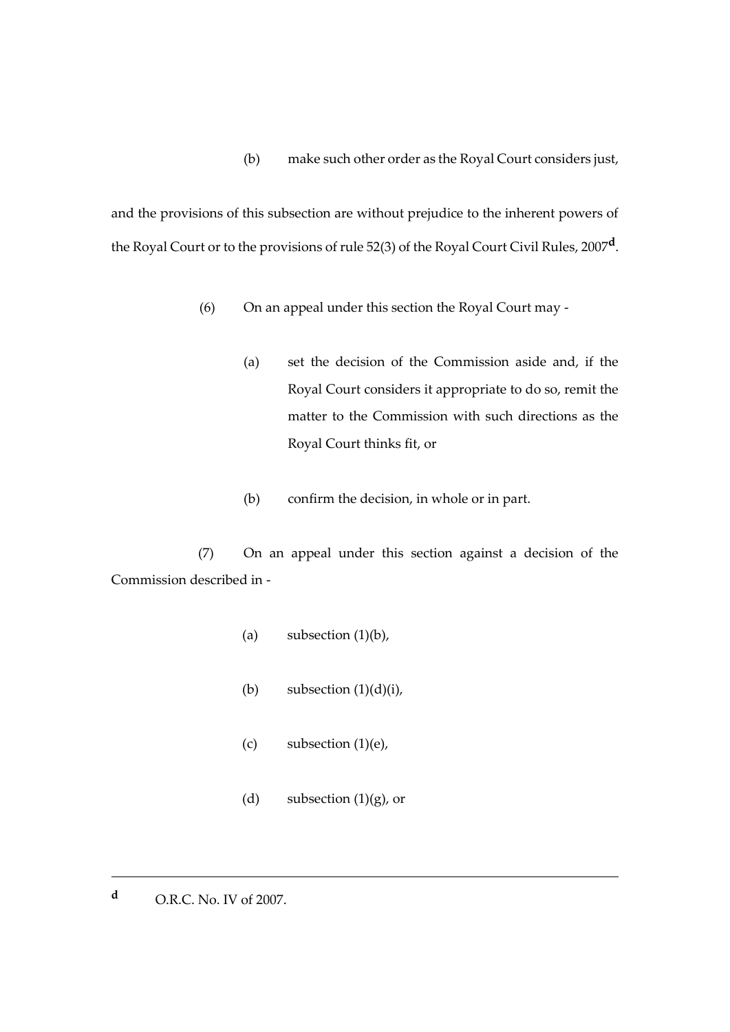(b) make such other order as the Royal Court considers just,

and the provisions of this subsection are without prejudice to the inherent powers of the Royal Court or to the provisions of rule 52(3) of the Royal Court Civil Rules, 2007[d].

(6) On an appeal under this section the Royal Court may -

(a) set the decision of the Commission aside and, if the Royal Court considers it appropriate to do so, remit the matter to the Commission with such directions as the Royal Court thinks fit, or

(b) confirm the decision, in whole or in part.

(7) On an appeal under this section against a decision of the Commission described in -

(a) subsection (1)(b),

(b) subsection (1)(d)(i),

(c) subsection (1)(e),

(d) subsection (1)(g), or

---

[d] O.R.C. No. IV of 2007.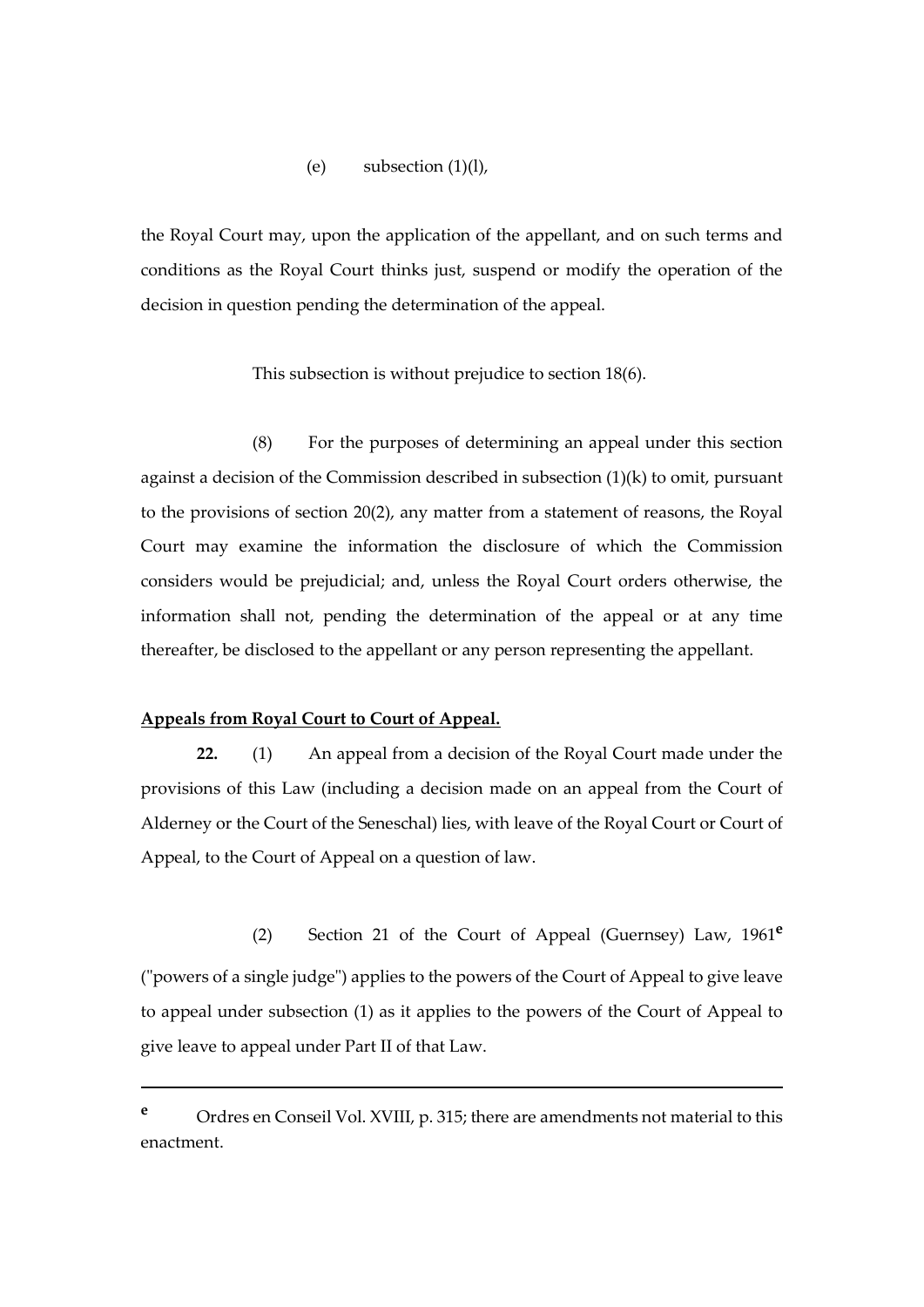(e) subsection (1)(l),

the Royal Court may, upon the application of the appellant, and on such terms and conditions as the Royal Court thinks just, suspend or modify the operation of the decision in question pending the determination of the appeal.

This subsection is without prejudice to section 18(6).

(8) For the purposes of determining an appeal under this section against a decision of the Commission described in subsection (1)(k) to omit, pursuant to the provisions of section 20(2), any matter from a statement of reasons, the Royal Court may examine the information the disclosure of which the Commission considers would be prejudicial; and, unless the Royal Court orders otherwise, the information shall not, pending the determination of the appeal or at any time thereafter, be disclosed to the appellant or any person representing the appellant.

**Appeals from Royal Court to Court of Appeal.**

**22.** (1) An appeal from a decision of the Royal Court made under the provisions of this Law (including a decision made on an appeal from the Court of Alderney or the Court of the Seneschal) lies, with leave of the Royal Court or Court of Appeal, to the Court of Appeal on a question of law.

(2) Section 21 of the Court of Appeal (Guernsey) Law, 1961[e] ("powers of a single judge") applies to the powers of the Court of Appeal to give leave to appeal under subsection (1) as it applies to the powers of the Court of Appeal to give leave to appeal under Part II of that Law.

---

[e] Ordres en Conseil Vol. XVIII, p. 315; there are amendments not material to this enactment.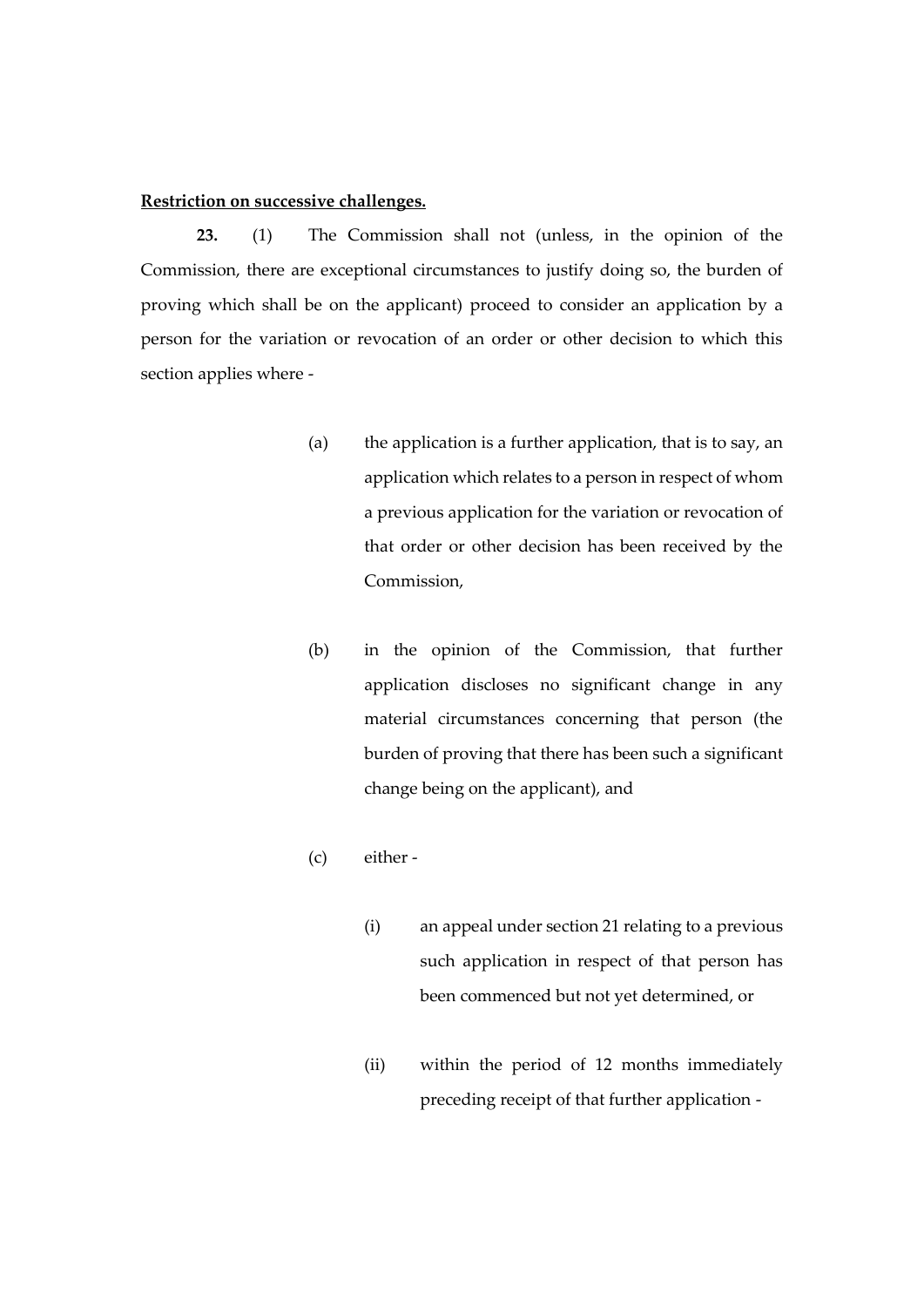**Restriction on successive challenges.**

**23.** (1) The Commission shall not (unless, in the opinion of the Commission, there are exceptional circumstances to justify doing so, the burden of proving which shall be on the applicant) proceed to consider an application by a person for the variation or revocation of an order or other decision to which this section applies where -

(a) the application is a further application, that is to say, an application which relates to a person in respect of whom a previous application for the variation or revocation of that order or other decision has been received by the Commission,

(b) in the opinion of the Commission, that further application discloses no significant change in any material circumstances concerning that person (the burden of proving that there has been such a significant change being on the applicant), and

(c) either -

(i) an appeal under section 21 relating to a previous such application in respect of that person has been commenced but not yet determined, or

(ii) within the period of 12 months immediately preceding receipt of that further application -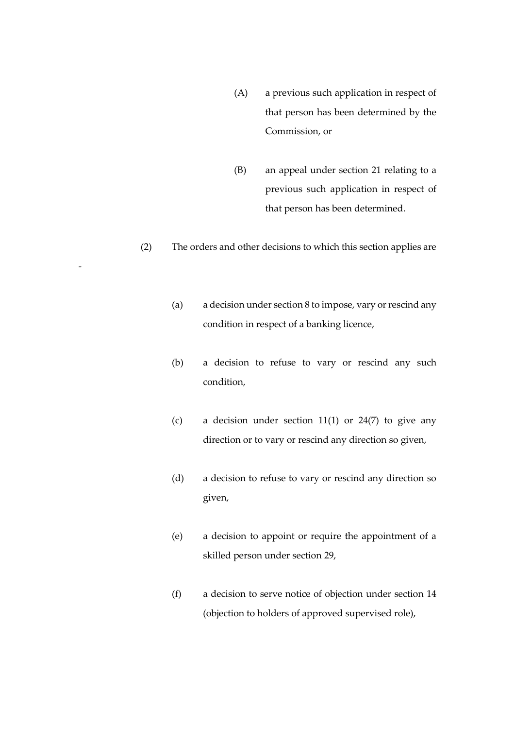(A) a previous such application in respect of that person has been determined by the Commission, or

(B) an appeal under section 21 relating to a previous such application in respect of that person has been determined.

(2) The orders and other decisions to which this section applies are -

(a) a decision under section 8 to impose, vary or rescind any condition in respect of a banking licence,

(b) a decision to refuse to vary or rescind any such condition,

(c) a decision under section 11(1) or 24(7) to give any direction or to vary or rescind any direction so given,

(d) a decision to refuse to vary or rescind any direction so given,

(e) a decision to appoint or require the appointment of a skilled person under section 29,

(f) a decision to serve notice of objection under section 14 (objection to holders of approved supervised role),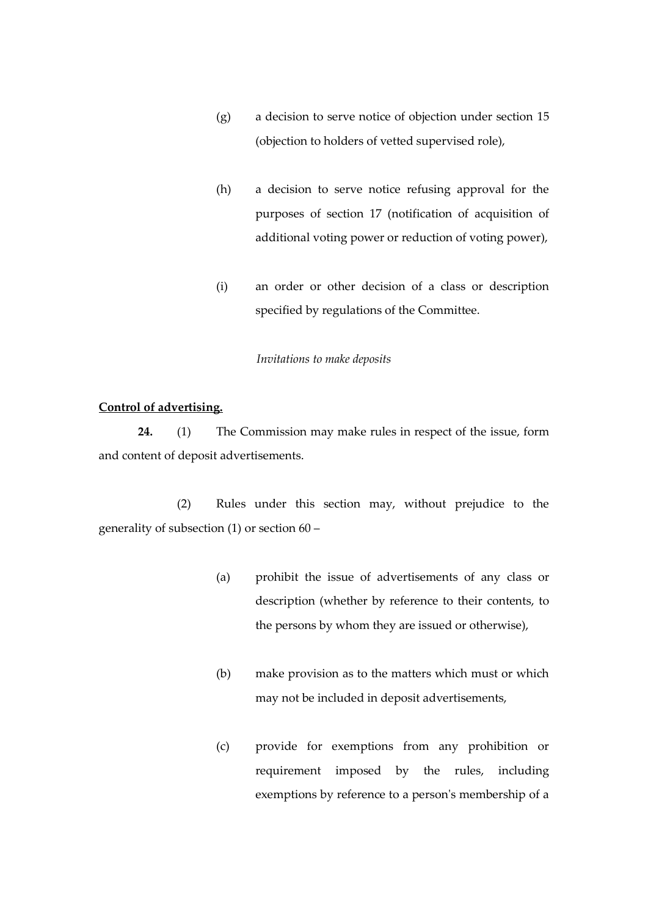(g) a decision to serve notice of objection under section 15 (objection to holders of vetted supervised role),

(h) a decision to serve notice refusing approval for the purposes of section 17 (notification of acquisition of additional voting power or reduction of voting power),

(i) an order or other decision of a class or description specified by regulations of the Committee.

*Invitations to make deposits*

**Control of advertising.**

**24.** (1) The Commission may make rules in respect of the issue, form and content of deposit advertisements.

(2) Rules under this section may, without prejudice to the generality of subsection (1) or section 60 –

(a) prohibit the issue of advertisements of any class or description (whether by reference to their contents, to the persons by whom they are issued or otherwise),

(b) make provision as to the matters which must or which may not be included in deposit advertisements,

(c) provide for exemptions from any prohibition or requirement imposed by the rules, including exemptions by reference to a person's membership of a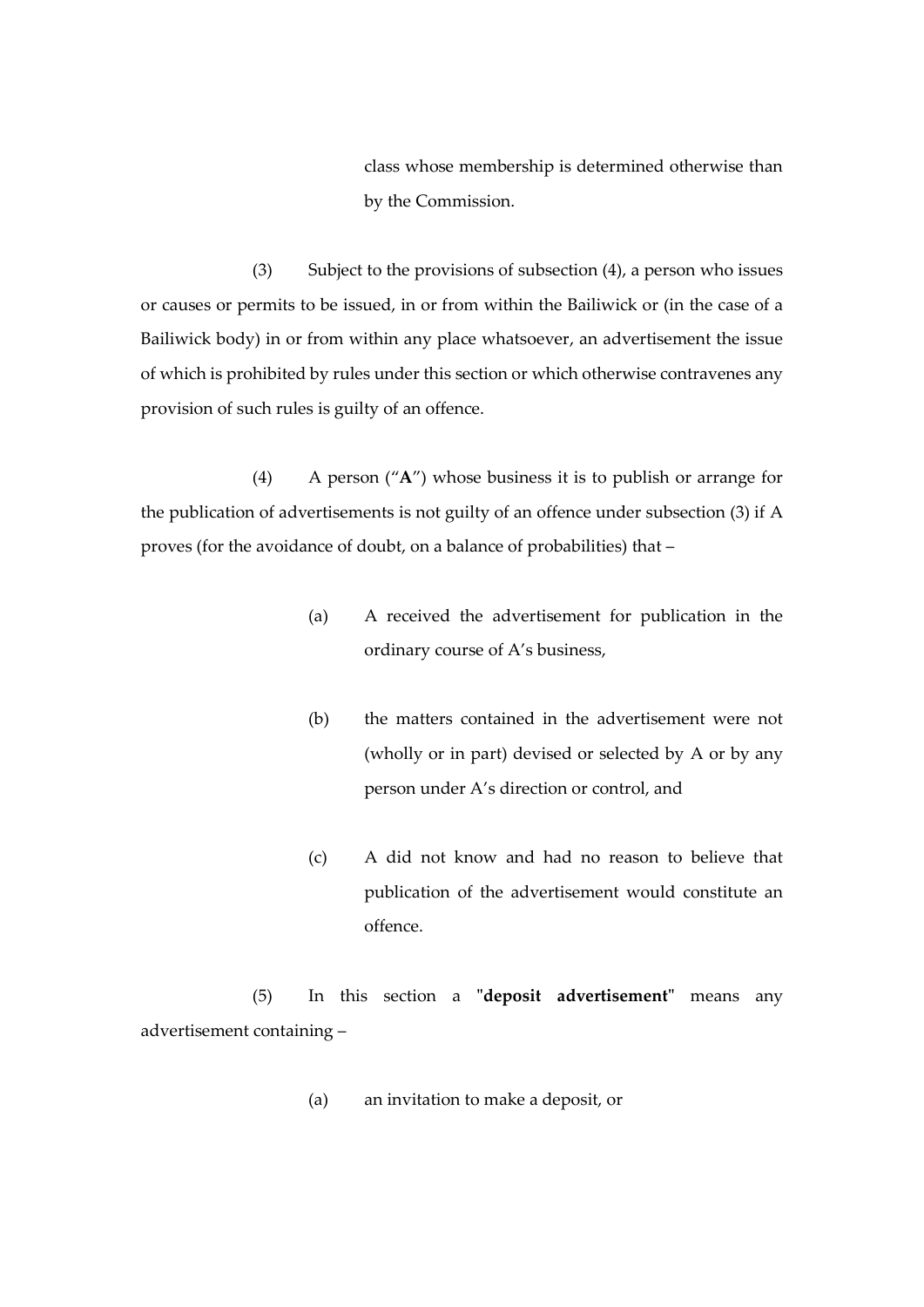class whose membership is determined otherwise than by the Commission.

(3) Subject to the provisions of subsection (4), a person who issues or causes or permits to be issued, in or from within the Bailiwick or (in the case of a Bailiwick body) in or from within any place whatsoever, an advertisement the issue of which is prohibited by rules under this section or which otherwise contravenes any provision of such rules is guilty of an offence.

(4) A person ("**A**") whose business it is to publish or arrange for the publication of advertisements is not guilty of an offence under subsection (3) if A proves (for the avoidance of doubt, on a balance of probabilities) that –

(a) A received the advertisement for publication in the ordinary course of A's business,

(b) the matters contained in the advertisement were not (wholly or in part) devised or selected by A or by any person under A's direction or control, and

(c) A did not know and had no reason to believe that publication of the advertisement would constitute an offence.

(5) In this section a "**deposit advertisement**" means any advertisement containing –

(a) an invitation to make a deposit, or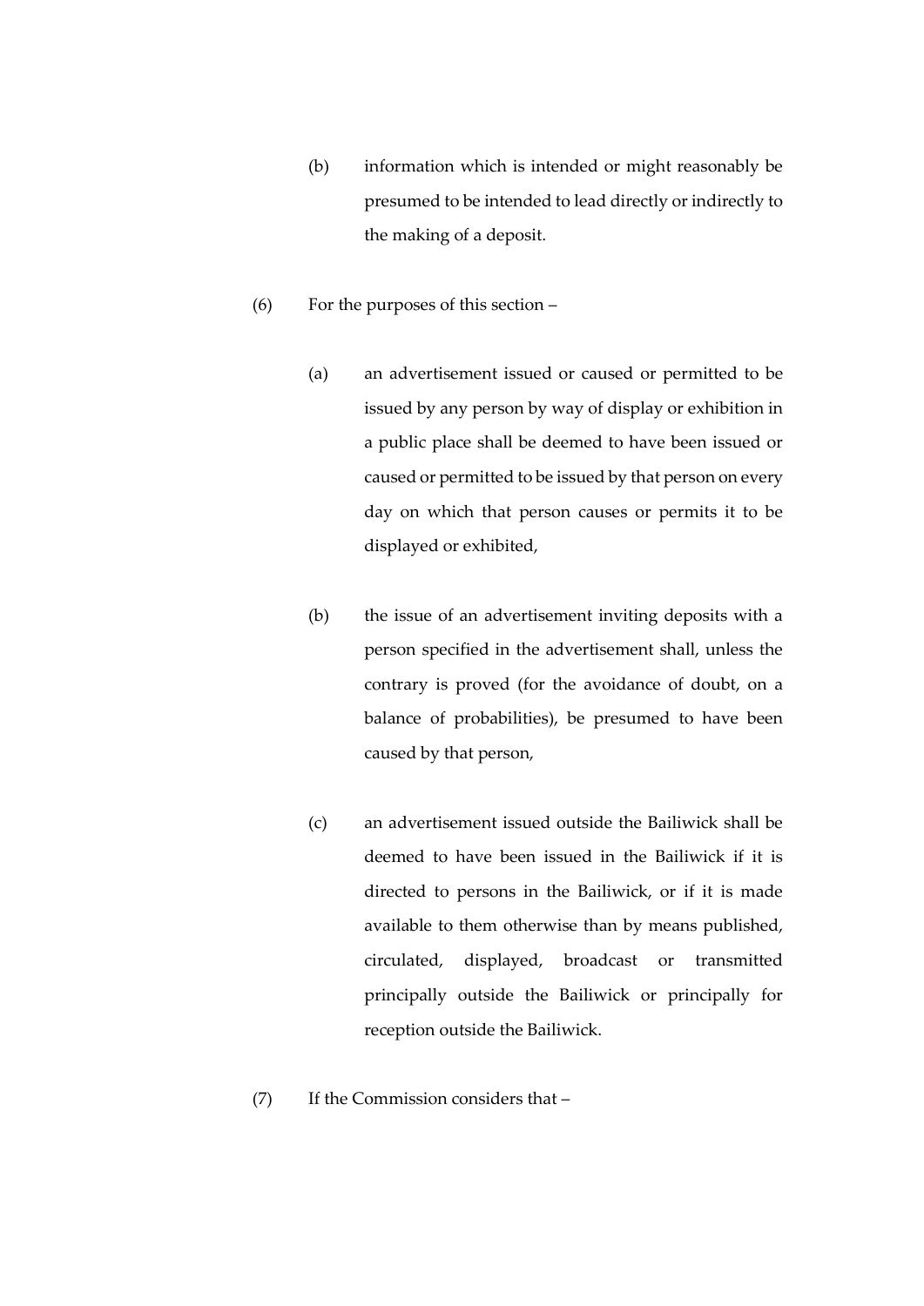(b) information which is intended or might reasonably be presumed to be intended to lead directly or indirectly to the making of a deposit.

(6) For the purposes of this section –

(a) an advertisement issued or caused or permitted to be issued by any person by way of display or exhibition in a public place shall be deemed to have been issued or caused or permitted to be issued by that person on every day on which that person causes or permits it to be displayed or exhibited,

(b) the issue of an advertisement inviting deposits with a person specified in the advertisement shall, unless the contrary is proved (for the avoidance of doubt, on a balance of probabilities), be presumed to have been caused by that person,

(c) an advertisement issued outside the Bailiwick shall be deemed to have been issued in the Bailiwick if it is directed to persons in the Bailiwick, or if it is made available to them otherwise than by means published, circulated, displayed, broadcast or transmitted principally outside the Bailiwick or principally for reception outside the Bailiwick.

(7) If the Commission considers that –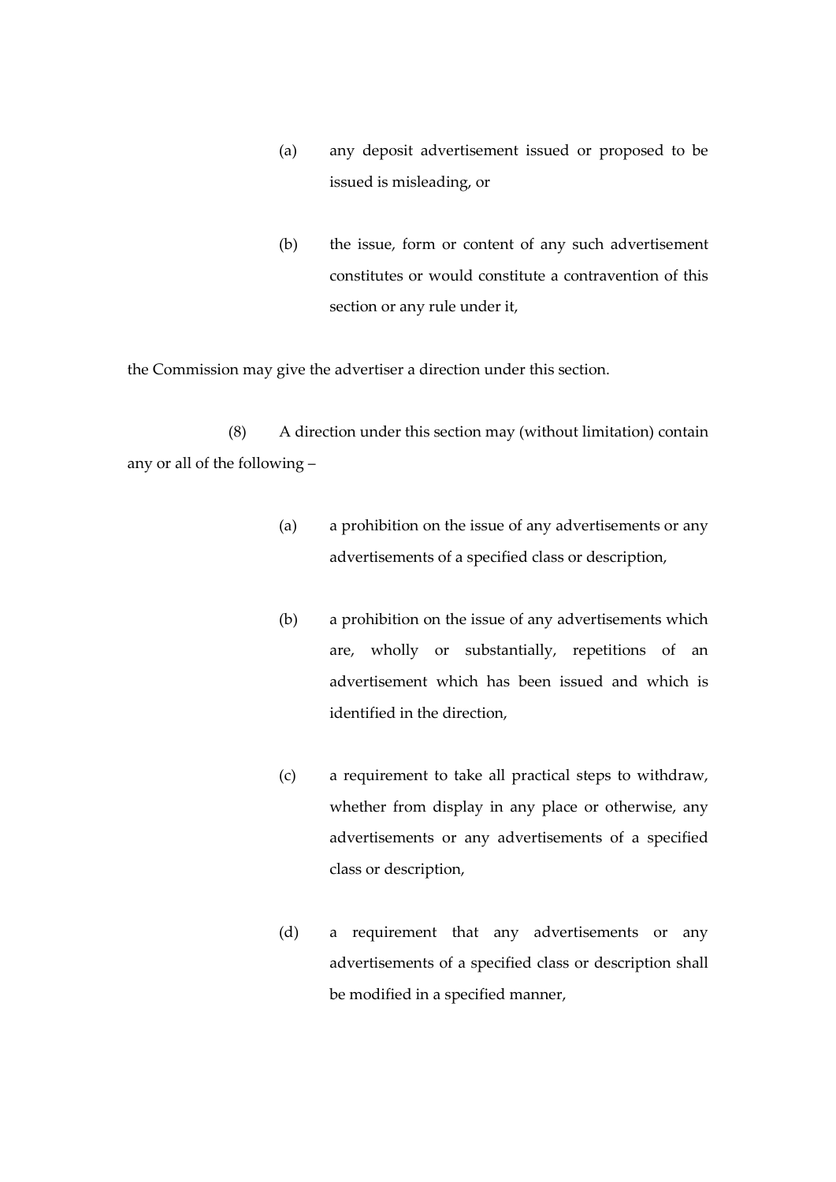(a) any deposit advertisement issued or proposed to be issued is misleading, or

(b) the issue, form or content of any such advertisement constitutes or would constitute a contravention of this section or any rule under it,

the Commission may give the advertiser a direction under this section.

(8) A direction under this section may (without limitation) contain any or all of the following –

(a) a prohibition on the issue of any advertisements or any advertisements of a specified class or description,

(b) a prohibition on the issue of any advertisements which are, wholly or substantially, repetitions of an advertisement which has been issued and which is identified in the direction,

(c) a requirement to take all practical steps to withdraw, whether from display in any place or otherwise, any advertisements or any advertisements of a specified class or description,

(d) a requirement that any advertisements or any advertisements of a specified class or description shall be modified in a specified manner,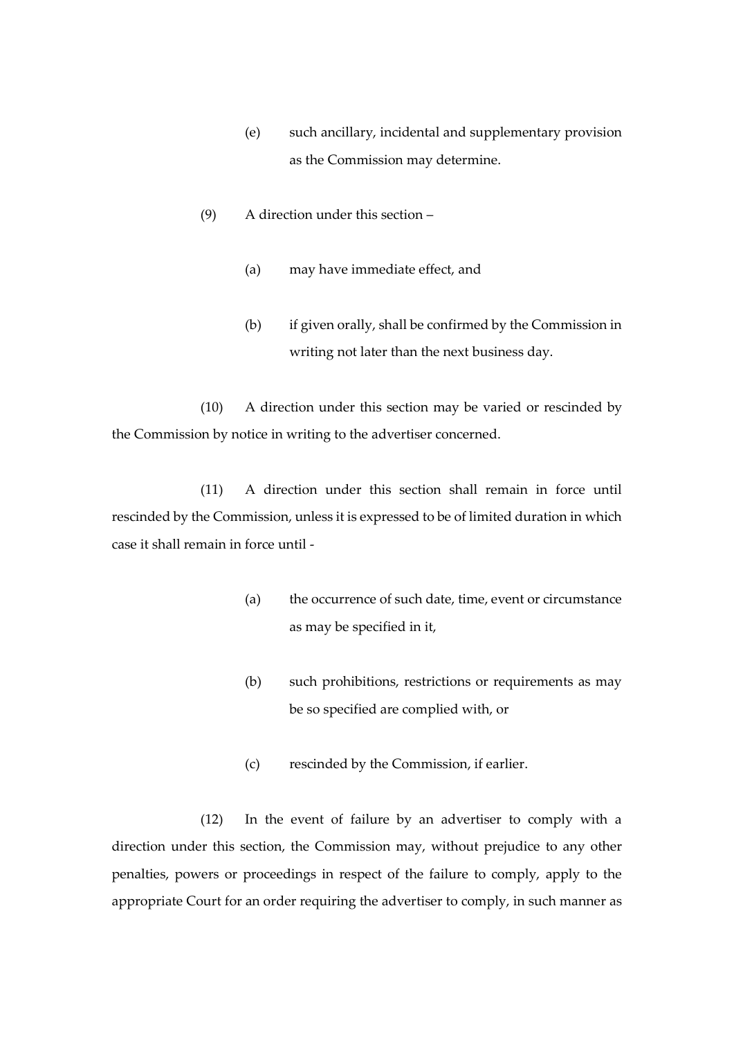(e) such ancillary, incidental and supplementary provision as the Commission may determine.

(9) A direction under this section –

(a) may have immediate effect, and

(b) if given orally, shall be confirmed by the Commission in writing not later than the next business day.

(10) A direction under this section may be varied or rescinded by the Commission by notice in writing to the advertiser concerned.

(11) A direction under this section shall remain in force until rescinded by the Commission, unless it is expressed to be of limited duration in which case it shall remain in force until -

(a) the occurrence of such date, time, event or circumstance as may be specified in it,

(b) such prohibitions, restrictions or requirements as may be so specified are complied with, or

(c) rescinded by the Commission, if earlier.

(12) In the event of failure by an advertiser to comply with a direction under this section, the Commission may, without prejudice to any other penalties, powers or proceedings in respect of the failure to comply, apply to the appropriate Court for an order requiring the advertiser to comply, in such manner as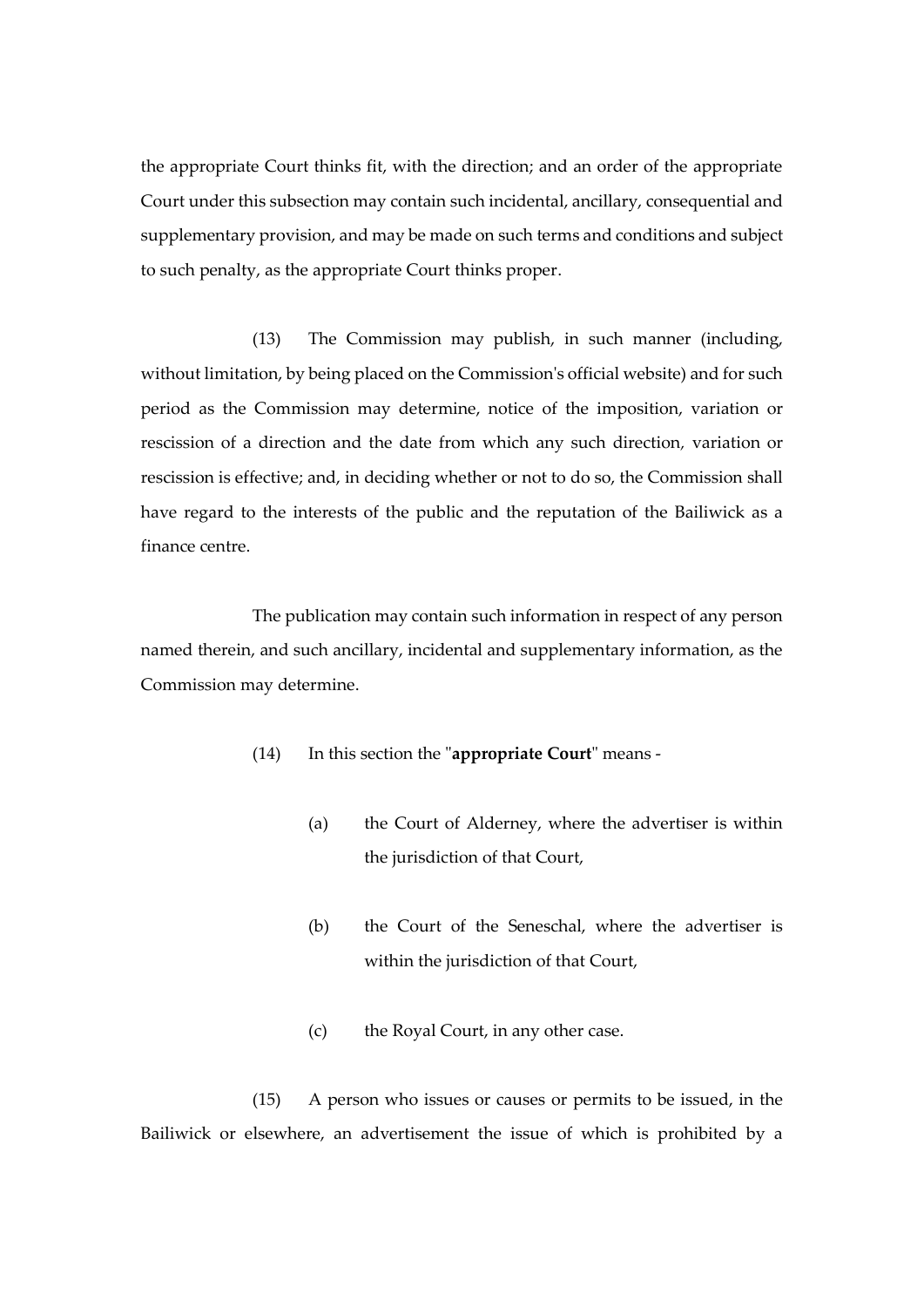the appropriate Court thinks fit, with the direction; and an order of the appropriate Court under this subsection may contain such incidental, ancillary, consequential and supplementary provision, and may be made on such terms and conditions and subject to such penalty, as the appropriate Court thinks proper.

(13) The Commission may publish, in such manner (including, without limitation, by being placed on the Commission's official website) and for such period as the Commission may determine, notice of the imposition, variation or rescission of a direction and the date from which any such direction, variation or rescission is effective; and, in deciding whether or not to do so, the Commission shall have regard to the interests of the public and the reputation of the Bailiwick as a finance centre.

The publication may contain such information in respect of any person named therein, and such ancillary, incidental and supplementary information, as the Commission may determine.

(14) In this section the "**appropriate Court**" means -

(a) the Court of Alderney, where the advertiser is within the jurisdiction of that Court,

(b) the Court of the Seneschal, where the advertiser is within the jurisdiction of that Court,

(c) the Royal Court, in any other case.

(15) A person who issues or causes or permits to be issued, in the Bailiwick or elsewhere, an advertisement the issue of which is prohibited by a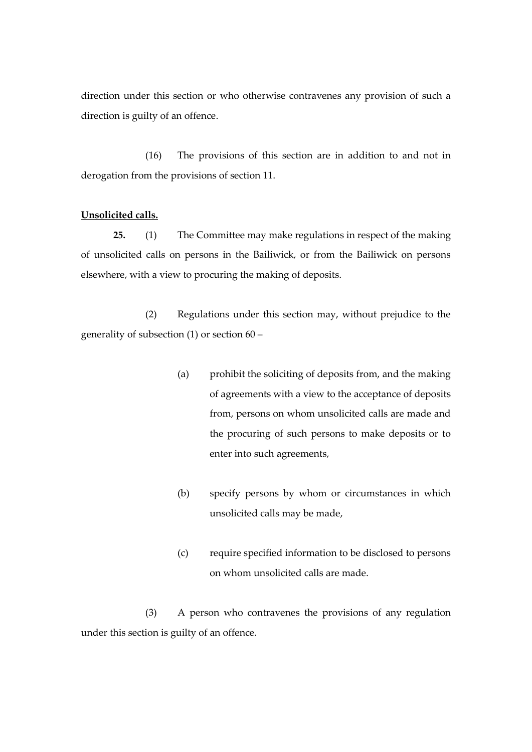direction under this section or who otherwise contravenes any provision of such a direction is guilty of an offence.

(16) The provisions of this section are in addition to and not in derogation from the provisions of section 11.

**Unsolicited calls.**

**25.** (1) The Committee may make regulations in respect of the making of unsolicited calls on persons in the Bailiwick, or from the Bailiwick on persons elsewhere, with a view to procuring the making of deposits.

(2) Regulations under this section may, without prejudice to the generality of subsection (1) or section 60 –

(a) prohibit the soliciting of deposits from, and the making of agreements with a view to the acceptance of deposits from, persons on whom unsolicited calls are made and the procuring of such persons to make deposits or to enter into such agreements,

(b) specify persons by whom or circumstances in which unsolicited calls may be made,

(c) require specified information to be disclosed to persons on whom unsolicited calls are made.

(3) A person who contravenes the provisions of any regulation under this section is guilty of an offence.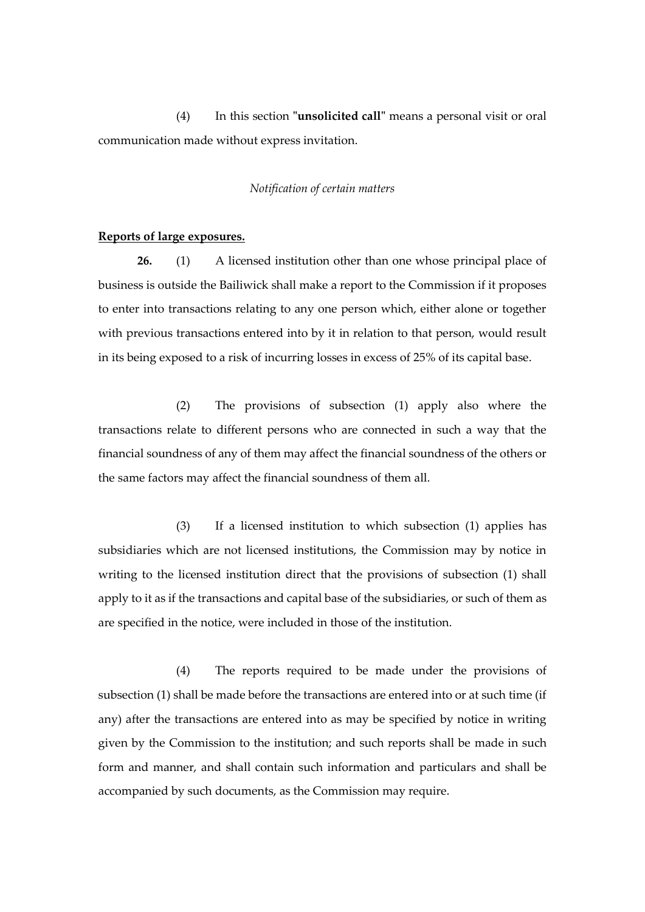(4) In this section "**unsolicited call**" means a personal visit or oral communication made without express invitation.

*Notification of certain matters*

**Reports of large exposures.**

**26.** (1) A licensed institution other than one whose principal place of business is outside the Bailiwick shall make a report to the Commission if it proposes to enter into transactions relating to any one person which, either alone or together with previous transactions entered into by it in relation to that person, would result in its being exposed to a risk of incurring losses in excess of 25% of its capital base.

(2) The provisions of subsection (1) apply also where the transactions relate to different persons who are connected in such a way that the financial soundness of any of them may affect the financial soundness of the others or the same factors may affect the financial soundness of them all.

(3) If a licensed institution to which subsection (1) applies has subsidiaries which are not licensed institutions, the Commission may by notice in writing to the licensed institution direct that the provisions of subsection (1) shall apply to it as if the transactions and capital base of the subsidiaries, or such of them as are specified in the notice, were included in those of the institution.

(4) The reports required to be made under the provisions of subsection (1) shall be made before the transactions are entered into or at such time (if any) after the transactions are entered into as may be specified by notice in writing given by the Commission to the institution; and such reports shall be made in such form and manner, and shall contain such information and particulars and shall be accompanied by such documents, as the Commission may require.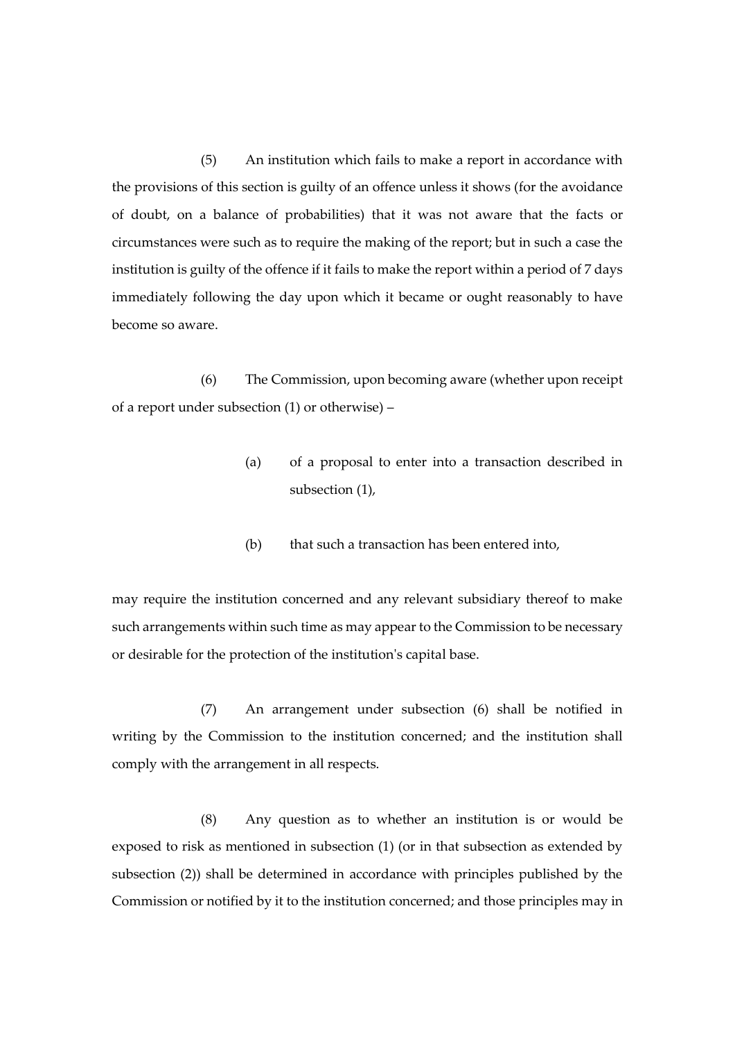(5) An institution which fails to make a report in accordance with the provisions of this section is guilty of an offence unless it shows (for the avoidance of doubt, on a balance of probabilities) that it was not aware that the facts or circumstances were such as to require the making of the report; but in such a case the institution is guilty of the offence if it fails to make the report within a period of 7 days immediately following the day upon which it became or ought reasonably to have become so aware.

(6) The Commission, upon becoming aware (whether upon receipt of a report under subsection (1) or otherwise) –

(a) of a proposal to enter into a transaction described in subsection (1),

(b) that such a transaction has been entered into,

may require the institution concerned and any relevant subsidiary thereof to make such arrangements within such time as may appear to the Commission to be necessary or desirable for the protection of the institution's capital base.

(7) An arrangement under subsection (6) shall be notified in writing by the Commission to the institution concerned; and the institution shall comply with the arrangement in all respects.

(8) Any question as to whether an institution is or would be exposed to risk as mentioned in subsection (1) (or in that subsection as extended by subsection (2)) shall be determined in accordance with principles published by the Commission or notified by it to the institution concerned; and those principles may in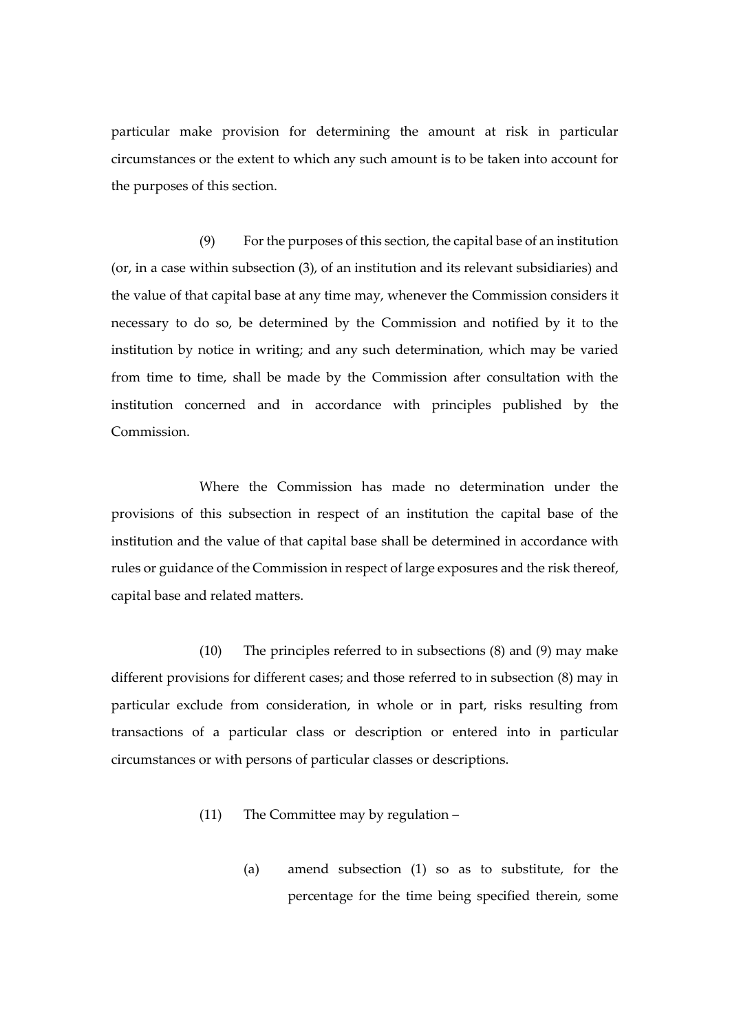particular make provision for determining the amount at risk in particular circumstances or the extent to which any such amount is to be taken into account for the purposes of this section.

(9) For the purposes of this section, the capital base of an institution (or, in a case within subsection (3), of an institution and its relevant subsidiaries) and the value of that capital base at any time may, whenever the Commission considers it necessary to do so, be determined by the Commission and notified by it to the institution by notice in writing; and any such determination, which may be varied from time to time, shall be made by the Commission after consultation with the institution concerned and in accordance with principles published by the Commission.

Where the Commission has made no determination under the provisions of this subsection in respect of an institution the capital base of the institution and the value of that capital base shall be determined in accordance with rules or guidance of the Commission in respect of large exposures and the risk thereof, capital base and related matters.

(10) The principles referred to in subsections (8) and (9) may make different provisions for different cases; and those referred to in subsection (8) may in particular exclude from consideration, in whole or in part, risks resulting from transactions of a particular class or description or entered into in particular circumstances or with persons of particular classes or descriptions.

(11) The Committee may by regulation –

(a) amend subsection (1) so as to substitute, for the percentage for the time being specified therein, some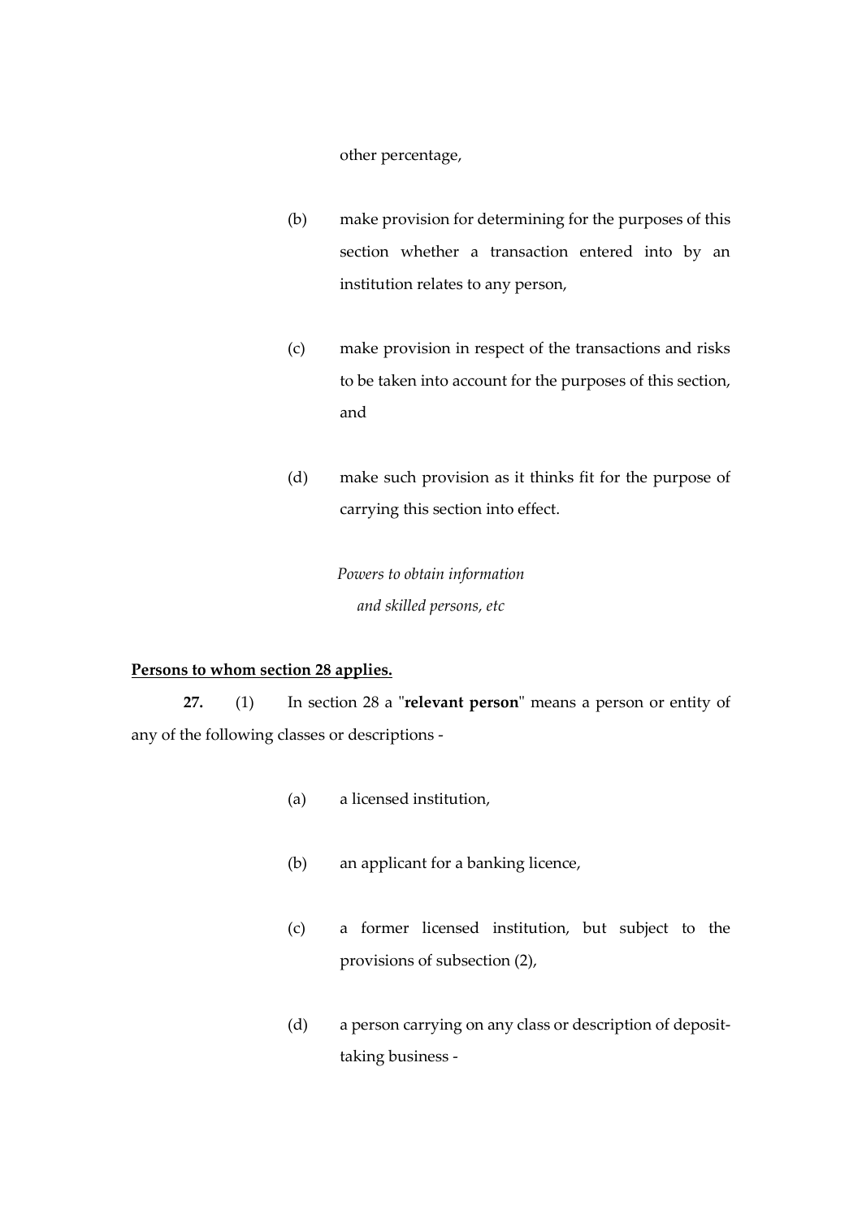other percentage,

(b) make provision for determining for the purposes of this section whether a transaction entered into by an institution relates to any person,

(c) make provision in respect of the transactions and risks to be taken into account for the purposes of this section, and

(d) make such provision as it thinks fit for the purpose of carrying this section into effect.

*Powers to obtain information and skilled persons, etc*

**Persons to whom section 28 applies.**

**27.** (1) In section 28 a "**relevant person**" means a person or entity of any of the following classes or descriptions -

(a) a licensed institution,

(b) an applicant for a banking licence,

(c) a former licensed institution, but subject to the provisions of subsection (2),

(d) a person carrying on any class or description of deposit-taking business -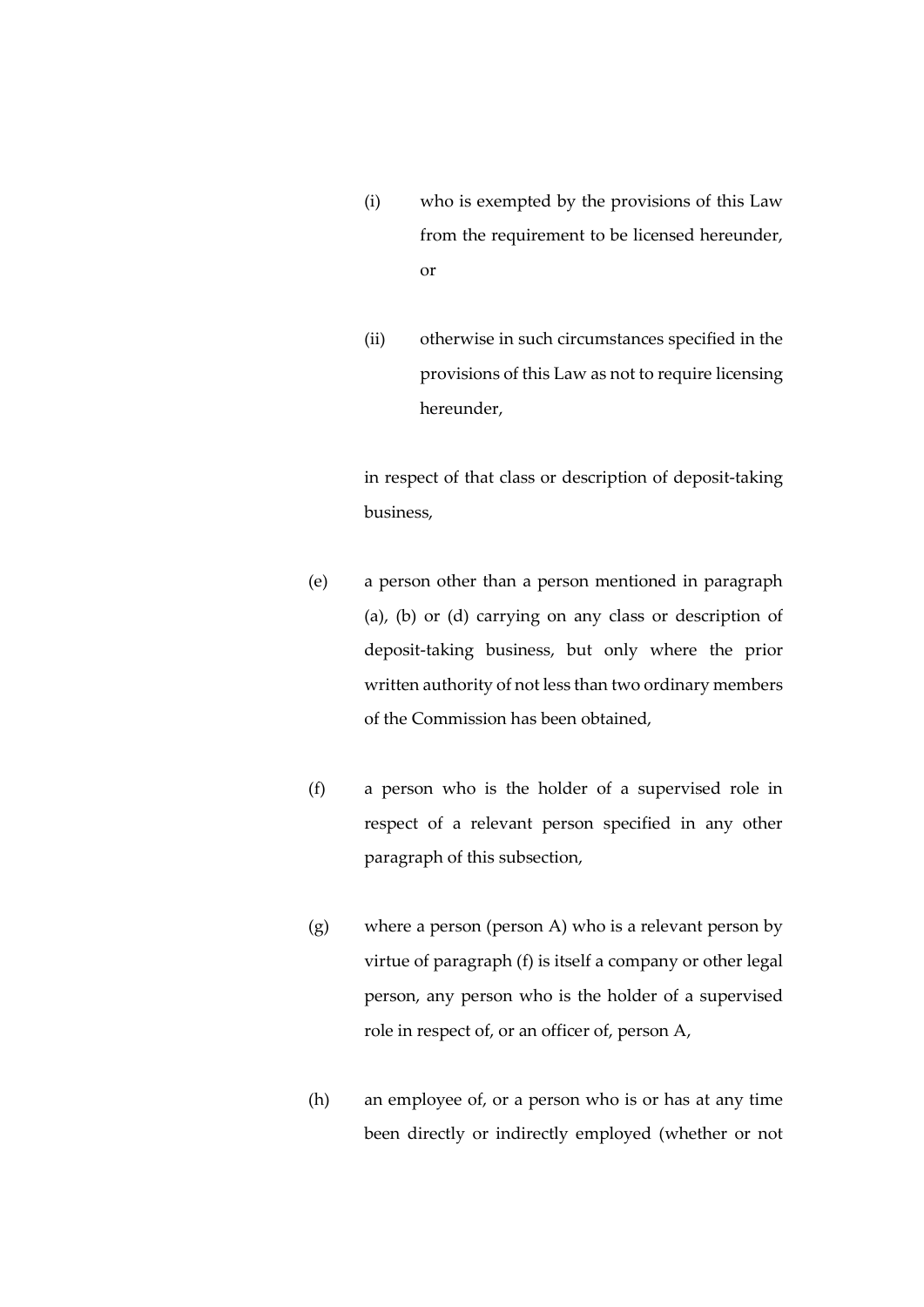(i) who is exempted by the provisions of this Law from the requirement to be licensed hereunder, or

(ii) otherwise in such circumstances specified in the provisions of this Law as not to require licensing hereunder,

in respect of that class or description of deposit-taking business,

(e) a person other than a person mentioned in paragraph (a), (b) or (d) carrying on any class or description of deposit-taking business, but only where the prior written authority of not less than two ordinary members of the Commission has been obtained,

(f) a person who is the holder of a supervised role in respect of a relevant person specified in any other paragraph of this subsection,

(g) where a person (person A) who is a relevant person by virtue of paragraph (f) is itself a company or other legal person, any person who is the holder of a supervised role in respect of, or an officer of, person A,

(h) an employee of, or a person who is or has at any time been directly or indirectly employed (whether or not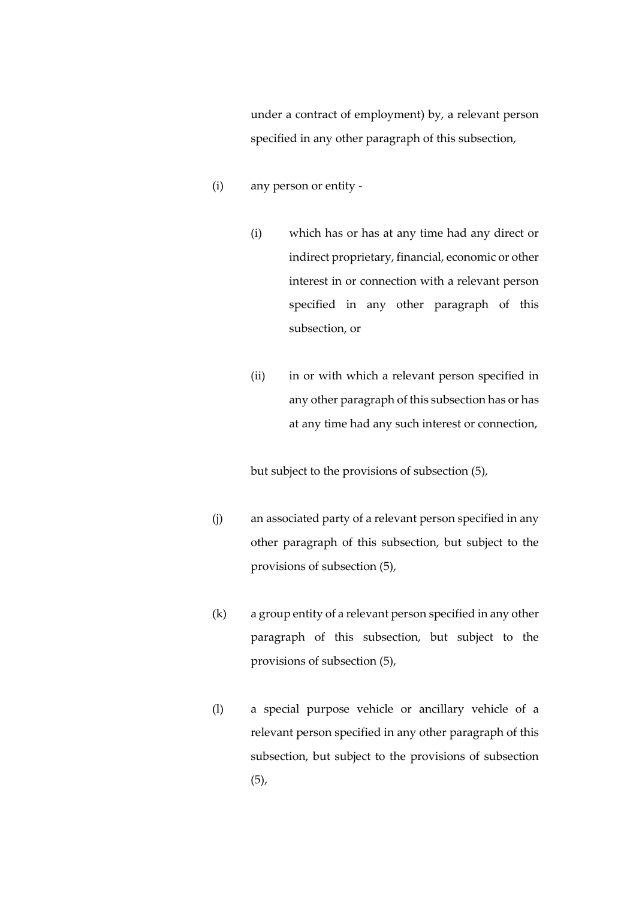under a contract of employment) by, a relevant person specified in any other paragraph of this subsection,

(i) any person or entity -

  (i) which has or has at any time had any direct or indirect proprietary, financial, economic or other interest in or connection with a relevant person specified in any other paragraph of this subsection, or

  (ii) in or with which a relevant person specified in any other paragraph of this subsection has or has at any time had any such interest or connection,

  but subject to the provisions of subsection (5),

(j) an associated party of a relevant person specified in any other paragraph of this subsection, but subject to the provisions of subsection (5),

(k) a group entity of a relevant person specified in any other paragraph of this subsection, but subject to the provisions of subsection (5),

(l) a special purpose vehicle or ancillary vehicle of a relevant person specified in any other paragraph of this subsection, but subject to the provisions of subsection (5),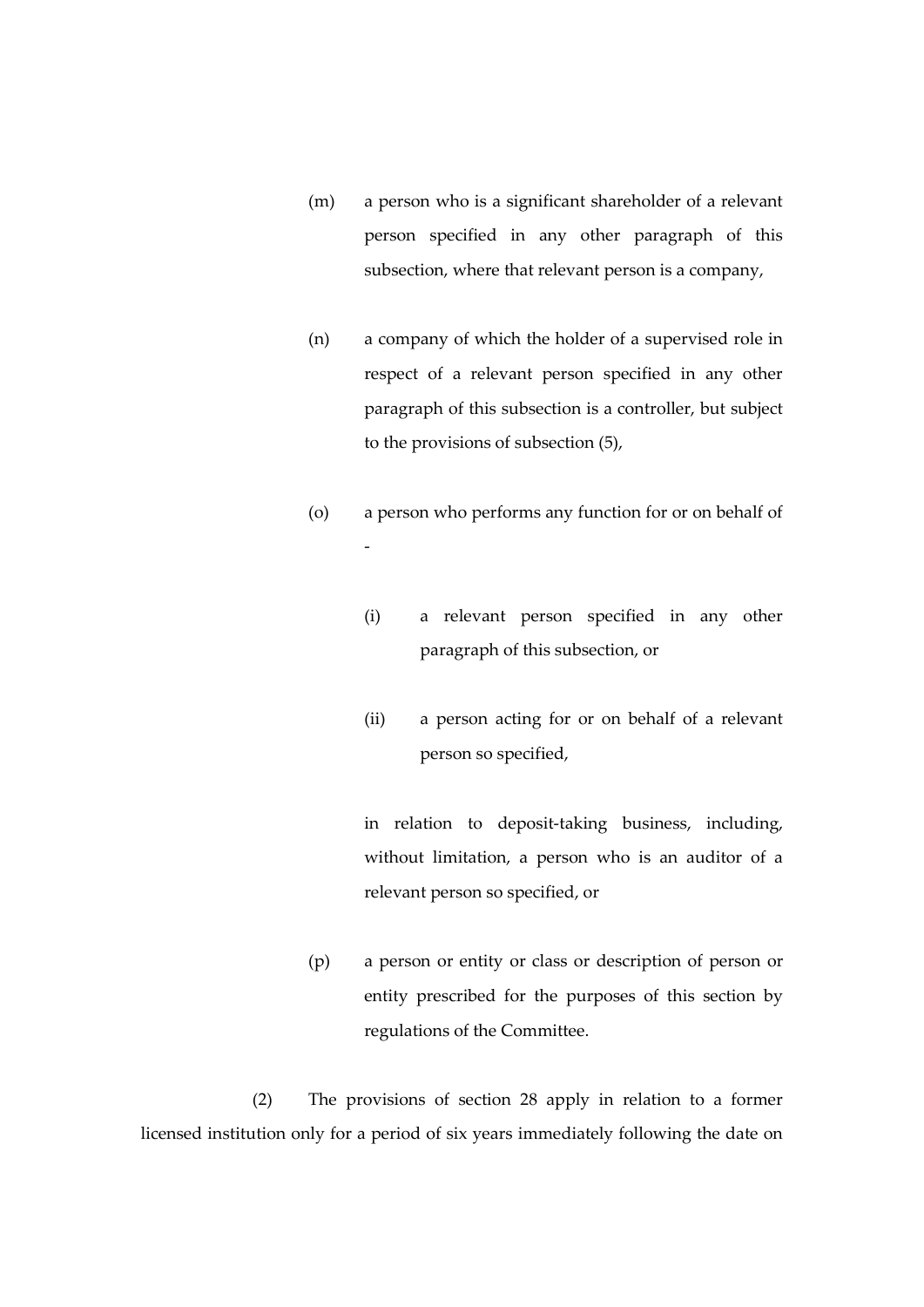(m) a person who is a significant shareholder of a relevant person specified in any other paragraph of this subsection, where that relevant person is a company,

(n) a company of which the holder of a supervised role in respect of a relevant person specified in any other paragraph of this subsection is a controller, but subject to the provisions of subsection (5),

(o) a person who performs any function for or on behalf of -

(i) a relevant person specified in any other paragraph of this subsection, or

(ii) a person acting for or on behalf of a relevant person so specified,

in relation to deposit-taking business, including, without limitation, a person who is an auditor of a relevant person so specified, or

(p) a person or entity or class or description of person or entity prescribed for the purposes of this section by regulations of the Committee.

(2) The provisions of section 28 apply in relation to a former licensed institution only for a period of six years immediately following the date on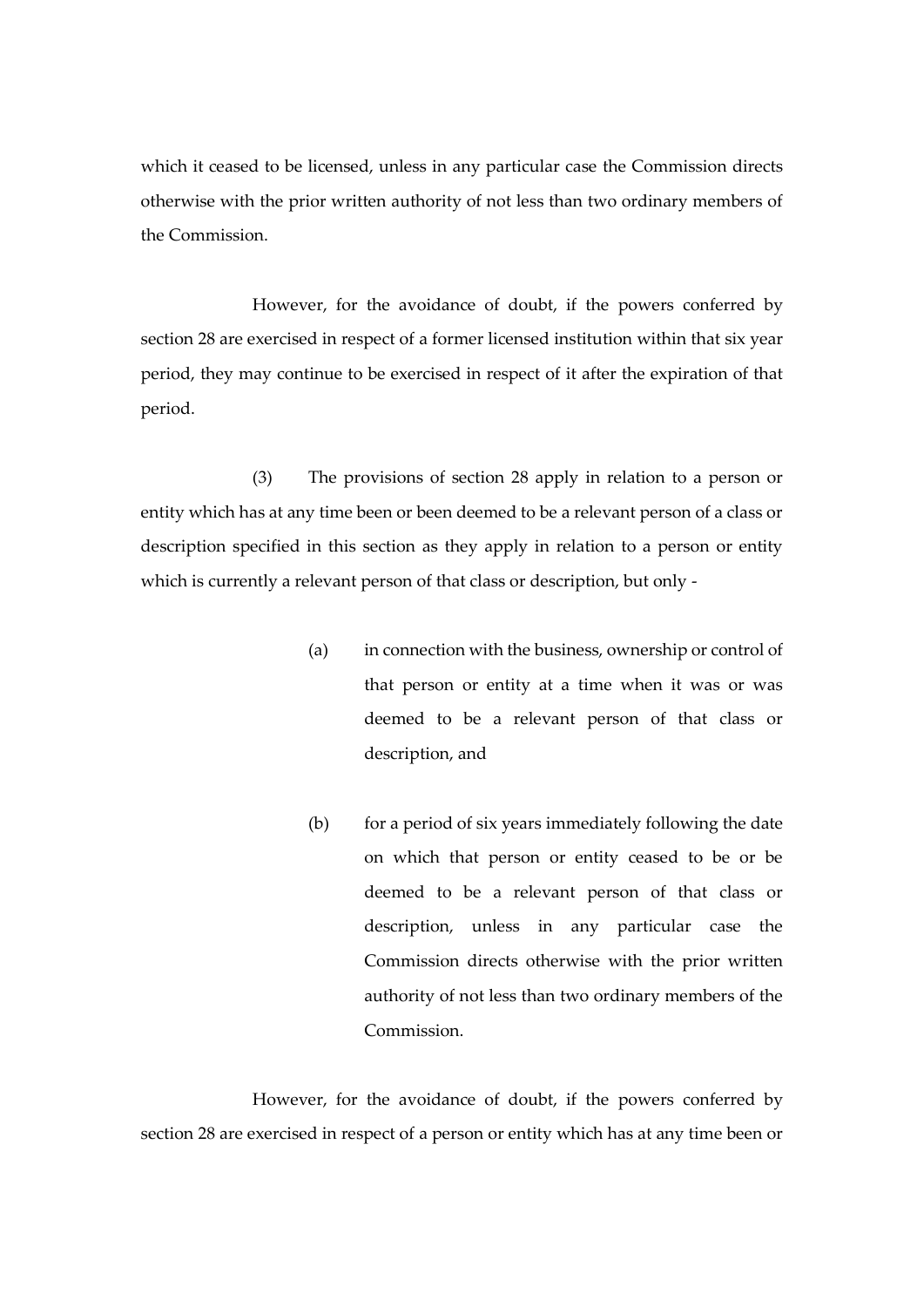which it ceased to be licensed, unless in any particular case the Commission directs otherwise with the prior written authority of not less than two ordinary members of the Commission.

However, for the avoidance of doubt, if the powers conferred by section 28 are exercised in respect of a former licensed institution within that six year period, they may continue to be exercised in respect of it after the expiration of that period.

(3) The provisions of section 28 apply in relation to a person or entity which has at any time been or been deemed to be a relevant person of a class or description specified in this section as they apply in relation to a person or entity which is currently a relevant person of that class or description, but only -

(a) in connection with the business, ownership or control of that person or entity at a time when it was or was deemed to be a relevant person of that class or description, and

(b) for a period of six years immediately following the date on which that person or entity ceased to be or be deemed to be a relevant person of that class or description, unless in any particular case the Commission directs otherwise with the prior written authority of not less than two ordinary members of the Commission.

However, for the avoidance of doubt, if the powers conferred by section 28 are exercised in respect of a person or entity which has at any time been or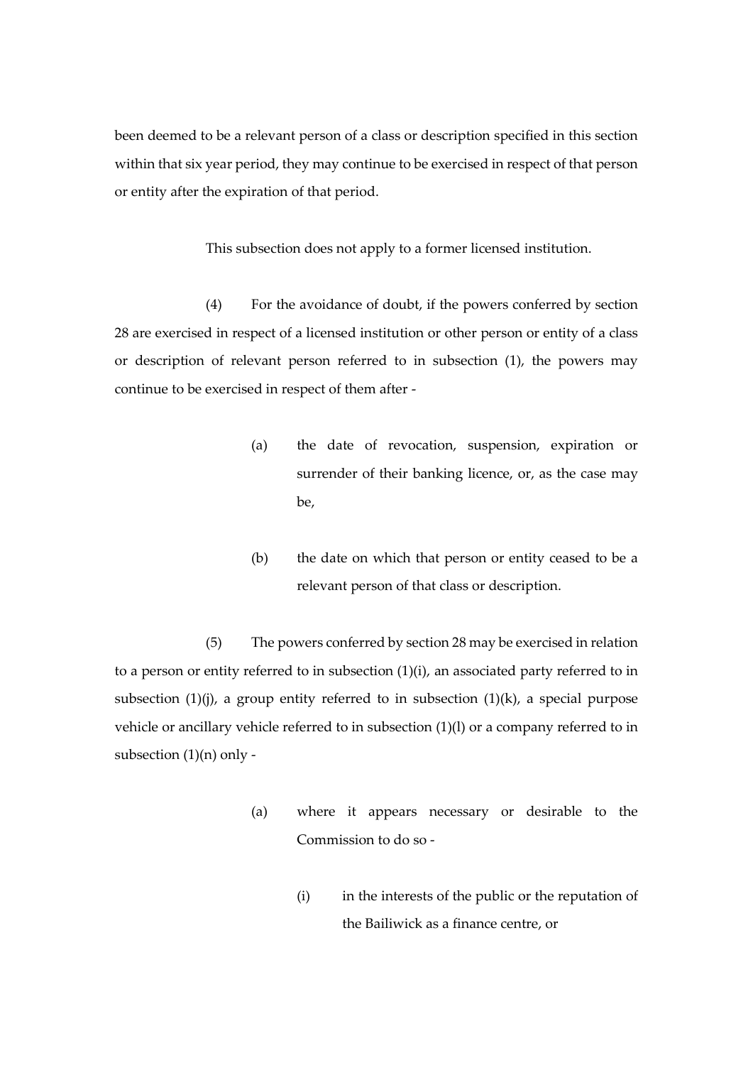been deemed to be a relevant person of a class or description specified in this section within that six year period, they may continue to be exercised in respect of that person or entity after the expiration of that period.

This subsection does not apply to a former licensed institution.

(4) For the avoidance of doubt, if the powers conferred by section 28 are exercised in respect of a licensed institution or other person or entity of a class or description of relevant person referred to in subsection (1), the powers may continue to be exercised in respect of them after -

(a) the date of revocation, suspension, expiration or surrender of their banking licence, or, as the case may be,

(b) the date on which that person or entity ceased to be a relevant person of that class or description.

(5) The powers conferred by section 28 may be exercised in relation to a person or entity referred to in subsection (1)(i), an associated party referred to in subsection (1)(j), a group entity referred to in subsection (1)(k), a special purpose vehicle or ancillary vehicle referred to in subsection (1)(l) or a company referred to in subsection (1)(n) only -

(a) where it appears necessary or desirable to the Commission to do so -

(i) in the interests of the public or the reputation of the Bailiwick as a finance centre, or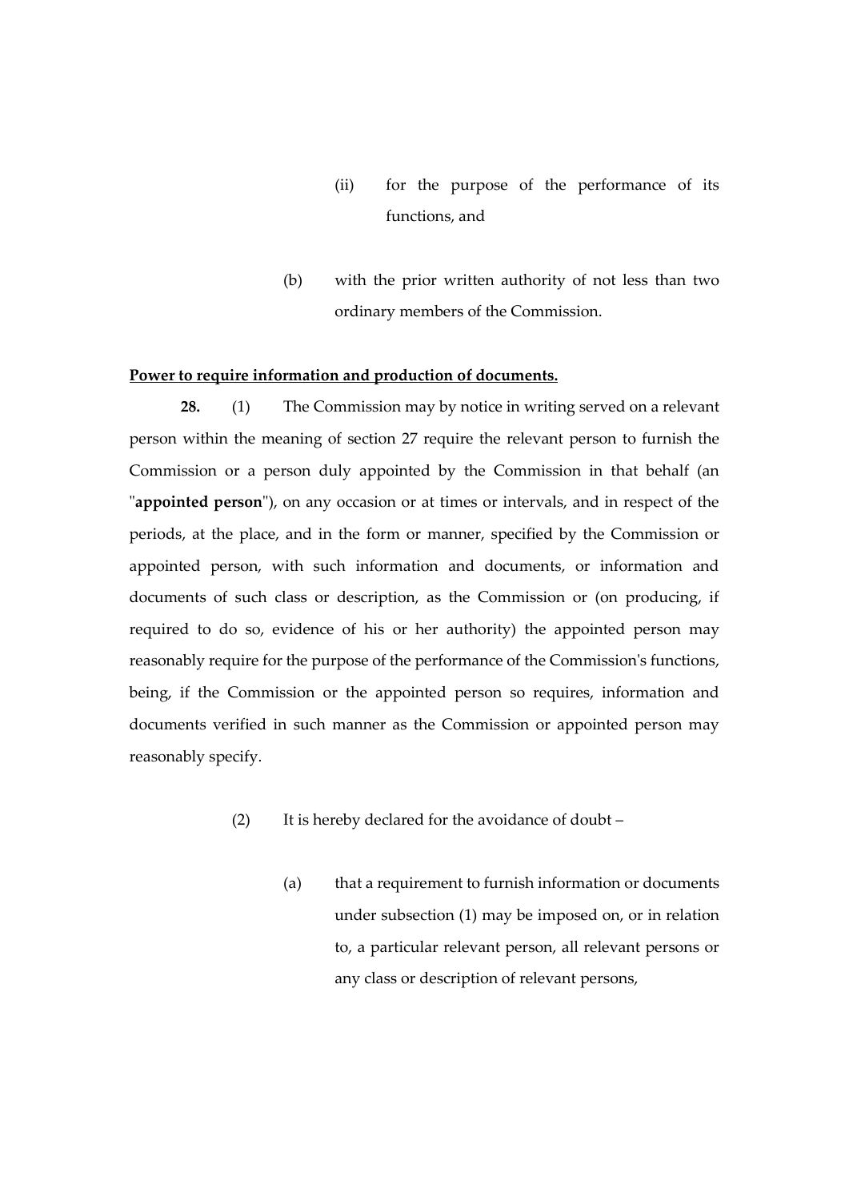(ii) for the purpose of the performance of its functions, and

(b) with the prior written authority of not less than two ordinary members of the Commission.

**Power to require information and production of documents.**

**28.** (1) The Commission may by notice in writing served on a relevant person within the meaning of section 27 require the relevant person to furnish the Commission or a person duly appointed by the Commission in that behalf (an "**appointed person**"), on any occasion or at times or intervals, and in respect of the periods, at the place, and in the form or manner, specified by the Commission or appointed person, with such information and documents, or information and documents of such class or description, as the Commission or (on producing, if required to do so, evidence of his or her authority) the appointed person may reasonably require for the purpose of the performance of the Commission's functions, being, if the Commission or the appointed person so requires, information and documents verified in such manner as the Commission or appointed person may reasonably specify.

(2) It is hereby declared for the avoidance of doubt –

(a) that a requirement to furnish information or documents under subsection (1) may be imposed on, or in relation to, a particular relevant person, all relevant persons or any class or description of relevant persons,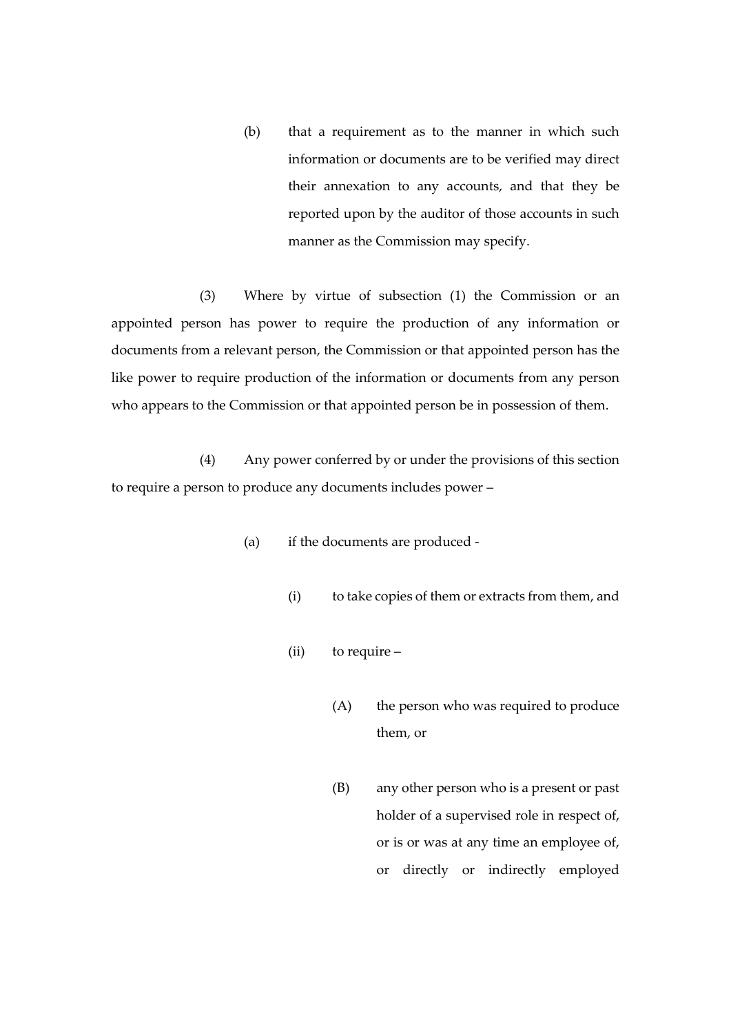(b) that a requirement as to the manner in which such information or documents are to be verified may direct their annexation to any accounts, and that they be reported upon by the auditor of those accounts in such manner as the Commission may specify.

(3) Where by virtue of subsection (1) the Commission or an appointed person has power to require the production of any information or documents from a relevant person, the Commission or that appointed person has the like power to require production of the information or documents from any person who appears to the Commission or that appointed person be in possession of them.

(4) Any power conferred by or under the provisions of this section to require a person to produce any documents includes power –

(a) if the documents are produced -

(i) to take copies of them or extracts from them, and

(ii) to require –

(A) the person who was required to produce them, or

(B) any other person who is a present or past holder of a supervised role in respect of, or is or was at any time an employee of, or directly or indirectly employed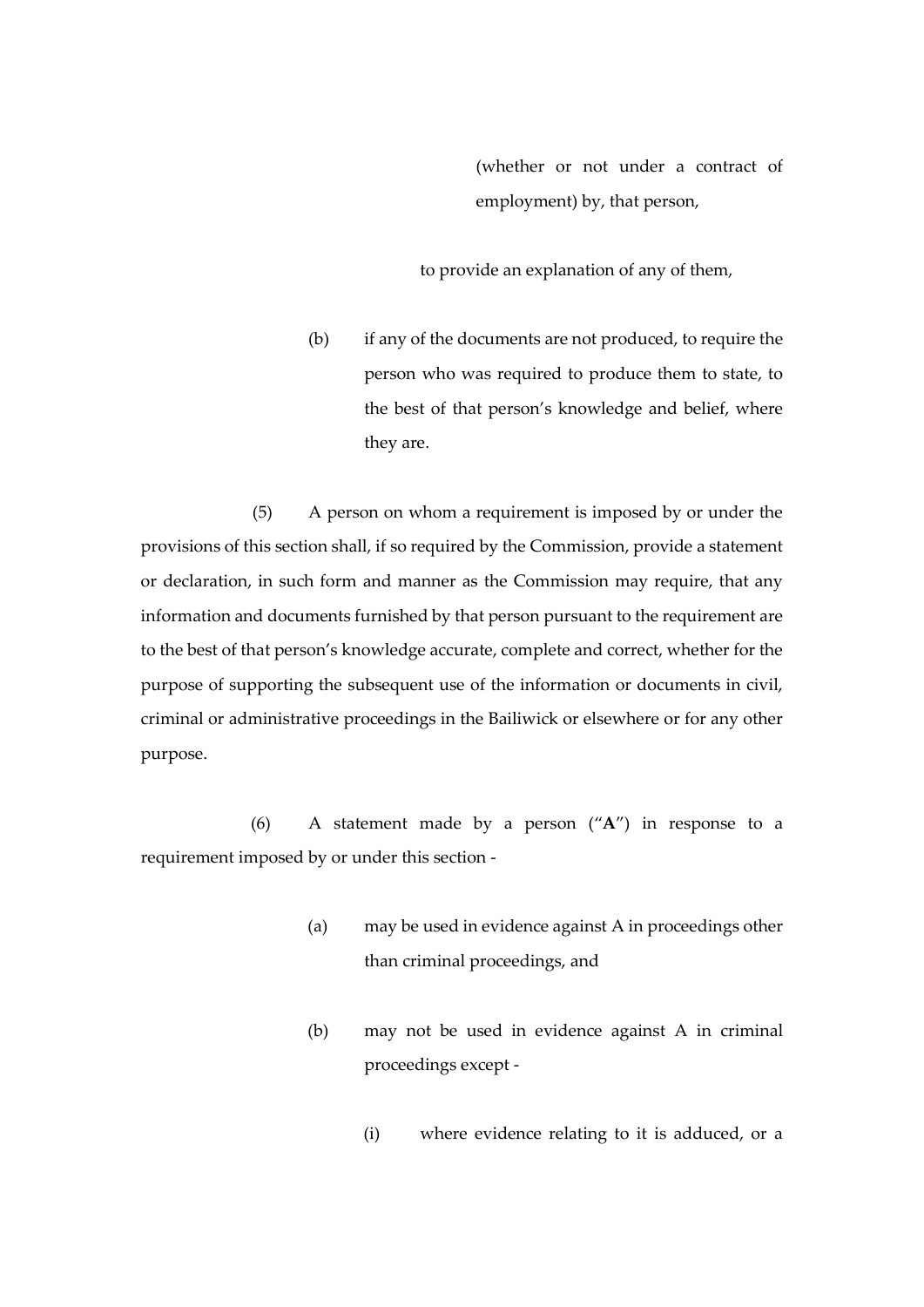(whether or not under a contract of employment) by, that person,

to provide an explanation of any of them,

(b) if any of the documents are not produced, to require the person who was required to produce them to state, to the best of that person's knowledge and belief, where they are.

(5) A person on whom a requirement is imposed by or under the provisions of this section shall, if so required by the Commission, provide a statement or declaration, in such form and manner as the Commission may require, that any information and documents furnished by that person pursuant to the requirement are to the best of that person's knowledge accurate, complete and correct, whether for the purpose of supporting the subsequent use of the information or documents in civil, criminal or administrative proceedings in the Bailiwick or elsewhere or for any other purpose.

(6) A statement made by a person ("**A**") in response to a requirement imposed by or under this section -

(a) may be used in evidence against A in proceedings other than criminal proceedings, and

(b) may not be used in evidence against A in criminal proceedings except -

(i) where evidence relating to it is adduced, or a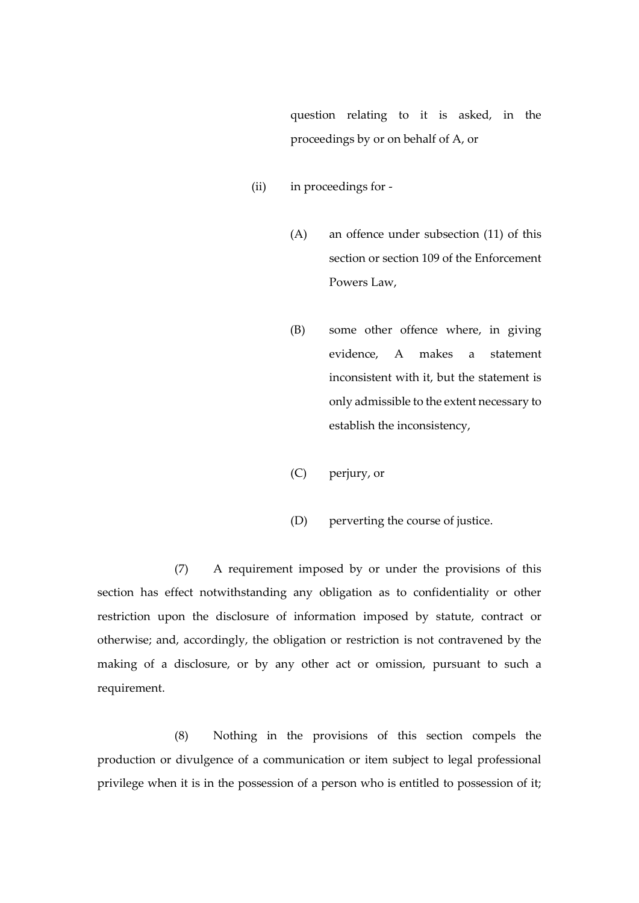question relating to it is asked, in the proceedings by or on behalf of A, or

(ii) in proceedings for -

(A) an offence under subsection (11) of this section or section 109 of the Enforcement Powers Law,

(B) some other offence where, in giving evidence, A makes a statement inconsistent with it, but the statement is only admissible to the extent necessary to establish the inconsistency,

(C) perjury, or

(D) perverting the course of justice.

(7) A requirement imposed by or under the provisions of this section has effect notwithstanding any obligation as to confidentiality or other restriction upon the disclosure of information imposed by statute, contract or otherwise; and, accordingly, the obligation or restriction is not contravened by the making of a disclosure, or by any other act or omission, pursuant to such a requirement.

(8) Nothing in the provisions of this section compels the production or divulgence of a communication or item subject to legal professional privilege when it is in the possession of a person who is entitled to possession of it;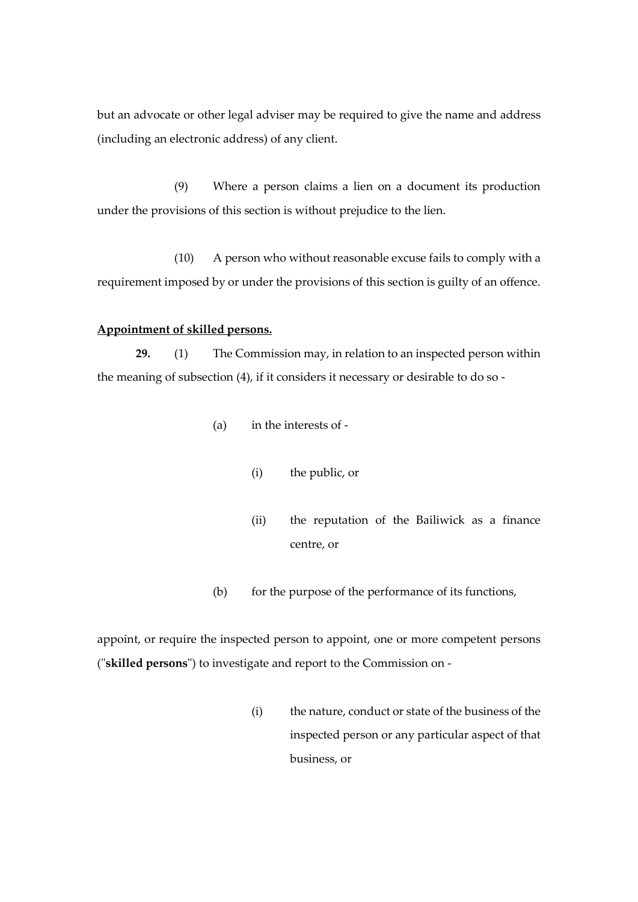but an advocate or other legal adviser may be required to give the name and address (including an electronic address) of any client.

(9) Where a person claims a lien on a document its production under the provisions of this section is without prejudice to the lien.

(10) A person who without reasonable excuse fails to comply with a requirement imposed by or under the provisions of this section is guilty of an offence.

**Appointment of skilled persons.**

**29.** (1) The Commission may, in relation to an inspected person within the meaning of subsection (4), if it considers it necessary or desirable to do so -

(a) in the interests of -

(i) the public, or

(ii) the reputation of the Bailiwick as a finance centre, or

(b) for the purpose of the performance of its functions,

appoint, or require the inspected person to appoint, one or more competent persons ("**skilled persons**") to investigate and report to the Commission on -

(i) the nature, conduct or state of the business of the inspected person or any particular aspect of that business, or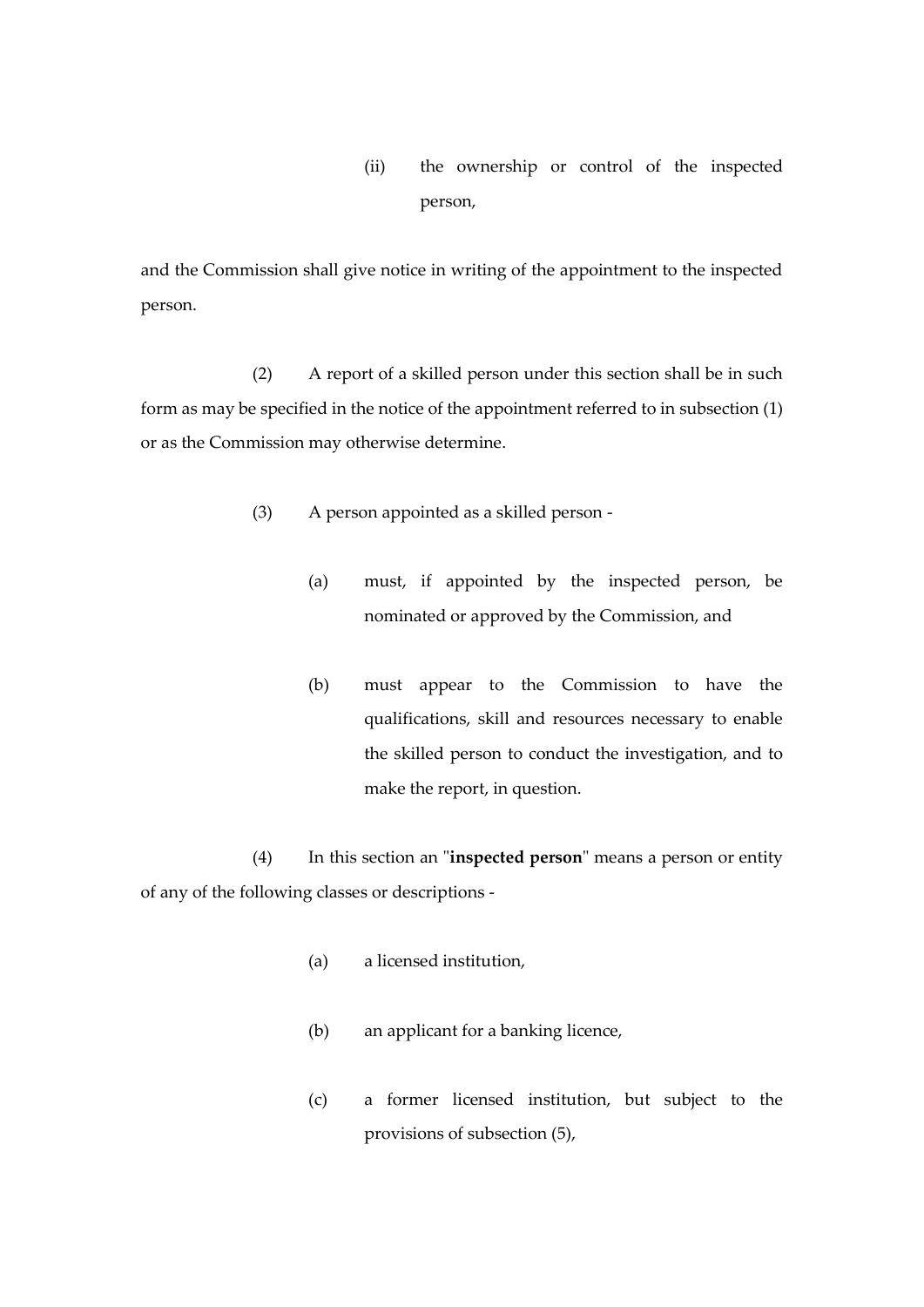(ii) the ownership or control of the inspected person,

and the Commission shall give notice in writing of the appointment to the inspected person.

(2) A report of a skilled person under this section shall be in such form as may be specified in the notice of the appointment referred to in subsection (1) or as the Commission may otherwise determine.

(3) A person appointed as a skilled person -

(a) must, if appointed by the inspected person, be nominated or approved by the Commission, and

(b) must appear to the Commission to have the qualifications, skill and resources necessary to enable the skilled person to conduct the investigation, and to make the report, in question.

(4) In this section an "**inspected person**" means a person or entity of any of the following classes or descriptions -

(a) a licensed institution,

(b) an applicant for a banking licence,

(c) a former licensed institution, but subject to the provisions of subsection (5),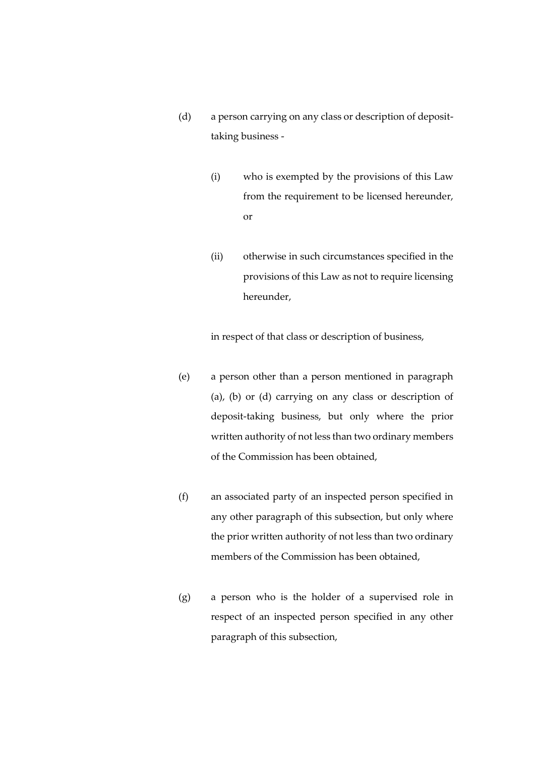(d) a person carrying on any class or description of deposit-taking business -

(i) who is exempted by the provisions of this Law from the requirement to be licensed hereunder, or

(ii) otherwise in such circumstances specified in the provisions of this Law as not to require licensing hereunder,

in respect of that class or description of business,

(e) a person other than a person mentioned in paragraph (a), (b) or (d) carrying on any class or description of deposit-taking business, but only where the prior written authority of not less than two ordinary members of the Commission has been obtained,

(f) an associated party of an inspected person specified in any other paragraph of this subsection, but only where the prior written authority of not less than two ordinary members of the Commission has been obtained,

(g) a person who is the holder of a supervised role in respect of an inspected person specified in any other paragraph of this subsection,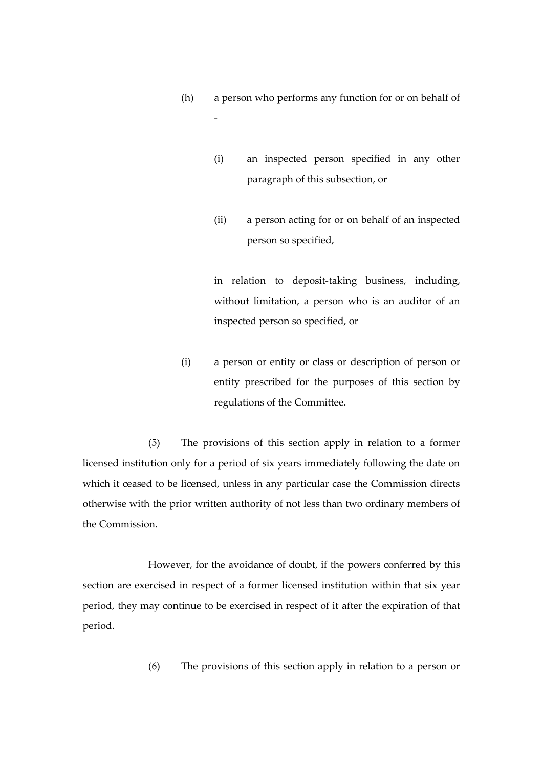(h) a person who performs any function for or on behalf of -

(i) an inspected person specified in any other paragraph of this subsection, or

(ii) a person acting for or on behalf of an inspected person so specified,

in relation to deposit-taking business, including, without limitation, a person who is an auditor of an inspected person so specified, or

(i) a person or entity or class or description of person or entity prescribed for the purposes of this section by regulations of the Committee.

(5) The provisions of this section apply in relation to a former licensed institution only for a period of six years immediately following the date on which it ceased to be licensed, unless in any particular case the Commission directs otherwise with the prior written authority of not less than two ordinary members of the Commission.

However, for the avoidance of doubt, if the powers conferred by this section are exercised in respect of a former licensed institution within that six year period, they may continue to be exercised in respect of it after the expiration of that period.

(6) The provisions of this section apply in relation to a person or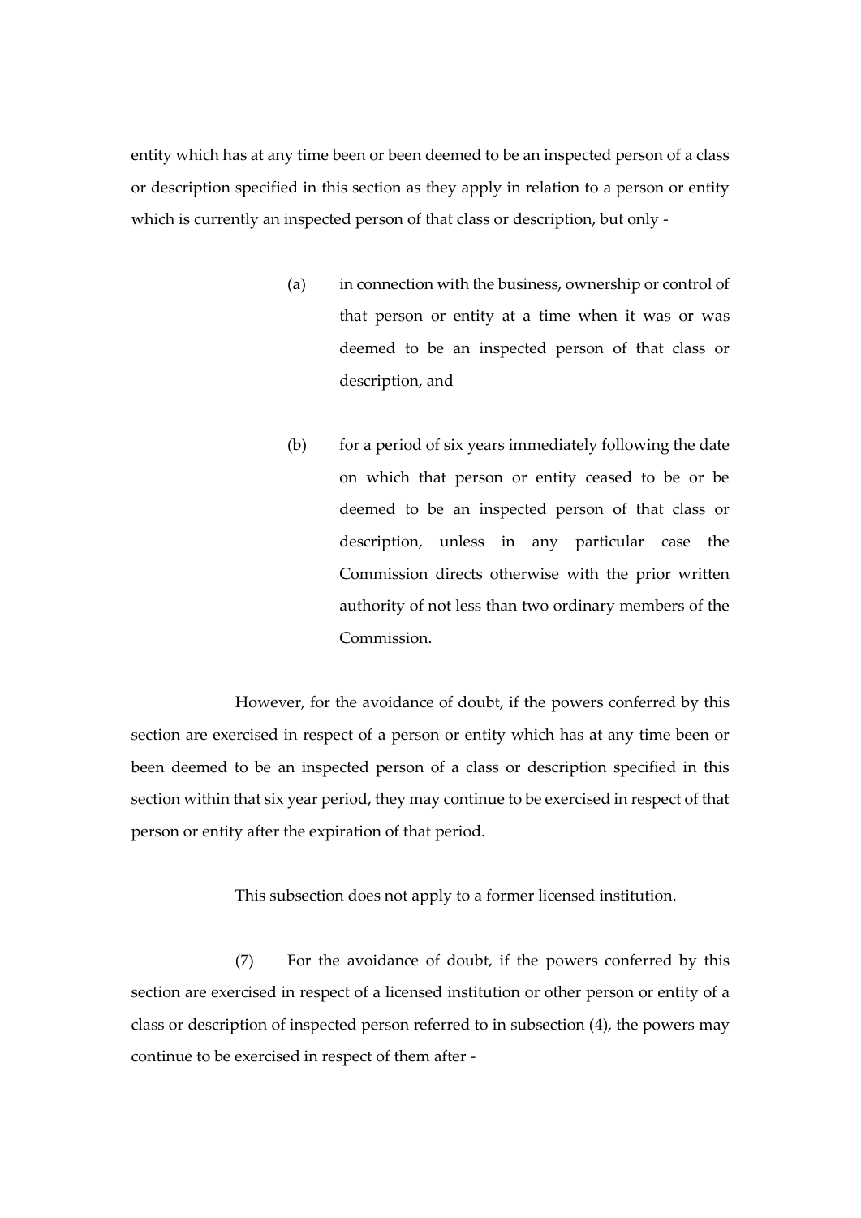entity which has at any time been or been deemed to be an inspected person of a class or description specified in this section as they apply in relation to a person or entity which is currently an inspected person of that class or description, but only -

(a) in connection with the business, ownership or control of that person or entity at a time when it was or was deemed to be an inspected person of that class or description, and

(b) for a period of six years immediately following the date on which that person or entity ceased to be or be deemed to be an inspected person of that class or description, unless in any particular case the Commission directs otherwise with the prior written authority of not less than two ordinary members of the Commission.

However, for the avoidance of doubt, if the powers conferred by this section are exercised in respect of a person or entity which has at any time been or been deemed to be an inspected person of a class or description specified in this section within that six year period, they may continue to be exercised in respect of that person or entity after the expiration of that period.

This subsection does not apply to a former licensed institution.

(7) For the avoidance of doubt, if the powers conferred by this section are exercised in respect of a licensed institution or other person or entity of a class or description of inspected person referred to in subsection (4), the powers may continue to be exercised in respect of them after -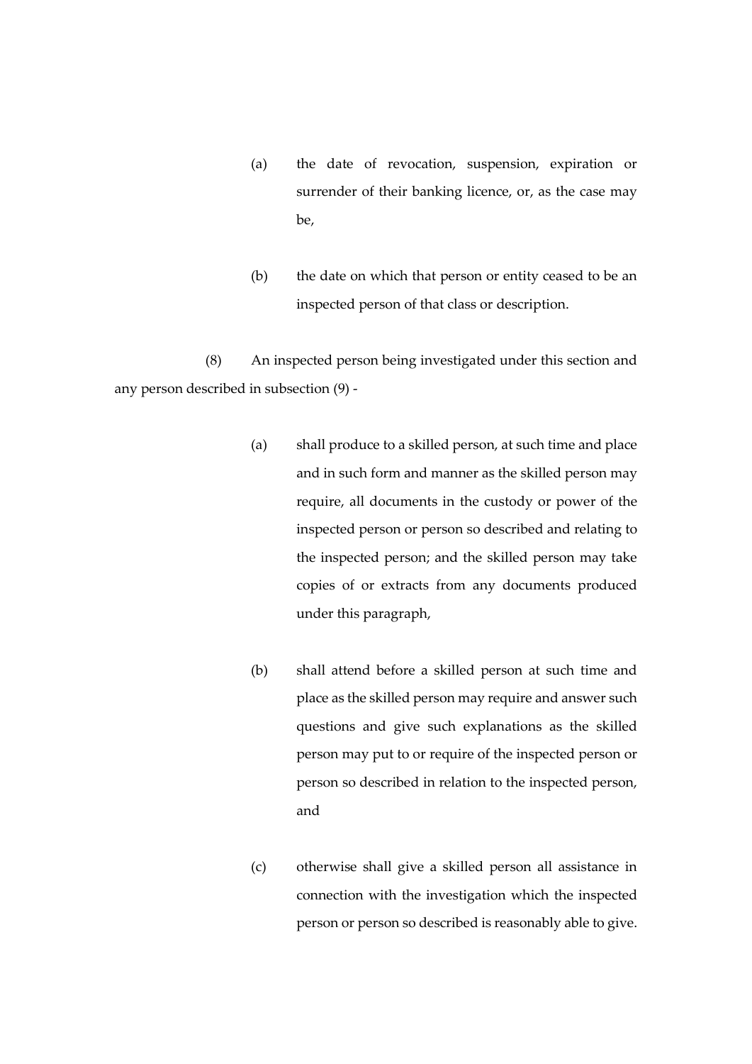(a) the date of revocation, suspension, expiration or surrender of their banking licence, or, as the case may be,

(b) the date on which that person or entity ceased to be an inspected person of that class or description.

(8) An inspected person being investigated under this section and any person described in subsection (9) -

(a) shall produce to a skilled person, at such time and place and in such form and manner as the skilled person may require, all documents in the custody or power of the inspected person or person so described and relating to the inspected person; and the skilled person may take copies of or extracts from any documents produced under this paragraph,

(b) shall attend before a skilled person at such time and place as the skilled person may require and answer such questions and give such explanations as the skilled person may put to or require of the inspected person or person so described in relation to the inspected person, and

(c) otherwise shall give a skilled person all assistance in connection with the investigation which the inspected person or person so described is reasonably able to give.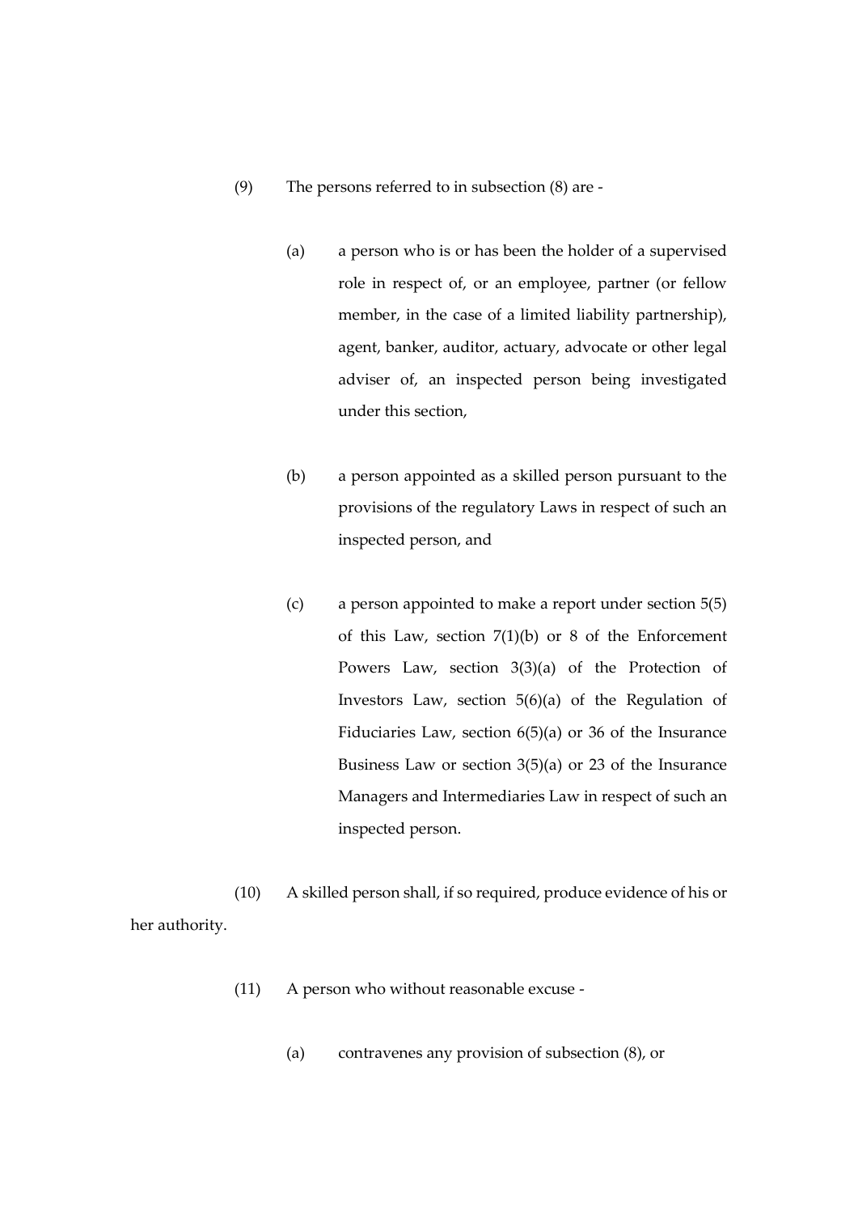(9) The persons referred to in subsection (8) are -

(a) a person who is or has been the holder of a supervised role in respect of, or an employee, partner (or fellow member, in the case of a limited liability partnership), agent, banker, auditor, actuary, advocate or other legal adviser of, an inspected person being investigated under this section,

(b) a person appointed as a skilled person pursuant to the provisions of the regulatory Laws in respect of such an inspected person, and

(c) a person appointed to make a report under section 5(5) of this Law, section 7(1)(b) or 8 of the Enforcement Powers Law, section 3(3)(a) of the Protection of Investors Law, section 5(6)(a) of the Regulation of Fiduciaries Law, section 6(5)(a) or 36 of the Insurance Business Law or section 3(5)(a) or 23 of the Insurance Managers and Intermediaries Law in respect of such an inspected person.

(10) A skilled person shall, if so required, produce evidence of his or her authority.

(11) A person who without reasonable excuse -

(a) contravenes any provision of subsection (8), or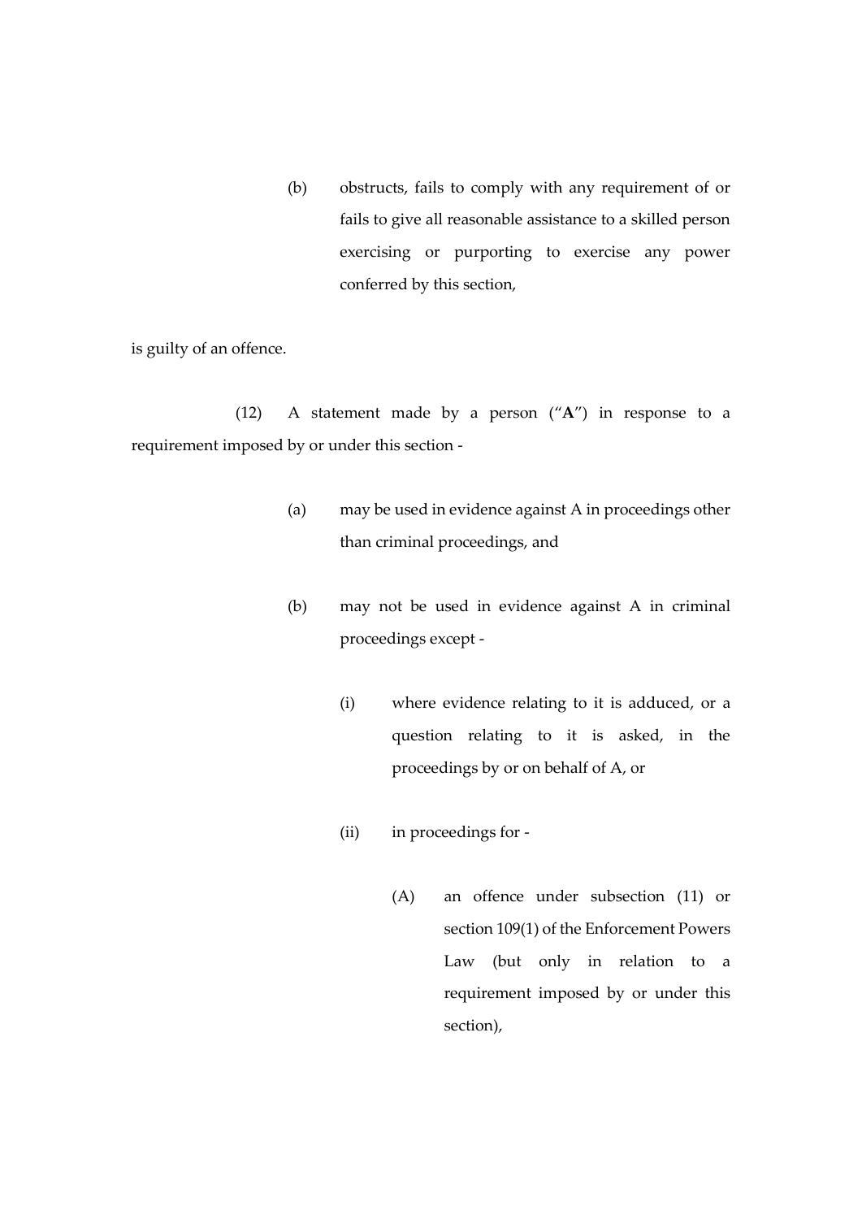(b) obstructs, fails to comply with any requirement of or fails to give all reasonable assistance to a skilled person exercising or purporting to exercise any power conferred by this section,

is guilty of an offence.

(12) A statement made by a person ("**A**") in response to a requirement imposed by or under this section -

(a) may be used in evidence against A in proceedings other than criminal proceedings, and

(b) may not be used in evidence against A in criminal proceedings except -

(i) where evidence relating to it is adduced, or a question relating to it is asked, in the proceedings by or on behalf of A, or

(ii) in proceedings for -

(A) an offence under subsection (11) or section 109(1) of the Enforcement Powers Law (but only in relation to a requirement imposed by or under this section),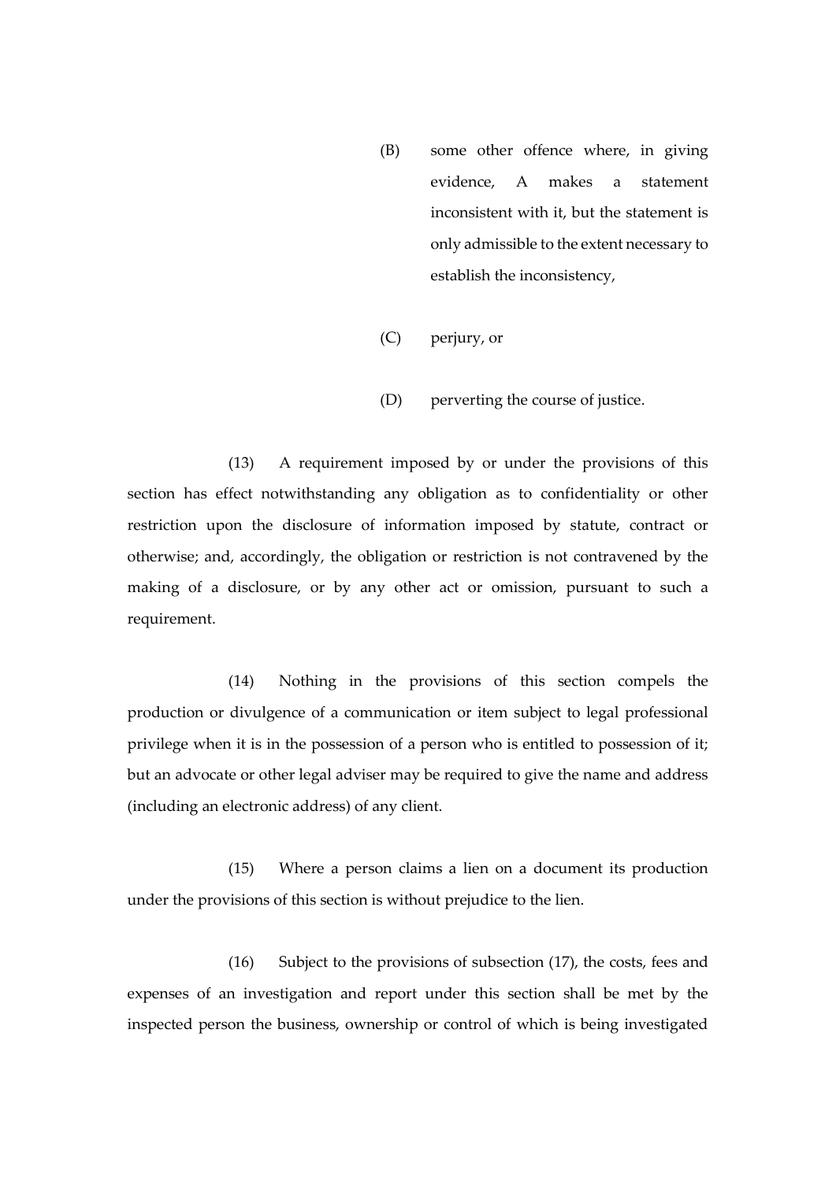(B) some other offence where, in giving evidence, A makes a statement inconsistent with it, but the statement is only admissible to the extent necessary to establish the inconsistency,

(C) perjury, or

(D) perverting the course of justice.

(13) A requirement imposed by or under the provisions of this section has effect notwithstanding any obligation as to confidentiality or other restriction upon the disclosure of information imposed by statute, contract or otherwise; and, accordingly, the obligation or restriction is not contravened by the making of a disclosure, or by any other act or omission, pursuant to such a requirement.

(14) Nothing in the provisions of this section compels the production or divulgence of a communication or item subject to legal professional privilege when it is in the possession of a person who is entitled to possession of it; but an advocate or other legal adviser may be required to give the name and address (including an electronic address) of any client.

(15) Where a person claims a lien on a document its production under the provisions of this section is without prejudice to the lien.

(16) Subject to the provisions of subsection (17), the costs, fees and expenses of an investigation and report under this section shall be met by the inspected person the business, ownership or control of which is being investigated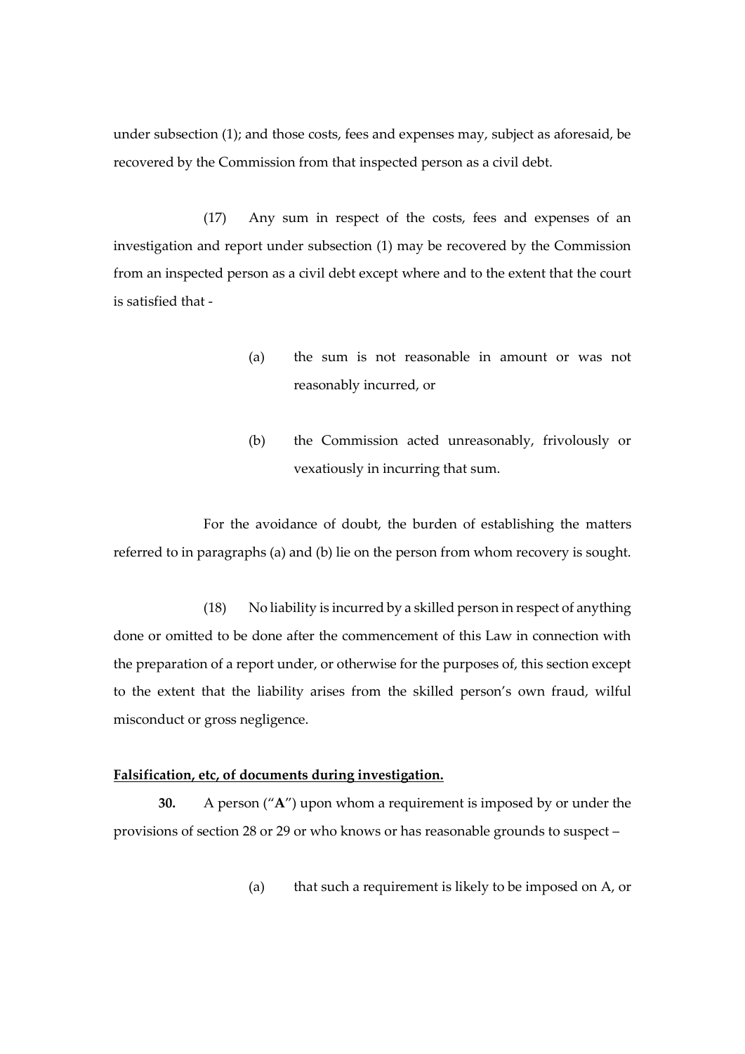under subsection (1); and those costs, fees and expenses may, subject as aforesaid, be recovered by the Commission from that inspected person as a civil debt.

(17) Any sum in respect of the costs, fees and expenses of an investigation and report under subsection (1) may be recovered by the Commission from an inspected person as a civil debt except where and to the extent that the court is satisfied that -

(a) the sum is not reasonable in amount or was not reasonably incurred, or

(b) the Commission acted unreasonably, frivolously or vexatiously in incurring that sum.

For the avoidance of doubt, the burden of establishing the matters referred to in paragraphs (a) and (b) lie on the person from whom recovery is sought.

(18) No liability is incurred by a skilled person in respect of anything done or omitted to be done after the commencement of this Law in connection with the preparation of a report under, or otherwise for the purposes of, this section except to the extent that the liability arises from the skilled person's own fraud, wilful misconduct or gross negligence.

**Falsification, etc, of documents during investigation.**

**30.** A person ("**A**") upon whom a requirement is imposed by or under the provisions of section 28 or 29 or who knows or has reasonable grounds to suspect –

(a) that such a requirement is likely to be imposed on A, or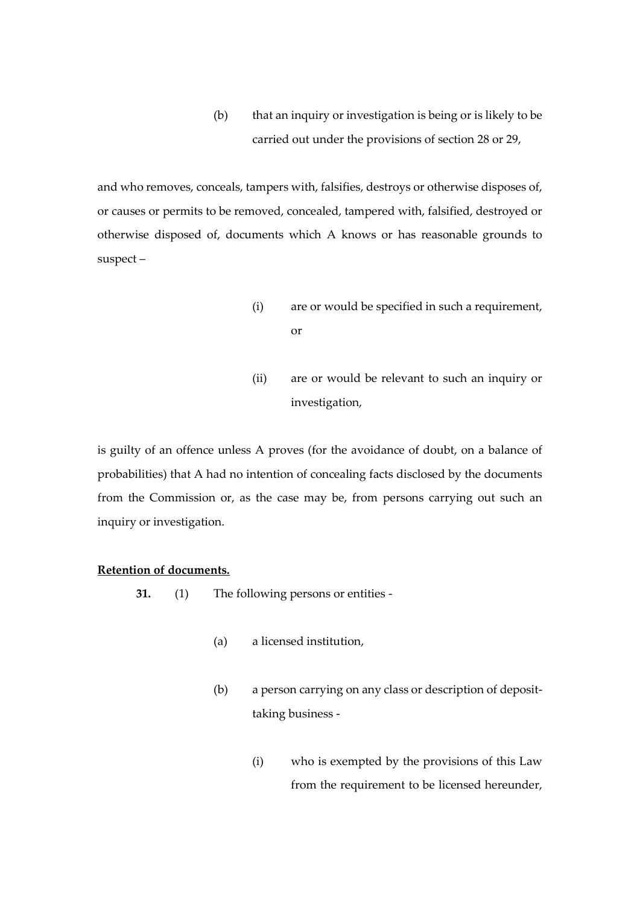(b) that an inquiry or investigation is being or is likely to be carried out under the provisions of section 28 or 29,

and who removes, conceals, tampers with, falsifies, destroys or otherwise disposes of, or causes or permits to be removed, concealed, tampered with, falsified, destroyed or otherwise disposed of, documents which A knows or has reasonable grounds to suspect –

(i) are or would be specified in such a requirement, or

(ii) are or would be relevant to such an inquiry or investigation,

is guilty of an offence unless A proves (for the avoidance of doubt, on a balance of probabilities) that A had no intention of concealing facts disclosed by the documents from the Commission or, as the case may be, from persons carrying out such an inquiry or investigation.

**Retention of documents.**

**31.** (1) The following persons or entities -

(a) a licensed institution,

(b) a person carrying on any class or description of deposit-taking business -

(i) who is exempted by the provisions of this Law from the requirement to be licensed hereunder,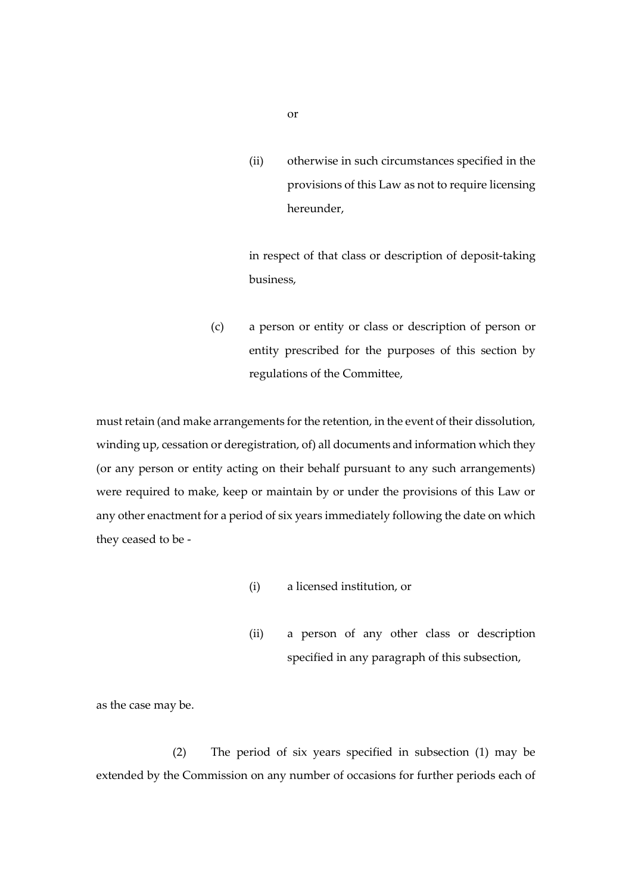or

(ii) otherwise in such circumstances specified in the provisions of this Law as not to require licensing hereunder,

in respect of that class or description of deposit-taking business,

(c) a person or entity or class or description of person or entity prescribed for the purposes of this section by regulations of the Committee,

must retain (and make arrangements for the retention, in the event of their dissolution, winding up, cessation or deregistration, of) all documents and information which they (or any person or entity acting on their behalf pursuant to any such arrangements) were required to make, keep or maintain by or under the provisions of this Law or any other enactment for a period of six years immediately following the date on which they ceased to be -

(i) a licensed institution, or

(ii) a person of any other class or description specified in any paragraph of this subsection,

as the case may be.

(2) The period of six years specified in subsection (1) may be extended by the Commission on any number of occasions for further periods each of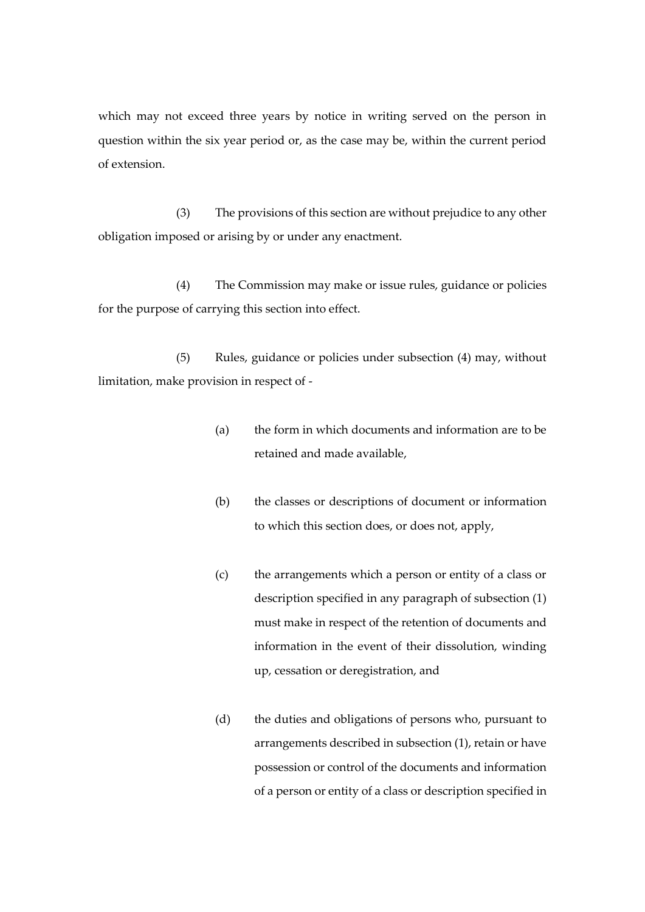which may not exceed three years by notice in writing served on the person in question within the six year period or, as the case may be, within the current period of extension.

(3) The provisions of this section are without prejudice to any other obligation imposed or arising by or under any enactment.

(4) The Commission may make or issue rules, guidance or policies for the purpose of carrying this section into effect.

(5) Rules, guidance or policies under subsection (4) may, without limitation, make provision in respect of -

(a) the form in which documents and information are to be retained and made available,

(b) the classes or descriptions of document or information to which this section does, or does not, apply,

(c) the arrangements which a person or entity of a class or description specified in any paragraph of subsection (1) must make in respect of the retention of documents and information in the event of their dissolution, winding up, cessation or deregistration, and

(d) the duties and obligations of persons who, pursuant to arrangements described in subsection (1), retain or have possession or control of the documents and information of a person or entity of a class or description specified in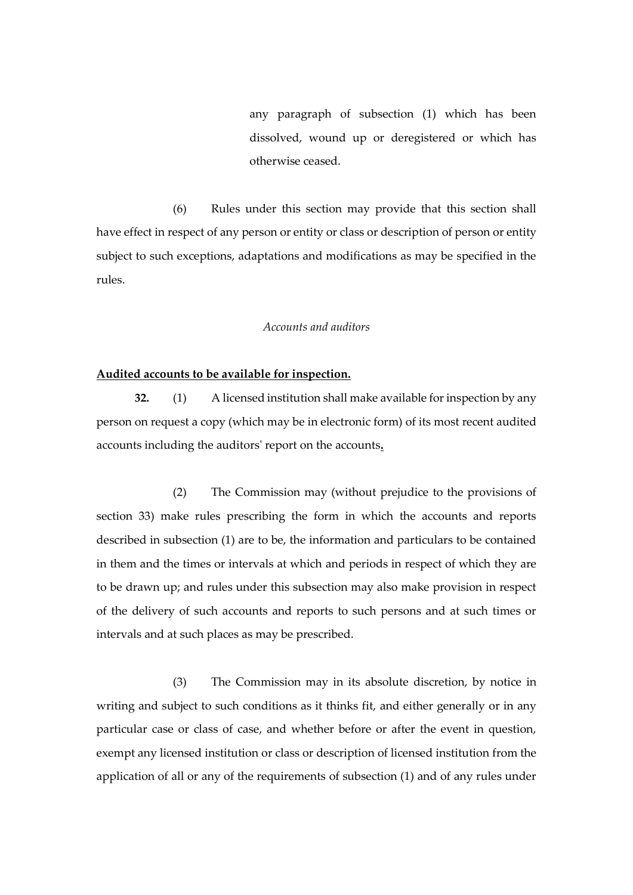any paragraph of subsection (1) which has been dissolved, wound up or deregistered or which has otherwise ceased.

(6) Rules under this section may provide that this section shall have effect in respect of any person or entity or class or description of person or entity subject to such exceptions, adaptations and modifications as may be specified in the rules.

*Accounts and auditors*

**Audited accounts to be available for inspection.**

**32.** (1) A licensed institution shall make available for inspection by any person on request a copy (which may be in electronic form) of its most recent audited accounts including the auditors' report on the accounts.

(2) The Commission may (without prejudice to the provisions of section 33) make rules prescribing the form in which the accounts and reports described in subsection (1) are to be, the information and particulars to be contained in them and the times or intervals at which and periods in respect of which they are to be drawn up; and rules under this subsection may also make provision in respect of the delivery of such accounts and reports to such persons and at such times or intervals and at such places as may be prescribed.

(3) The Commission may in its absolute discretion, by notice in writing and subject to such conditions as it thinks fit, and either generally or in any particular case or class of case, and whether before or after the event in question, exempt any licensed institution or class or description of licensed institution from the application of all or any of the requirements of subsection (1) and of any rules under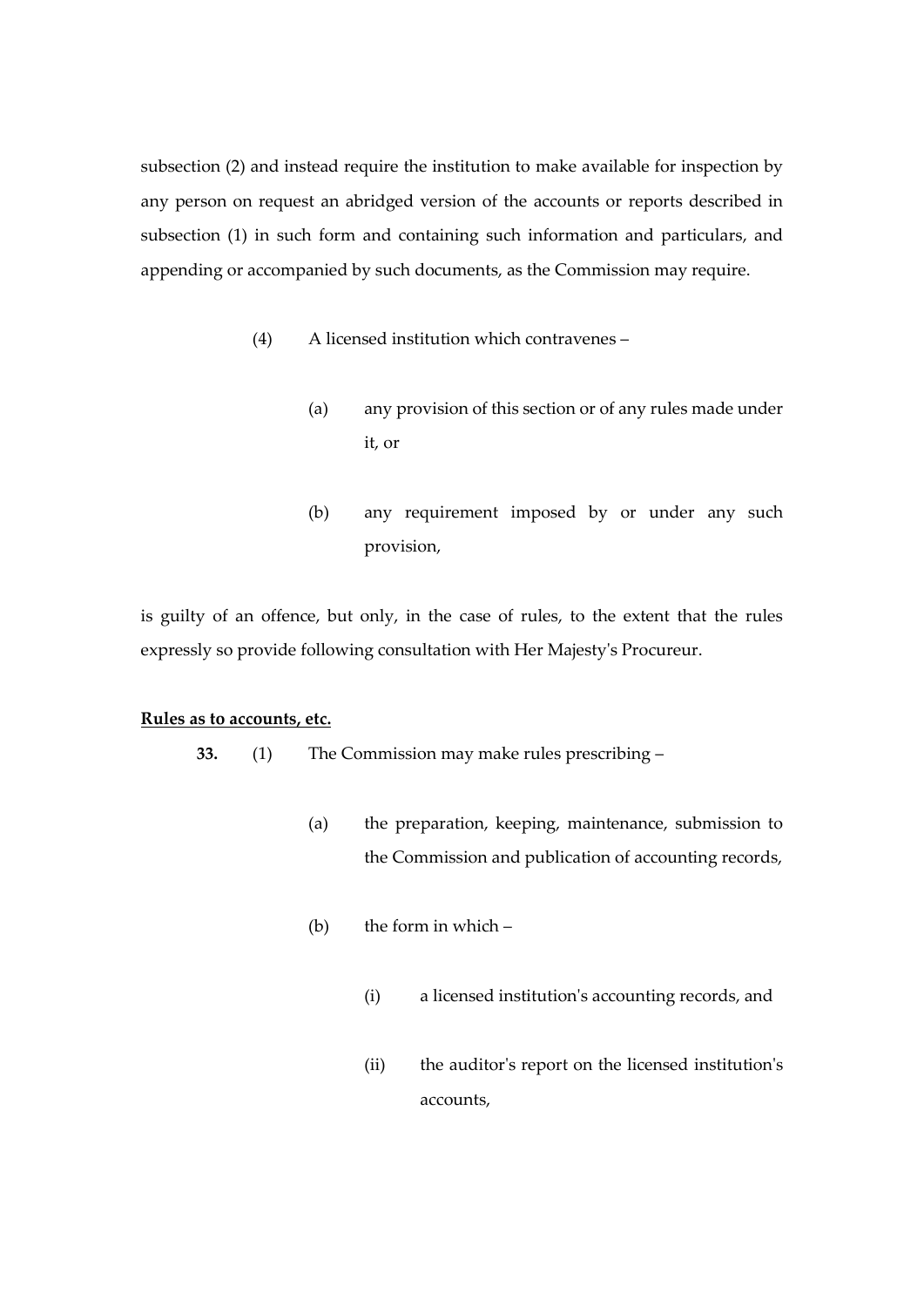subsection (2) and instead require the institution to make available for inspection by any person on request an abridged version of the accounts or reports described in subsection (1) in such form and containing such information and particulars, and appending or accompanied by such documents, as the Commission may require.

(4) A licensed institution which contravenes –

(a) any provision of this section or of any rules made under it, or

(b) any requirement imposed by or under any such provision,

is guilty of an offence, but only, in the case of rules, to the extent that the rules expressly so provide following consultation with Her Majesty's Procureur.

**Rules as to accounts, etc.**

**33.** (1) The Commission may make rules prescribing –

(a) the preparation, keeping, maintenance, submission to the Commission and publication of accounting records,

(b) the form in which –

(i) a licensed institution's accounting records, and

(ii) the auditor's report on the licensed institution's accounts,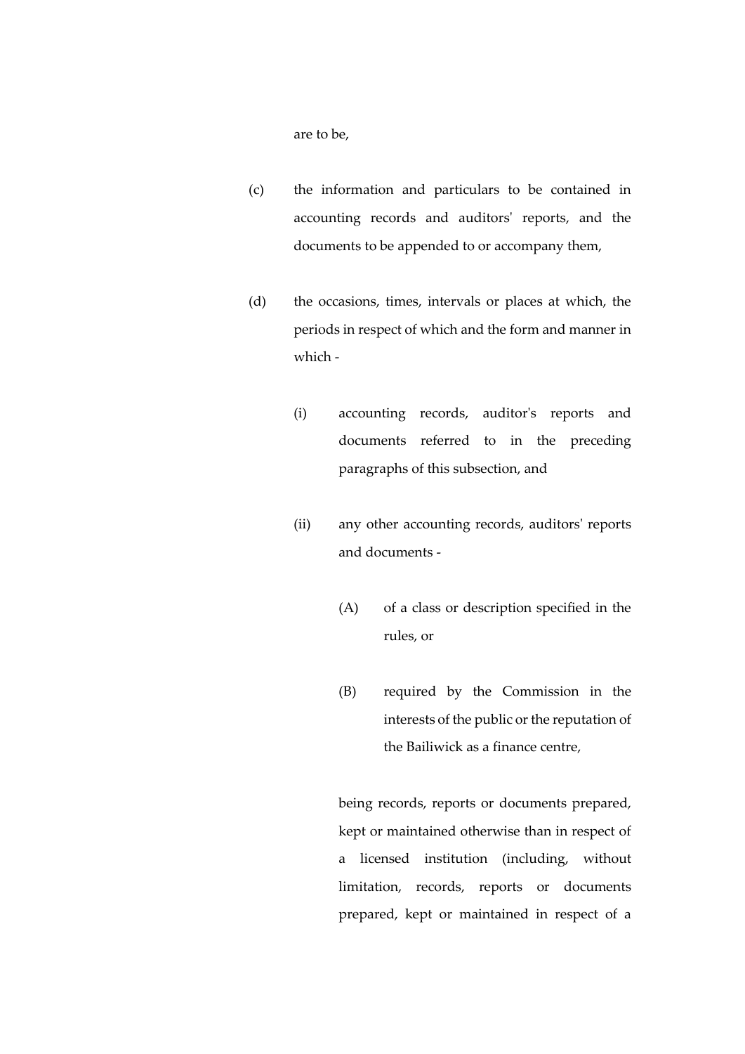are to be,

(c) the information and particulars to be contained in accounting records and auditors' reports, and the documents to be appended to or accompany them,

(d) the occasions, times, intervals or places at which, the periods in respect of which and the form and manner in which -

(i) accounting records, auditor's reports and documents referred to in the preceding paragraphs of this subsection, and

(ii) any other accounting records, auditors' reports and documents -

(A) of a class or description specified in the rules, or

(B) required by the Commission in the interests of the public or the reputation of the Bailiwick as a finance centre,

being records, reports or documents prepared, kept or maintained otherwise than in respect of a licensed institution (including, without limitation, records, reports or documents prepared, kept or maintained in respect of a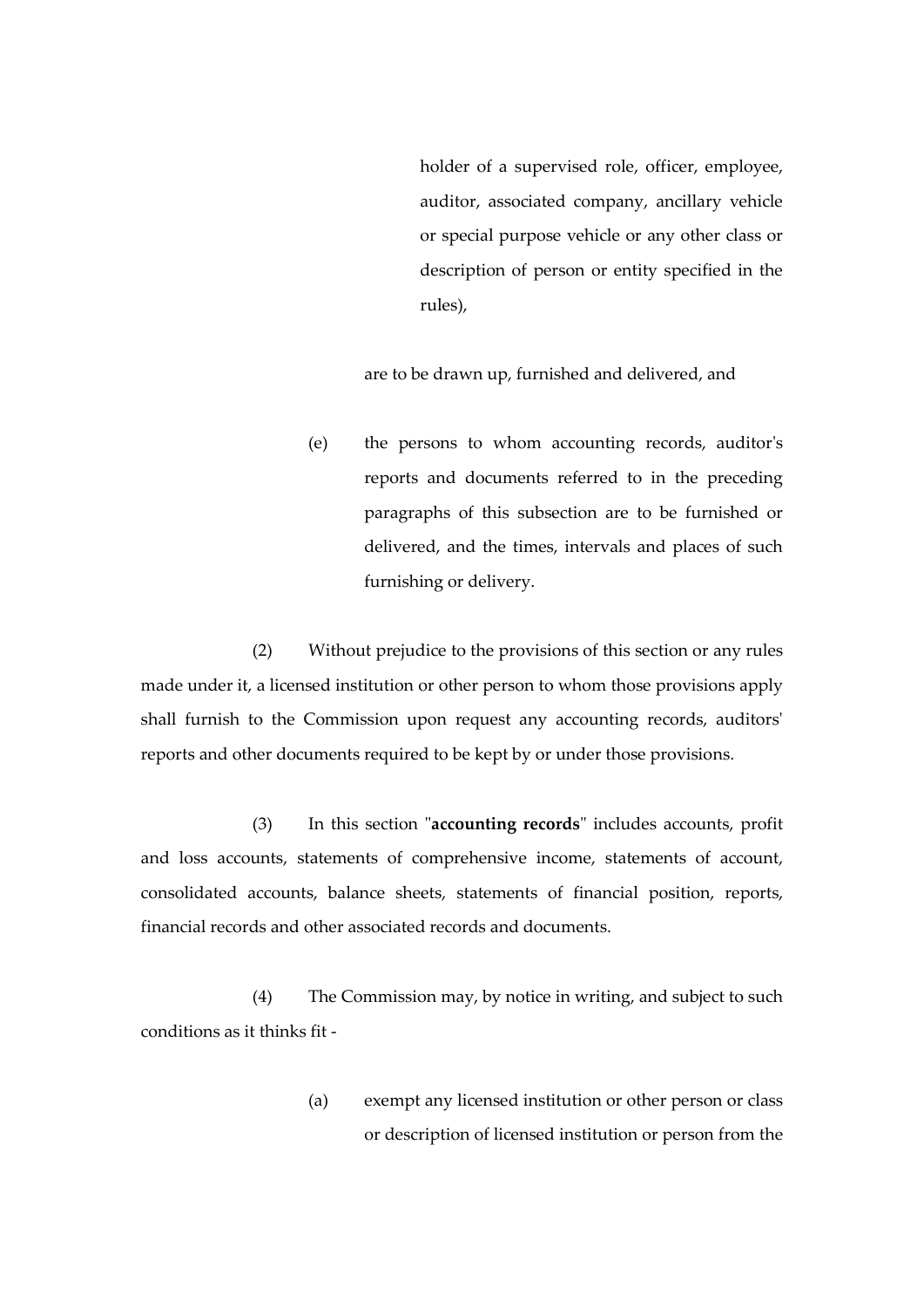holder of a supervised role, officer, employee, auditor, associated company, ancillary vehicle or special purpose vehicle or any other class or description of person or entity specified in the rules),

are to be drawn up, furnished and delivered, and

(e) the persons to whom accounting records, auditor's reports and documents referred to in the preceding paragraphs of this subsection are to be furnished or delivered, and the times, intervals and places of such furnishing or delivery.

(2) Without prejudice to the provisions of this section or any rules made under it, a licensed institution or other person to whom those provisions apply shall furnish to the Commission upon request any accounting records, auditors' reports and other documents required to be kept by or under those provisions.

(3) In this section "**accounting records**" includes accounts, profit and loss accounts, statements of comprehensive income, statements of account, consolidated accounts, balance sheets, statements of financial position, reports, financial records and other associated records and documents.

(4) The Commission may, by notice in writing, and subject to such conditions as it thinks fit -

(a) exempt any licensed institution or other person or class or description of licensed institution or person from the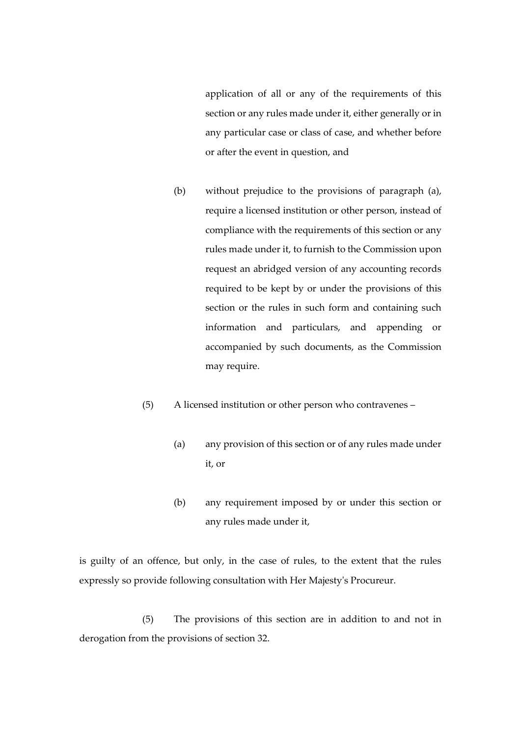application of all or any of the requirements of this section or any rules made under it, either generally or in any particular case or class of case, and whether before or after the event in question, and

(b) without prejudice to the provisions of paragraph (a), require a licensed institution or other person, instead of compliance with the requirements of this section or any rules made under it, to furnish to the Commission upon request an abridged version of any accounting records required to be kept by or under the provisions of this section or the rules in such form and containing such information and particulars, and appending or accompanied by such documents, as the Commission may require.

(5) A licensed institution or other person who contravenes –

(a) any provision of this section or of any rules made under it, or

(b) any requirement imposed by or under this section or any rules made under it,

is guilty of an offence, but only, in the case of rules, to the extent that the rules expressly so provide following consultation with Her Majesty's Procureur.

(5) The provisions of this section are in addition to and not in derogation from the provisions of section 32.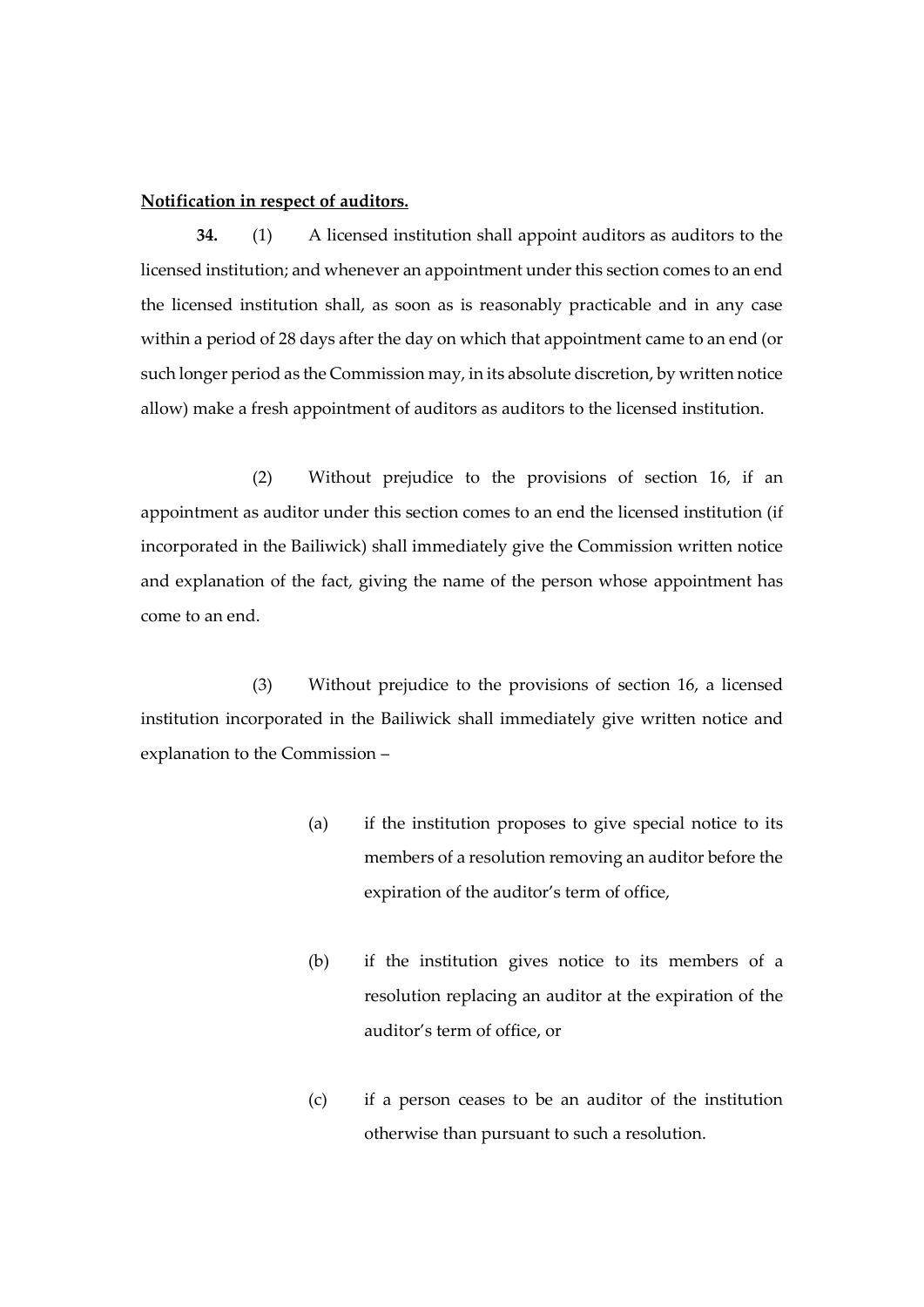**Notification in respect of auditors.**

**34.** (1) A licensed institution shall appoint auditors as auditors to the licensed institution; and whenever an appointment under this section comes to an end the licensed institution shall, as soon as is reasonably practicable and in any case within a period of 28 days after the day on which that appointment came to an end (or such longer period as the Commission may, in its absolute discretion, by written notice allow) make a fresh appointment of auditors as auditors to the licensed institution.

(2) Without prejudice to the provisions of section 16, if an appointment as auditor under this section comes to an end the licensed institution (if incorporated in the Bailiwick) shall immediately give the Commission written notice and explanation of the fact, giving the name of the person whose appointment has come to an end.

(3) Without prejudice to the provisions of section 16, a licensed institution incorporated in the Bailiwick shall immediately give written notice and explanation to the Commission –

(a) if the institution proposes to give special notice to its members of a resolution removing an auditor before the expiration of the auditor's term of office,

(b) if the institution gives notice to its members of a resolution replacing an auditor at the expiration of the auditor's term of office, or

(c) if a person ceases to be an auditor of the institution otherwise than pursuant to such a resolution.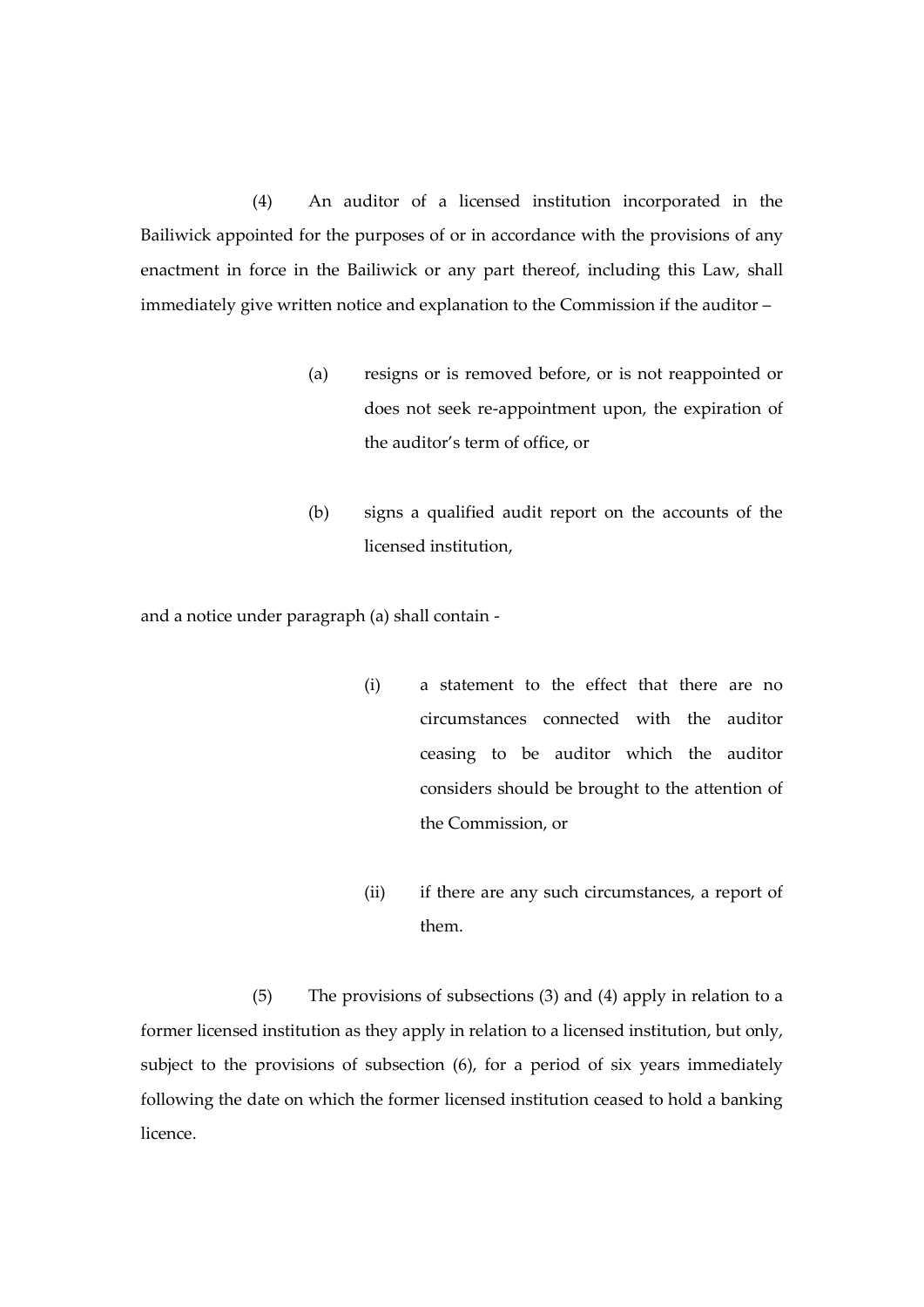(4) An auditor of a licensed institution incorporated in the Bailiwick appointed for the purposes of or in accordance with the provisions of any enactment in force in the Bailiwick or any part thereof, including this Law, shall immediately give written notice and explanation to the Commission if the auditor –

(a) resigns or is removed before, or is not reappointed or does not seek re-appointment upon, the expiration of the auditor's term of office, or

(b) signs a qualified audit report on the accounts of the licensed institution,

and a notice under paragraph (a) shall contain -

(i) a statement to the effect that there are no circumstances connected with the auditor ceasing to be auditor which the auditor considers should be brought to the attention of the Commission, or

(ii) if there are any such circumstances, a report of them.

(5) The provisions of subsections (3) and (4) apply in relation to a former licensed institution as they apply in relation to a licensed institution, but only, subject to the provisions of subsection (6), for a period of six years immediately following the date on which the former licensed institution ceased to hold a banking licence.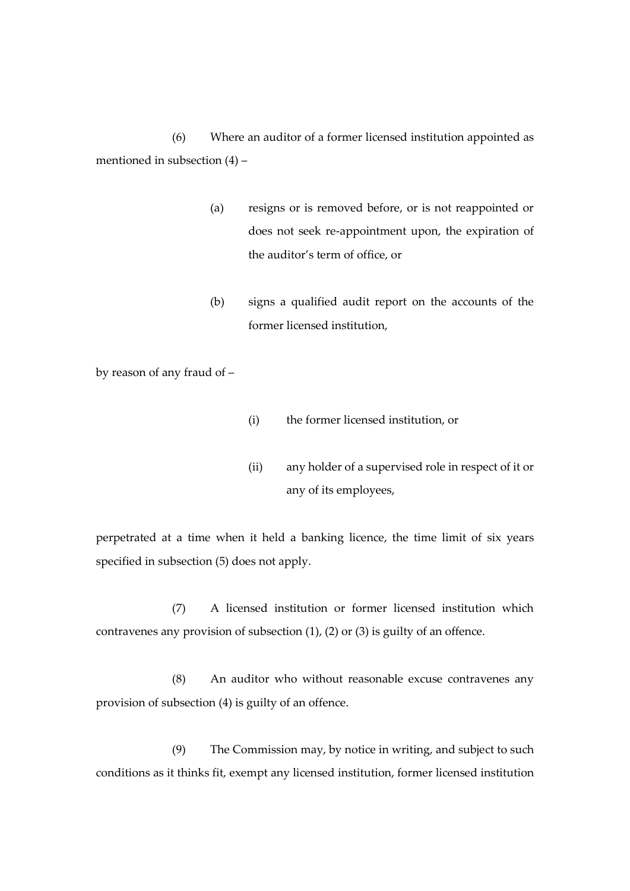(6) Where an auditor of a former licensed institution appointed as mentioned in subsection (4) –

(a) resigns or is removed before, or is not reappointed or does not seek re-appointment upon, the expiration of the auditor's term of office, or

(b) signs a qualified audit report on the accounts of the former licensed institution,

by reason of any fraud of –

(i) the former licensed institution, or

(ii) any holder of a supervised role in respect of it or any of its employees,

perpetrated at a time when it held a banking licence, the time limit of six years specified in subsection (5) does not apply.

(7) A licensed institution or former licensed institution which contravenes any provision of subsection (1), (2) or (3) is guilty of an offence.

(8) An auditor who without reasonable excuse contravenes any provision of subsection (4) is guilty of an offence.

(9) The Commission may, by notice in writing, and subject to such conditions as it thinks fit, exempt any licensed institution, former licensed institution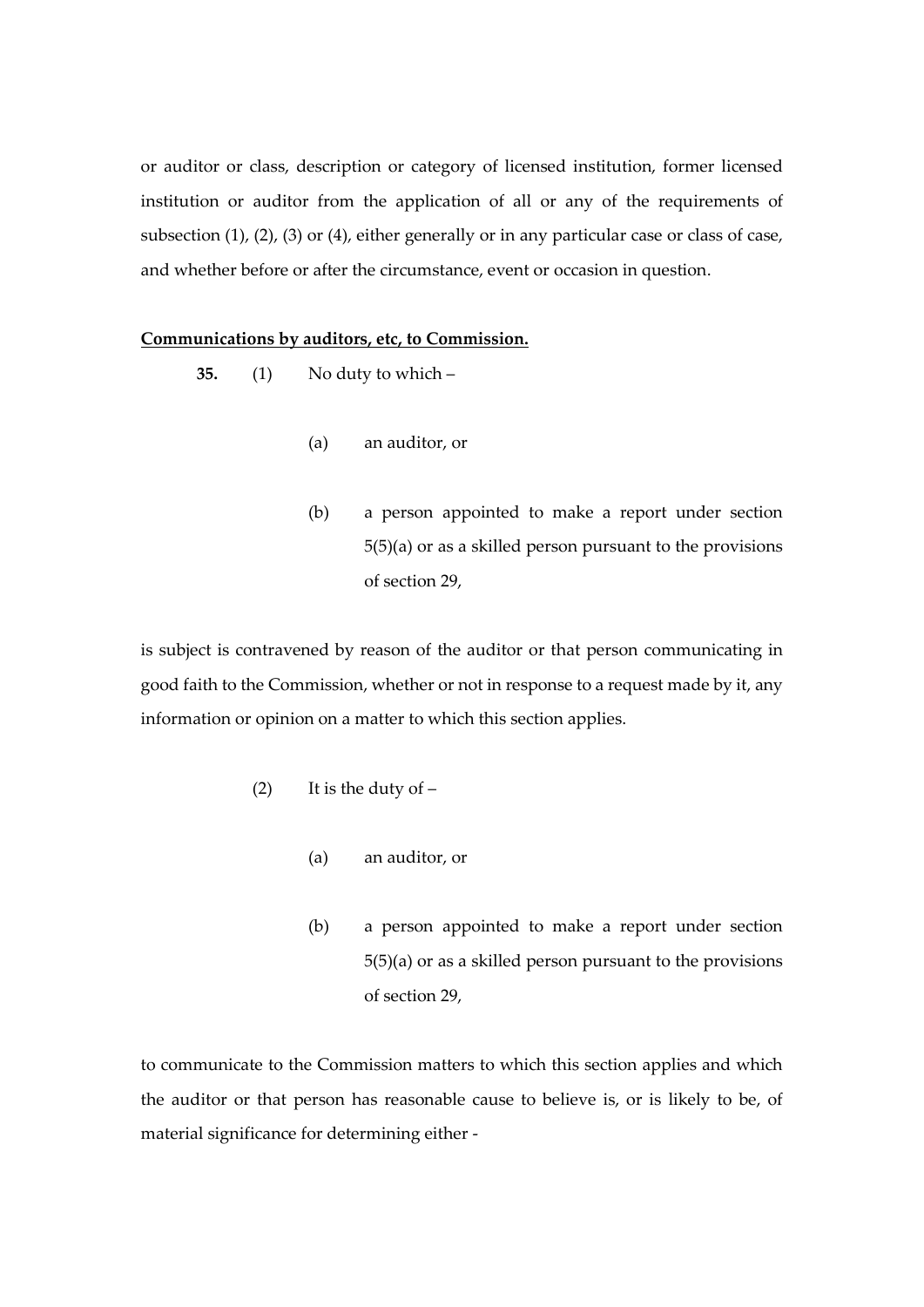or auditor or class, description or category of licensed institution, former licensed institution or auditor from the application of all or any of the requirements of subsection (1), (2), (3) or (4), either generally or in any particular case or class of case, and whether before or after the circumstance, event or occasion in question.

**Communications by auditors, etc, to Commission.**

**35.** (1) No duty to which –

(a) an auditor, or

(b) a person appointed to make a report under section 5(5)(a) or as a skilled person pursuant to the provisions of section 29,

is subject is contravened by reason of the auditor or that person communicating in good faith to the Commission, whether or not in response to a request made by it, any information or opinion on a matter to which this section applies.

(2) It is the duty of –

(a) an auditor, or

(b) a person appointed to make a report under section 5(5)(a) or as a skilled person pursuant to the provisions of section 29,

to communicate to the Commission matters to which this section applies and which the auditor or that person has reasonable cause to believe is, or is likely to be, of material significance for determining either -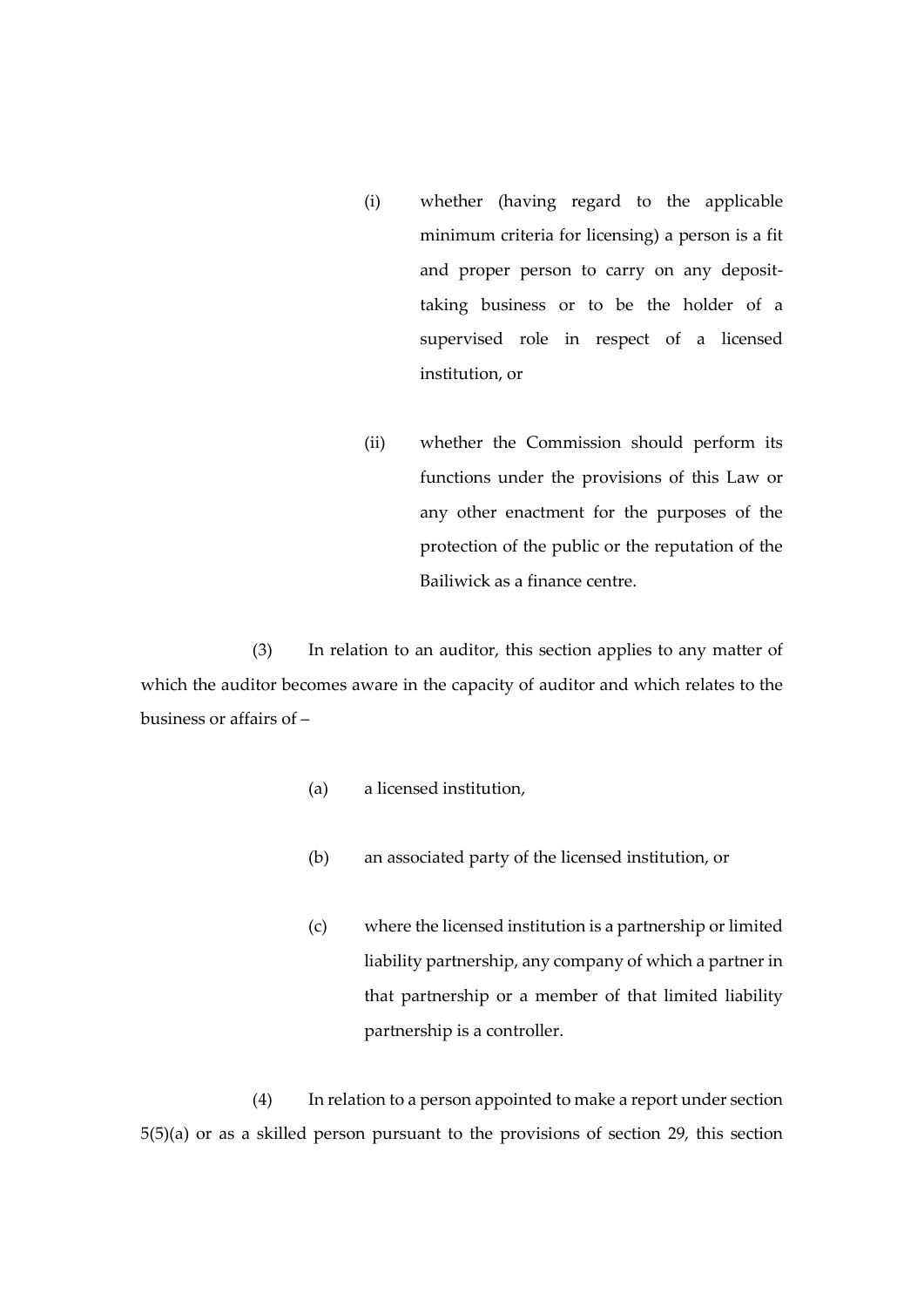(i) whether (having regard to the applicable minimum criteria for licensing) a person is a fit and proper person to carry on any deposit-taking business or to be the holder of a supervised role in respect of a licensed institution, or

(ii) whether the Commission should perform its functions under the provisions of this Law or any other enactment for the purposes of the protection of the public or the reputation of the Bailiwick as a finance centre.

(3) In relation to an auditor, this section applies to any matter of which the auditor becomes aware in the capacity of auditor and which relates to the business or affairs of –

(a) a licensed institution,

(b) an associated party of the licensed institution, or

(c) where the licensed institution is a partnership or limited liability partnership, any company of which a partner in that partnership or a member of that limited liability partnership is a controller.

(4) In relation to a person appointed to make a report under section 5(5)(a) or as a skilled person pursuant to the provisions of section 29, this section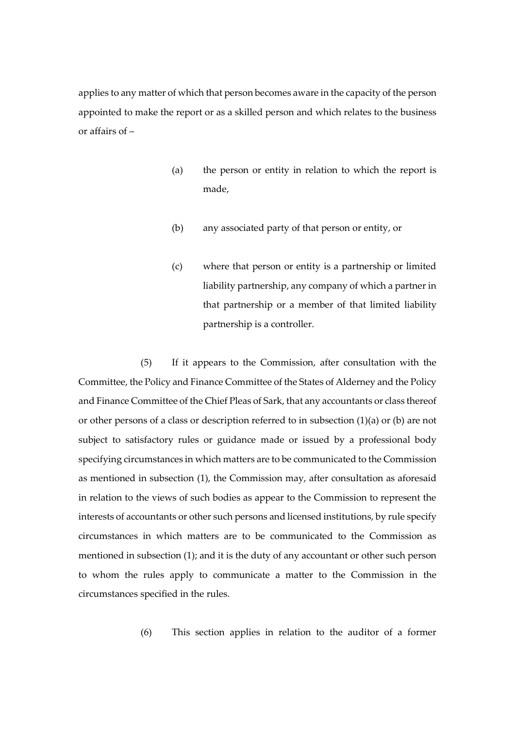applies to any matter of which that person becomes aware in the capacity of the person appointed to make the report or as a skilled person and which relates to the business or affairs of –

(a) the person or entity in relation to which the report is made,

(b) any associated party of that person or entity, or

(c) where that person or entity is a partnership or limited liability partnership, any company of which a partner in that partnership or a member of that limited liability partnership is a controller.

(5) If it appears to the Commission, after consultation with the Committee, the Policy and Finance Committee of the States of Alderney and the Policy and Finance Committee of the Chief Pleas of Sark, that any accountants or class thereof or other persons of a class or description referred to in subsection (1)(a) or (b) are not subject to satisfactory rules or guidance made or issued by a professional body specifying circumstances in which matters are to be communicated to the Commission as mentioned in subsection (1), the Commission may, after consultation as aforesaid in relation to the views of such bodies as appear to the Commission to represent the interests of accountants or other such persons and licensed institutions, by rule specify circumstances in which matters are to be communicated to the Commission as mentioned in subsection (1); and it is the duty of any accountant or other such person to whom the rules apply to communicate a matter to the Commission in the circumstances specified in the rules.

(6) This section applies in relation to the auditor of a former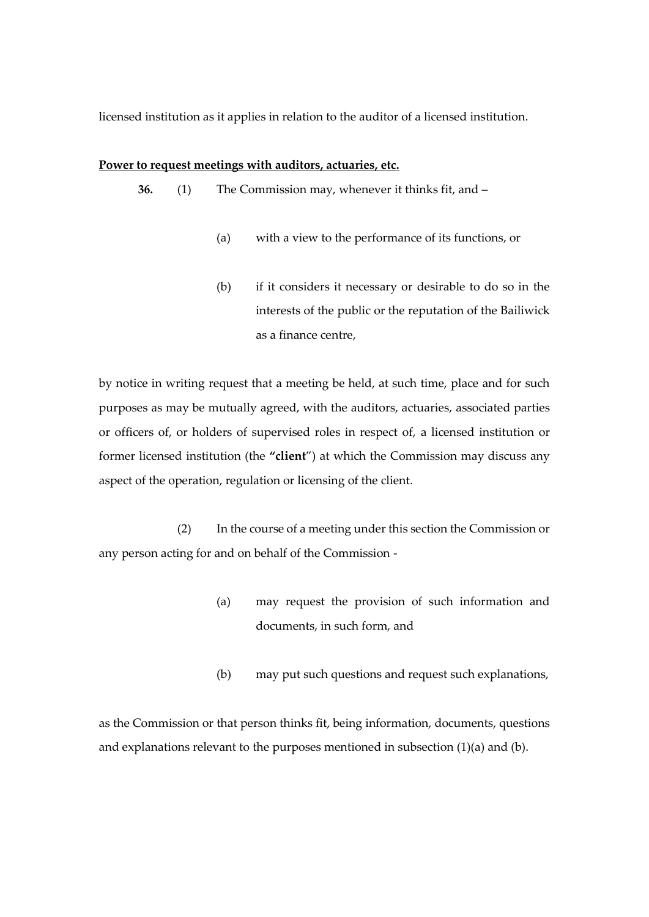licensed institution as it applies in relation to the auditor of a licensed institution.

**Power to request meetings with auditors, actuaries, etc.**

**36.** (1) The Commission may, whenever it thinks fit, and –

(a) with a view to the performance of its functions, or

(b) if it considers it necessary or desirable to do so in the interests of the public or the reputation of the Bailiwick as a finance centre,

by notice in writing request that a meeting be held, at such time, place and for such purposes as may be mutually agreed, with the auditors, actuaries, associated parties or officers of, or holders of supervised roles in respect of, a licensed institution or former licensed institution (the **"client"**) at which the Commission may discuss any aspect of the operation, regulation or licensing of the client.

(2) In the course of a meeting under this section the Commission or any person acting for and on behalf of the Commission -

(a) may request the provision of such information and documents, in such form, and

(b) may put such questions and request such explanations,

as the Commission or that person thinks fit, being information, documents, questions and explanations relevant to the purposes mentioned in subsection (1)(a) and (b).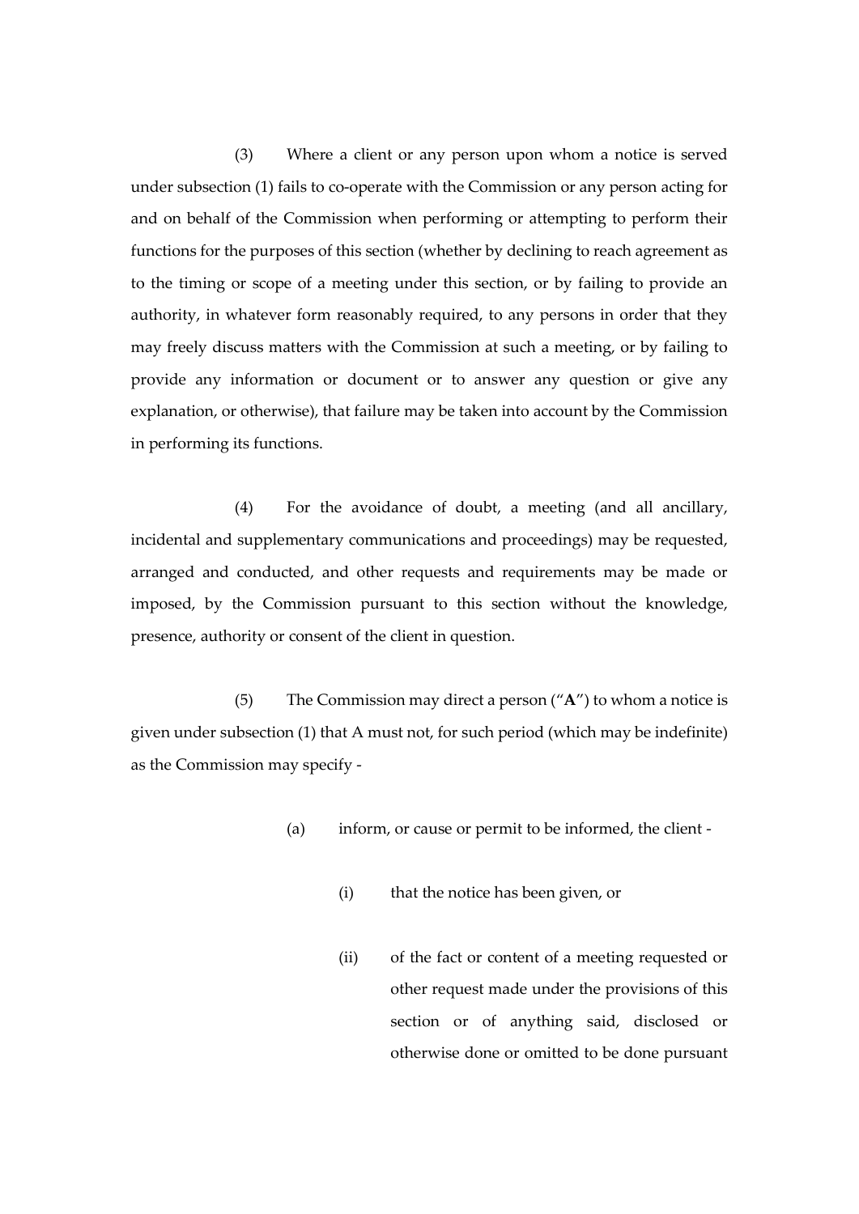(3) Where a client or any person upon whom a notice is served under subsection (1) fails to co-operate with the Commission or any person acting for and on behalf of the Commission when performing or attempting to perform their functions for the purposes of this section (whether by declining to reach agreement as to the timing or scope of a meeting under this section, or by failing to provide an authority, in whatever form reasonably required, to any persons in order that they may freely discuss matters with the Commission at such a meeting, or by failing to provide any information or document or to answer any question or give any explanation, or otherwise), that failure may be taken into account by the Commission in performing its functions.

(4) For the avoidance of doubt, a meeting (and all ancillary, incidental and supplementary communications and proceedings) may be requested, arranged and conducted, and other requests and requirements may be made or imposed, by the Commission pursuant to this section without the knowledge, presence, authority or consent of the client in question.

(5) The Commission may direct a person ("**A**") to whom a notice is given under subsection (1) that A must not, for such period (which may be indefinite) as the Commission may specify -

(a) inform, or cause or permit to be informed, the client -

(i) that the notice has been given, or

(ii) of the fact or content of a meeting requested or other request made under the provisions of this section or of anything said, disclosed or otherwise done or omitted to be done pursuant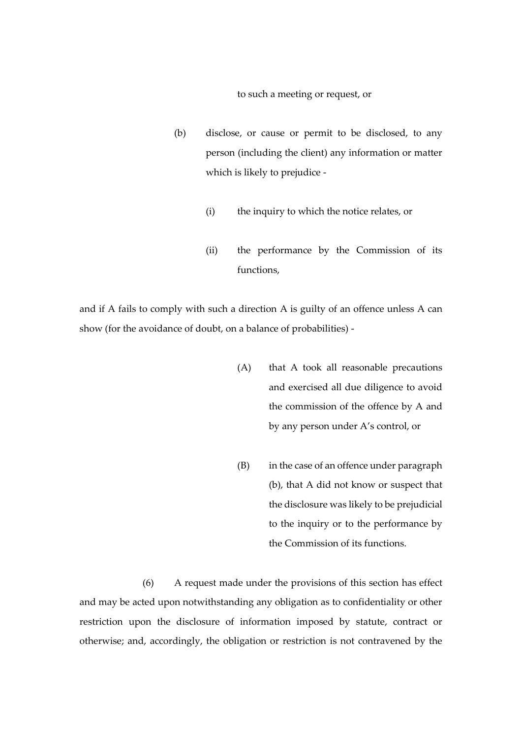to such a meeting or request, or

(b) disclose, or cause or permit to be disclosed, to any person (including the client) any information or matter which is likely to prejudice -

(i) the inquiry to which the notice relates, or

(ii) the performance by the Commission of its functions,

and if A fails to comply with such a direction A is guilty of an offence unless A can show (for the avoidance of doubt, on a balance of probabilities) -

(A) that A took all reasonable precautions and exercised all due diligence to avoid the commission of the offence by A and by any person under A's control, or

(B) in the case of an offence under paragraph (b), that A did not know or suspect that the disclosure was likely to be prejudicial to the inquiry or to the performance by the Commission of its functions.

(6) A request made under the provisions of this section has effect and may be acted upon notwithstanding any obligation as to confidentiality or other restriction upon the disclosure of information imposed by statute, contract or otherwise; and, accordingly, the obligation or restriction is not contravened by the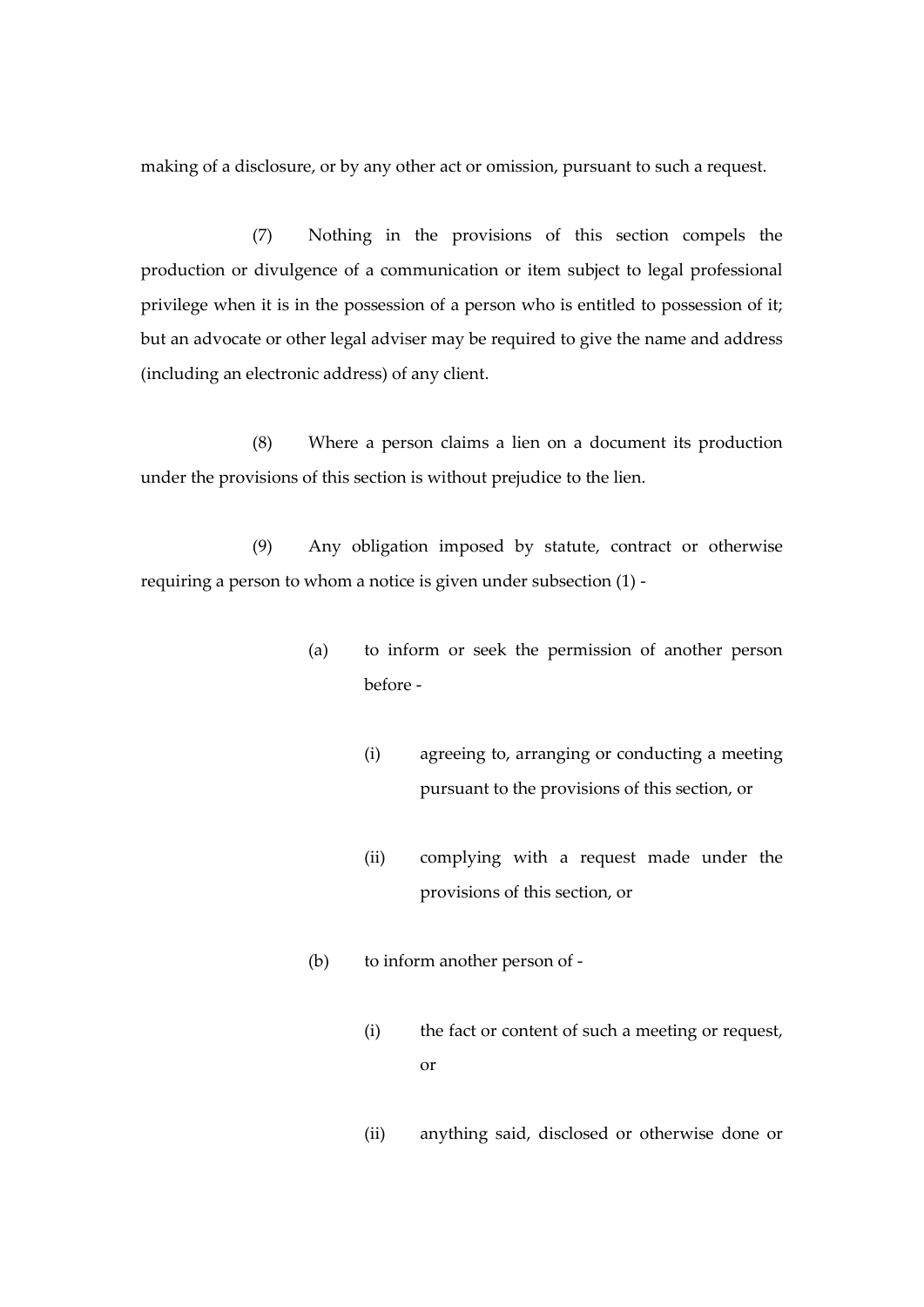making of a disclosure, or by any other act or omission, pursuant to such a request.

(7) Nothing in the provisions of this section compels the production or divulgence of a communication or item subject to legal professional privilege when it is in the possession of a person who is entitled to possession of it; but an advocate or other legal adviser may be required to give the name and address (including an electronic address) of any client.

(8) Where a person claims a lien on a document its production under the provisions of this section is without prejudice to the lien.

(9) Any obligation imposed by statute, contract or otherwise requiring a person to whom a notice is given under subsection (1) -

(a) to inform or seek the permission of another person before -

(i) agreeing to, arranging or conducting a meeting pursuant to the provisions of this section, or

(ii) complying with a request made under the provisions of this section, or

(b) to inform another person of -

(i) the fact or content of such a meeting or request, or

(ii) anything said, disclosed or otherwise done or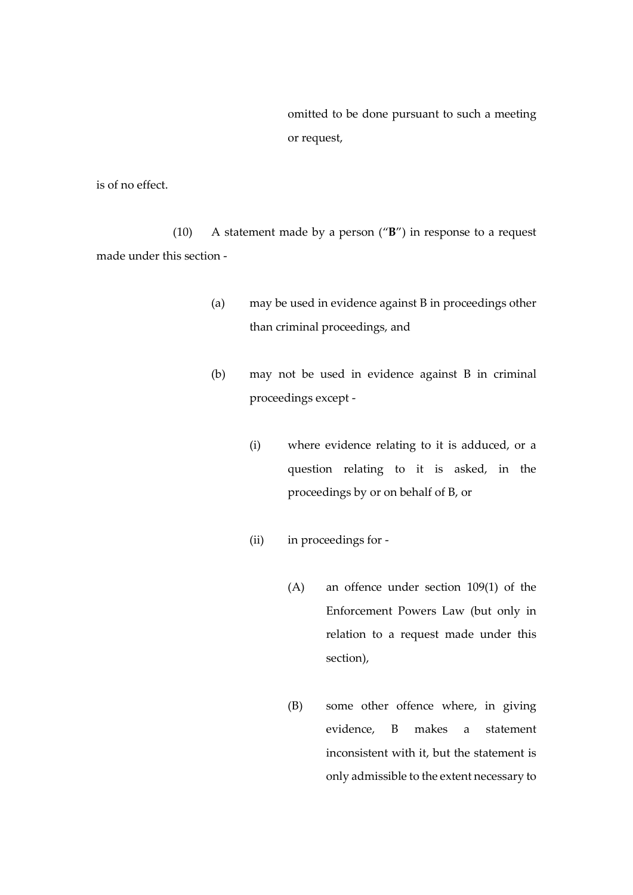omitted to be done pursuant to such a meeting or request,

is of no effect.

(10) A statement made by a person ("**B**") in response to a request made under this section -

(a) may be used in evidence against B in proceedings other than criminal proceedings, and

(b) may not be used in evidence against B in criminal proceedings except -

(i) where evidence relating to it is adduced, or a question relating to it is asked, in the proceedings by or on behalf of B, or

(ii) in proceedings for -

(A) an offence under section 109(1) of the Enforcement Powers Law (but only in relation to a request made under this section),

(B) some other offence where, in giving evidence, B makes a statement inconsistent with it, but the statement is only admissible to the extent necessary to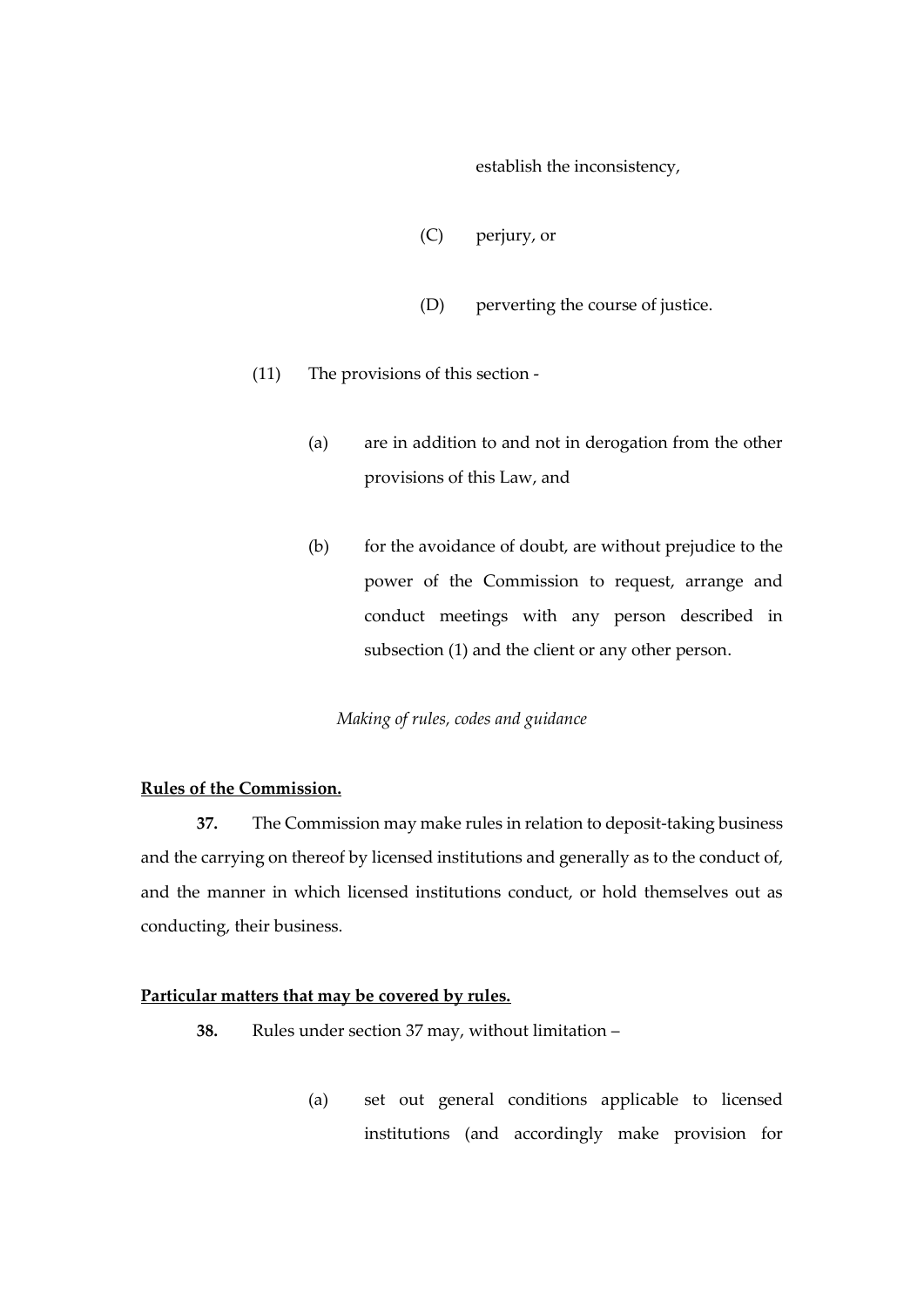establish the inconsistency,

(C) perjury, or

(D) perverting the course of justice.

(11) The provisions of this section -

(a) are in addition to and not in derogation from the other provisions of this Law, and

(b) for the avoidance of doubt, are without prejudice to the power of the Commission to request, arrange and conduct meetings with any person described in subsection (1) and the client or any other person.

*Making of rules, codes and guidance*

**Rules of the Commission.**

**37.** The Commission may make rules in relation to deposit-taking business and the carrying on thereof by licensed institutions and generally as to the conduct of, and the manner in which licensed institutions conduct, or hold themselves out as conducting, their business.

**Particular matters that may be covered by rules.**

**38.** Rules under section 37 may, without limitation –

(a) set out general conditions applicable to licensed institutions (and accordingly make provision for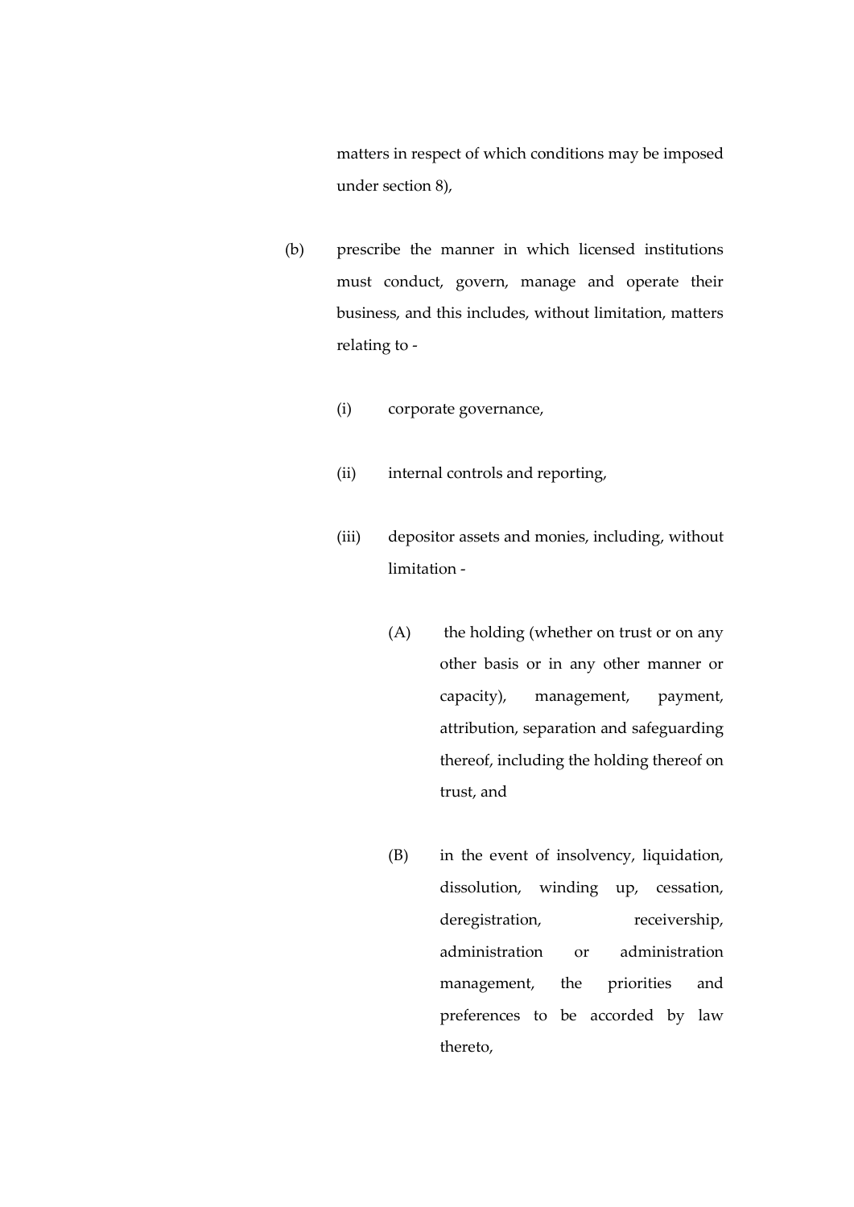matters in respect of which conditions may be imposed under section 8),

(b) prescribe the manner in which licensed institutions must conduct, govern, manage and operate their business, and this includes, without limitation, matters relating to -

(i) corporate governance,

(ii) internal controls and reporting,

(iii) depositor assets and monies, including, without limitation -

(A) the holding (whether on trust or on any other basis or in any other manner or capacity), management, payment, attribution, separation and safeguarding thereof, including the holding thereof on trust, and

(B) in the event of insolvency, liquidation, dissolution, winding up, cessation, deregistration, receivership, administration or administration management, the priorities and preferences to be accorded by law thereto,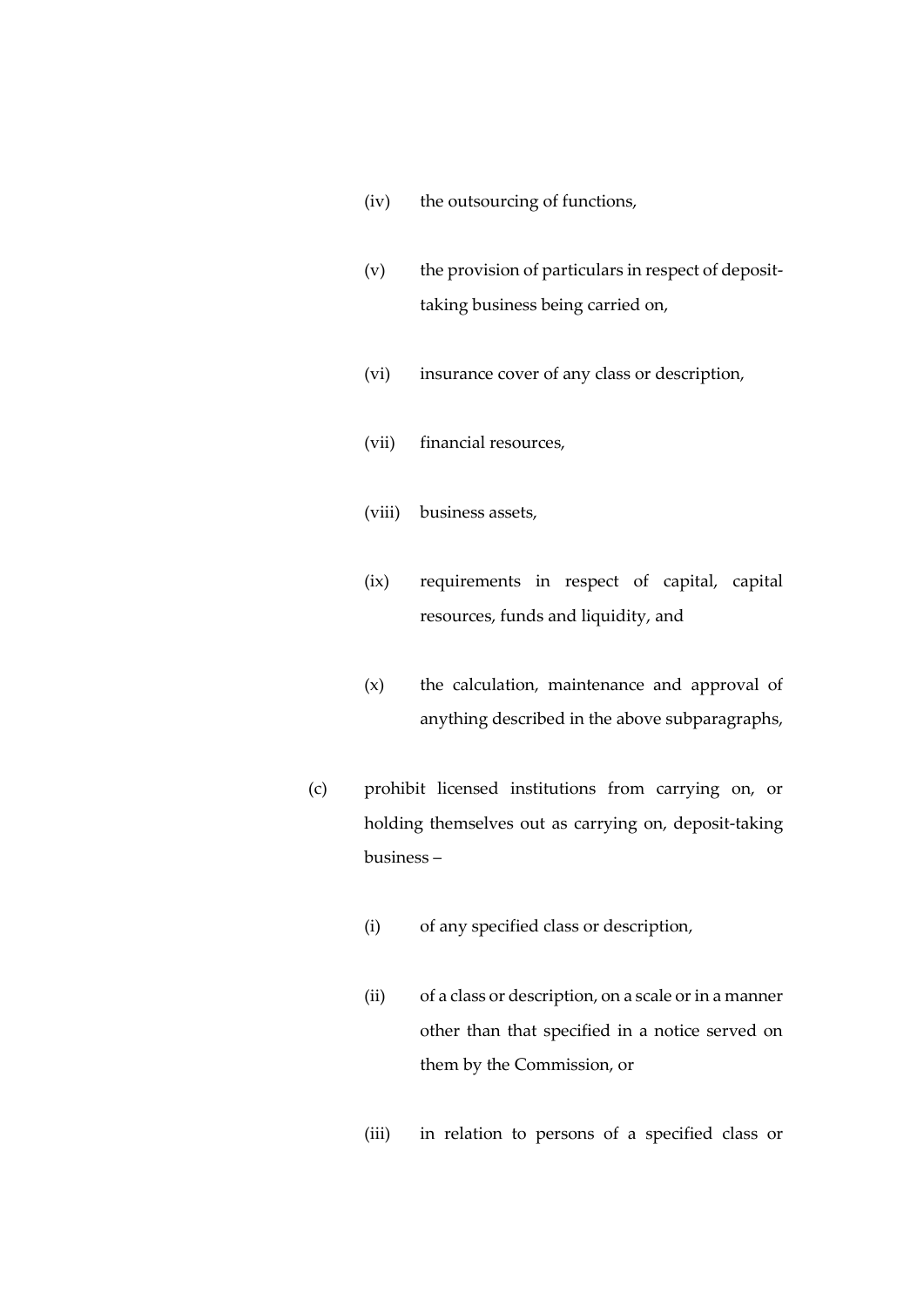(iv) the outsourcing of functions,

(v) the provision of particulars in respect of deposit-taking business being carried on,

(vi) insurance cover of any class or description,

(vii) financial resources,

(viii) business assets,

(ix) requirements in respect of capital, capital resources, funds and liquidity, and

(x) the calculation, maintenance and approval of anything described in the above subparagraphs,

(c) prohibit licensed institutions from carrying on, or holding themselves out as carrying on, deposit-taking business –

(i) of any specified class or description,

(ii) of a class or description, on a scale or in a manner other than that specified in a notice served on them by the Commission, or

(iii) in relation to persons of a specified class or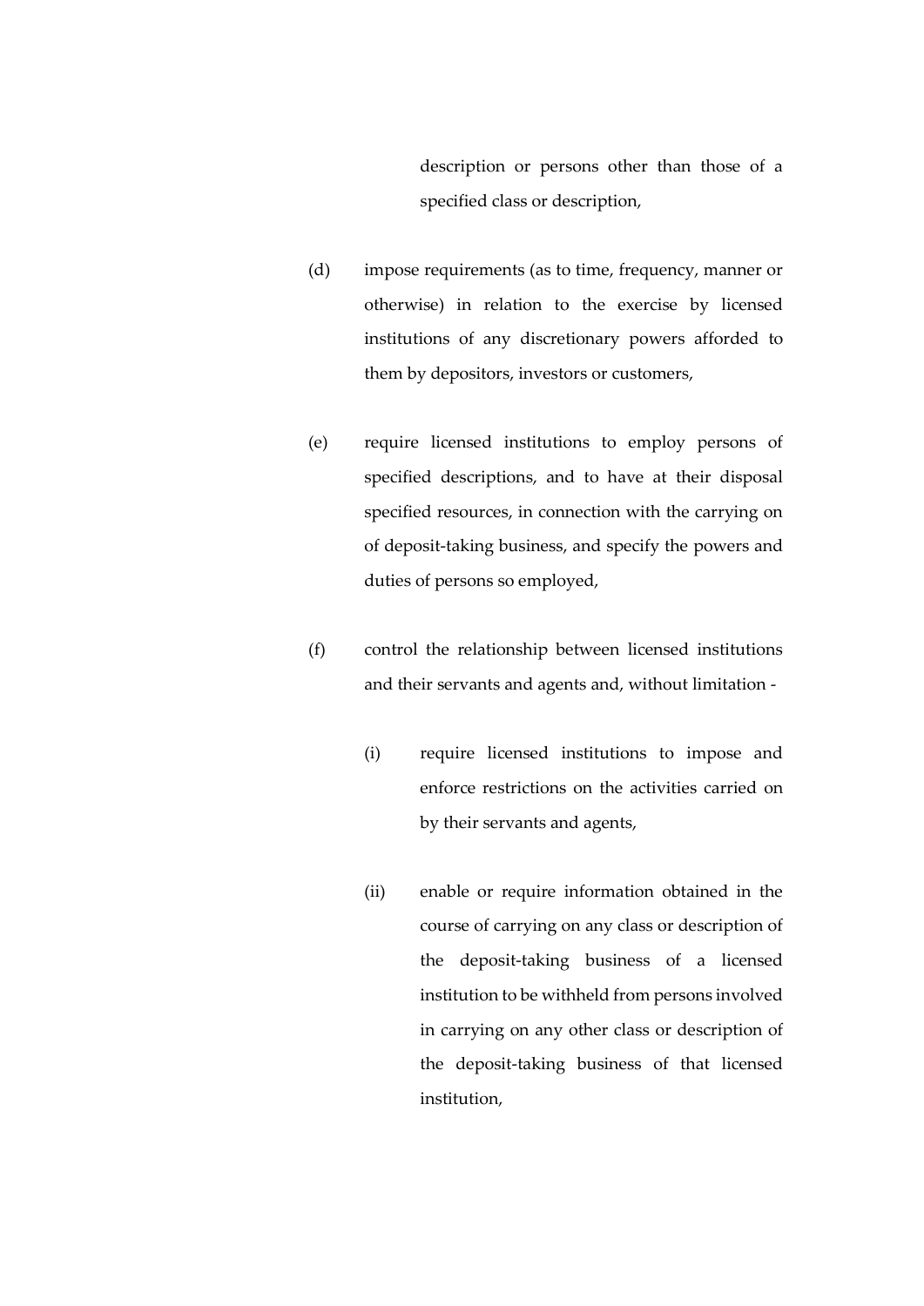description or persons other than those of a specified class or description,

(d) impose requirements (as to time, frequency, manner or otherwise) in relation to the exercise by licensed institutions of any discretionary powers afforded to them by depositors, investors or customers,

(e) require licensed institutions to employ persons of specified descriptions, and to have at their disposal specified resources, in connection with the carrying on of deposit-taking business, and specify the powers and duties of persons so employed,

(f) control the relationship between licensed institutions and their servants and agents and, without limitation -

  (i) require licensed institutions to impose and enforce restrictions on the activities carried on by their servants and agents,

  (ii) enable or require information obtained in the course of carrying on any class or description of the deposit-taking business of a licensed institution to be withheld from persons involved in carrying on any other class or description of the deposit-taking business of that licensed institution,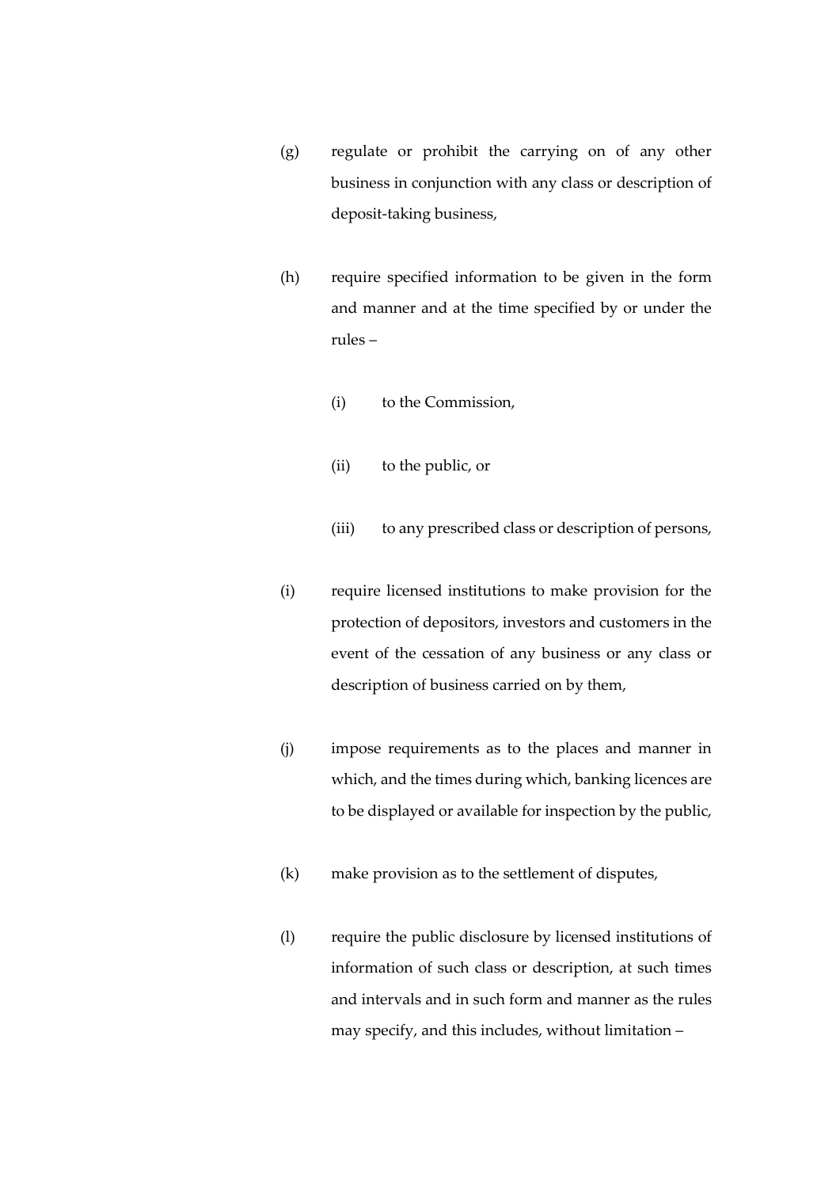(g) regulate or prohibit the carrying on of any other business in conjunction with any class or description of deposit-taking business,

(h) require specified information to be given in the form and manner and at the time specified by or under the rules –

  (i) to the Commission,

  (ii) to the public, or

  (iii) to any prescribed class or description of persons,

(i) require licensed institutions to make provision for the protection of depositors, investors and customers in the event of the cessation of any business or any class or description of business carried on by them,

(j) impose requirements as to the places and manner in which, and the times during which, banking licences are to be displayed or available for inspection by the public,

(k) make provision as to the settlement of disputes,

(l) require the public disclosure by licensed institutions of information of such class or description, at such times and intervals and in such form and manner as the rules may specify, and this includes, without limitation –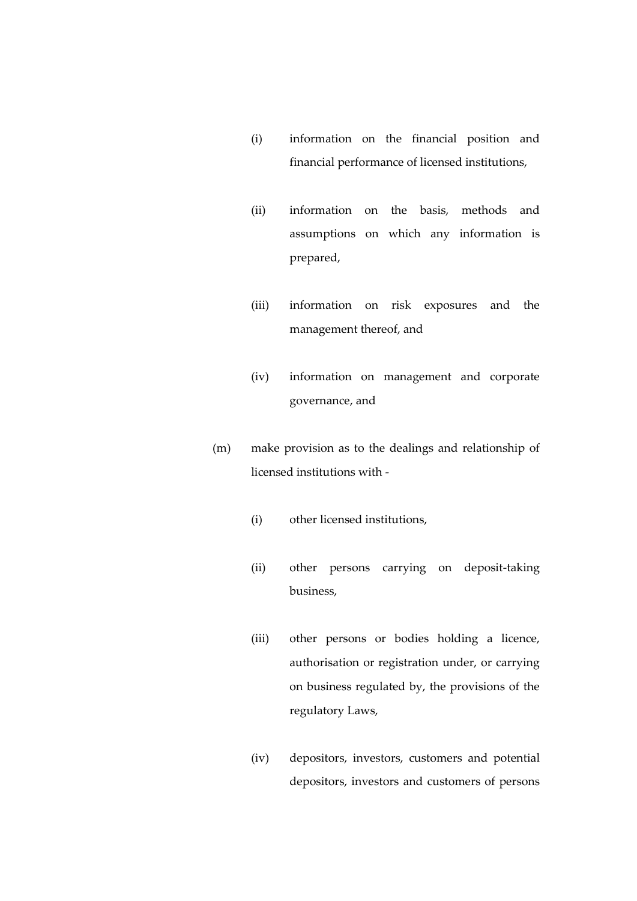(i) information on the financial position and financial performance of licensed institutions,

(ii) information on the basis, methods and assumptions on which any information is prepared,

(iii) information on risk exposures and the management thereof, and

(iv) information on management and corporate governance, and

(m) make provision as to the dealings and relationship of licensed institutions with -

(i) other licensed institutions,

(ii) other persons carrying on deposit-taking business,

(iii) other persons or bodies holding a licence, authorisation or registration under, or carrying on business regulated by, the provisions of the regulatory Laws,

(iv) depositors, investors, customers and potential depositors, investors and customers of persons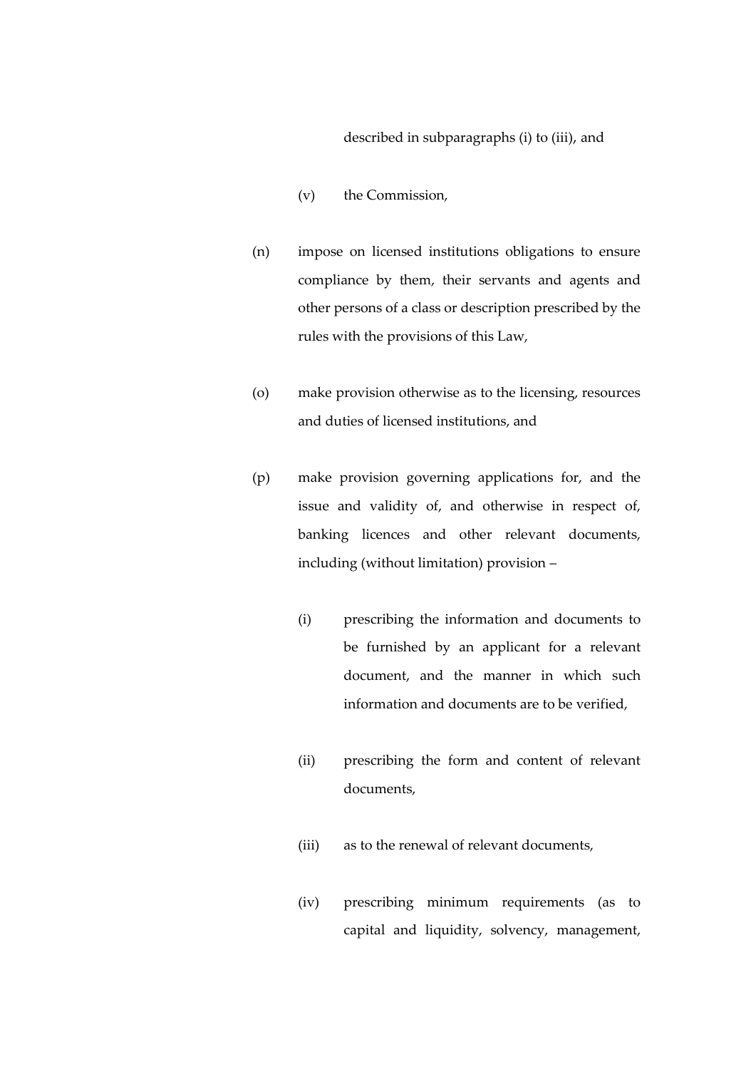described in subparagraphs (i) to (iii), and

(v) the Commission,

(n) impose on licensed institutions obligations to ensure compliance by them, their servants and agents and other persons of a class or description prescribed by the rules with the provisions of this Law,

(o) make provision otherwise as to the licensing, resources and duties of licensed institutions, and

(p) make provision governing applications for, and the issue and validity of, and otherwise in respect of, banking licences and other relevant documents, including (without limitation) provision –

(i) prescribing the information and documents to be furnished by an applicant for a relevant document, and the manner in which such information and documents are to be verified,

(ii) prescribing the form and content of relevant documents,

(iii) as to the renewal of relevant documents,

(iv) prescribing minimum requirements (as to capital and liquidity, solvency, management,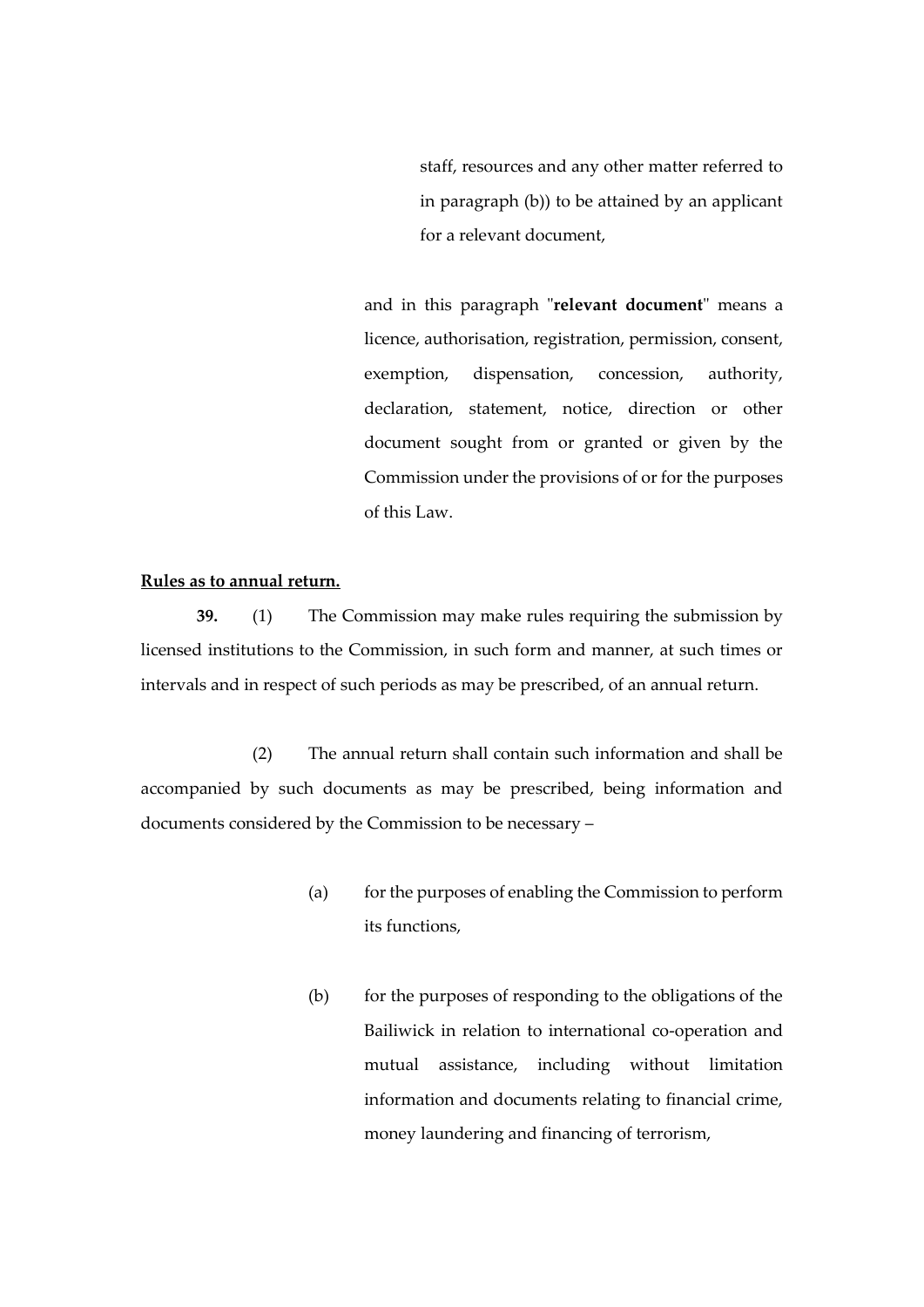staff, resources and any other matter referred to in paragraph (b)) to be attained by an applicant for a relevant document,

and in this paragraph "**relevant document**" means a licence, authorisation, registration, permission, consent, exemption, dispensation, concession, authority, declaration, statement, notice, direction or other document sought from or granted or given by the Commission under the provisions of or for the purposes of this Law.

**Rules as to annual return.**

**39.** (1) The Commission may make rules requiring the submission by licensed institutions to the Commission, in such form and manner, at such times or intervals and in respect of such periods as may be prescribed, of an annual return.

(2) The annual return shall contain such information and shall be accompanied by such documents as may be prescribed, being information and documents considered by the Commission to be necessary –

(a) for the purposes of enabling the Commission to perform its functions,

(b) for the purposes of responding to the obligations of the Bailiwick in relation to international co-operation and mutual assistance, including without limitation information and documents relating to financial crime, money laundering and financing of terrorism,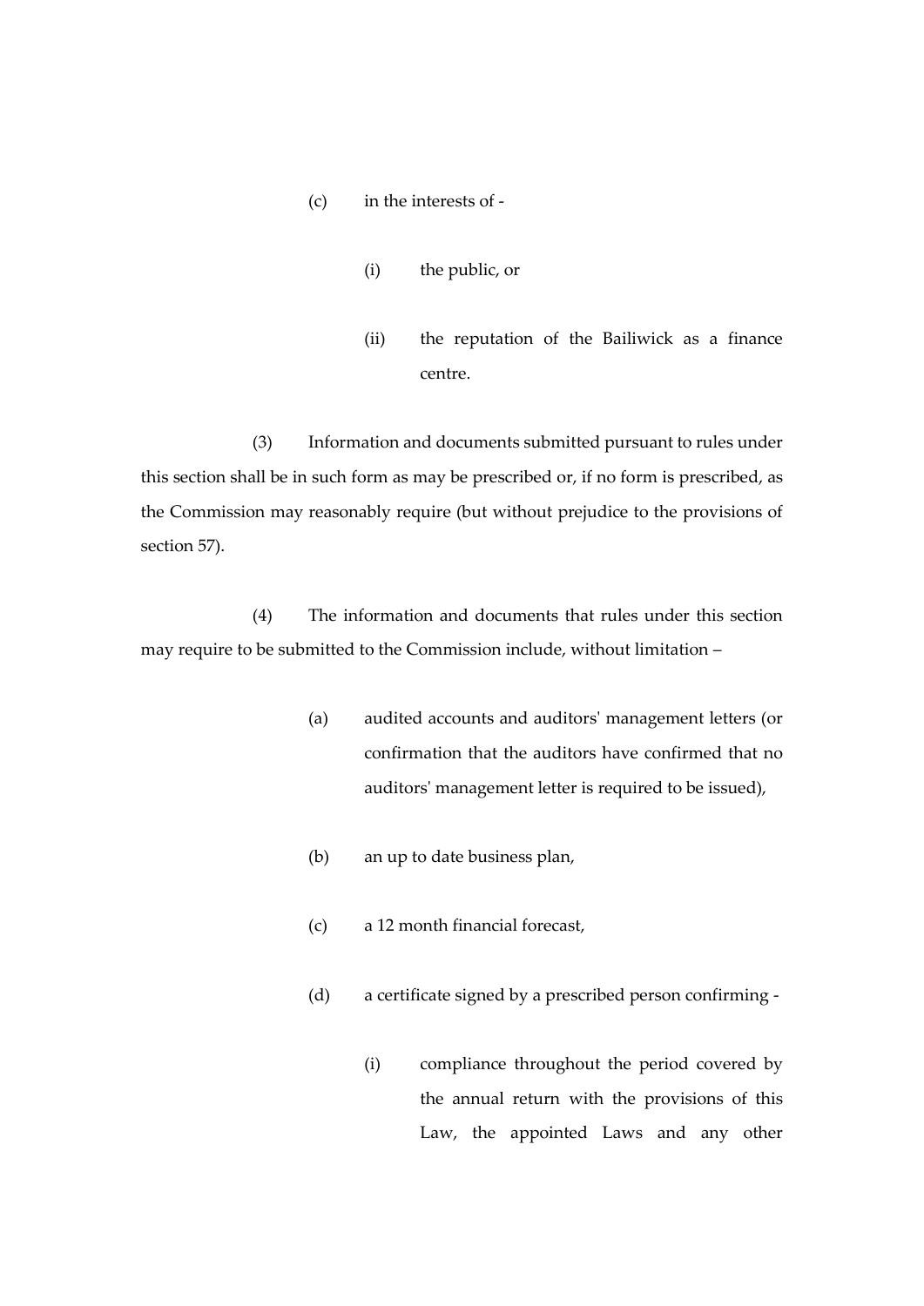(c) in the interests of -

(i) the public, or

(ii) the reputation of the Bailiwick as a finance centre.

(3) Information and documents submitted pursuant to rules under this section shall be in such form as may be prescribed or, if no form is prescribed, as the Commission may reasonably require (but without prejudice to the provisions of section 57).

(4) The information and documents that rules under this section may require to be submitted to the Commission include, without limitation –

(a) audited accounts and auditors' management letters (or confirmation that the auditors have confirmed that no auditors' management letter is required to be issued),

(b) an up to date business plan,

(c) a 12 month financial forecast,

(d) a certificate signed by a prescribed person confirming -

(i) compliance throughout the period covered by the annual return with the provisions of this Law, the appointed Laws and any other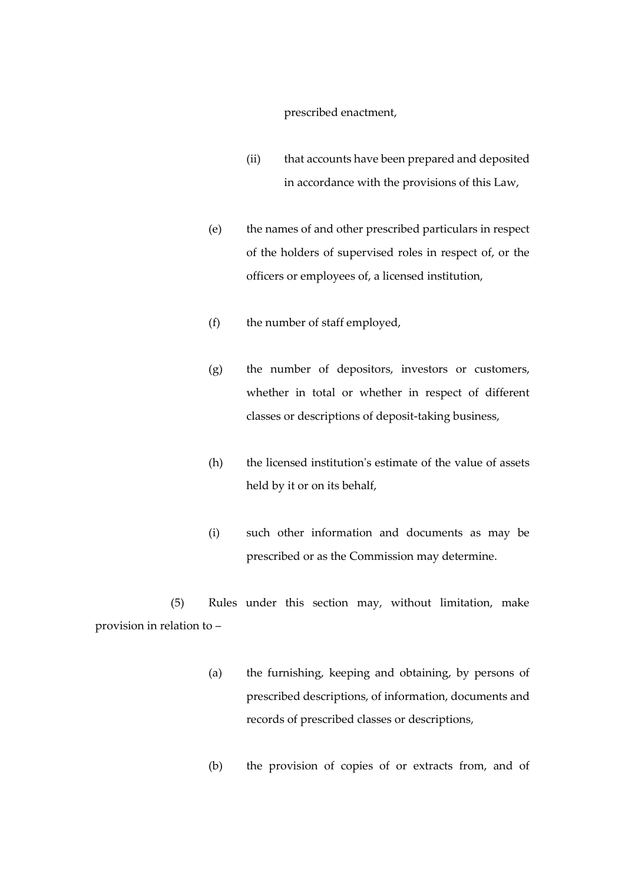prescribed enactment,

(ii) that accounts have been prepared and deposited in accordance with the provisions of this Law,

(e) the names of and other prescribed particulars in respect of the holders of supervised roles in respect of, or the officers or employees of, a licensed institution,

(f) the number of staff employed,

(g) the number of depositors, investors or customers, whether in total or whether in respect of different classes or descriptions of deposit-taking business,

(h) the licensed institution's estimate of the value of assets held by it or on its behalf,

(i) such other information and documents as may be prescribed or as the Commission may determine.

(5) Rules under this section may, without limitation, make provision in relation to –

(a) the furnishing, keeping and obtaining, by persons of prescribed descriptions, of information, documents and records of prescribed classes or descriptions,

(b) the provision of copies of or extracts from, and of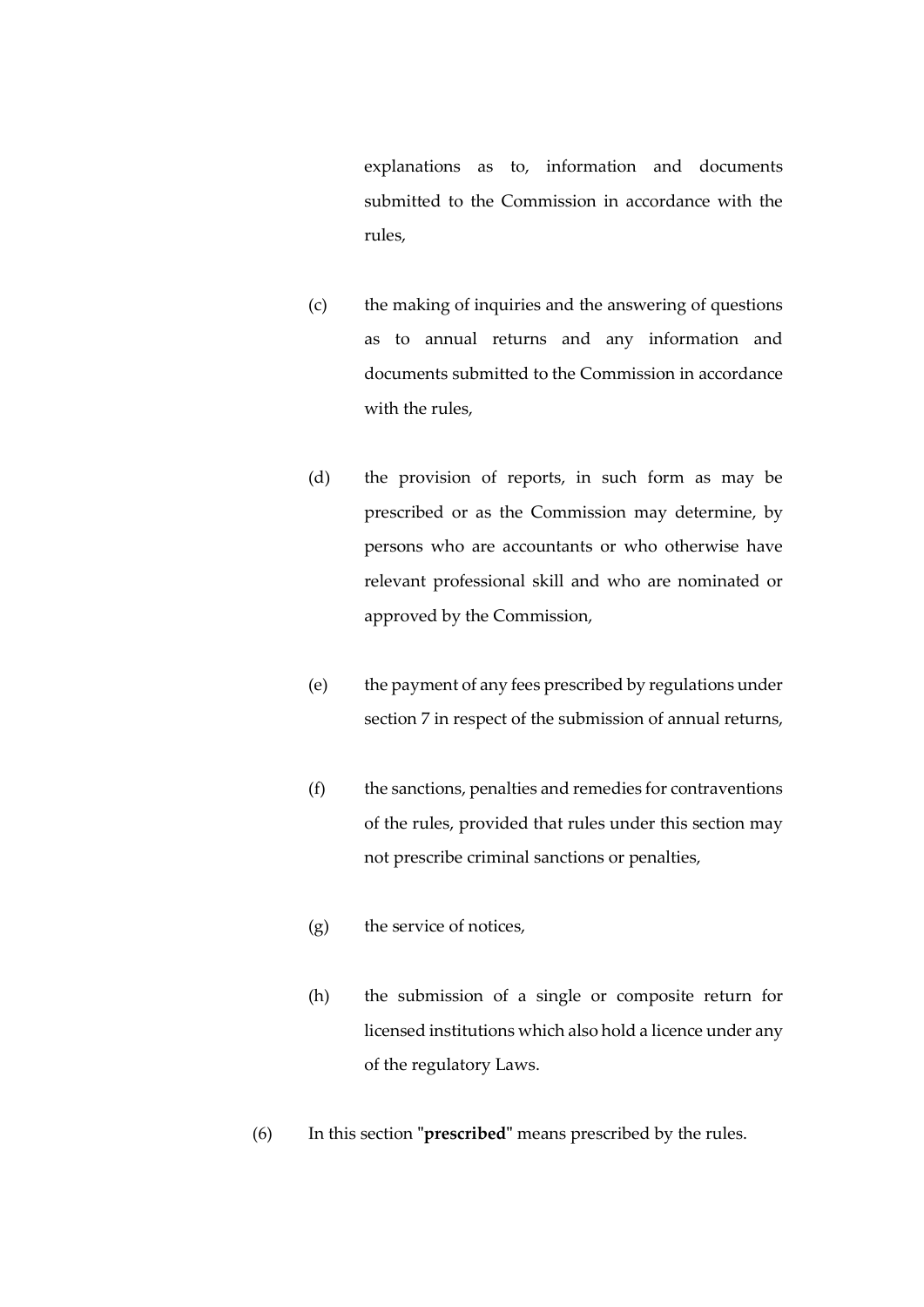explanations as to, information and documents submitted to the Commission in accordance with the rules,

(c) the making of inquiries and the answering of questions as to annual returns and any information and documents submitted to the Commission in accordance with the rules,

(d) the provision of reports, in such form as may be prescribed or as the Commission may determine, by persons who are accountants or who otherwise have relevant professional skill and who are nominated or approved by the Commission,

(e) the payment of any fees prescribed by regulations under section 7 in respect of the submission of annual returns,

(f) the sanctions, penalties and remedies for contraventions of the rules, provided that rules under this section may not prescribe criminal sanctions or penalties,

(g) the service of notices,

(h) the submission of a single or composite return for licensed institutions which also hold a licence under any of the regulatory Laws.

(6) In this section "**prescribed**" means prescribed by the rules.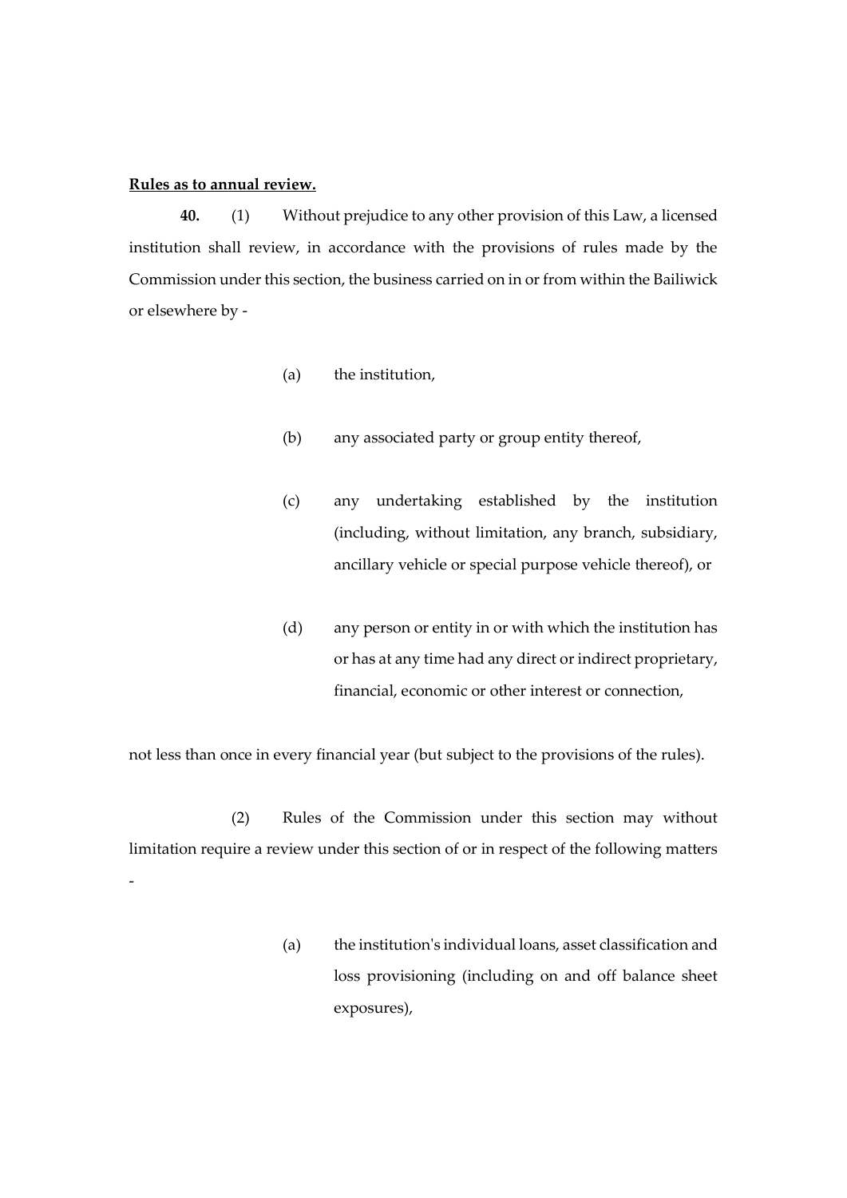**Rules as to annual review.**

**40.** (1) Without prejudice to any other provision of this Law, a licensed institution shall review, in accordance with the provisions of rules made by the Commission under this section, the business carried on in or from within the Bailiwick or elsewhere by -

(a) the institution,

(b) any associated party or group entity thereof,

(c) any undertaking established by the institution (including, without limitation, any branch, subsidiary, ancillary vehicle or special purpose vehicle thereof), or

(d) any person or entity in or with which the institution has or has at any time had any direct or indirect proprietary, financial, economic or other interest or connection,

not less than once in every financial year (but subject to the provisions of the rules).

(2) Rules of the Commission under this section may without limitation require a review under this section of or in respect of the following matters -

(a) the institution's individual loans, asset classification and loss provisioning (including on and off balance sheet exposures),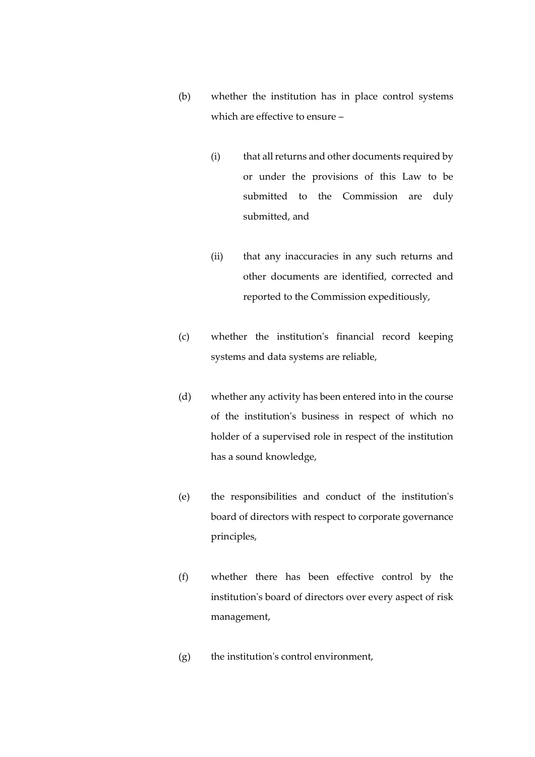(b) whether the institution has in place control systems which are effective to ensure –

   (i) that all returns and other documents required by or under the provisions of this Law to be submitted to the Commission are duly submitted, and

   (ii) that any inaccuracies in any such returns and other documents are identified, corrected and reported to the Commission expeditiously,

(c) whether the institution's financial record keeping systems and data systems are reliable,

(d) whether any activity has been entered into in the course of the institution's business in respect of which no holder of a supervised role in respect of the institution has a sound knowledge,

(e) the responsibilities and conduct of the institution's board of directors with respect to corporate governance principles,

(f) whether there has been effective control by the institution's board of directors over every aspect of risk management,

(g) the institution's control environment,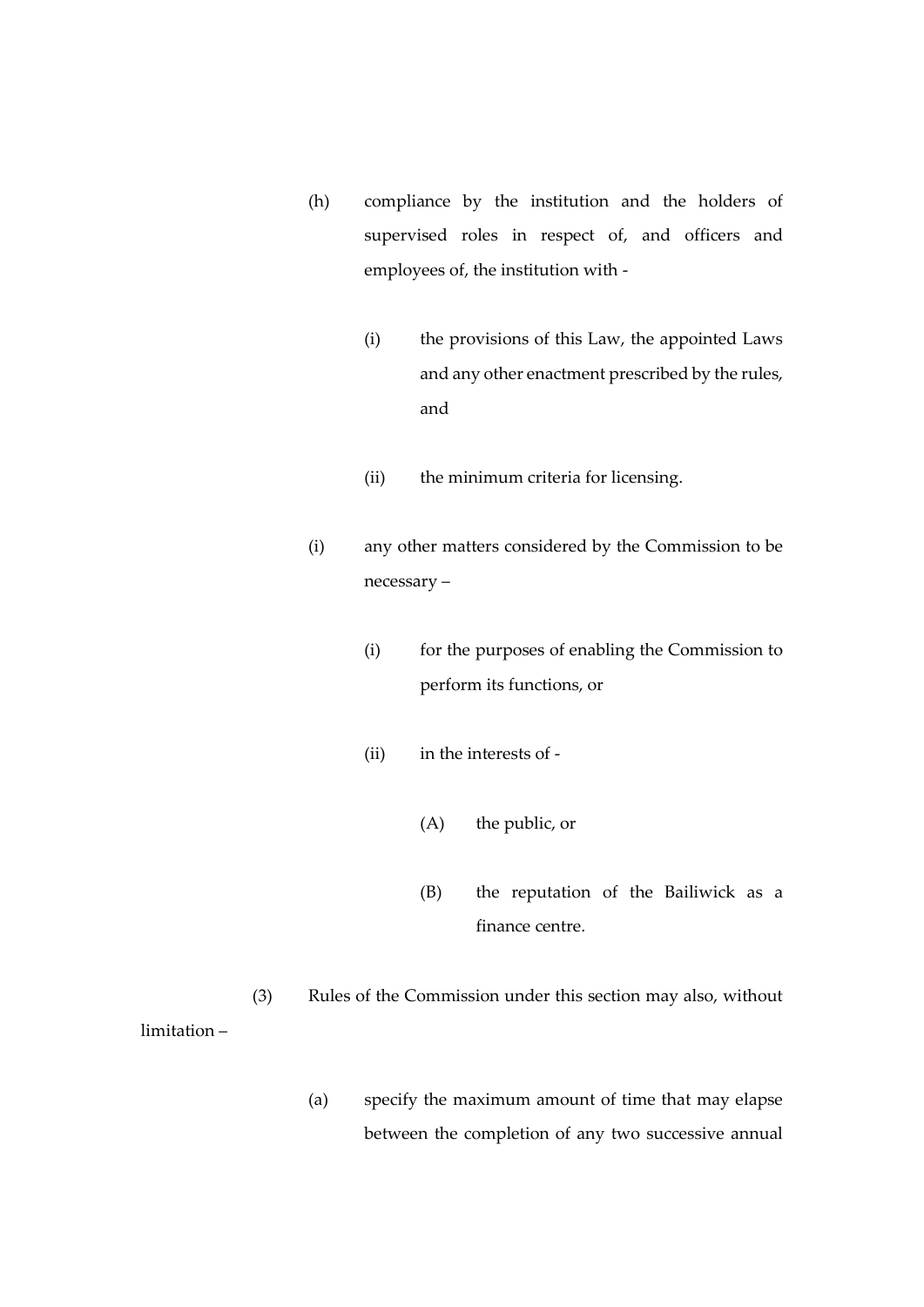(h) compliance by the institution and the holders of supervised roles in respect of, and officers and employees of, the institution with -

   (i) the provisions of this Law, the appointed Laws and any other enactment prescribed by the rules, and

   (ii) the minimum criteria for licensing.

(i) any other matters considered by the Commission to be necessary –

   (i) for the purposes of enabling the Commission to perform its functions, or

   (ii) in the interests of -

      (A) the public, or

      (B) the reputation of the Bailiwick as a finance centre.

(3) Rules of the Commission under this section may also, without limitation –

(a) specify the maximum amount of time that may elapse between the completion of any two successive annual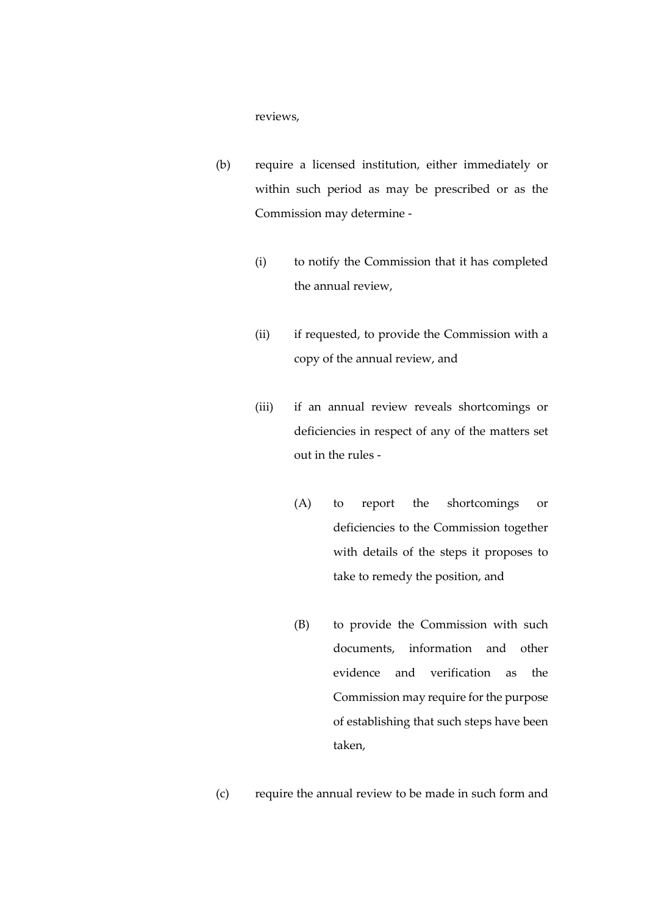reviews,

(b) require a licensed institution, either immediately or within such period as may be prescribed or as the Commission may determine -

  (i) to notify the Commission that it has completed the annual review,

  (ii) if requested, to provide the Commission with a copy of the annual review, and

  (iii) if an annual review reveals shortcomings or deficiencies in respect of any of the matters set out in the rules -

    (A) to report the shortcomings or deficiencies to the Commission together with details of the steps it proposes to take to remedy the position, and

    (B) to provide the Commission with such documents, information and other evidence and verification as the Commission may require for the purpose of establishing that such steps have been taken,

(c) require the annual review to be made in such form and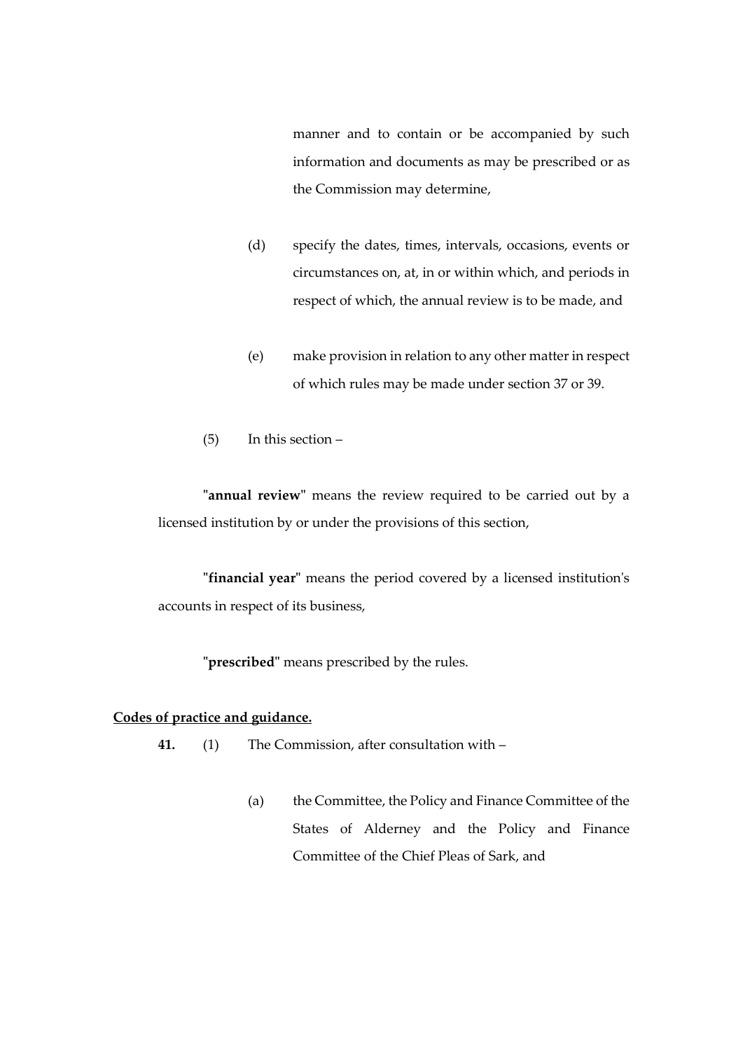manner and to contain or be accompanied by such information and documents as may be prescribed or as the Commission may determine,

(d) specify the dates, times, intervals, occasions, events or circumstances on, at, in or within which, and periods in respect of which, the annual review is to be made, and

(e) make provision in relation to any other matter in respect of which rules may be made under section 37 or 39.

(5) In this section –

"**annual review**" means the review required to be carried out by a licensed institution by or under the provisions of this section,

"**financial year**" means the period covered by a licensed institution's accounts in respect of its business,

"**prescribed**" means prescribed by the rules.

**Codes of practice and guidance.**

**41.** (1) The Commission, after consultation with –

(a) the Committee, the Policy and Finance Committee of the States of Alderney and the Policy and Finance Committee of the Chief Pleas of Sark, and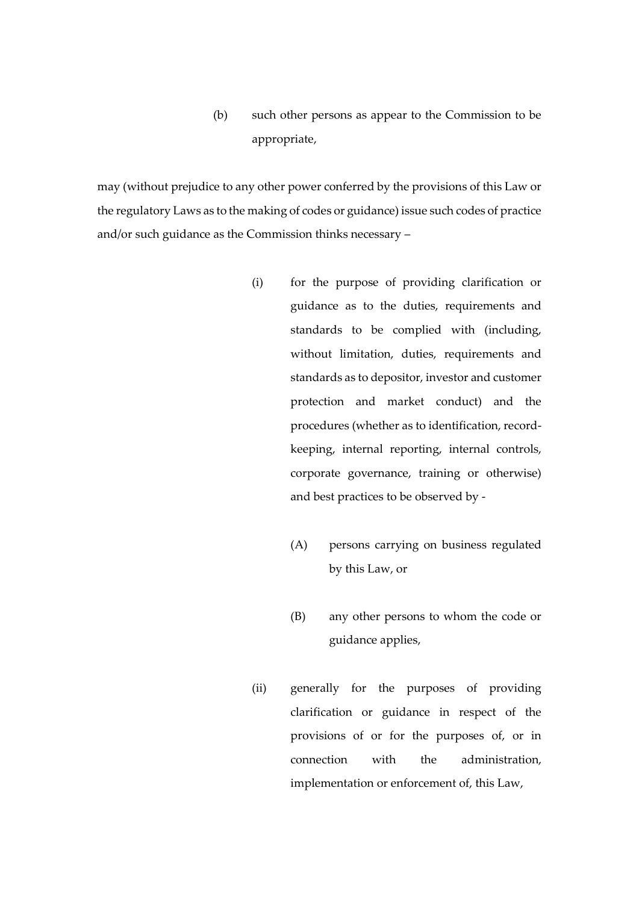(b) such other persons as appear to the Commission to be appropriate,

may (without prejudice to any other power conferred by the provisions of this Law or the regulatory Laws as to the making of codes or guidance) issue such codes of practice and/or such guidance as the Commission thinks necessary –

(i) for the purpose of providing clarification or guidance as to the duties, requirements and standards to be complied with (including, without limitation, duties, requirements and standards as to depositor, investor and customer protection and market conduct) and the procedures (whether as to identification, record-keeping, internal reporting, internal controls, corporate governance, training or otherwise) and best practices to be observed by -

(A) persons carrying on business regulated by this Law, or

(B) any other persons to whom the code or guidance applies,

(ii) generally for the purposes of providing clarification or guidance in respect of the provisions of or for the purposes of, or in connection with the administration, implementation or enforcement of, this Law,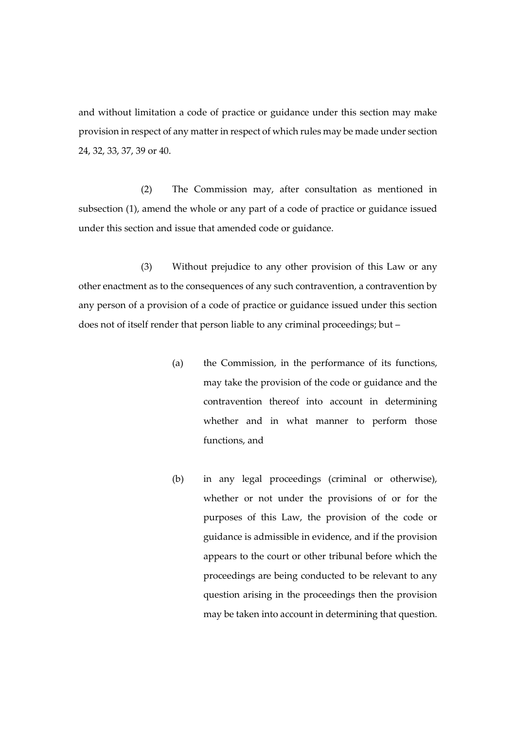and without limitation a code of practice or guidance under this section may make provision in respect of any matter in respect of which rules may be made under section 24, 32, 33, 37, 39 or 40.

(2) The Commission may, after consultation as mentioned in subsection (1), amend the whole or any part of a code of practice or guidance issued under this section and issue that amended code or guidance.

(3) Without prejudice to any other provision of this Law or any other enactment as to the consequences of any such contravention, a contravention by any person of a provision of a code of practice or guidance issued under this section does not of itself render that person liable to any criminal proceedings; but –

(a) the Commission, in the performance of its functions, may take the provision of the code or guidance and the contravention thereof into account in determining whether and in what manner to perform those functions, and

(b) in any legal proceedings (criminal or otherwise), whether or not under the provisions of or for the purposes of this Law, the provision of the code or guidance is admissible in evidence, and if the provision appears to the court or other tribunal before which the proceedings are being conducted to be relevant to any question arising in the proceedings then the provision may be taken into account in determining that question.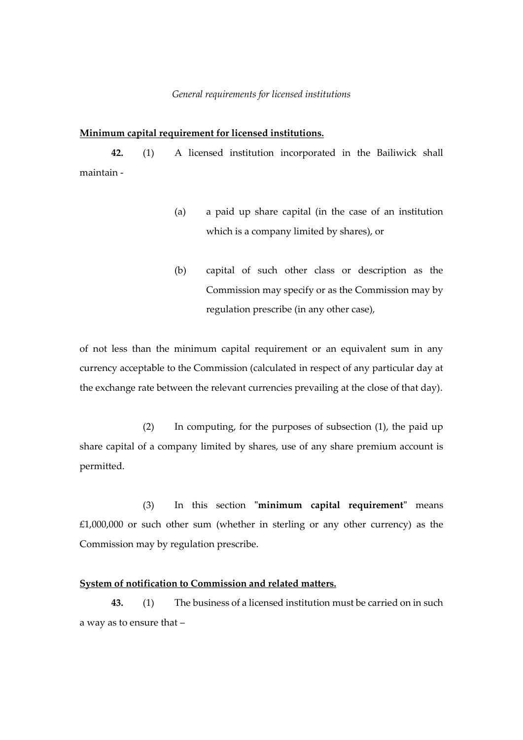*General requirements for licensed institutions*

**Minimum capital requirement for licensed institutions.**

**42.** (1) A licensed institution incorporated in the Bailiwick shall maintain -

(a) a paid up share capital (in the case of an institution which is a company limited by shares), or

(b) capital of such other class or description as the Commission may specify or as the Commission may by regulation prescribe (in any other case),

of not less than the minimum capital requirement or an equivalent sum in any currency acceptable to the Commission (calculated in respect of any particular day at the exchange rate between the relevant currencies prevailing at the close of that day).

(2) In computing, for the purposes of subsection (1), the paid up share capital of a company limited by shares, use of any share premium account is permitted.

(3) In this section "**minimum capital requirement**" means £1,000,000 or such other sum (whether in sterling or any other currency) as the Commission may by regulation prescribe.

**System of notification to Commission and related matters.**

**43.** (1) The business of a licensed institution must be carried on in such a way as to ensure that –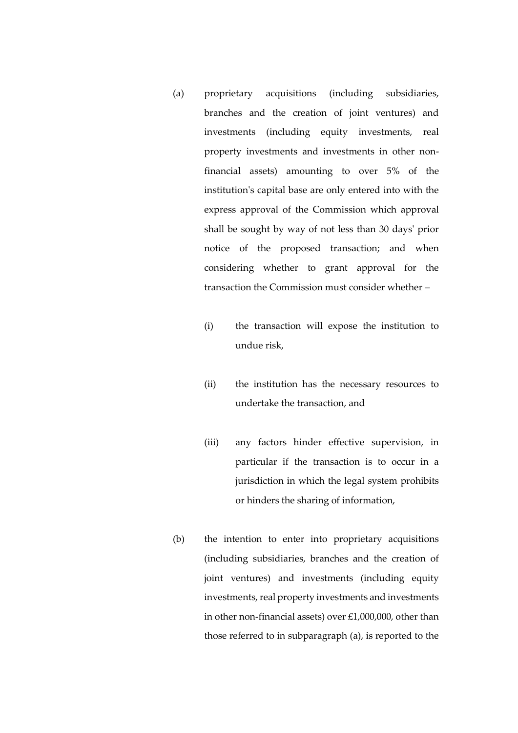(a) proprietary acquisitions (including subsidiaries, branches and the creation of joint ventures) and investments (including equity investments, real property investments and investments in other non-financial assets) amounting to over 5% of the institution's capital base are only entered into with the express approval of the Commission which approval shall be sought by way of not less than 30 days' prior notice of the proposed transaction; and when considering whether to grant approval for the transaction the Commission must consider whether –

   (i) the transaction will expose the institution to undue risk,

   (ii) the institution has the necessary resources to undertake the transaction, and

   (iii) any factors hinder effective supervision, in particular if the transaction is to occur in a jurisdiction in which the legal system prohibits or hinders the sharing of information,

(b) the intention to enter into proprietary acquisitions (including subsidiaries, branches and the creation of joint ventures) and investments (including equity investments, real property investments and investments in other non-financial assets) over £1,000,000, other than those referred to in subparagraph (a), is reported to the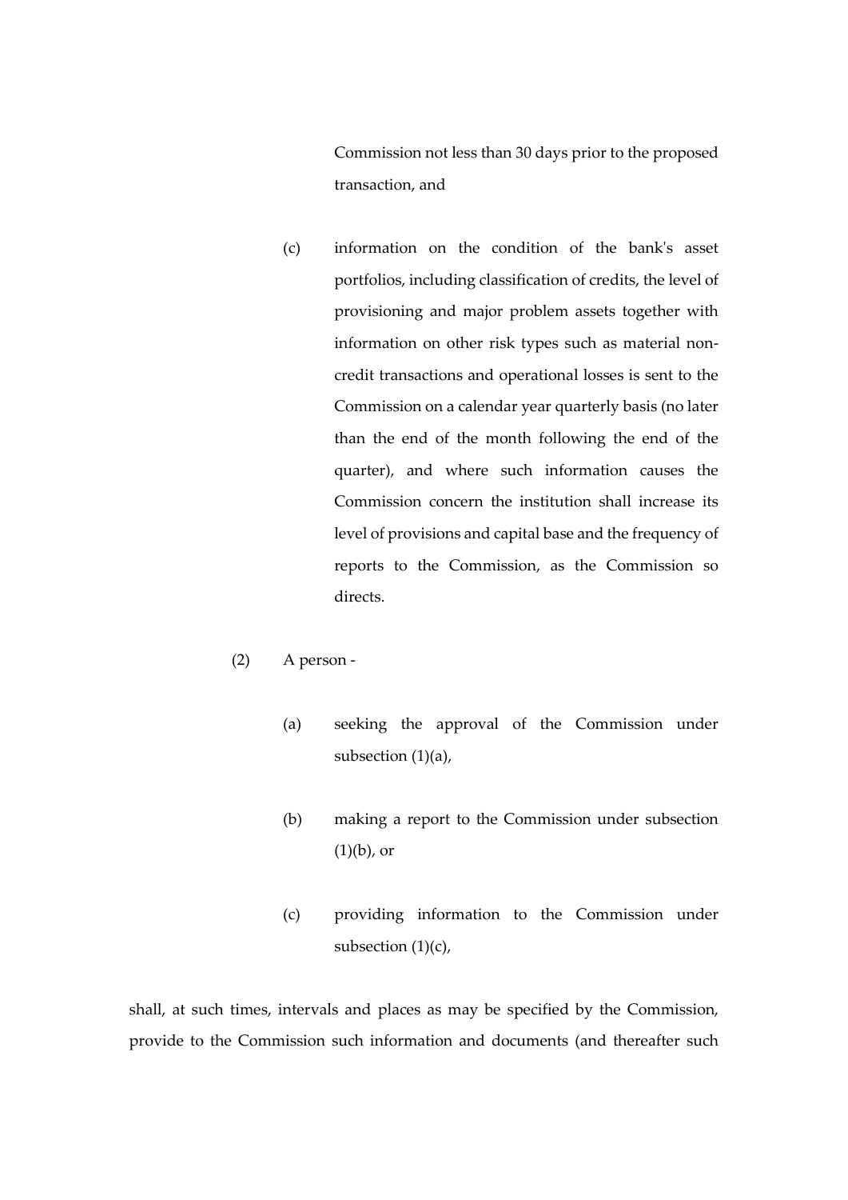Commission not less than 30 days prior to the proposed transaction, and

(c) information on the condition of the bank's asset portfolios, including classification of credits, the level of provisioning and major problem assets together with information on other risk types such as material non-credit transactions and operational losses is sent to the Commission on a calendar year quarterly basis (no later than the end of the month following the end of the quarter), and where such information causes the Commission concern the institution shall increase its level of provisions and capital base and the frequency of reports to the Commission, as the Commission so directs.

(2) A person -

(a) seeking the approval of the Commission under subsection (1)(a),

(b) making a report to the Commission under subsection (1)(b), or

(c) providing information to the Commission under subsection (1)(c),

shall, at such times, intervals and places as may be specified by the Commission, provide to the Commission such information and documents (and thereafter such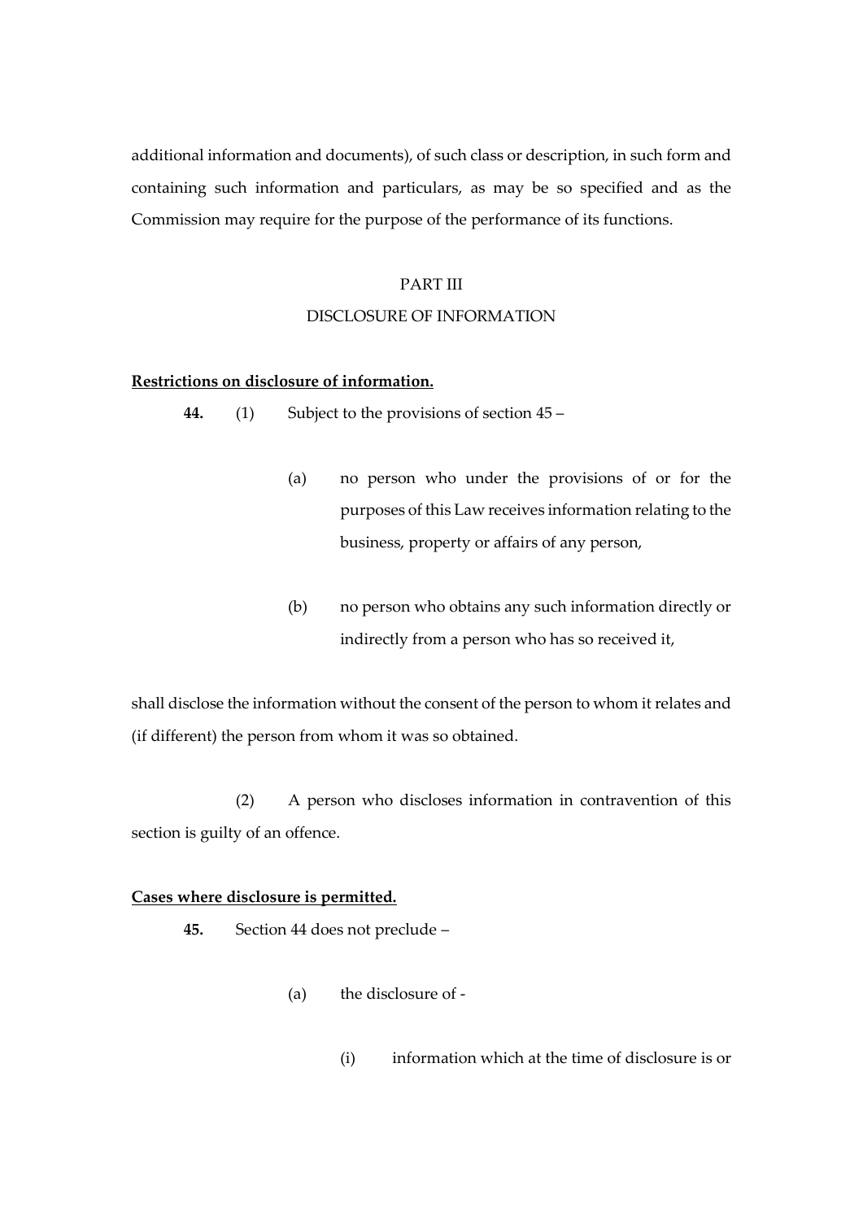additional information and documents), of such class or description, in such form and containing such information and particulars, as may be so specified and as the Commission may require for the purpose of the performance of its functions.

## PART III

## DISCLOSURE OF INFORMATION

**Restrictions on disclosure of information.**

**44.** (1) Subject to the provisions of section 45 –

(a) no person who under the provisions of or for the purposes of this Law receives information relating to the business, property or affairs of any person,

(b) no person who obtains any such information directly or indirectly from a person who has so received it,

shall disclose the information without the consent of the person to whom it relates and (if different) the person from whom it was so obtained.

(2) A person who discloses information in contravention of this section is guilty of an offence.

**Cases where disclosure is permitted.**

**45.** Section 44 does not preclude –

(a) the disclosure of -

(i) information which at the time of disclosure is or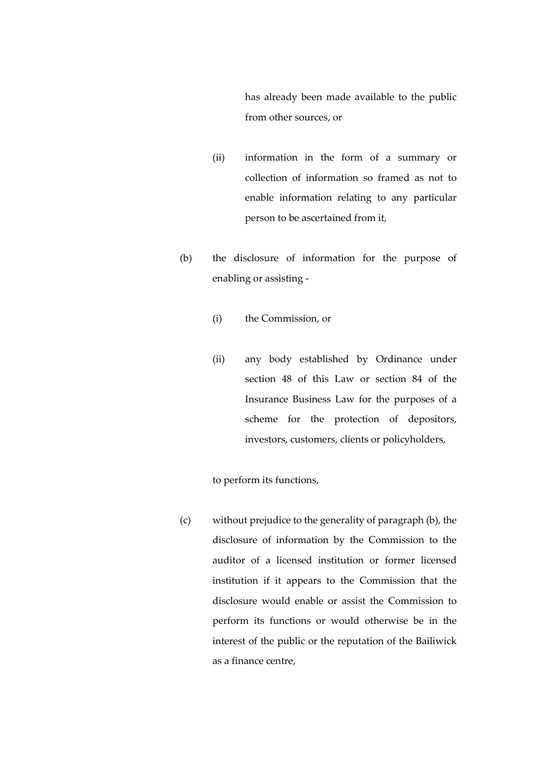has already been made available to the public from other sources, or

(ii) information in the form of a summary or collection of information so framed as not to enable information relating to any particular person to be ascertained from it,

(b) the disclosure of information for the purpose of enabling or assisting -

(i) the Commission, or

(ii) any body established by Ordinance under section 48 of this Law or section 84 of the Insurance Business Law for the purposes of a scheme for the protection of depositors, investors, customers, clients or policyholders,

to perform its functions,

(c) without prejudice to the generality of paragraph (b), the disclosure of information by the Commission to the auditor of a licensed institution or former licensed institution if it appears to the Commission that the disclosure would enable or assist the Commission to perform its functions or would otherwise be in the interest of the public or the reputation of the Bailiwick as a finance centre,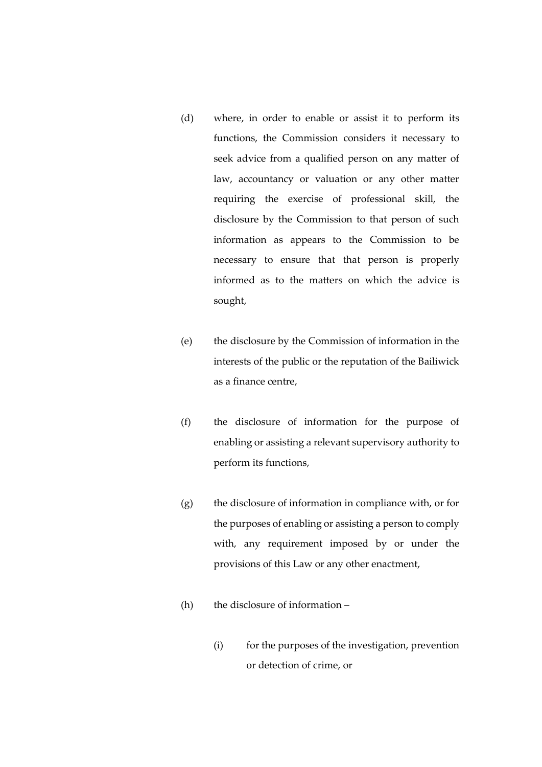(d) where, in order to enable or assist it to perform its functions, the Commission considers it necessary to seek advice from a qualified person on any matter of law, accountancy or valuation or any other matter requiring the exercise of professional skill, the disclosure by the Commission to that person of such information as appears to the Commission to be necessary to ensure that that person is properly informed as to the matters on which the advice is sought,

(e) the disclosure by the Commission of information in the interests of the public or the reputation of the Bailiwick as a finance centre,

(f) the disclosure of information for the purpose of enabling or assisting a relevant supervisory authority to perform its functions,

(g) the disclosure of information in compliance with, or for the purposes of enabling or assisting a person to comply with, any requirement imposed by or under the provisions of this Law or any other enactment,

(h) the disclosure of information –

(i) for the purposes of the investigation, prevention or detection of crime, or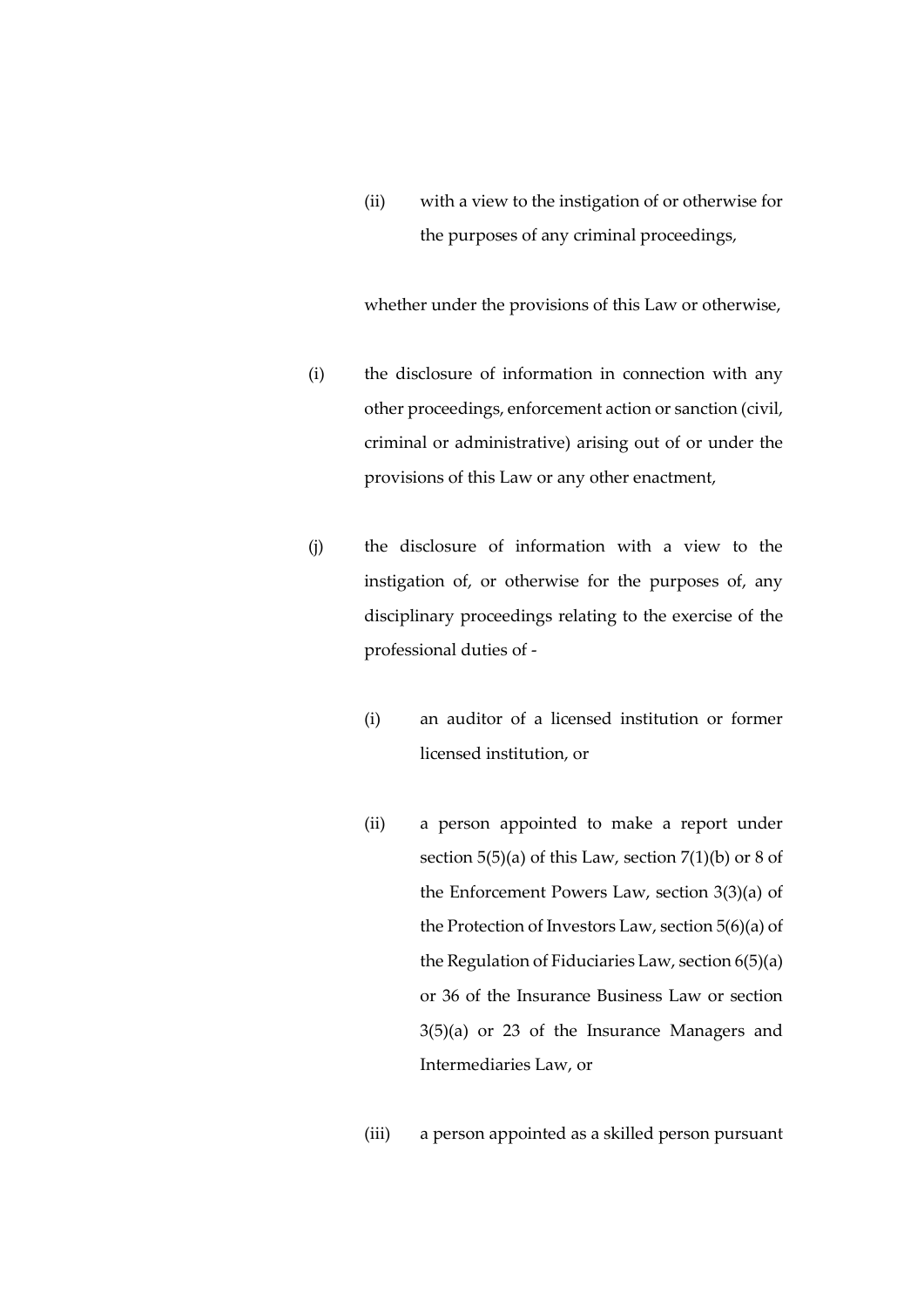(ii) with a view to the instigation of or otherwise for the purposes of any criminal proceedings,

whether under the provisions of this Law or otherwise,

(i) the disclosure of information in connection with any other proceedings, enforcement action or sanction (civil, criminal or administrative) arising out of or under the provisions of this Law or any other enactment,

(j) the disclosure of information with a view to the instigation of, or otherwise for the purposes of, any disciplinary proceedings relating to the exercise of the professional duties of -

(i) an auditor of a licensed institution or former licensed institution, or

(ii) a person appointed to make a report under section 5(5)(a) of this Law, section 7(1)(b) or 8 of the Enforcement Powers Law, section 3(3)(a) of the Protection of Investors Law, section 5(6)(a) of the Regulation of Fiduciaries Law, section 6(5)(a) or 36 of the Insurance Business Law or section 3(5)(a) or 23 of the Insurance Managers and Intermediaries Law, or

(iii) a person appointed as a skilled person pursuant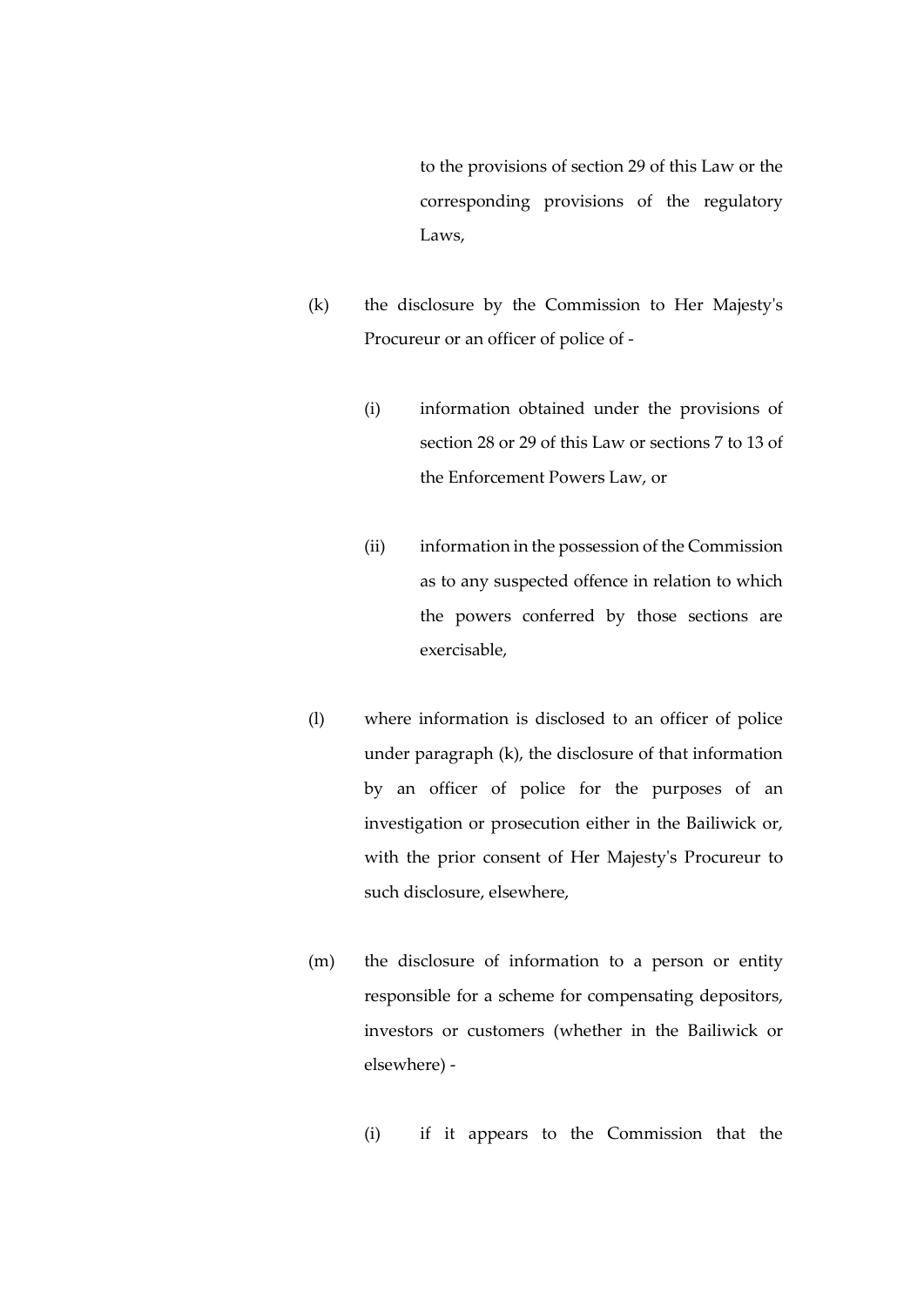to the provisions of section 29 of this Law or the corresponding provisions of the regulatory Laws,

(k) the disclosure by the Commission to Her Majesty's Procureur or an officer of police of -

(i) information obtained under the provisions of section 28 or 29 of this Law or sections 7 to 13 of the Enforcement Powers Law, or

(ii) information in the possession of the Commission as to any suspected offence in relation to which the powers conferred by those sections are exercisable,

(l) where information is disclosed to an officer of police under paragraph (k), the disclosure of that information by an officer of police for the purposes of an investigation or prosecution either in the Bailiwick or, with the prior consent of Her Majesty's Procureur to such disclosure, elsewhere,

(m) the disclosure of information to a person or entity responsible for a scheme for compensating depositors, investors or customers (whether in the Bailiwick or elsewhere) -

(i) if it appears to the Commission that the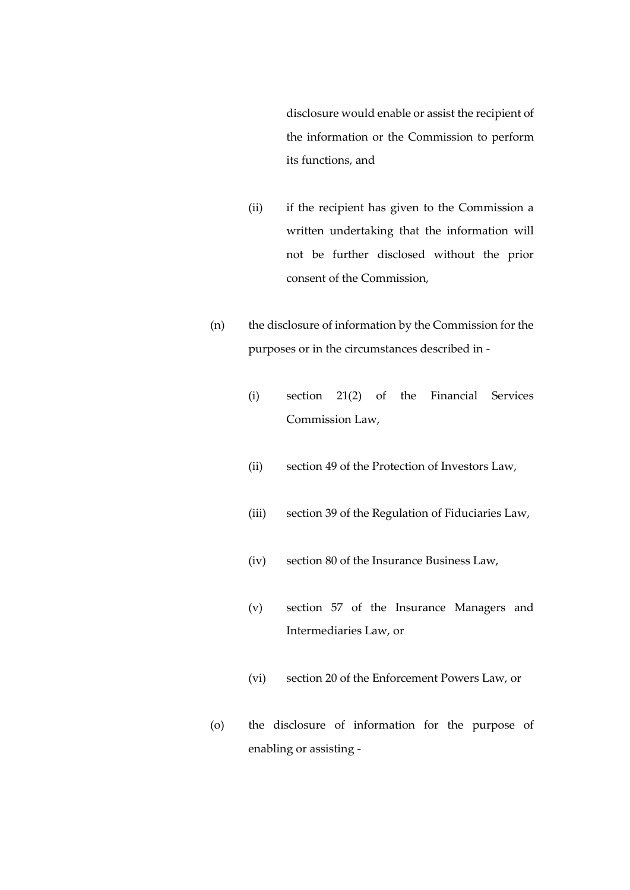disclosure would enable or assist the recipient of the information or the Commission to perform its functions, and

(ii) if the recipient has given to the Commission a written undertaking that the information will not be further disclosed without the prior consent of the Commission,

(n) the disclosure of information by the Commission for the purposes or in the circumstances described in -

(i) section 21(2) of the Financial Services Commission Law,

(ii) section 49 of the Protection of Investors Law,

(iii) section 39 of the Regulation of Fiduciaries Law,

(iv) section 80 of the Insurance Business Law,

(v) section 57 of the Insurance Managers and Intermediaries Law, or

(vi) section 20 of the Enforcement Powers Law, or

(o) the disclosure of information for the purpose of enabling or assisting -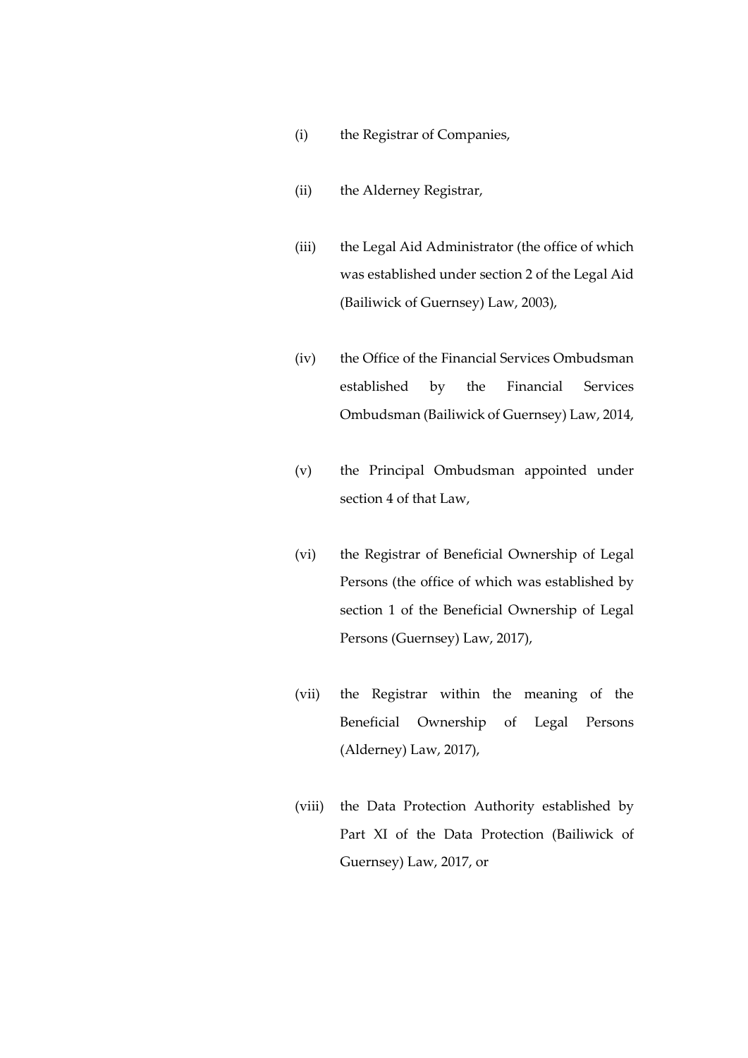(i) the Registrar of Companies,

(ii) the Alderney Registrar,

(iii) the Legal Aid Administrator (the office of which was established under section 2 of the Legal Aid (Bailiwick of Guernsey) Law, 2003),

(iv) the Office of the Financial Services Ombudsman established by the Financial Services Ombudsman (Bailiwick of Guernsey) Law, 2014,

(v) the Principal Ombudsman appointed under section 4 of that Law,

(vi) the Registrar of Beneficial Ownership of Legal Persons (the office of which was established by section 1 of the Beneficial Ownership of Legal Persons (Guernsey) Law, 2017),

(vii) the Registrar within the meaning of the Beneficial Ownership of Legal Persons (Alderney) Law, 2017),

(viii) the Data Protection Authority established by Part XI of the Data Protection (Bailiwick of Guernsey) Law, 2017, or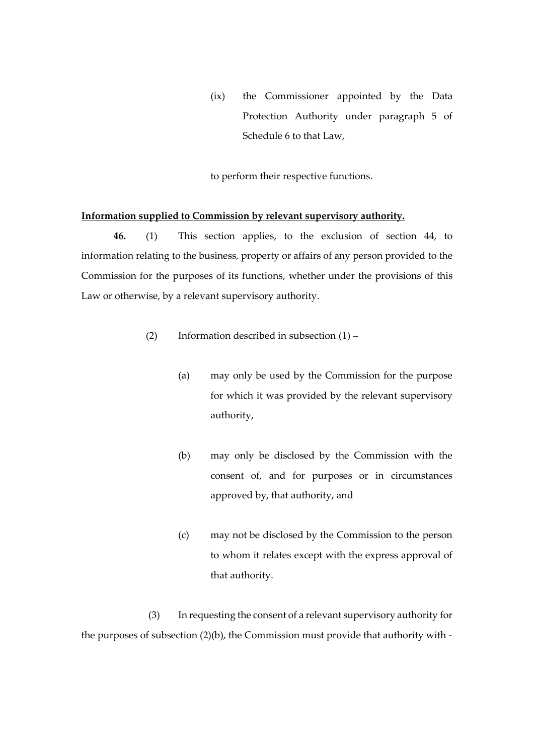(ix) the Commissioner appointed by the Data Protection Authority under paragraph 5 of Schedule 6 to that Law,

to perform their respective functions.

**Information supplied to Commission by relevant supervisory authority.**

**46.** (1) This section applies, to the exclusion of section 44, to information relating to the business, property or affairs of any person provided to the Commission for the purposes of its functions, whether under the provisions of this Law or otherwise, by a relevant supervisory authority.

(2) Information described in subsection (1) –

(a) may only be used by the Commission for the purpose for which it was provided by the relevant supervisory authority,

(b) may only be disclosed by the Commission with the consent of, and for purposes or in circumstances approved by, that authority, and

(c) may not be disclosed by the Commission to the person to whom it relates except with the express approval of that authority.

(3) In requesting the consent of a relevant supervisory authority for the purposes of subsection (2)(b), the Commission must provide that authority with -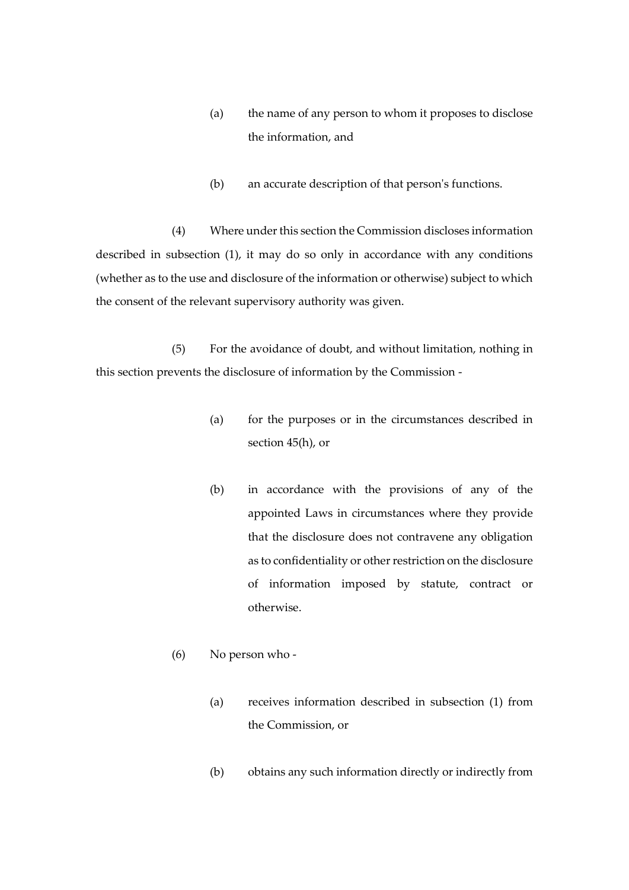(a) the name of any person to whom it proposes to disclose the information, and

(b) an accurate description of that person's functions.

(4) Where under this section the Commission discloses information described in subsection (1), it may do so only in accordance with any conditions (whether as to the use and disclosure of the information or otherwise) subject to which the consent of the relevant supervisory authority was given.

(5) For the avoidance of doubt, and without limitation, nothing in this section prevents the disclosure of information by the Commission -

(a) for the purposes or in the circumstances described in section 45(h), or

(b) in accordance with the provisions of any of the appointed Laws in circumstances where they provide that the disclosure does not contravene any obligation as to confidentiality or other restriction on the disclosure of information imposed by statute, contract or otherwise.

(6) No person who -

(a) receives information described in subsection (1) from the Commission, or

(b) obtains any such information directly or indirectly from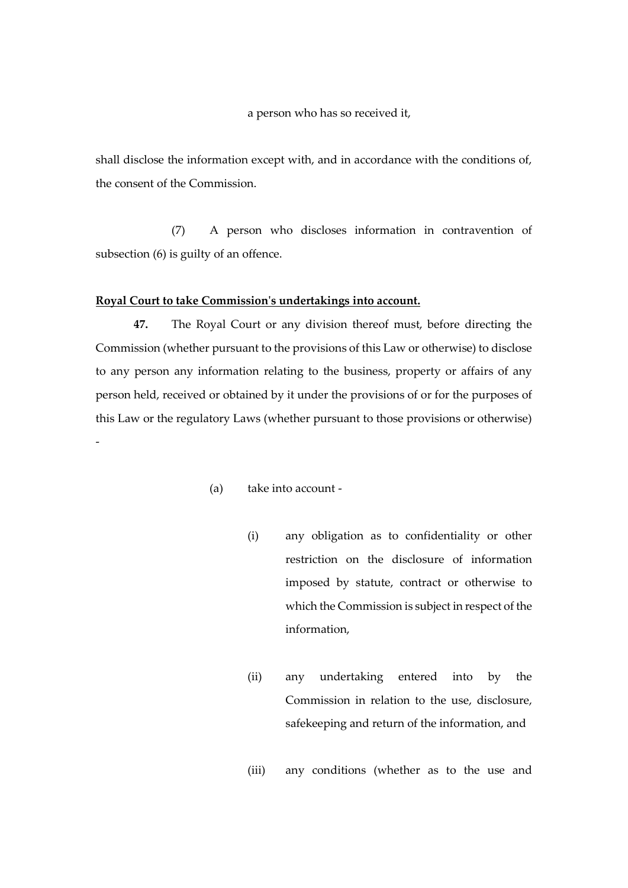a person who has so received it,

shall disclose the information except with, and in accordance with the conditions of, the consent of the Commission.

(7) A person who discloses information in contravention of subsection (6) is guilty of an offence.

**Royal Court to take Commission's undertakings into account.**

**47.** The Royal Court or any division thereof must, before directing the Commission (whether pursuant to the provisions of this Law or otherwise) to disclose to any person any information relating to the business, property or affairs of any person held, received or obtained by it under the provisions of or for the purposes of this Law or the regulatory Laws (whether pursuant to those provisions or otherwise) -

(a) take into account -

(i) any obligation as to confidentiality or other restriction on the disclosure of information imposed by statute, contract or otherwise to which the Commission is subject in respect of the information,

(ii) any undertaking entered into by the Commission in relation to the use, disclosure, safekeeping and return of the information, and

(iii) any conditions (whether as to the use and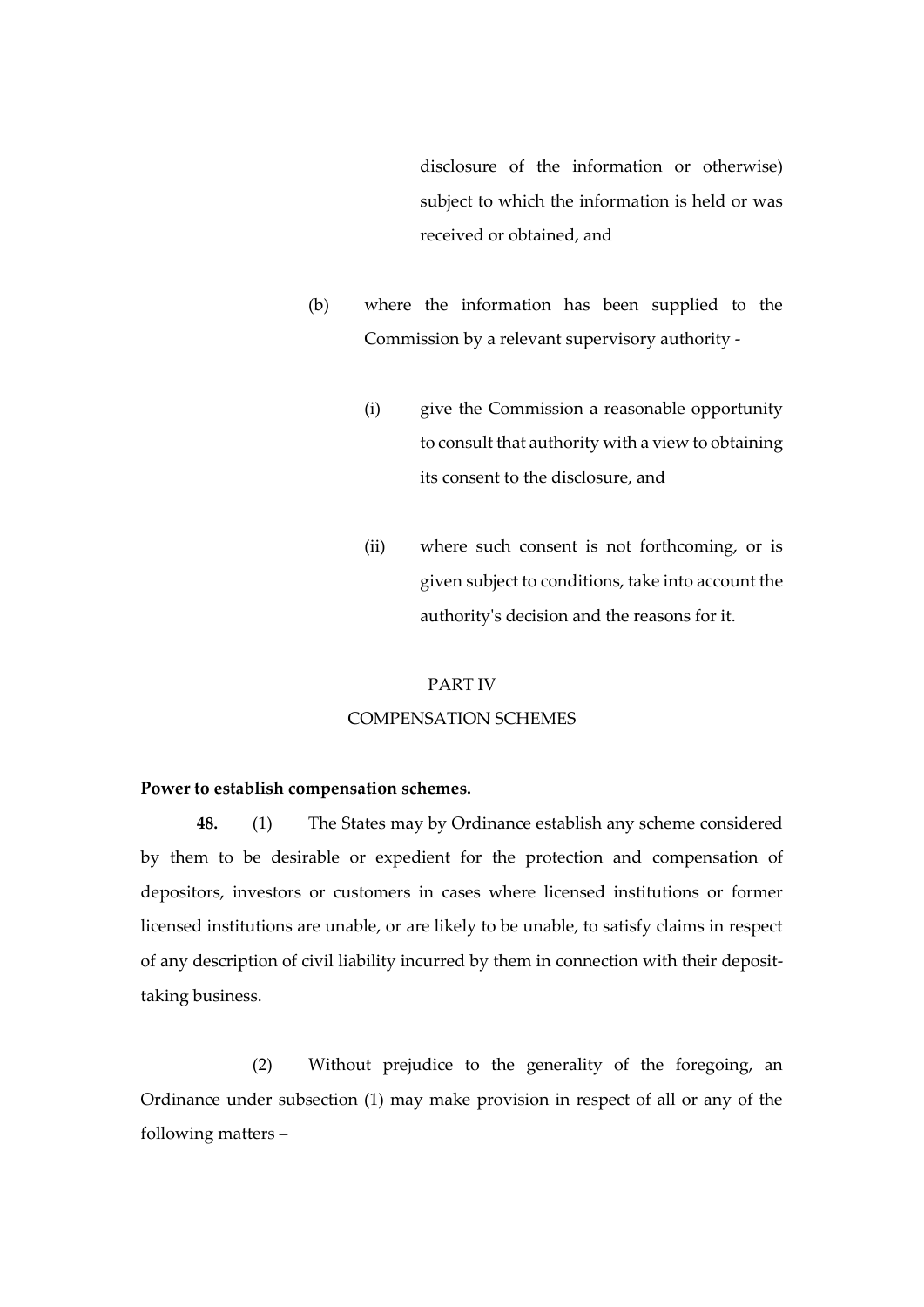disclosure of the information or otherwise) subject to which the information is held or was received or obtained, and

(b) where the information has been supplied to the Commission by a relevant supervisory authority -

(i) give the Commission a reasonable opportunity to consult that authority with a view to obtaining its consent to the disclosure, and

(ii) where such consent is not forthcoming, or is given subject to conditions, take into account the authority's decision and the reasons for it.

## PART IV

## COMPENSATION SCHEMES

**Power to establish compensation schemes.**

**48.** (1) The States may by Ordinance establish any scheme considered by them to be desirable or expedient for the protection and compensation of depositors, investors or customers in cases where licensed institutions or former licensed institutions are unable, or are likely to be unable, to satisfy claims in respect of any description of civil liability incurred by them in connection with their deposit-taking business.

(2) Without prejudice to the generality of the foregoing, an Ordinance under subsection (1) may make provision in respect of all or any of the following matters –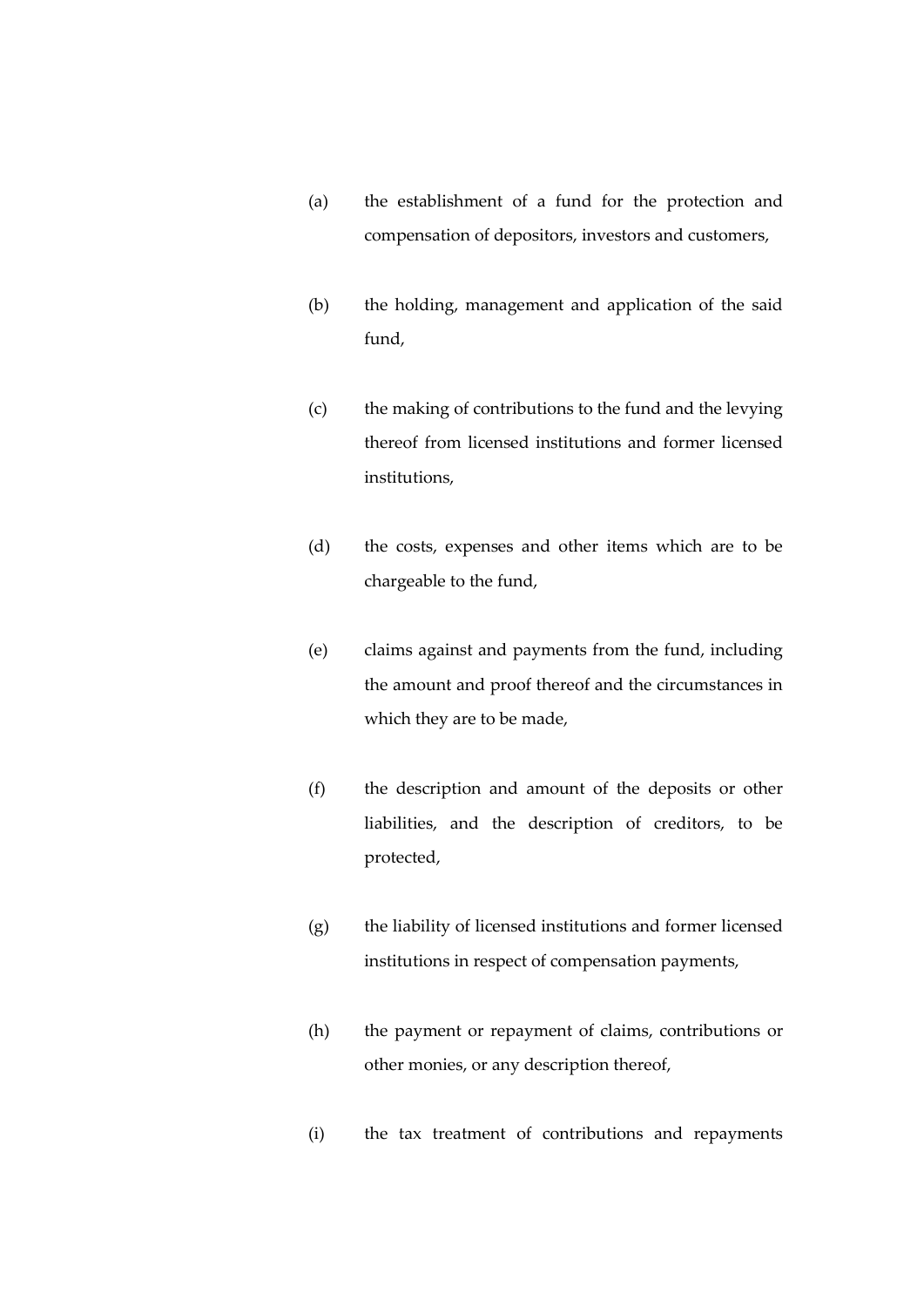(a) the establishment of a fund for the protection and compensation of depositors, investors and customers,

(b) the holding, management and application of the said fund,

(c) the making of contributions to the fund and the levying thereof from licensed institutions and former licensed institutions,

(d) the costs, expenses and other items which are to be chargeable to the fund,

(e) claims against and payments from the fund, including the amount and proof thereof and the circumstances in which they are to be made,

(f) the description and amount of the deposits or other liabilities, and the description of creditors, to be protected,

(g) the liability of licensed institutions and former licensed institutions in respect of compensation payments,

(h) the payment or repayment of claims, contributions or other monies, or any description thereof,

(i) the tax treatment of contributions and repayments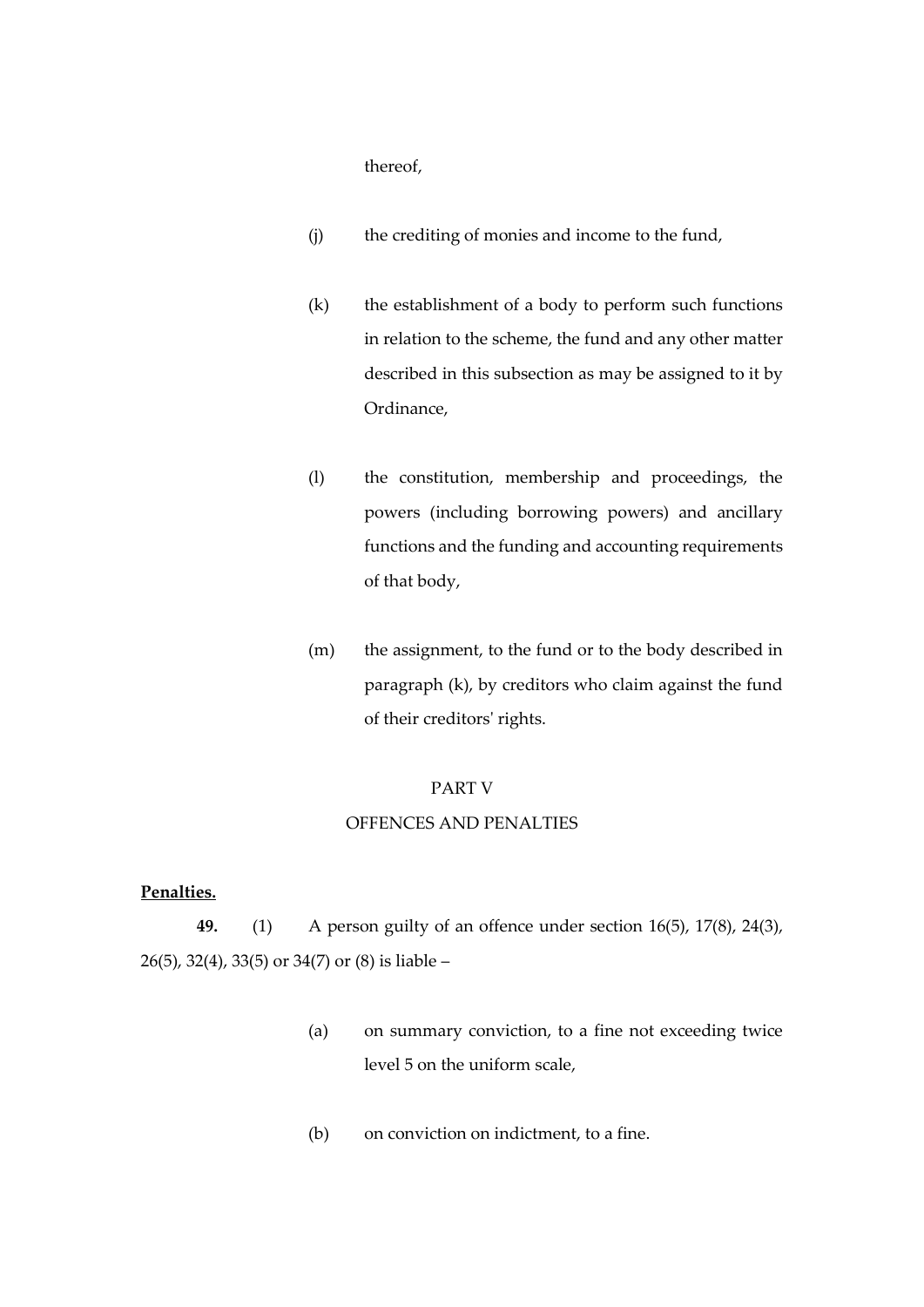thereof,

(j) the crediting of monies and income to the fund,

(k) the establishment of a body to perform such functions in relation to the scheme, the fund and any other matter described in this subsection as may be assigned to it by Ordinance,

(l) the constitution, membership and proceedings, the powers (including borrowing powers) and ancillary functions and the funding and accounting requirements of that body,

(m) the assignment, to the fund or to the body described in paragraph (k), by creditors who claim against the fund of their creditors' rights.

PART V

OFFENCES AND PENALTIES

**Penalties.**

**49.** (1) A person guilty of an offence under section 16(5), 17(8), 24(3), 26(5), 32(4), 33(5) or 34(7) or (8) is liable –

(a) on summary conviction, to a fine not exceeding twice level 5 on the uniform scale,

(b) on conviction on indictment, to a fine.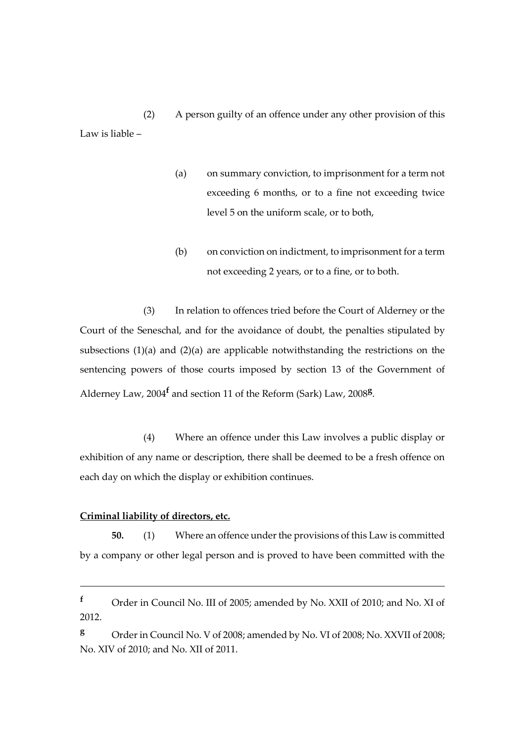(2) A person guilty of an offence under any other provision of this Law is liable –

(a) on summary conviction, to imprisonment for a term not exceeding 6 months, or to a fine not exceeding twice level 5 on the uniform scale, or to both,

(b) on conviction on indictment, to imprisonment for a term not exceeding 2 years, or to a fine, or to both.

(3) In relation to offences tried before the Court of Alderney or the Court of the Seneschal, and for the avoidance of doubt, the penalties stipulated by subsections (1)(a) and (2)(a) are applicable notwithstanding the restrictions on the sentencing powers of those courts imposed by section 13 of the Government of Alderney Law, 2004[f] and section 11 of the Reform (Sark) Law, 2008[g].

(4) Where an offence under this Law involves a public display or exhibition of any name or description, there shall be deemed to be a fresh offence on each day on which the display or exhibition continues.

**Criminal liability of directors, etc.**

**50.** (1) Where an offence under the provisions of this Law is committed by a company or other legal person and is proved to have been committed with the

---

[f] Order in Council No. III of 2005; amended by No. XXII of 2010; and No. XI of 2012.

[g] Order in Council No. V of 2008; amended by No. VI of 2008; No. XXVII of 2008; No. XIV of 2010; and No. XII of 2011.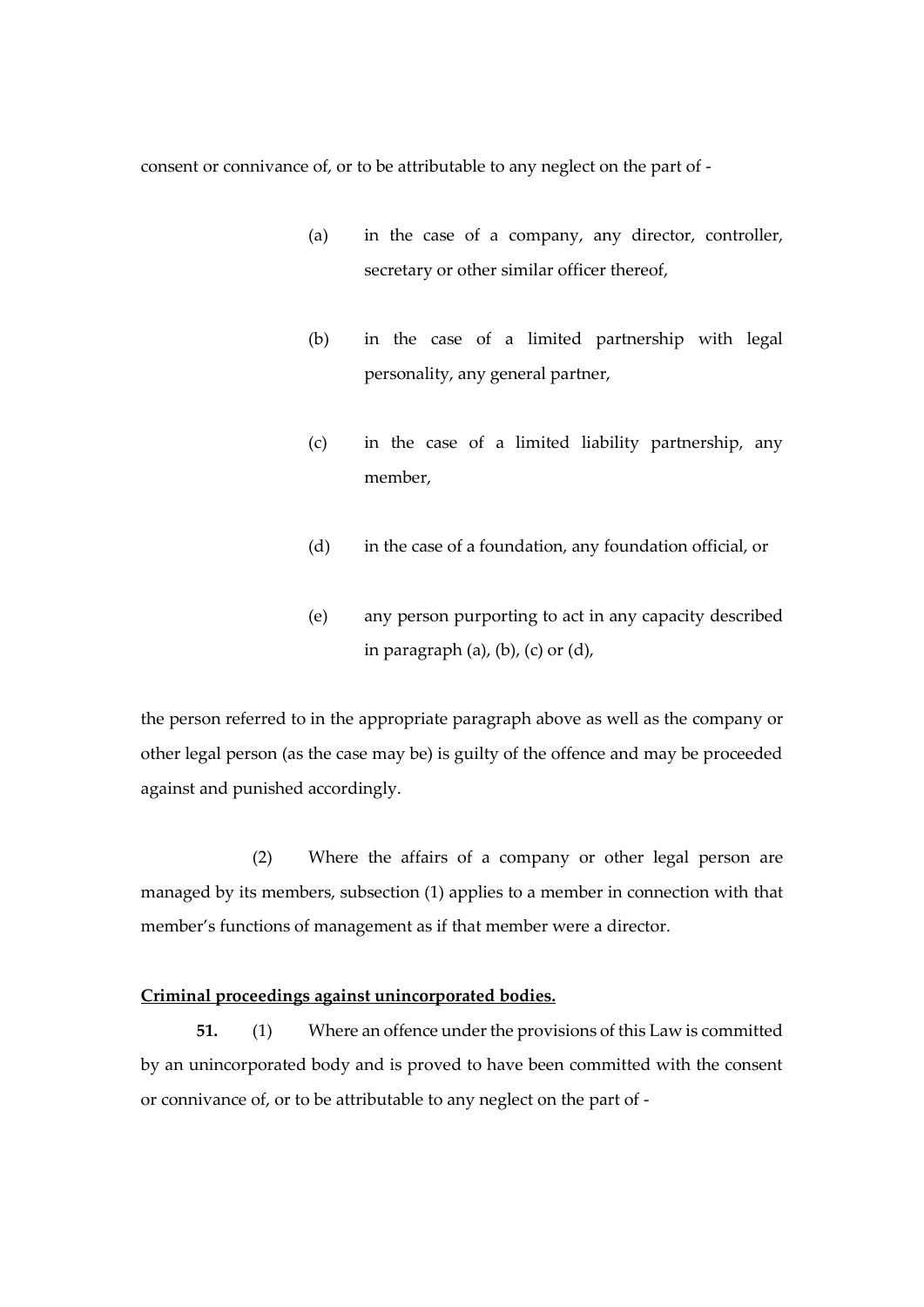consent or connivance of, or to be attributable to any neglect on the part of -

(a) in the case of a company, any director, controller, secretary or other similar officer thereof,

(b) in the case of a limited partnership with legal personality, any general partner,

(c) in the case of a limited liability partnership, any member,

(d) in the case of a foundation, any foundation official, or

(e) any person purporting to act in any capacity described in paragraph (a), (b), (c) or (d),

the person referred to in the appropriate paragraph above as well as the company or other legal person (as the case may be) is guilty of the offence and may be proceeded against and punished accordingly.

(2) Where the affairs of a company or other legal person are managed by its members, subsection (1) applies to a member in connection with that member's functions of management as if that member were a director.

**Criminal proceedings against unincorporated bodies.**

**51.** (1) Where an offence under the provisions of this Law is committed by an unincorporated body and is proved to have been committed with the consent or connivance of, or to be attributable to any neglect on the part of -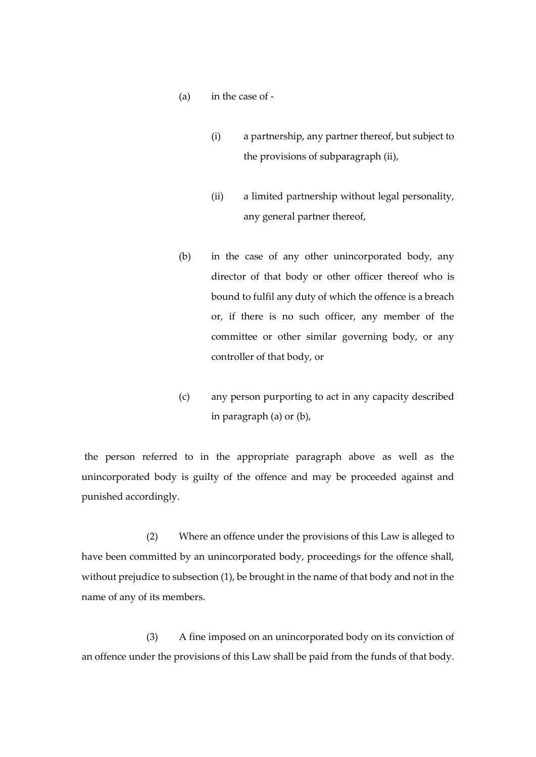(a) in the case of -

   (i) a partnership, any partner thereof, but subject to the provisions of subparagraph (ii),

   (ii) a limited partnership without legal personality, any general partner thereof,

(b) in the case of any other unincorporated body, any director of that body or other officer thereof who is bound to fulfil any duty of which the offence is a breach or, if there is no such officer, any member of the committee or other similar governing body, or any controller of that body, or

(c) any person purporting to act in any capacity described in paragraph (a) or (b),

the person referred to in the appropriate paragraph above as well as the unincorporated body is guilty of the offence and may be proceeded against and punished accordingly.

(2) Where an offence under the provisions of this Law is alleged to have been committed by an unincorporated body, proceedings for the offence shall, without prejudice to subsection (1), be brought in the name of that body and not in the name of any of its members.

(3) A fine imposed on an unincorporated body on its conviction of an offence under the provisions of this Law shall be paid from the funds of that body.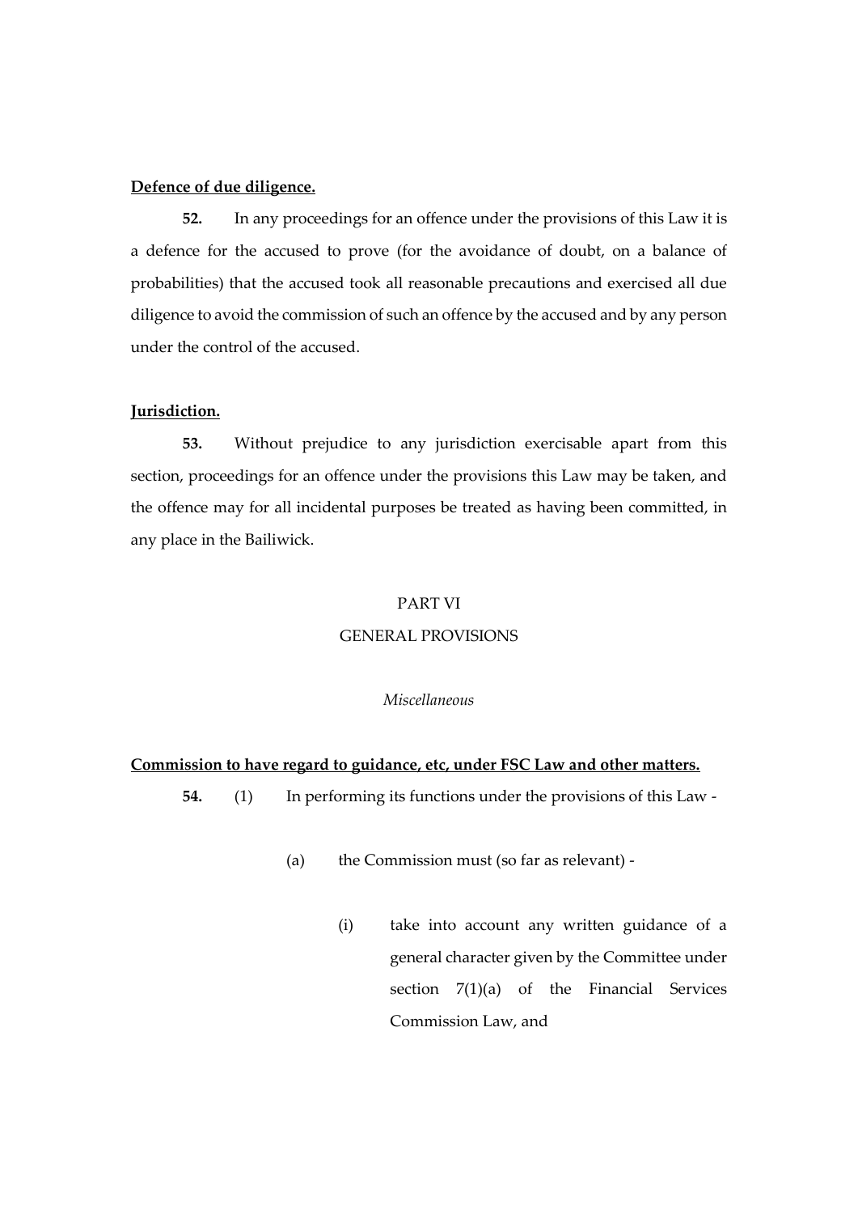**Defence of due diligence.**

**52.** In any proceedings for an offence under the provisions of this Law it is a defence for the accused to prove (for the avoidance of doubt, on a balance of probabilities) that the accused took all reasonable precautions and exercised all due diligence to avoid the commission of such an offence by the accused and by any person under the control of the accused.

**Jurisdiction.**

**53.** Without prejudice to any jurisdiction exercisable apart from this section, proceedings for an offence under the provisions this Law may be taken, and the offence may for all incidental purposes be treated as having been committed, in any place in the Bailiwick.

PART VI

GENERAL PROVISIONS

*Miscellaneous*

**Commission to have regard to guidance, etc, under FSC Law and other matters.**

**54.** (1) In performing its functions under the provisions of this Law -

(a) the Commission must (so far as relevant) -

(i) take into account any written guidance of a general character given by the Committee under section 7(1)(a) of the Financial Services Commission Law, and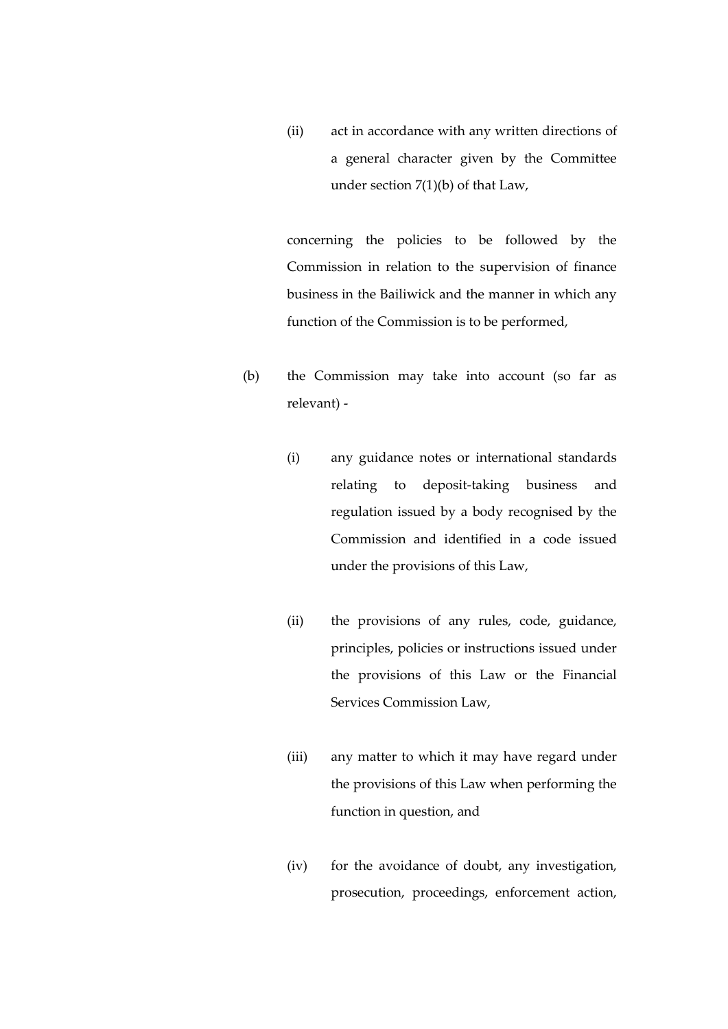(ii) act in accordance with any written directions of a general character given by the Committee under section 7(1)(b) of that Law,

concerning the policies to be followed by the Commission in relation to the supervision of finance business in the Bailiwick and the manner in which any function of the Commission is to be performed,

(b) the Commission may take into account (so far as relevant) -

(i) any guidance notes or international standards relating to deposit-taking business and regulation issued by a body recognised by the Commission and identified in a code issued under the provisions of this Law,

(ii) the provisions of any rules, code, guidance, principles, policies or instructions issued under the provisions of this Law or the Financial Services Commission Law,

(iii) any matter to which it may have regard under the provisions of this Law when performing the function in question, and

(iv) for the avoidance of doubt, any investigation, prosecution, proceedings, enforcement action,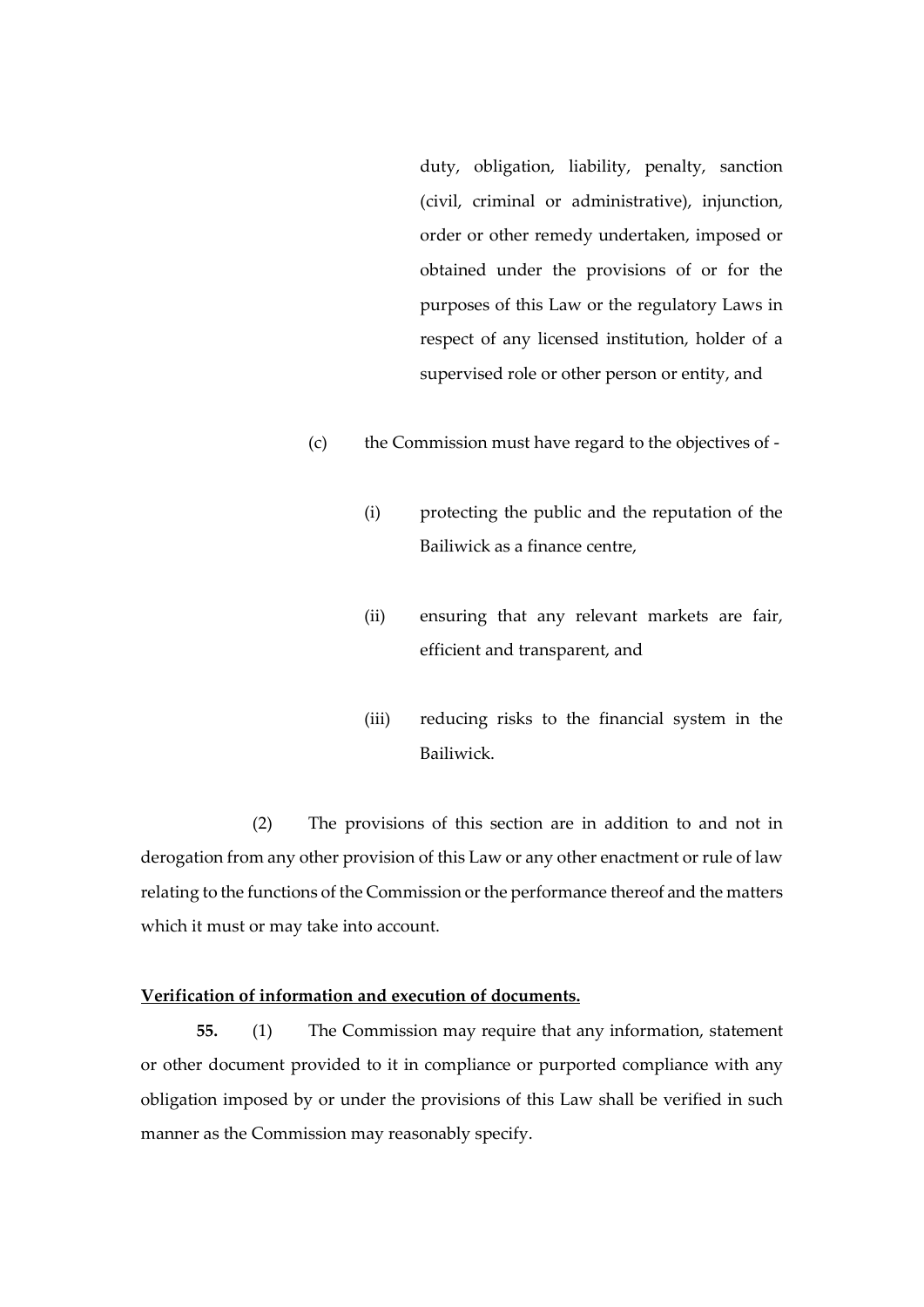duty, obligation, liability, penalty, sanction (civil, criminal or administrative), injunction, order or other remedy undertaken, imposed or obtained under the provisions of or for the purposes of this Law or the regulatory Laws in respect of any licensed institution, holder of a supervised role or other person or entity, and

(c) the Commission must have regard to the objectives of -

(i) protecting the public and the reputation of the Bailiwick as a finance centre,

(ii) ensuring that any relevant markets are fair, efficient and transparent, and

(iii) reducing risks to the financial system in the Bailiwick.

(2) The provisions of this section are in addition to and not in derogation from any other provision of this Law or any other enactment or rule of law relating to the functions of the Commission or the performance thereof and the matters which it must or may take into account.

**Verification of information and execution of documents.**

**55.** (1) The Commission may require that any information, statement or other document provided to it in compliance or purported compliance with any obligation imposed by or under the provisions of this Law shall be verified in such manner as the Commission may reasonably specify.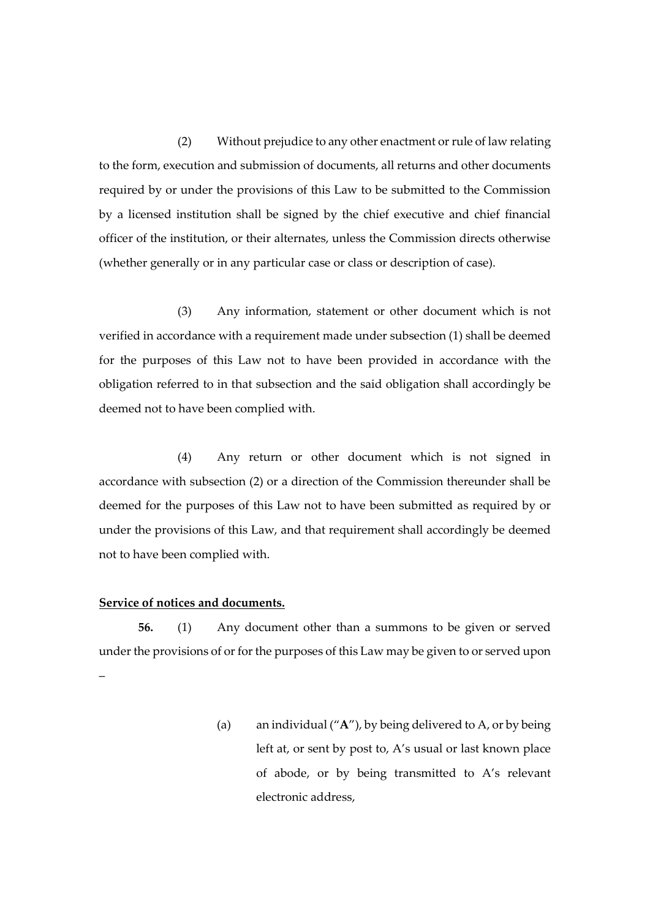(2) Without prejudice to any other enactment or rule of law relating to the form, execution and submission of documents, all returns and other documents required by or under the provisions of this Law to be submitted to the Commission by a licensed institution shall be signed by the chief executive and chief financial officer of the institution, or their alternates, unless the Commission directs otherwise (whether generally or in any particular case or class or description of case).

(3) Any information, statement or other document which is not verified in accordance with a requirement made under subsection (1) shall be deemed for the purposes of this Law not to have been provided in accordance with the obligation referred to in that subsection and the said obligation shall accordingly be deemed not to have been complied with.

(4) Any return or other document which is not signed in accordance with subsection (2) or a direction of the Commission thereunder shall be deemed for the purposes of this Law not to have been submitted as required by or under the provisions of this Law, and that requirement shall accordingly be deemed not to have been complied with.

**Service of notices and documents.**

**56.** (1) Any document other than a summons to be given or served under the provisions of or for the purposes of this Law may be given to or served upon –

(a) an individual ("**A**"), by being delivered to A, or by being left at, or sent by post to, A's usual or last known place of abode, or by being transmitted to A's relevant electronic address,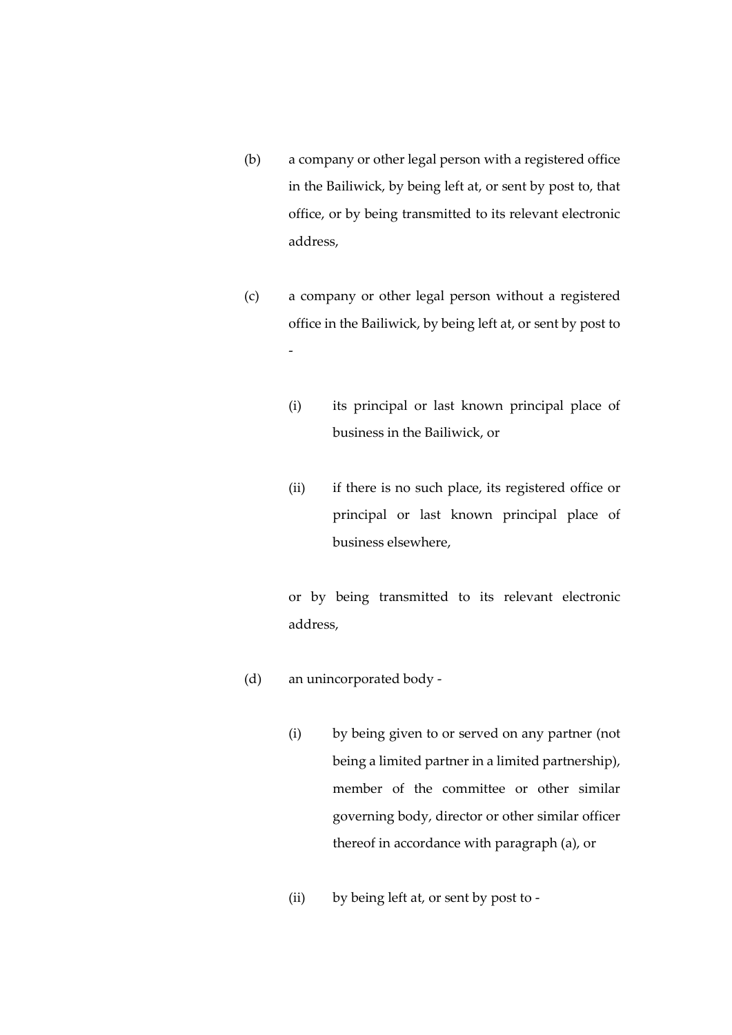(b) a company or other legal person with a registered office in the Bailiwick, by being left at, or sent by post to, that office, or by being transmitted to its relevant electronic address,

(c) a company or other legal person without a registered office in the Bailiwick, by being left at, or sent by post to -

  (i) its principal or last known principal place of business in the Bailiwick, or

  (ii) if there is no such place, its registered office or principal or last known principal place of business elsewhere,

  or by being transmitted to its relevant electronic address,

(d) an unincorporated body -

  (i) by being given to or served on any partner (not being a limited partner in a limited partnership), member of the committee or other similar governing body, director or other similar officer thereof in accordance with paragraph (a), or

  (ii) by being left at, or sent by post to -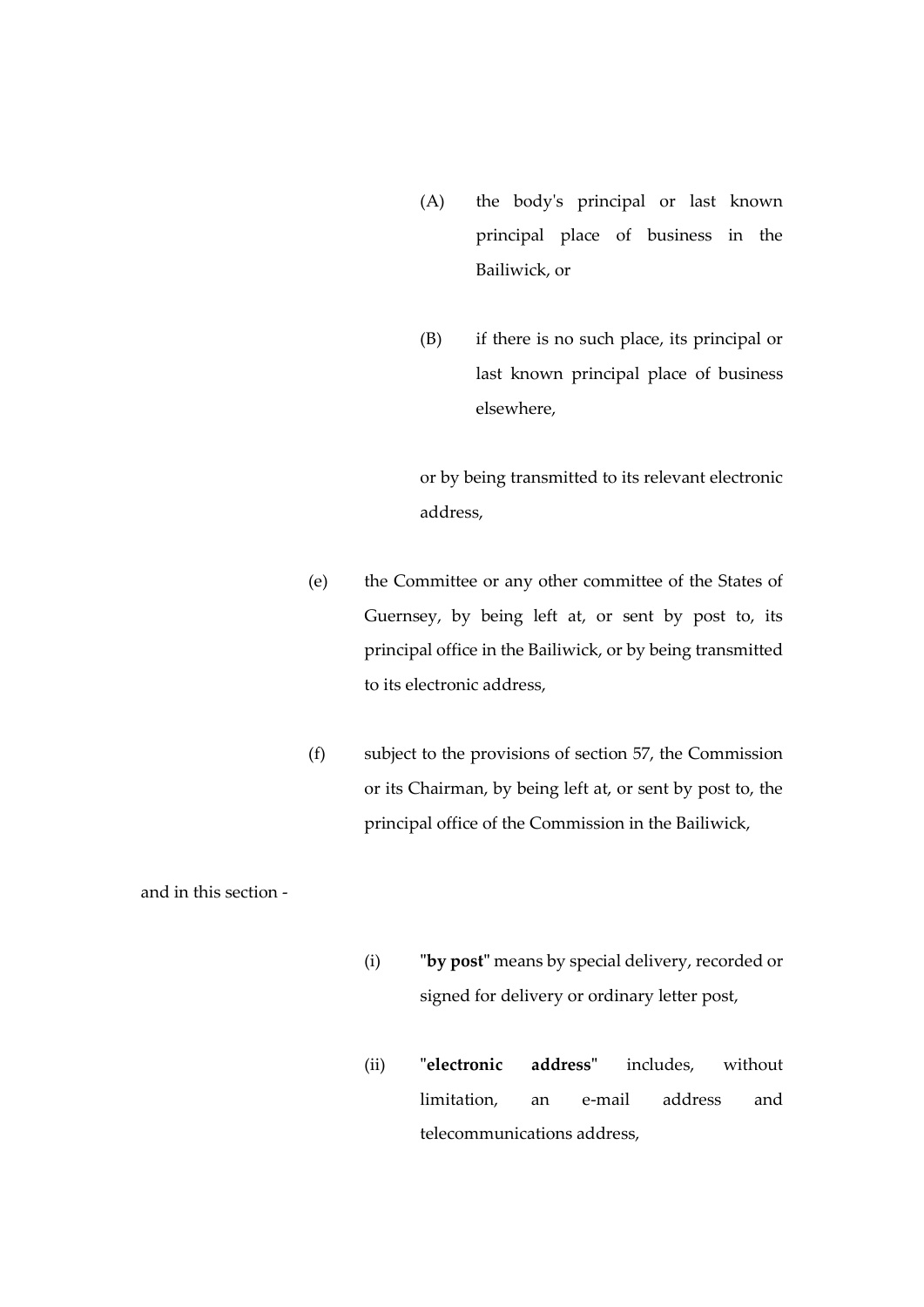(A) the body's principal or last known principal place of business in the Bailiwick, or

(B) if there is no such place, its principal or last known principal place of business elsewhere,

or by being transmitted to its relevant electronic address,

(e) the Committee or any other committee of the States of Guernsey, by being left at, or sent by post to, its principal office in the Bailiwick, or by being transmitted to its electronic address,

(f) subject to the provisions of section 57, the Commission or its Chairman, by being left at, or sent by post to, the principal office of the Commission in the Bailiwick,

and in this section -

(i) "**by post**" means by special delivery, recorded or signed for delivery or ordinary letter post,

(ii) "**electronic address**" includes, without limitation, an e-mail address and telecommunications address,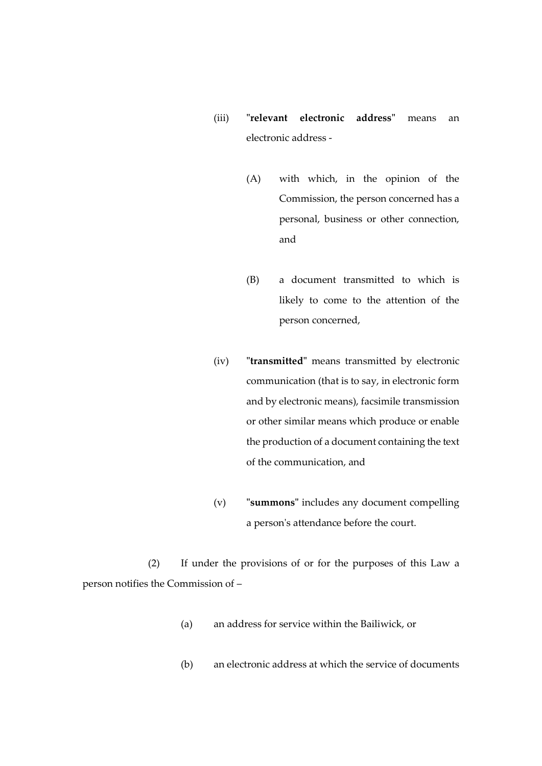(iii) "**relevant electronic address**" means an electronic address -

(A) with which, in the opinion of the Commission, the person concerned has a personal, business or other connection, and

(B) a document transmitted to which is likely to come to the attention of the person concerned,

(iv) "**transmitted**" means transmitted by electronic communication (that is to say, in electronic form and by electronic means), facsimile transmission or other similar means which produce or enable the production of a document containing the text of the communication, and

(v) "**summons**" includes any document compelling a person's attendance before the court.

(2) If under the provisions of or for the purposes of this Law a person notifies the Commission of –

(a) an address for service within the Bailiwick, or

(b) an electronic address at which the service of documents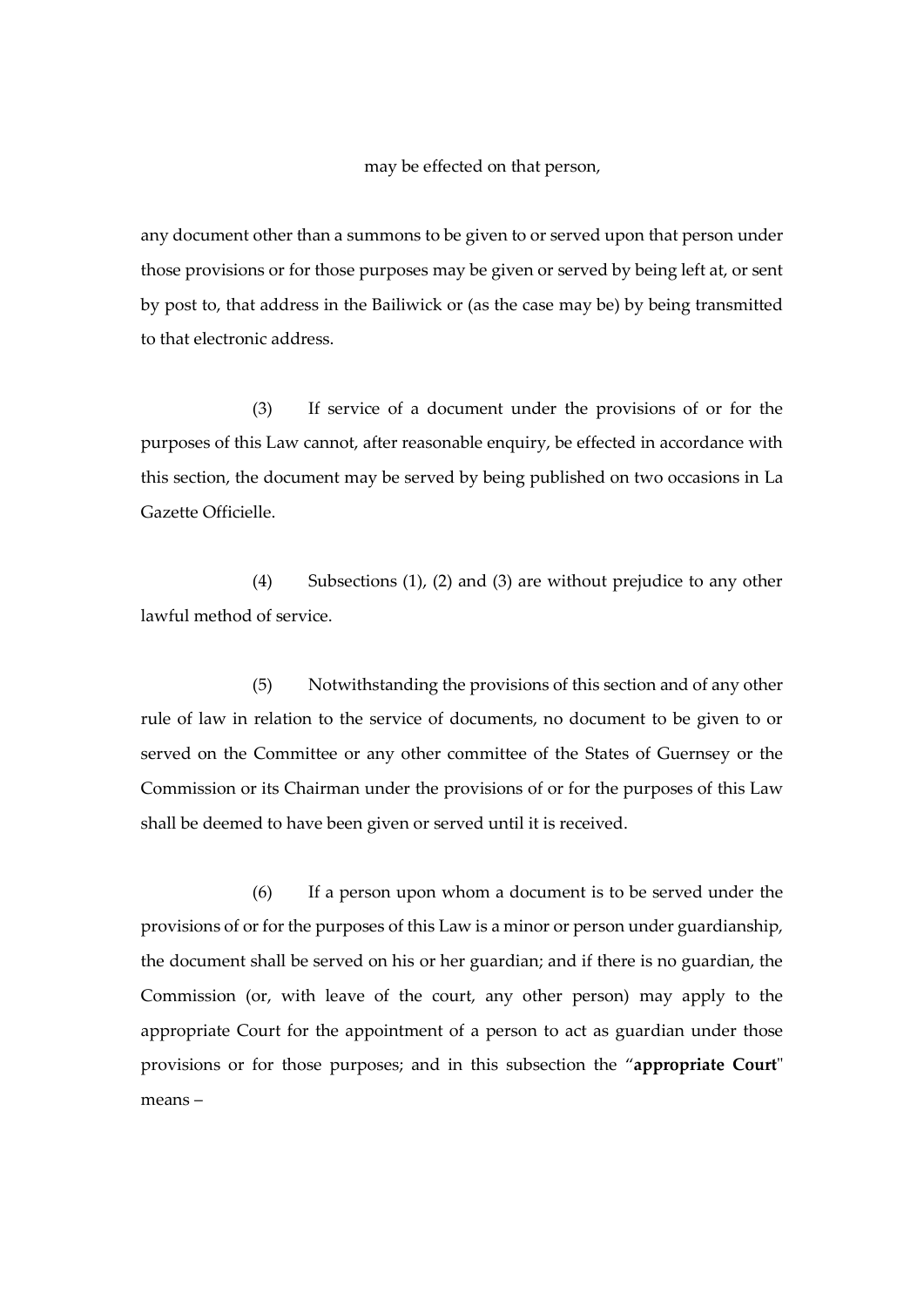may be effected on that person,

any document other than a summons to be given to or served upon that person under those provisions or for those purposes may be given or served by being left at, or sent by post to, that address in the Bailiwick or (as the case may be) by being transmitted to that electronic address.

(3) If service of a document under the provisions of or for the purposes of this Law cannot, after reasonable enquiry, be effected in accordance with this section, the document may be served by being published on two occasions in La Gazette Officielle.

(4) Subsections (1), (2) and (3) are without prejudice to any other lawful method of service.

(5) Notwithstanding the provisions of this section and of any other rule of law in relation to the service of documents, no document to be given to or served on the Committee or any other committee of the States of Guernsey or the Commission or its Chairman under the provisions of or for the purposes of this Law shall be deemed to have been given or served until it is received.

(6) If a person upon whom a document is to be served under the provisions of or for the purposes of this Law is a minor or person under guardianship, the document shall be served on his or her guardian; and if there is no guardian, the Commission (or, with leave of the court, any other person) may apply to the appropriate Court for the appointment of a person to act as guardian under those provisions or for those purposes; and in this subsection the "**appropriate Court**" means –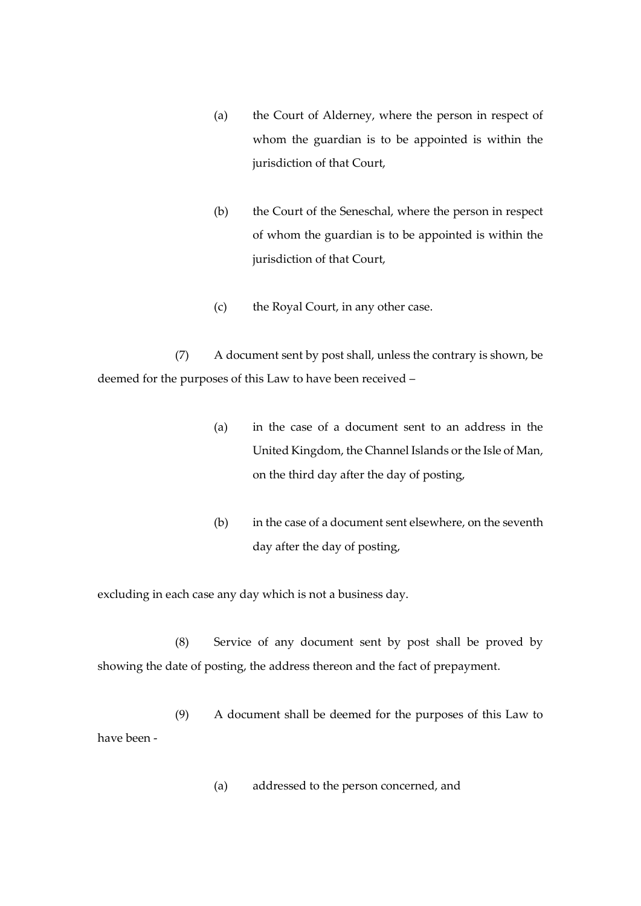(a) the Court of Alderney, where the person in respect of whom the guardian is to be appointed is within the jurisdiction of that Court,

(b) the Court of the Seneschal, where the person in respect of whom the guardian is to be appointed is within the jurisdiction of that Court,

(c) the Royal Court, in any other case.

(7) A document sent by post shall, unless the contrary is shown, be deemed for the purposes of this Law to have been received –

(a) in the case of a document sent to an address in the United Kingdom, the Channel Islands or the Isle of Man, on the third day after the day of posting,

(b) in the case of a document sent elsewhere, on the seventh day after the day of posting,

excluding in each case any day which is not a business day.

(8) Service of any document sent by post shall be proved by showing the date of posting, the address thereon and the fact of prepayment.

(9) A document shall be deemed for the purposes of this Law to have been -

(a) addressed to the person concerned, and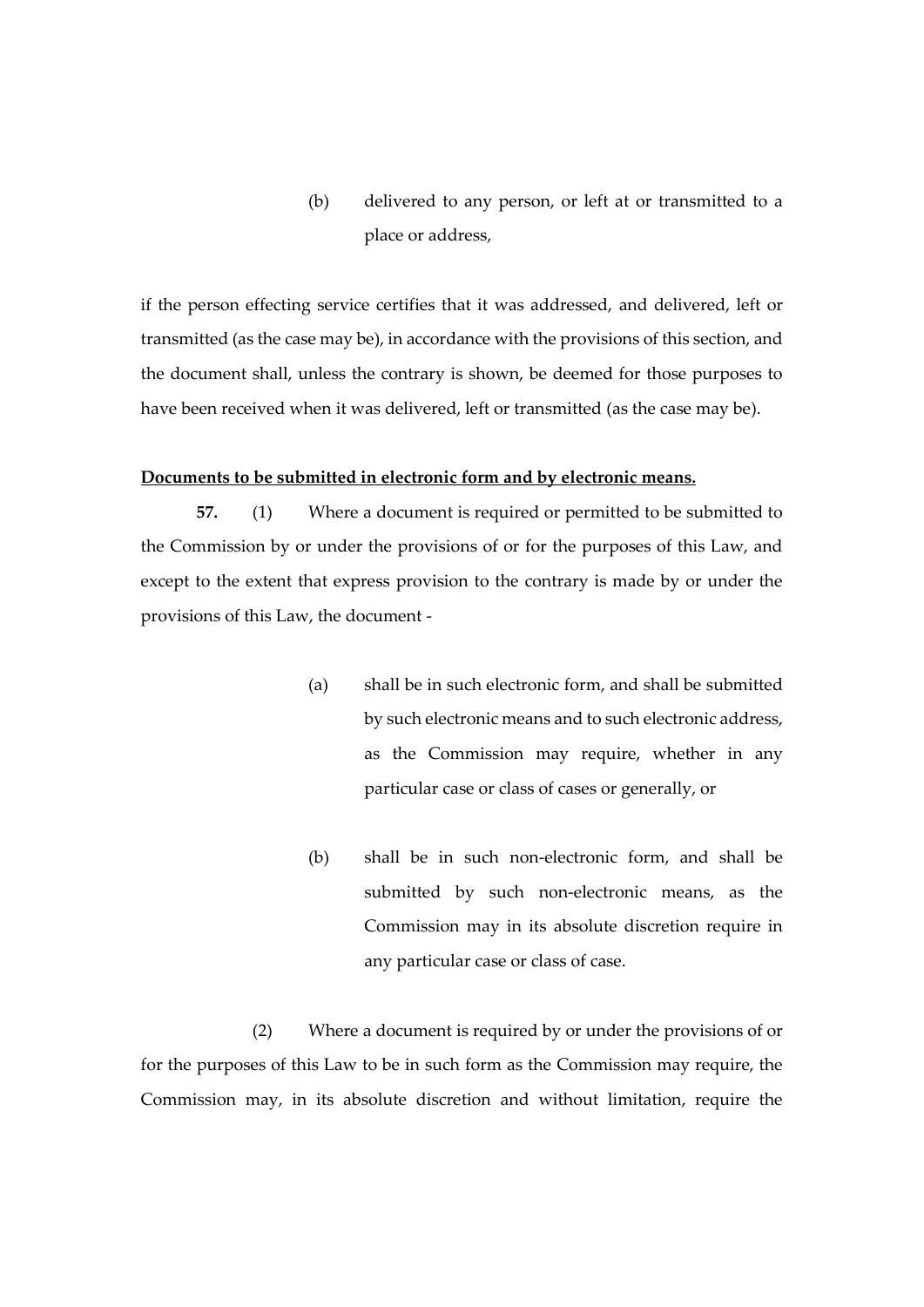(b) delivered to any person, or left at or transmitted to a place or address,

if the person effecting service certifies that it was addressed, and delivered, left or transmitted (as the case may be), in accordance with the provisions of this section, and the document shall, unless the contrary is shown, be deemed for those purposes to have been received when it was delivered, left or transmitted (as the case may be).

**Documents to be submitted in electronic form and by electronic means.**

**57.** (1) Where a document is required or permitted to be submitted to the Commission by or under the provisions of or for the purposes of this Law, and except to the extent that express provision to the contrary is made by or under the provisions of this Law, the document -

(a) shall be in such electronic form, and shall be submitted by such electronic means and to such electronic address, as the Commission may require, whether in any particular case or class of cases or generally, or

(b) shall be in such non-electronic form, and shall be submitted by such non-electronic means, as the Commission may in its absolute discretion require in any particular case or class of case.

(2) Where a document is required by or under the provisions of or for the purposes of this Law to be in such form as the Commission may require, the Commission may, in its absolute discretion and without limitation, require the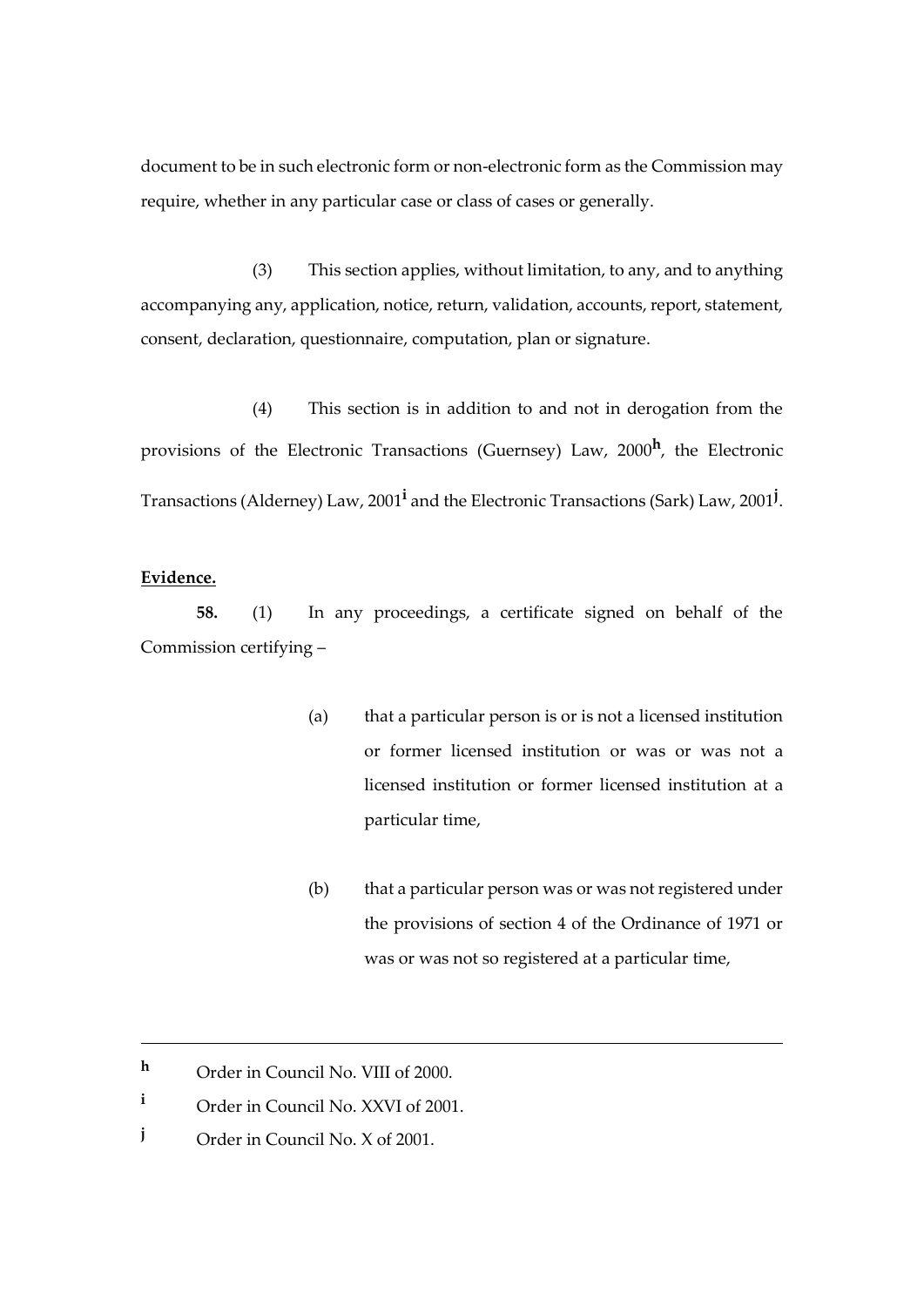document to be in such electronic form or non-electronic form as the Commission may require, whether in any particular case or class of cases or generally.

(3) This section applies, without limitation, to any, and to anything accompanying any, application, notice, return, validation, accounts, report, statement, consent, declaration, questionnaire, computation, plan or signature.

(4) This section is in addition to and not in derogation from the provisions of the Electronic Transactions (Guernsey) Law, 2000[h], the Electronic Transactions (Alderney) Law, 2001[i] and the Electronic Transactions (Sark) Law, 2001[j].

**Evidence.**

**58.** (1) In any proceedings, a certificate signed on behalf of the Commission certifying –

(a) that a particular person is or is not a licensed institution or former licensed institution or was or was not a licensed institution or former licensed institution at a particular time,

(b) that a particular person was or was not registered under the provisions of section 4 of the Ordinance of 1971 or was or was not so registered at a particular time,

---

[h] Order in Council No. VIII of 2000.

[i] Order in Council No. XXVI of 2001.

[j] Order in Council No. X of 2001.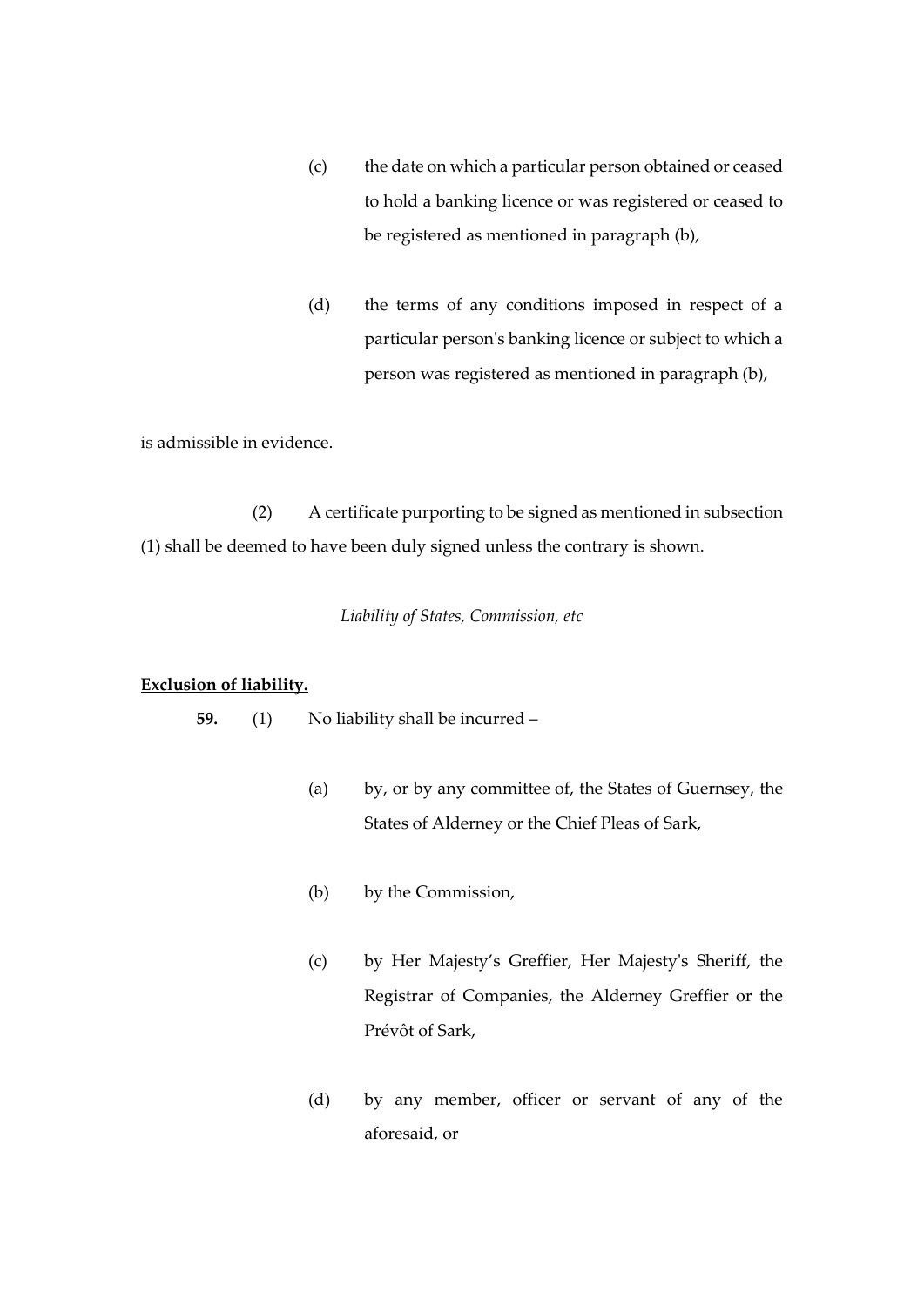(c) the date on which a particular person obtained or ceased to hold a banking licence or was registered or ceased to be registered as mentioned in paragraph (b),

(d) the terms of any conditions imposed in respect of a particular person's banking licence or subject to which a person was registered as mentioned in paragraph (b),

is admissible in evidence.

(2) A certificate purporting to be signed as mentioned in subsection (1) shall be deemed to have been duly signed unless the contrary is shown.

*Liability of States, Commission, etc*

**Exclusion of liability.**

**59.** (1) No liability shall be incurred –

(a) by, or by any committee of, the States of Guernsey, the States of Alderney or the Chief Pleas of Sark,

(b) by the Commission,

(c) by Her Majesty's Greffier, Her Majesty's Sheriff, the Registrar of Companies, the Alderney Greffier or the Prévôt of Sark,

(d) by any member, officer or servant of any of the aforesaid, or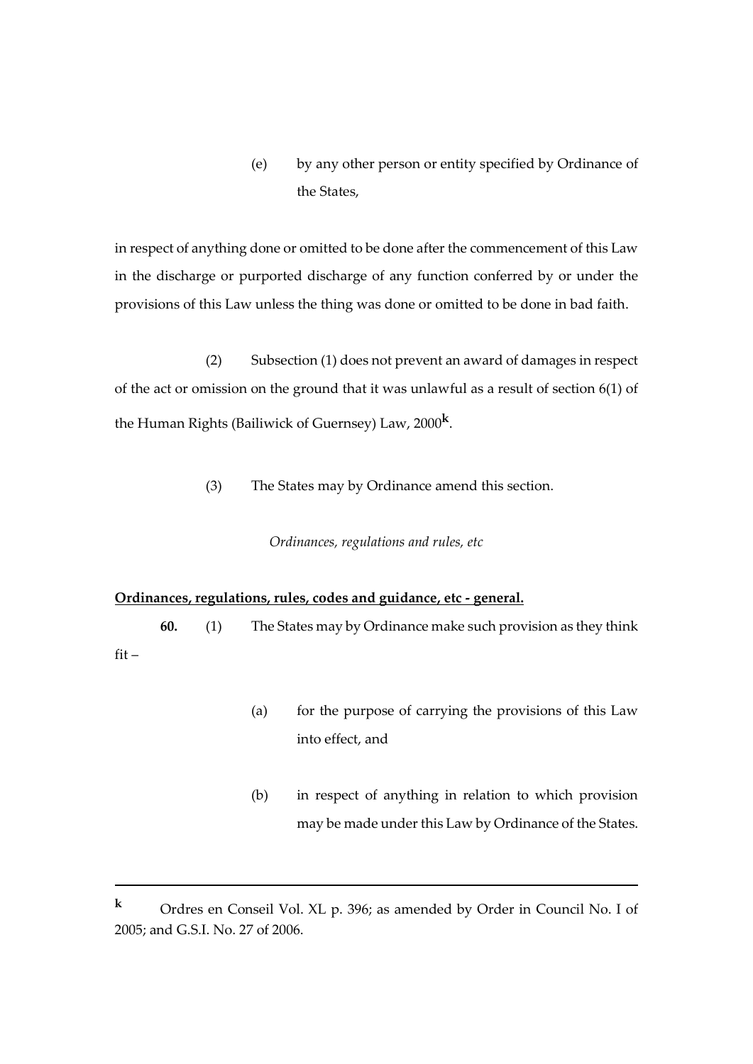(e) by any other person or entity specified by Ordinance of the States,

in respect of anything done or omitted to be done after the commencement of this Law in the discharge or purported discharge of any function conferred by or under the provisions of this Law unless the thing was done or omitted to be done in bad faith.

(2) Subsection (1) does not prevent an award of damages in respect of the act or omission on the ground that it was unlawful as a result of section 6(1) of the Human Rights (Bailiwick of Guernsey) Law, 2000[k].

(3) The States may by Ordinance amend this section.

*Ordinances, regulations and rules, etc*

**Ordinances, regulations, rules, codes and guidance, etc - general.**

**60.** (1) The States may by Ordinance make such provision as they think fit –

(a) for the purpose of carrying the provisions of this Law into effect, and

(b) in respect of anything in relation to which provision may be made under this Law by Ordinance of the States.

---

[k] Ordres en Conseil Vol. XL p. 396; as amended by Order in Council No. I of 2005; and G.S.I. No. 27 of 2006.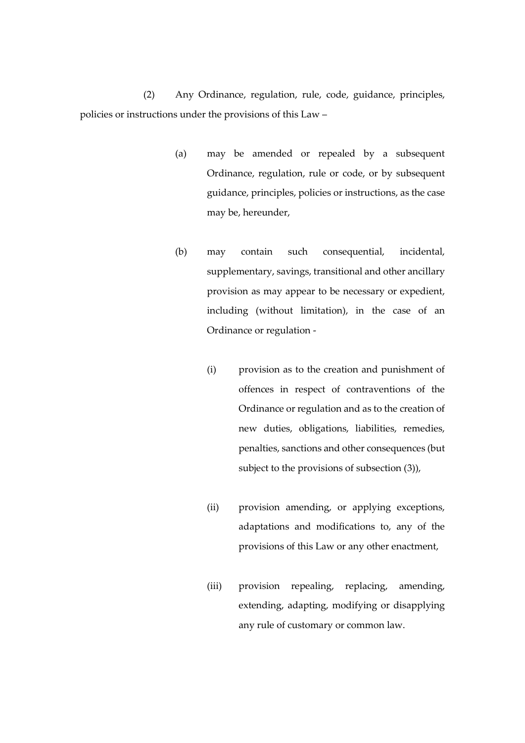(2) Any Ordinance, regulation, rule, code, guidance, principles, policies or instructions under the provisions of this Law –

(a) may be amended or repealed by a subsequent Ordinance, regulation, rule or code, or by subsequent guidance, principles, policies or instructions, as the case may be, hereunder,

(b) may contain such consequential, incidental, supplementary, savings, transitional and other ancillary provision as may appear to be necessary or expedient, including (without limitation), in the case of an Ordinance or regulation -

(i) provision as to the creation and punishment of offences in respect of contraventions of the Ordinance or regulation and as to the creation of new duties, obligations, liabilities, remedies, penalties, sanctions and other consequences (but subject to the provisions of subsection (3)),

(ii) provision amending, or applying exceptions, adaptations and modifications to, any of the provisions of this Law or any other enactment,

(iii) provision repealing, replacing, amending, extending, adapting, modifying or disapplying any rule of customary or common law.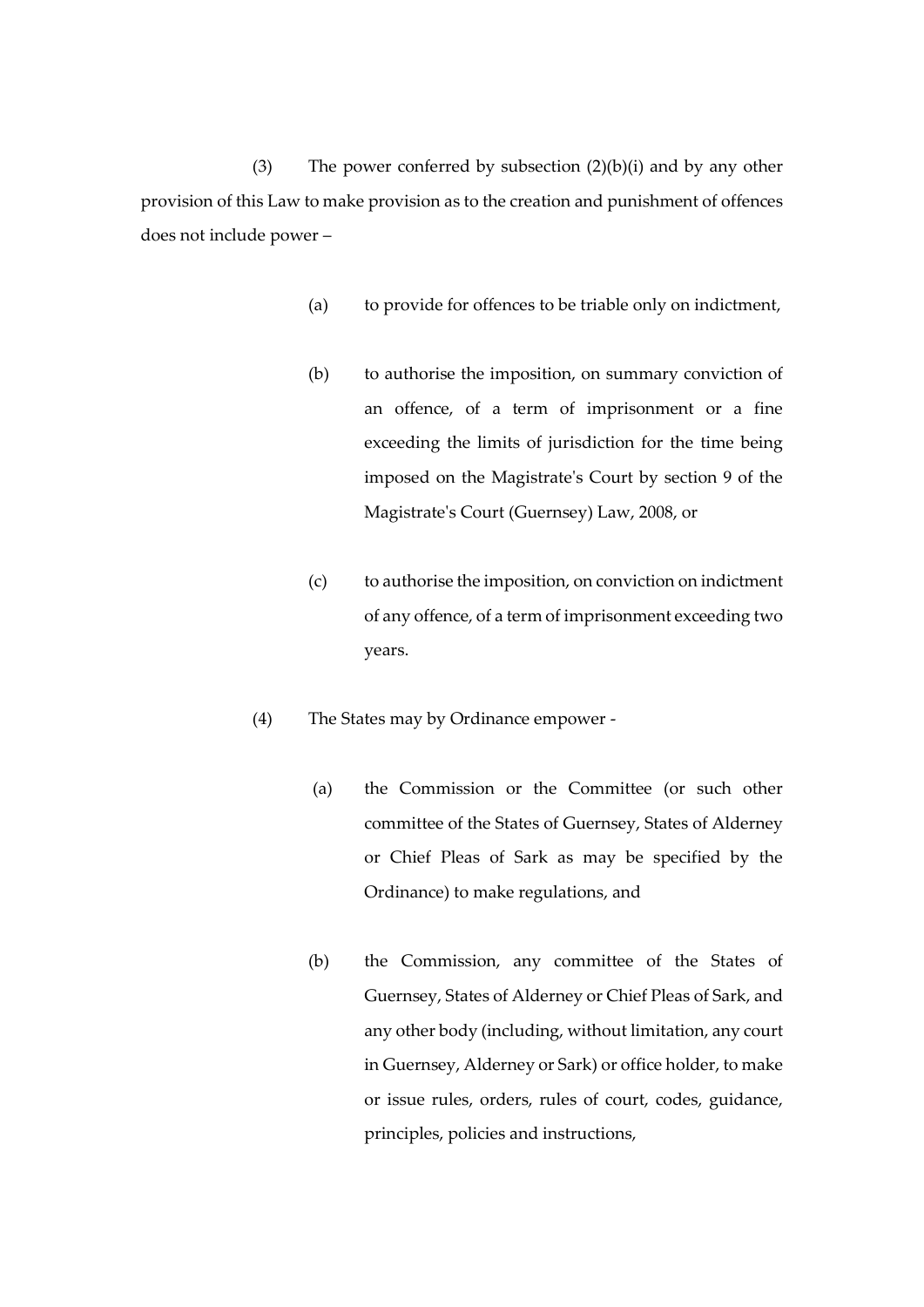(3) The power conferred by subsection (2)(b)(i) and by any other provision of this Law to make provision as to the creation and punishment of offences does not include power –

(a) to provide for offences to be triable only on indictment,

(b) to authorise the imposition, on summary conviction of an offence, of a term of imprisonment or a fine exceeding the limits of jurisdiction for the time being imposed on the Magistrate's Court by section 9 of the Magistrate's Court (Guernsey) Law, 2008, or

(c) to authorise the imposition, on conviction on indictment of any offence, of a term of imprisonment exceeding two years.

(4) The States may by Ordinance empower -

(a) the Commission or the Committee (or such other committee of the States of Guernsey, States of Alderney or Chief Pleas of Sark as may be specified by the Ordinance) to make regulations, and

(b) the Commission, any committee of the States of Guernsey, States of Alderney or Chief Pleas of Sark, and any other body (including, without limitation, any court in Guernsey, Alderney or Sark) or office holder, to make or issue rules, orders, rules of court, codes, guidance, principles, policies and instructions,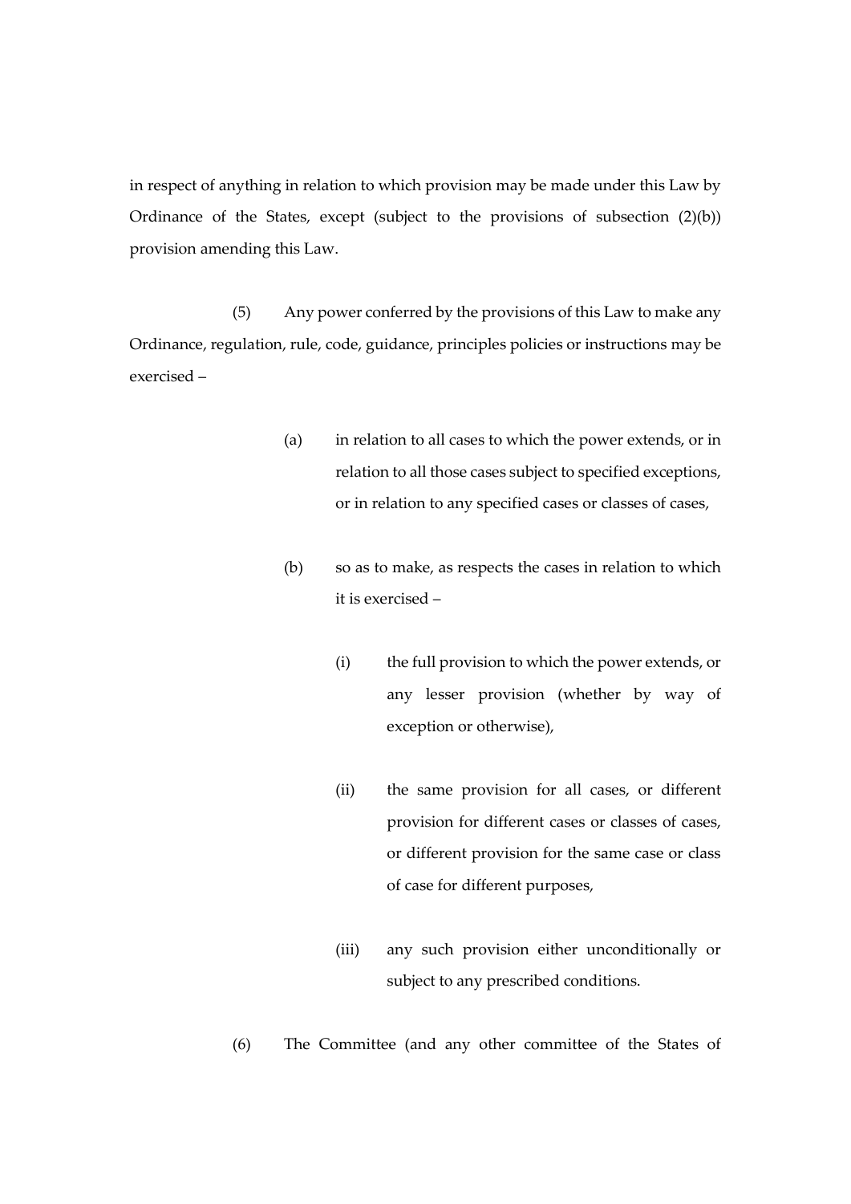in respect of anything in relation to which provision may be made under this Law by Ordinance of the States, except (subject to the provisions of subsection (2)(b)) provision amending this Law.

(5) Any power conferred by the provisions of this Law to make any Ordinance, regulation, rule, code, guidance, principles policies or instructions may be exercised –

(a) in relation to all cases to which the power extends, or in relation to all those cases subject to specified exceptions, or in relation to any specified cases or classes of cases,

(b) so as to make, as respects the cases in relation to which it is exercised –

(i) the full provision to which the power extends, or any lesser provision (whether by way of exception or otherwise),

(ii) the same provision for all cases, or different provision for different cases or classes of cases, or different provision for the same case or class of case for different purposes,

(iii) any such provision either unconditionally or subject to any prescribed conditions.

(6) The Committee (and any other committee of the States of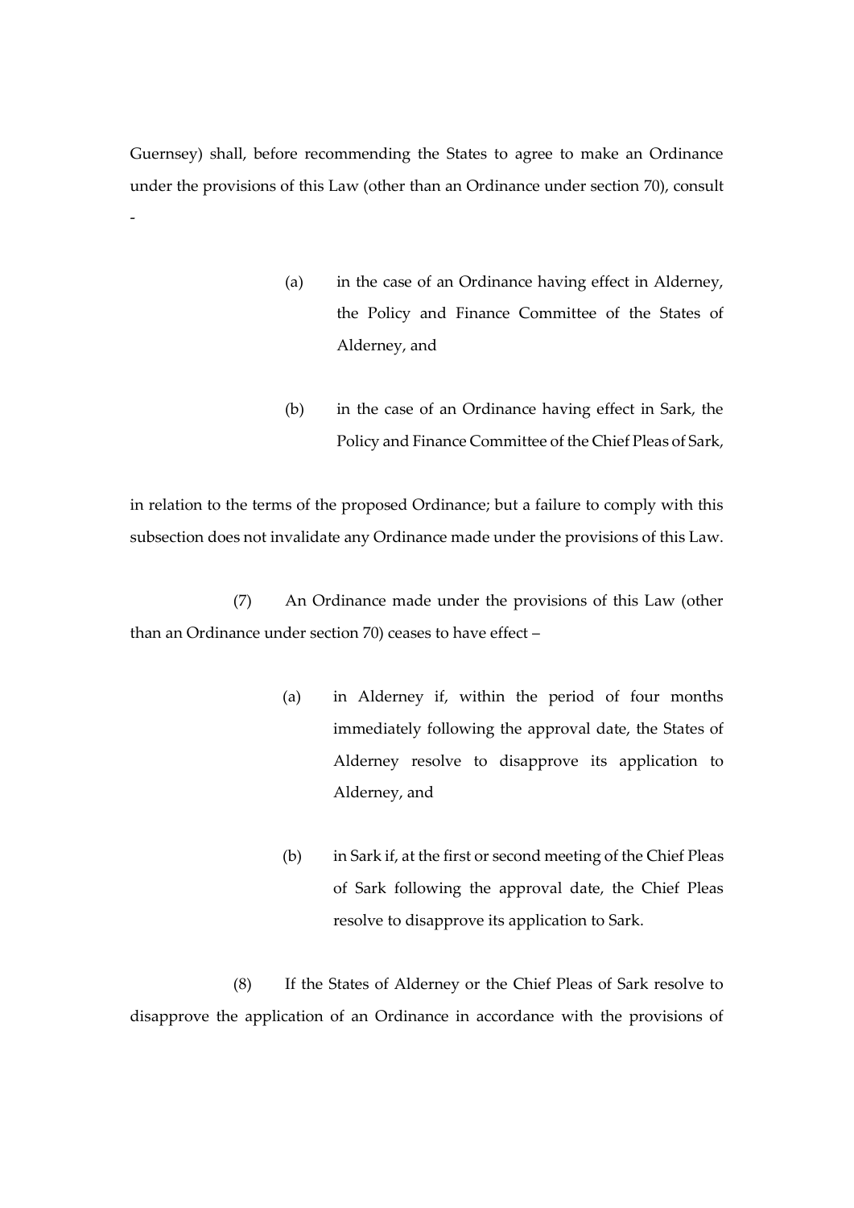Guernsey) shall, before recommending the States to agree to make an Ordinance under the provisions of this Law (other than an Ordinance under section 70), consult -

(a) in the case of an Ordinance having effect in Alderney, the Policy and Finance Committee of the States of Alderney, and

(b) in the case of an Ordinance having effect in Sark, the Policy and Finance Committee of the Chief Pleas of Sark,

in relation to the terms of the proposed Ordinance; but a failure to comply with this subsection does not invalidate any Ordinance made under the provisions of this Law.

(7) An Ordinance made under the provisions of this Law (other than an Ordinance under section 70) ceases to have effect –

(a) in Alderney if, within the period of four months immediately following the approval date, the States of Alderney resolve to disapprove its application to Alderney, and

(b) in Sark if, at the first or second meeting of the Chief Pleas of Sark following the approval date, the Chief Pleas resolve to disapprove its application to Sark.

(8) If the States of Alderney or the Chief Pleas of Sark resolve to disapprove the application of an Ordinance in accordance with the provisions of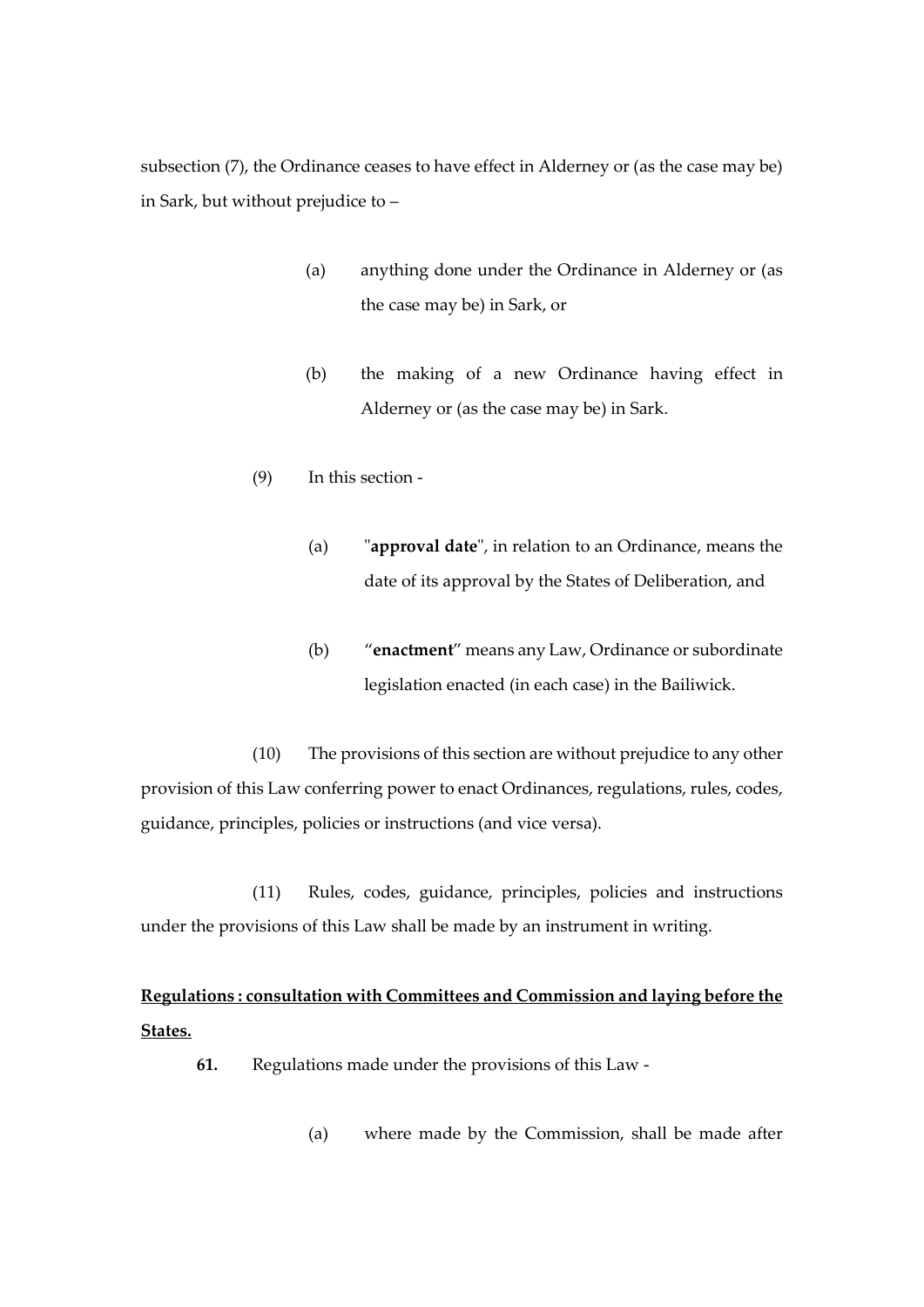subsection (7), the Ordinance ceases to have effect in Alderney or (as the case may be) in Sark, but without prejudice to –

(a) anything done under the Ordinance in Alderney or (as the case may be) in Sark, or

(b) the making of a new Ordinance having effect in Alderney or (as the case may be) in Sark.

(9) In this section -

(a) "**approval date**", in relation to an Ordinance, means the date of its approval by the States of Deliberation, and

(b) "**enactment**" means any Law, Ordinance or subordinate legislation enacted (in each case) in the Bailiwick.

(10) The provisions of this section are without prejudice to any other provision of this Law conferring power to enact Ordinances, regulations, rules, codes, guidance, principles, policies or instructions (and vice versa).

(11) Rules, codes, guidance, principles, policies and instructions under the provisions of this Law shall be made by an instrument in writing.

**Regulations : consultation with Committees and Commission and laying before the States.**

**61.** Regulations made under the provisions of this Law -

(a) where made by the Commission, shall be made after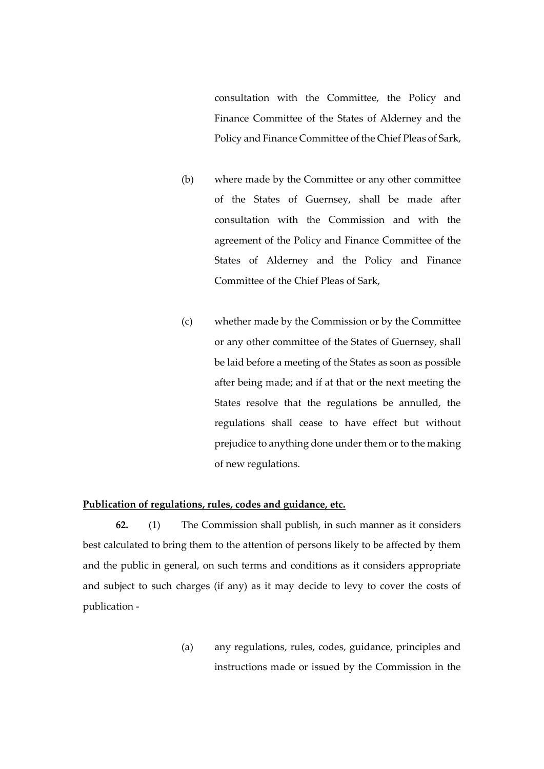consultation with the Committee, the Policy and Finance Committee of the States of Alderney and the Policy and Finance Committee of the Chief Pleas of Sark,

(b) where made by the Committee or any other committee of the States of Guernsey, shall be made after consultation with the Commission and with the agreement of the Policy and Finance Committee of the States of Alderney and the Policy and Finance Committee of the Chief Pleas of Sark,

(c) whether made by the Commission or by the Committee or any other committee of the States of Guernsey, shall be laid before a meeting of the States as soon as possible after being made; and if at that or the next meeting the States resolve that the regulations be annulled, the regulations shall cease to have effect but without prejudice to anything done under them or to the making of new regulations.

**Publication of regulations, rules, codes and guidance, etc.**

**62.** (1) The Commission shall publish, in such manner as it considers best calculated to bring them to the attention of persons likely to be affected by them and the public in general, on such terms and conditions as it considers appropriate and subject to such charges (if any) as it may decide to levy to cover the costs of publication -

(a) any regulations, rules, codes, guidance, principles and instructions made or issued by the Commission in the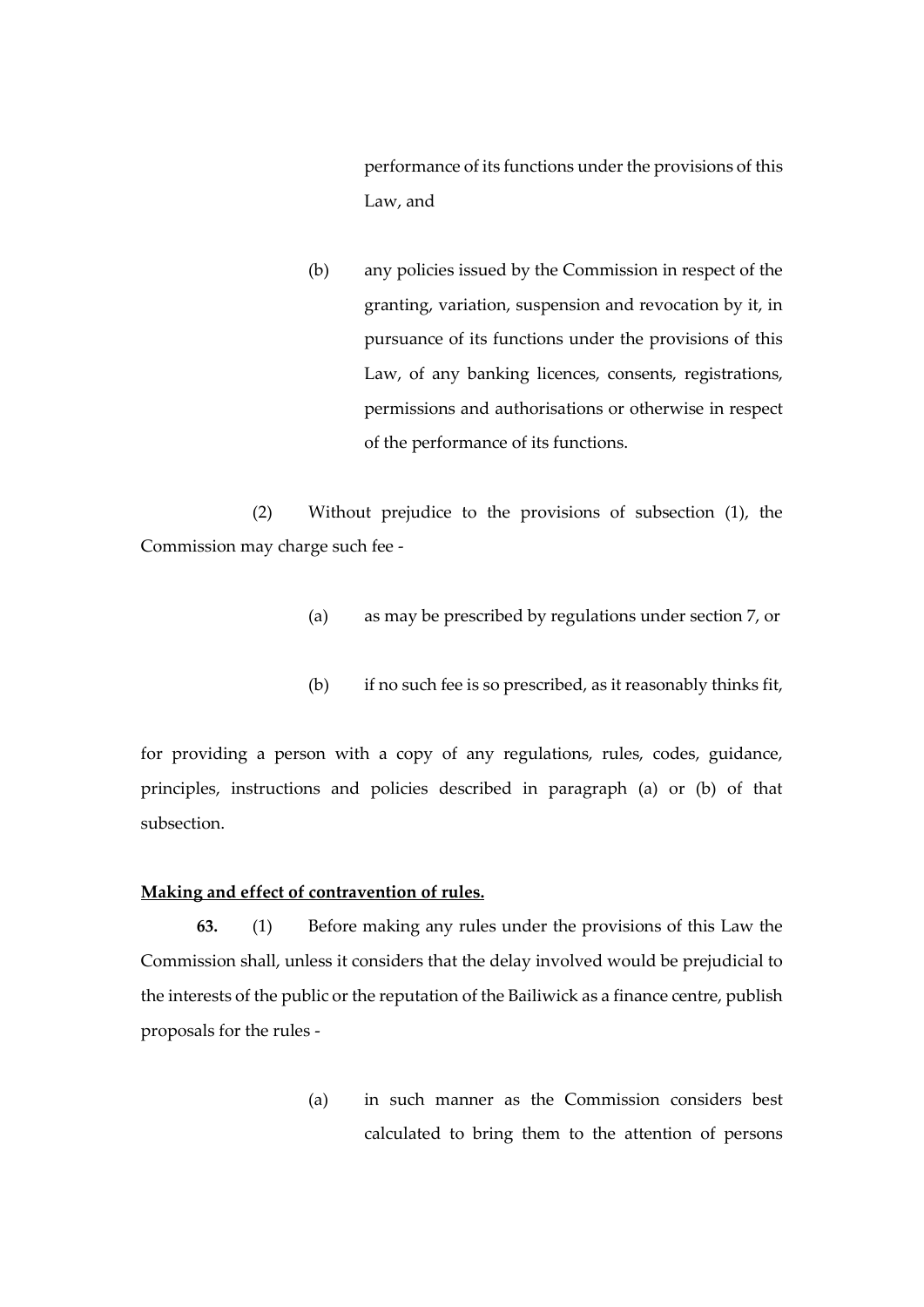performance of its functions under the provisions of this Law, and

(b) any policies issued by the Commission in respect of the granting, variation, suspension and revocation by it, in pursuance of its functions under the provisions of this Law, of any banking licences, consents, registrations, permissions and authorisations or otherwise in respect of the performance of its functions.

(2) Without prejudice to the provisions of subsection (1), the Commission may charge such fee -

(a) as may be prescribed by regulations under section 7, or

(b) if no such fee is so prescribed, as it reasonably thinks fit,

for providing a person with a copy of any regulations, rules, codes, guidance, principles, instructions and policies described in paragraph (a) or (b) of that subsection.

**Making and effect of contravention of rules.**

**63.** (1) Before making any rules under the provisions of this Law the Commission shall, unless it considers that the delay involved would be prejudicial to the interests of the public or the reputation of the Bailiwick as a finance centre, publish proposals for the rules -

(a) in such manner as the Commission considers best calculated to bring them to the attention of persons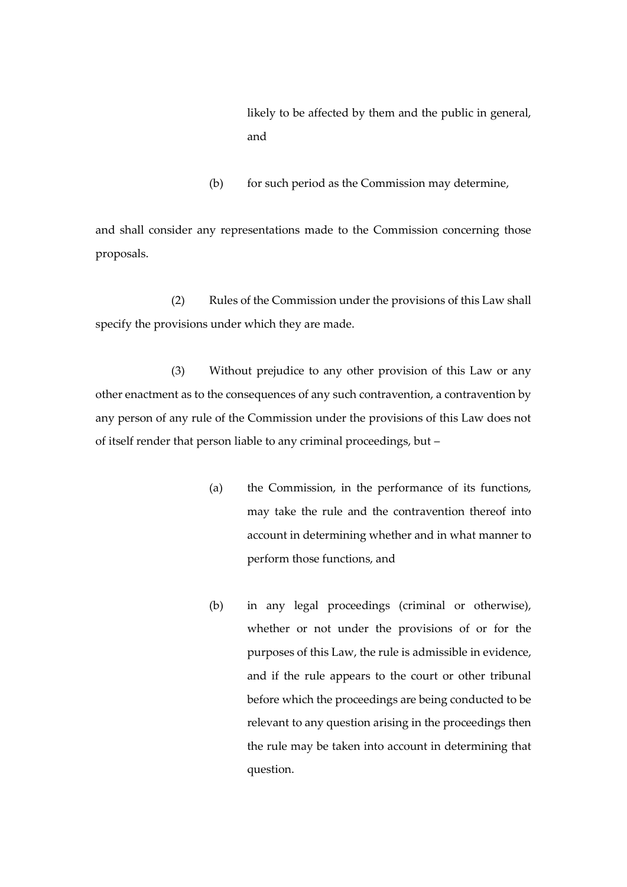likely to be affected by them and the public in general, and

(b) for such period as the Commission may determine,

and shall consider any representations made to the Commission concerning those proposals.

(2) Rules of the Commission under the provisions of this Law shall specify the provisions under which they are made.

(3) Without prejudice to any other provision of this Law or any other enactment as to the consequences of any such contravention, a contravention by any person of any rule of the Commission under the provisions of this Law does not of itself render that person liable to any criminal proceedings, but –

(a) the Commission, in the performance of its functions, may take the rule and the contravention thereof into account in determining whether and in what manner to perform those functions, and

(b) in any legal proceedings (criminal or otherwise), whether or not under the provisions of or for the purposes of this Law, the rule is admissible in evidence, and if the rule appears to the court or other tribunal before which the proceedings are being conducted to be relevant to any question arising in the proceedings then the rule may be taken into account in determining that question.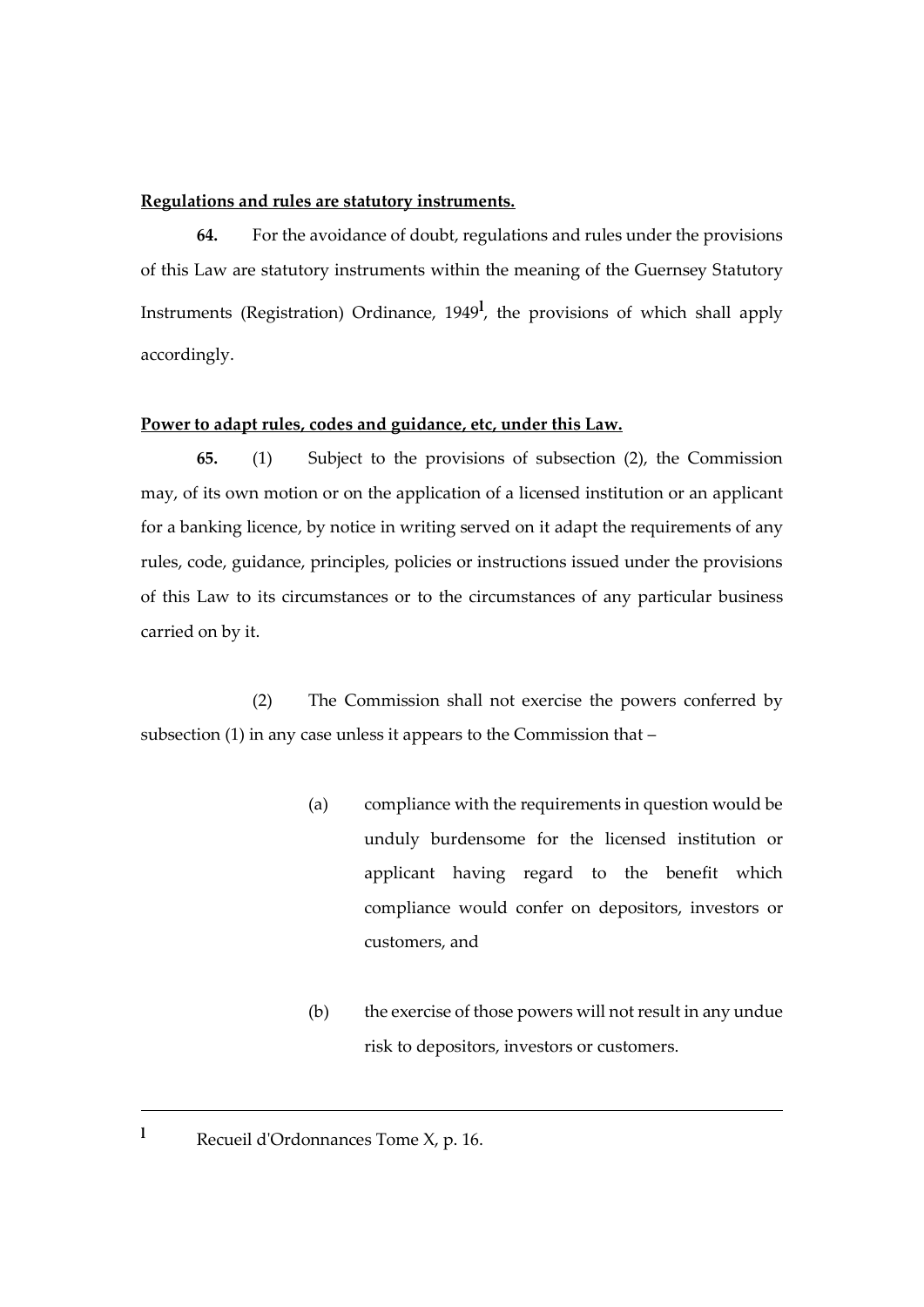**Regulations and rules are statutory instruments.**

**64.** For the avoidance of doubt, regulations and rules under the provisions of this Law are statutory instruments within the meaning of the Guernsey Statutory Instruments (Registration) Ordinance, 1949[l], the provisions of which shall apply accordingly.

**Power to adapt rules, codes and guidance, etc, under this Law.**

**65.** (1) Subject to the provisions of subsection (2), the Commission may, of its own motion or on the application of a licensed institution or an applicant for a banking licence, by notice in writing served on it adapt the requirements of any rules, code, guidance, principles, policies or instructions issued under the provisions of this Law to its circumstances or to the circumstances of any particular business carried on by it.

(2) The Commission shall not exercise the powers conferred by subsection (1) in any case unless it appears to the Commission that –

(a) compliance with the requirements in question would be unduly burdensome for the licensed institution or applicant having regard to the benefit which compliance would confer on depositors, investors or customers, and

(b) the exercise of those powers will not result in any undue risk to depositors, investors or customers.

---

[l] Recueil d'Ordonnances Tome X, p. 16.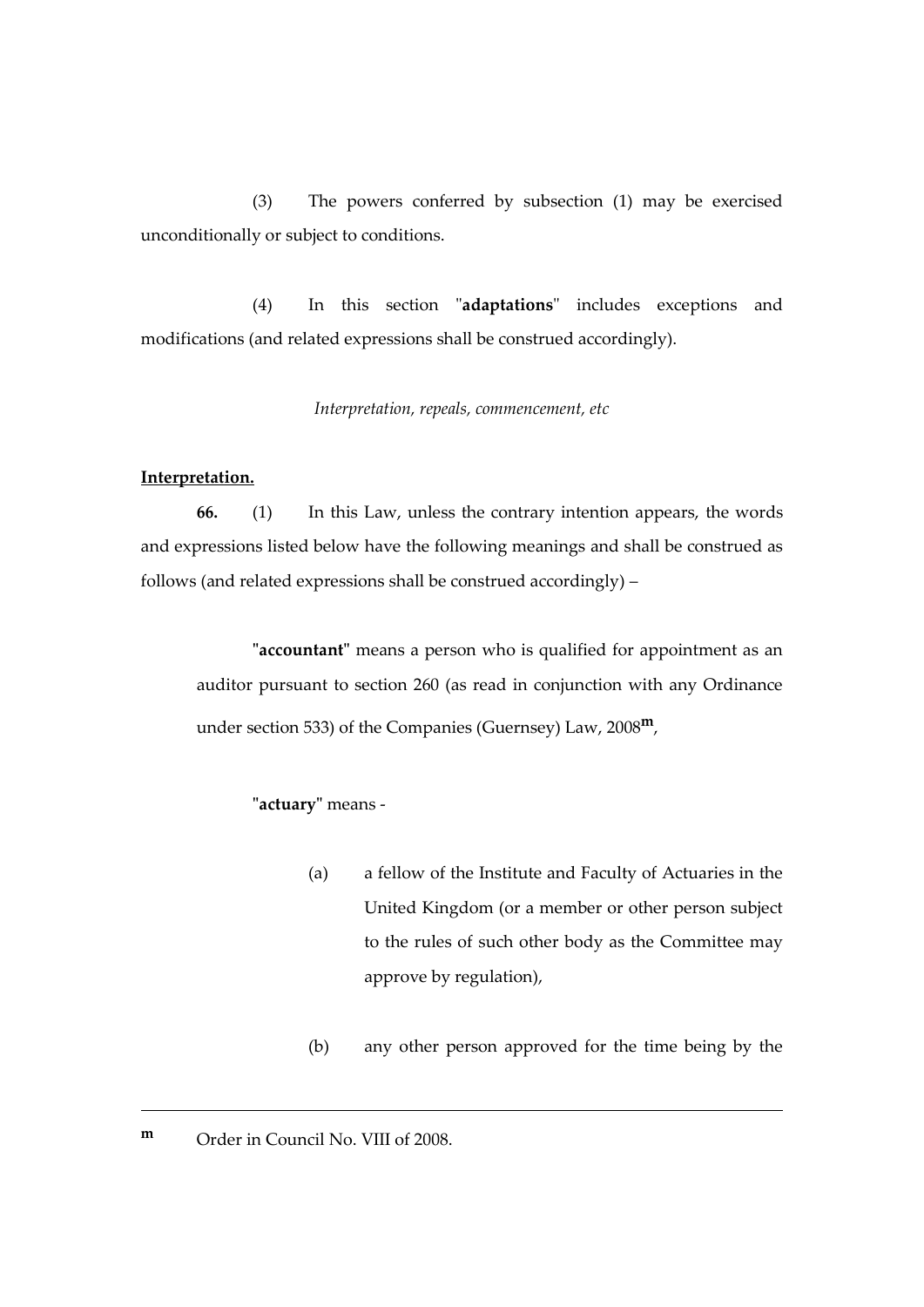(3) The powers conferred by subsection (1) may be exercised unconditionally or subject to conditions.

(4) In this section "**adaptations**" includes exceptions and modifications (and related expressions shall be construed accordingly).

*Interpretation, repeals, commencement, etc*

**Interpretation.**

**66.** (1) In this Law, unless the contrary intention appears, the words and expressions listed below have the following meanings and shall be construed as follows (and related expressions shall be construed accordingly) –

"**accountant**" means a person who is qualified for appointment as an auditor pursuant to section 260 (as read in conjunction with any Ordinance under section 533) of the Companies (Guernsey) Law, 2008[m],

"**actuary**" means -

(a) a fellow of the Institute and Faculty of Actuaries in the United Kingdom (or a member or other person subject to the rules of such other body as the Committee may approve by regulation),

(b) any other person approved for the time being by the

---

[m] Order in Council No. VIII of 2008.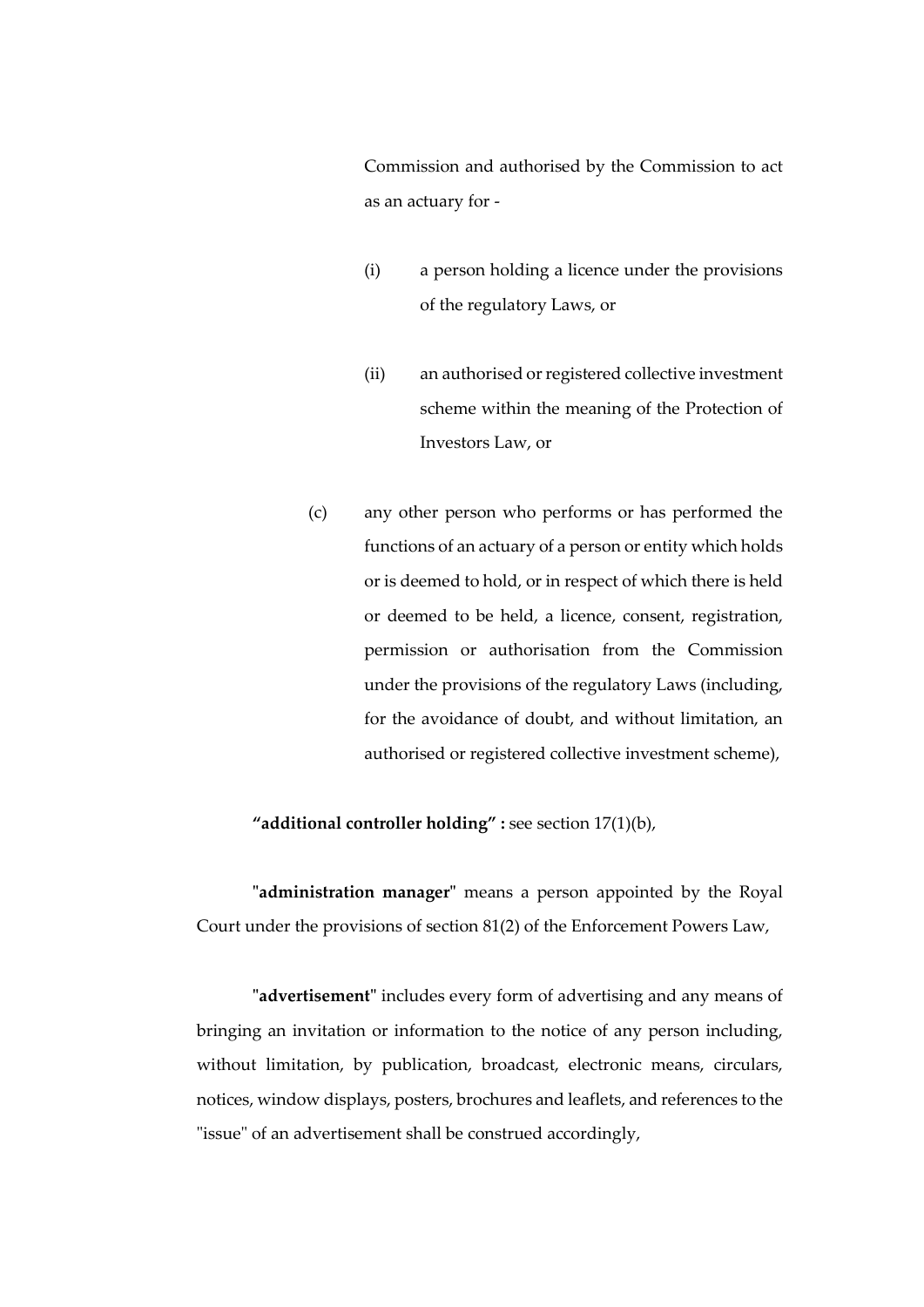Commission and authorised by the Commission to act as an actuary for -

(i) a person holding a licence under the provisions of the regulatory Laws, or

(ii) an authorised or registered collective investment scheme within the meaning of the Protection of Investors Law, or

(c) any other person who performs or has performed the functions of an actuary of a person or entity which holds or is deemed to hold, or in respect of which there is held or deemed to be held, a licence, consent, registration, permission or authorisation from the Commission under the provisions of the regulatory Laws (including, for the avoidance of doubt, and without limitation, an authorised or registered collective investment scheme),

**"additional controller holding" :** see section 17(1)(b),

**"administration manager"** means a person appointed by the Royal Court under the provisions of section 81(2) of the Enforcement Powers Law,

**"advertisement"** includes every form of advertising and any means of bringing an invitation or information to the notice of any person including, without limitation, by publication, broadcast, electronic means, circulars, notices, window displays, posters, brochures and leaflets, and references to the "issue" of an advertisement shall be construed accordingly,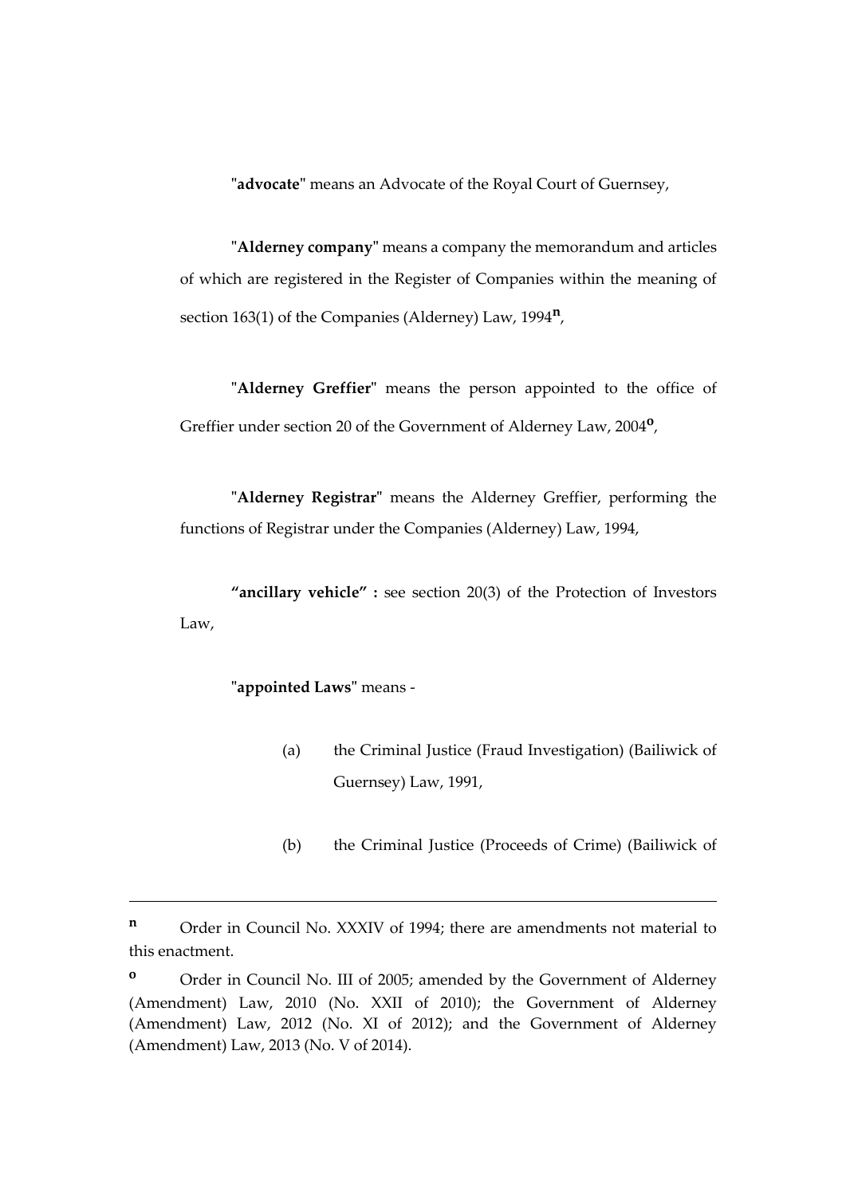"**advocate**" means an Advocate of the Royal Court of Guernsey,

"**Alderney company**" means a company the memorandum and articles of which are registered in the Register of Companies within the meaning of section 163(1) of the Companies (Alderney) Law, 1994[n],

"**Alderney Greffier**" means the person appointed to the office of Greffier under section 20 of the Government of Alderney Law, 2004[o],

"**Alderney Registrar**" means the Alderney Greffier, performing the functions of Registrar under the Companies (Alderney) Law, 1994,

**"ancillary vehicle" :** see section 20(3) of the Protection of Investors Law,

"**appointed Laws**" means -

(a) the Criminal Justice (Fraud Investigation) (Bailiwick of Guernsey) Law, 1991,

(b) the Criminal Justice (Proceeds of Crime) (Bailiwick of

---

[n] Order in Council No. XXXIV of 1994; there are amendments not material to this enactment.

[o] Order in Council No. III of 2005; amended by the Government of Alderney (Amendment) Law, 2010 (No. XXII of 2010); the Government of Alderney (Amendment) Law, 2012 (No. XI of 2012); and the Government of Alderney (Amendment) Law, 2013 (No. V of 2014).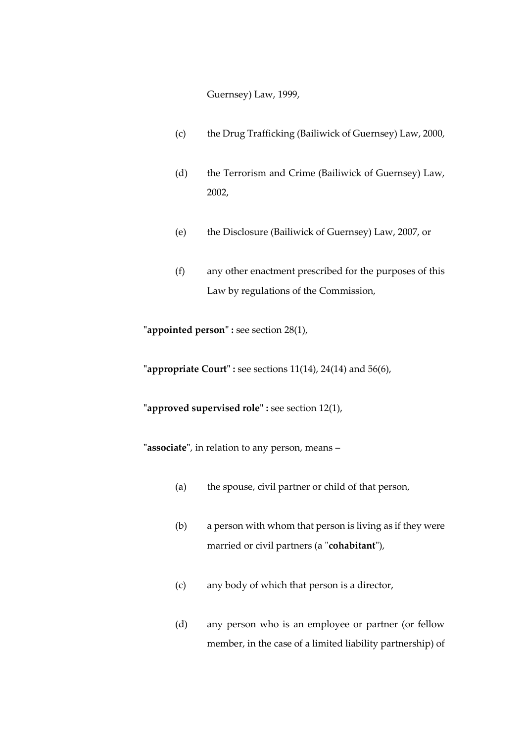Guernsey) Law, 1999,

(c) the Drug Trafficking (Bailiwick of Guernsey) Law, 2000,

(d) the Terrorism and Crime (Bailiwick of Guernsey) Law, 2002,

(e) the Disclosure (Bailiwick of Guernsey) Law, 2007, or

(f) any other enactment prescribed for the purposes of this Law by regulations of the Commission,

"**appointed person**" **:** see section 28(1),

"**appropriate Court**" **:** see sections 11(14), 24(14) and 56(6),

"**approved supervised role**" **:** see section 12(1),

"**associate**", in relation to any person, means –

(a) the spouse, civil partner or child of that person,

(b) a person with whom that person is living as if they were married or civil partners (a "**cohabitant**"),

(c) any body of which that person is a director,

(d) any person who is an employee or partner (or fellow member, in the case of a limited liability partnership) of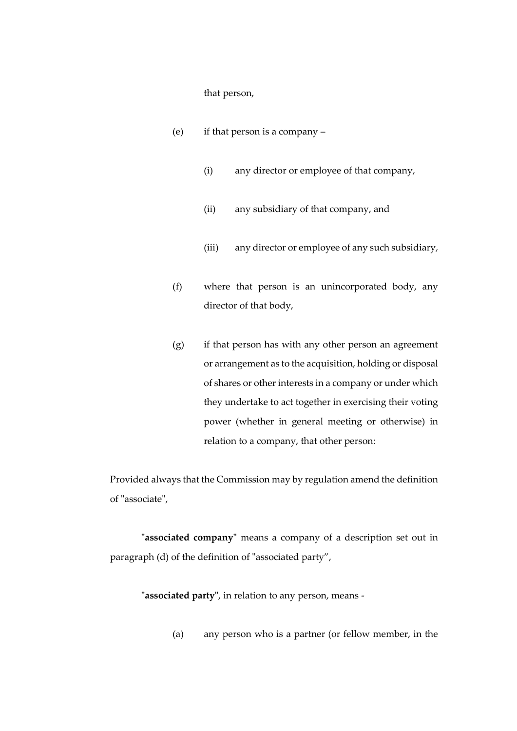that person,

(e) if that person is a company –

(i) any director or employee of that company,

(ii) any subsidiary of that company, and

(iii) any director or employee of any such subsidiary,

(f) where that person is an unincorporated body, any director of that body,

(g) if that person has with any other person an agreement or arrangement as to the acquisition, holding or disposal of shares or other interests in a company or under which they undertake to act together in exercising their voting power (whether in general meeting or otherwise) in relation to a company, that other person:

Provided always that the Commission may by regulation amend the definition of "associate",

"**associated company**" means a company of a description set out in paragraph (d) of the definition of "associated party",

"**associated party**", in relation to any person, means -

(a) any person who is a partner (or fellow member, in the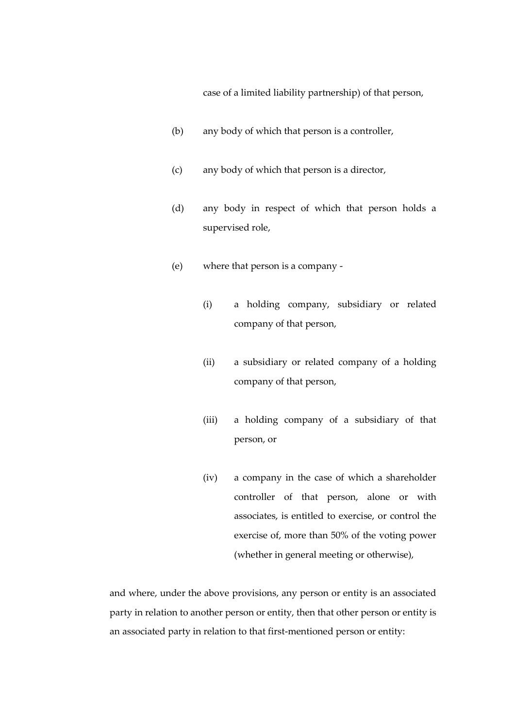case of a limited liability partnership) of that person,

(b) any body of which that person is a controller,

(c) any body of which that person is a director,

(d) any body in respect of which that person holds a supervised role,

(e) where that person is a company -

   (i) a holding company, subsidiary or related company of that person,

   (ii) a subsidiary or related company of a holding company of that person,

   (iii) a holding company of a subsidiary of that person, or

   (iv) a company in the case of which a shareholder controller of that person, alone or with associates, is entitled to exercise, or control the exercise of, more than 50% of the voting power (whether in general meeting or otherwise),

and where, under the above provisions, any person or entity is an associated party in relation to another person or entity, then that other person or entity is an associated party in relation to that first-mentioned person or entity: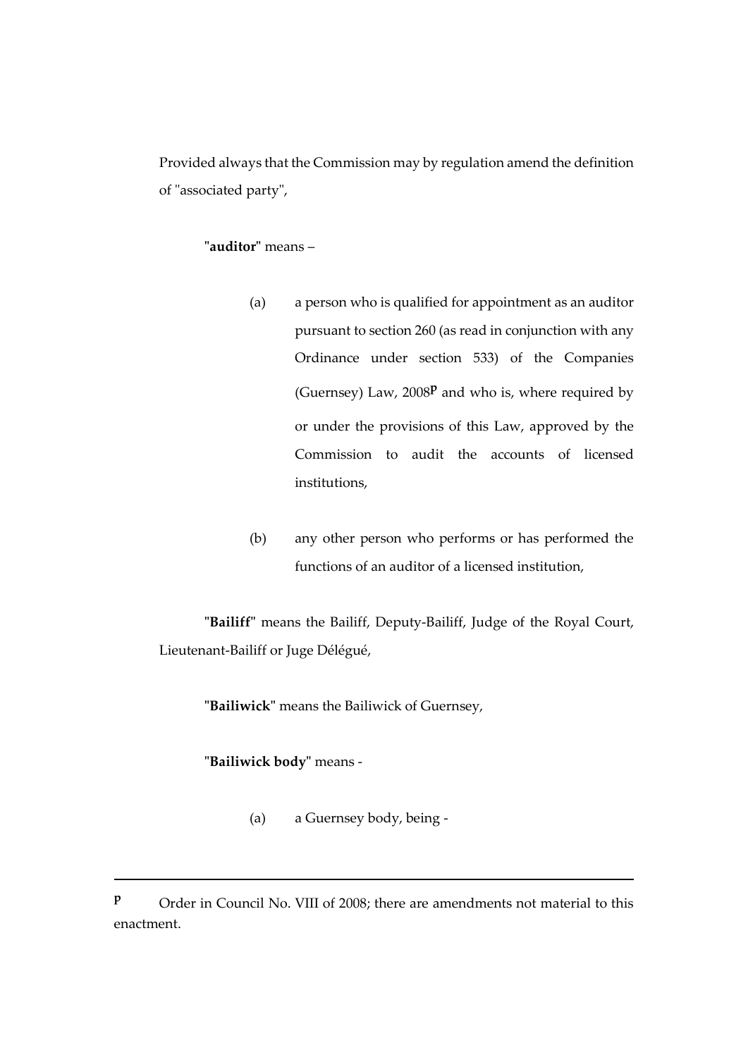Provided always that the Commission may by regulation amend the definition of "associated party",

"**auditor**" means –

(a) a person who is qualified for appointment as an auditor pursuant to section 260 (as read in conjunction with any Ordinance under section 533) of the Companies (Guernsey) Law, 2008[p] and who is, where required by or under the provisions of this Law, approved by the Commission to audit the accounts of licensed institutions,

(b) any other person who performs or has performed the functions of an auditor of a licensed institution,

"**Bailiff**" means the Bailiff, Deputy-Bailiff, Judge of the Royal Court, Lieutenant-Bailiff or Juge Délégué,

"**Bailiwick**" means the Bailiwick of Guernsey,

"**Bailiwick body**" means -

(a) a Guernsey body, being -

---

[p] Order in Council No. VIII of 2008; there are amendments not material to this enactment.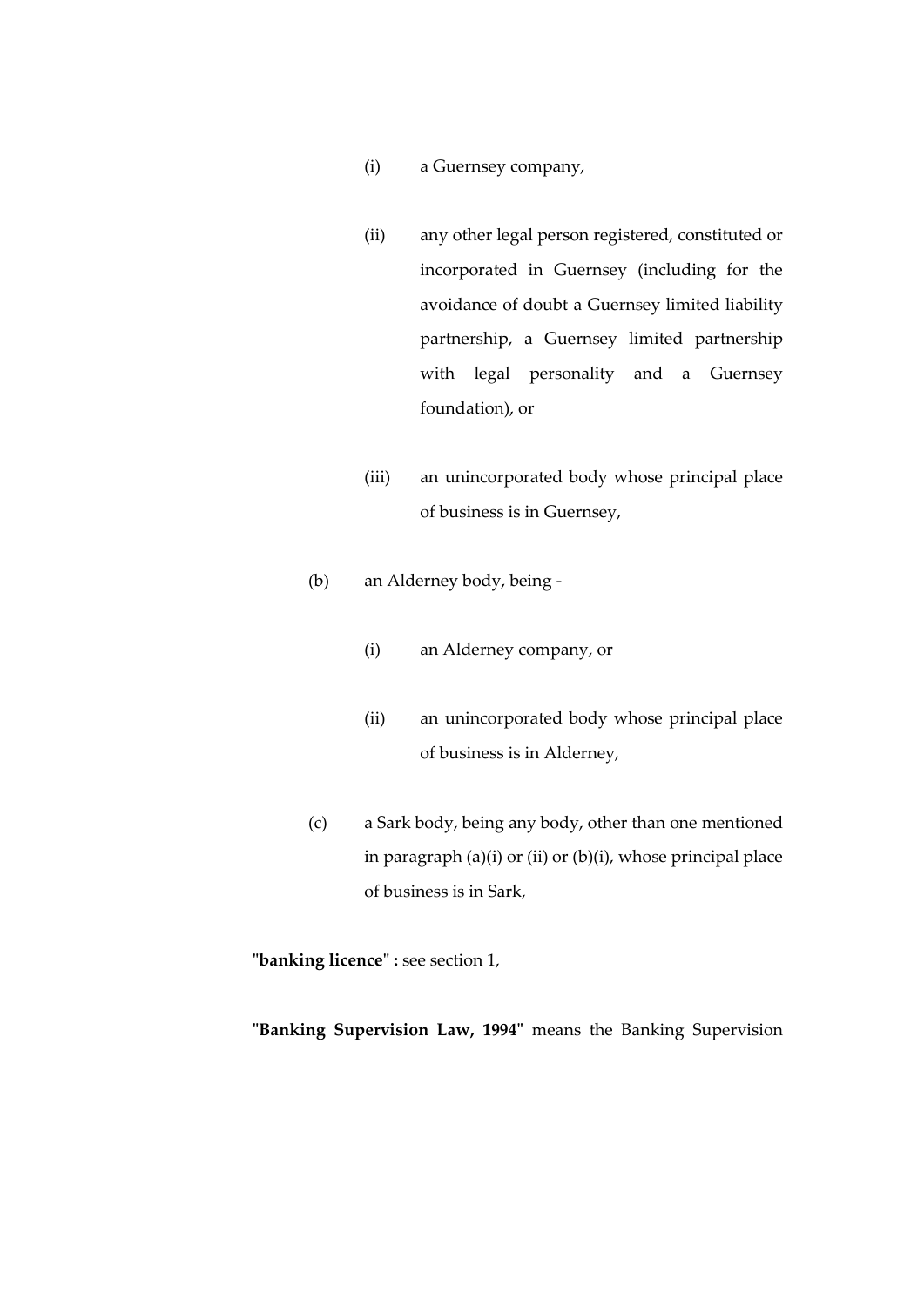(i) a Guernsey company,

(ii) any other legal person registered, constituted or incorporated in Guernsey (including for the avoidance of doubt a Guernsey limited liability partnership, a Guernsey limited partnership with legal personality and a Guernsey foundation), or

(iii) an unincorporated body whose principal place of business is in Guernsey,

(b) an Alderney body, being -

(i) an Alderney company, or

(ii) an unincorporated body whose principal place of business is in Alderney,

(c) a Sark body, being any body, other than one mentioned in paragraph (a)(i) or (ii) or (b)(i), whose principal place of business is in Sark,

"**banking licence**" **:** see section 1,

"**Banking Supervision Law, 1994**" means the Banking Supervision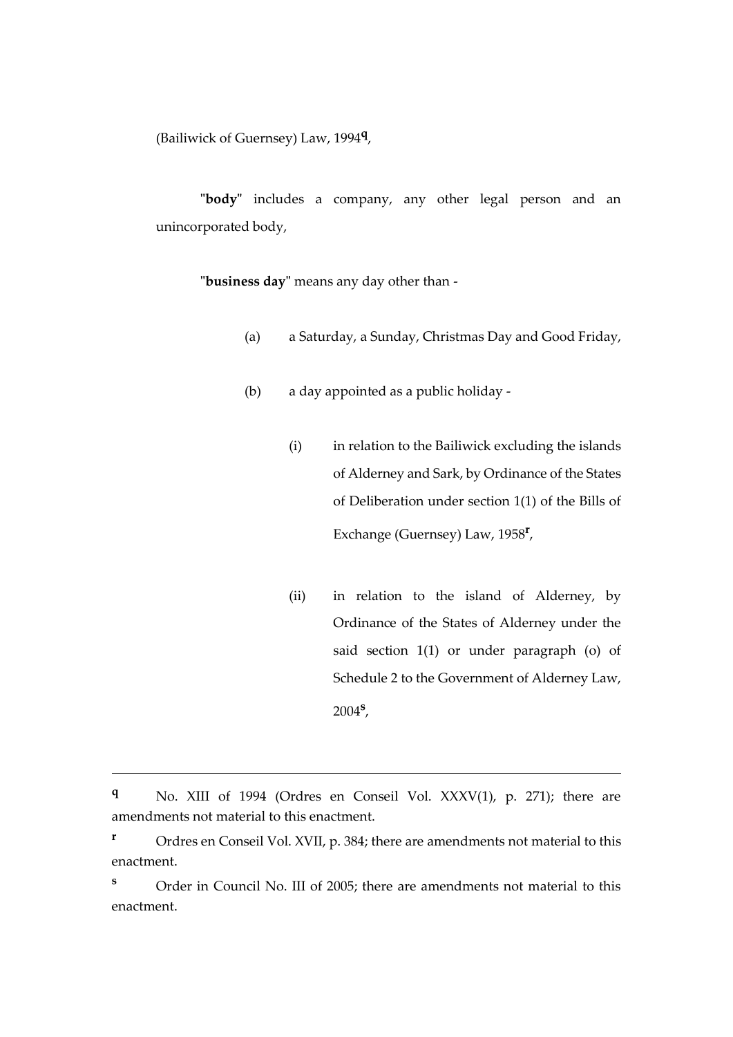(Bailiwick of Guernsey) Law, 1994[q],

"**body**" includes a company, any other legal person and an unincorporated body,

"**business day**" means any day other than -

(a) a Saturday, a Sunday, Christmas Day and Good Friday,

(b) a day appointed as a public holiday -

(i) in relation to the Bailiwick excluding the islands of Alderney and Sark, by Ordinance of the States of Deliberation under section 1(1) of the Bills of Exchange (Guernsey) Law, 1958[r],

(ii) in relation to the island of Alderney, by Ordinance of the States of Alderney under the said section 1(1) or under paragraph (o) of Schedule 2 to the Government of Alderney Law, 2004[s],

---

[q] No. XIII of 1994 (Ordres en Conseil Vol. XXXV(1), p. 271); there are amendments not material to this enactment.

[r] Ordres en Conseil Vol. XVII, p. 384; there are amendments not material to this enactment.

[s] Order in Council No. III of 2005; there are amendments not material to this enactment.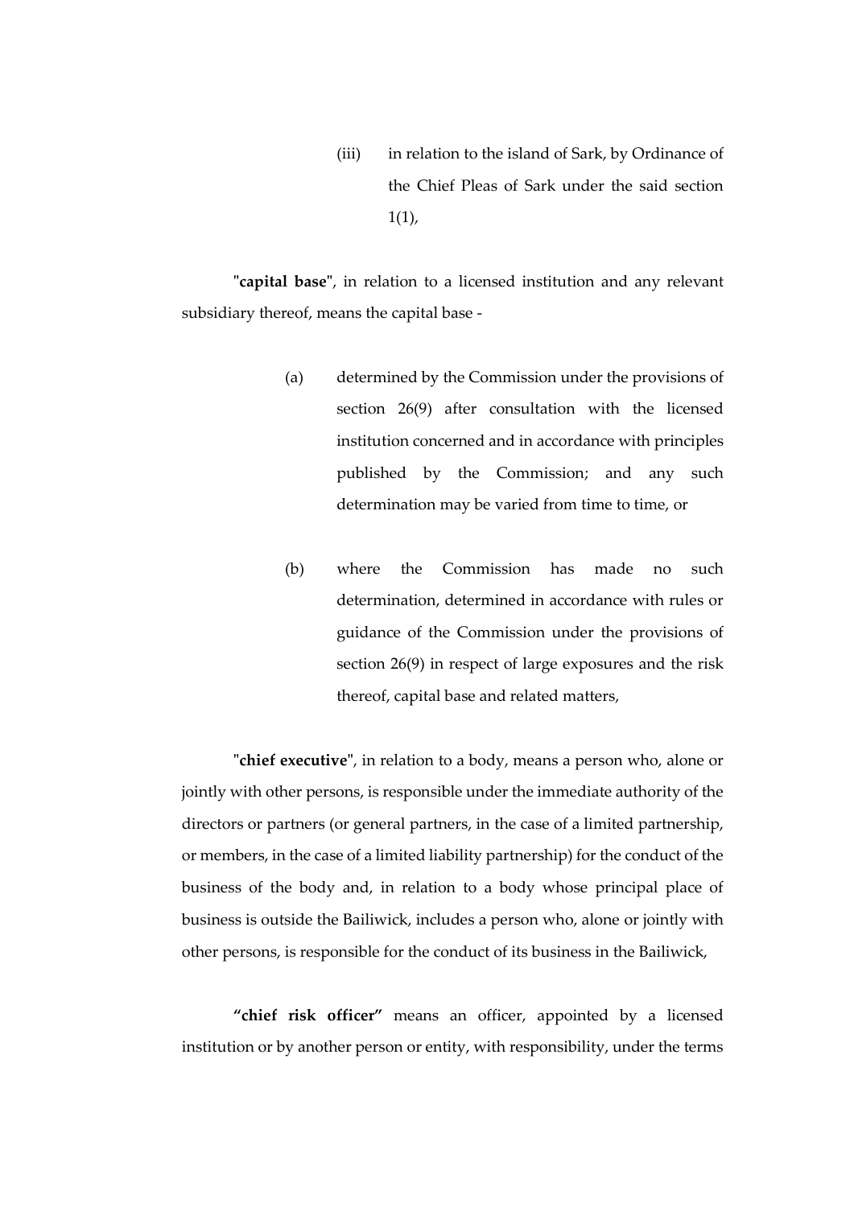(iii) in relation to the island of Sark, by Ordinance of the Chief Pleas of Sark under the said section 1(1),

"**capital base**", in relation to a licensed institution and any relevant subsidiary thereof, means the capital base -

(a) determined by the Commission under the provisions of section 26(9) after consultation with the licensed institution concerned and in accordance with principles published by the Commission; and any such determination may be varied from time to time, or

(b) where the Commission has made no such determination, determined in accordance with rules or guidance of the Commission under the provisions of section 26(9) in respect of large exposures and the risk thereof, capital base and related matters,

"**chief executive**", in relation to a body, means a person who, alone or jointly with other persons, is responsible under the immediate authority of the directors or partners (or general partners, in the case of a limited partnership, or members, in the case of a limited liability partnership) for the conduct of the business of the body and, in relation to a body whose principal place of business is outside the Bailiwick, includes a person who, alone or jointly with other persons, is responsible for the conduct of its business in the Bailiwick,

**"chief risk officer"** means an officer, appointed by a licensed institution or by another person or entity, with responsibility, under the terms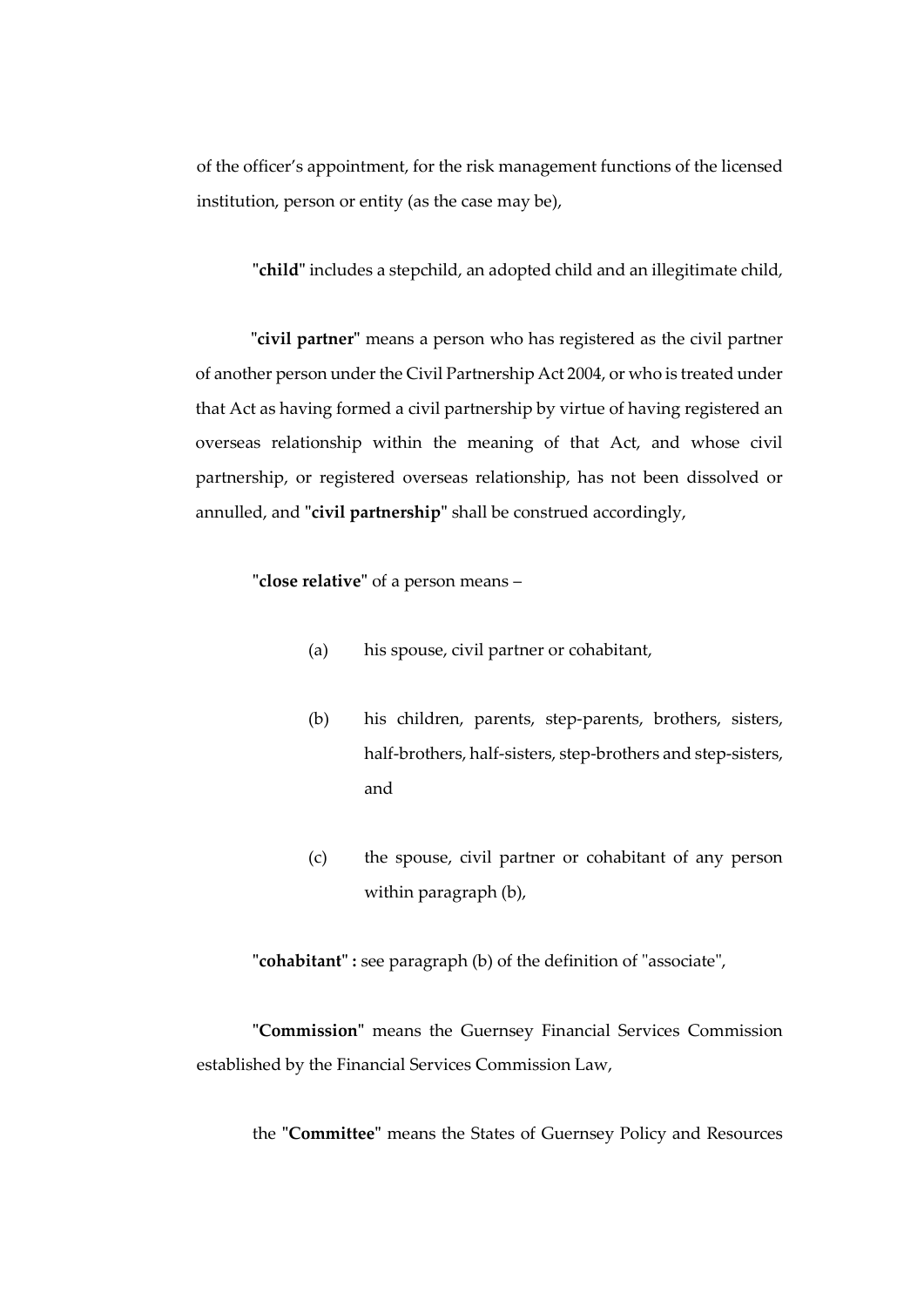of the officer's appointment, for the risk management functions of the licensed institution, person or entity (as the case may be),

"**child**" includes a stepchild, an adopted child and an illegitimate child,

"**civil partner**" means a person who has registered as the civil partner of another person under the Civil Partnership Act 2004, or who is treated under that Act as having formed a civil partnership by virtue of having registered an overseas relationship within the meaning of that Act, and whose civil partnership, or registered overseas relationship, has not been dissolved or annulled, and "**civil partnership**" shall be construed accordingly,

"**close relative**" of a person means –

(a) his spouse, civil partner or cohabitant,

(b) his children, parents, step-parents, brothers, sisters, half-brothers, half-sisters, step-brothers and step-sisters, and

(c) the spouse, civil partner or cohabitant of any person within paragraph (b),

"**cohabitant**" **:** see paragraph (b) of the definition of "associate",

"**Commission**" means the Guernsey Financial Services Commission established by the Financial Services Commission Law,

the "**Committee**" means the States of Guernsey Policy and Resources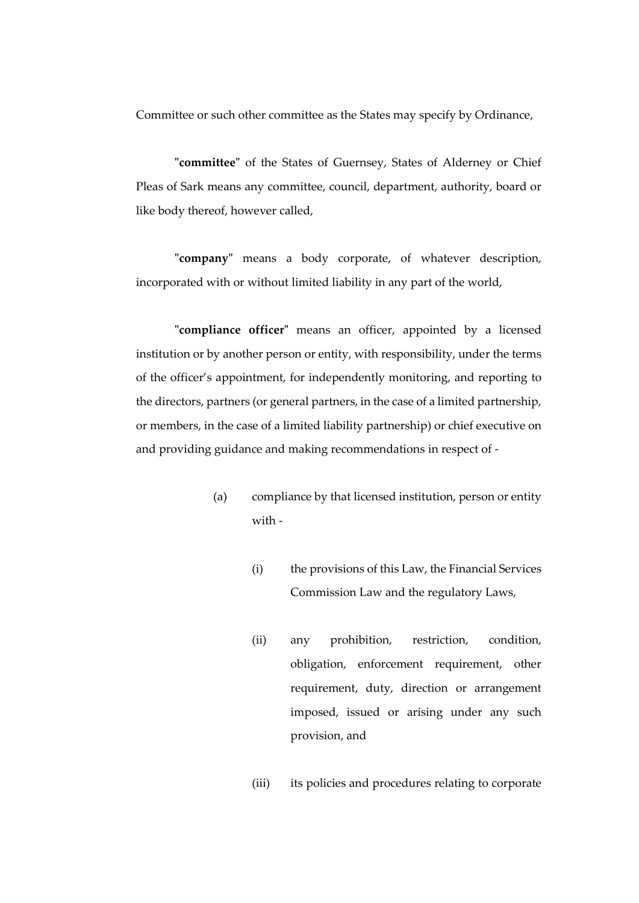Committee or such other committee as the States may specify by Ordinance,

"**committee**" of the States of Guernsey, States of Alderney or Chief Pleas of Sark means any committee, council, department, authority, board or like body thereof, however called,

"**company**" means a body corporate, of whatever description, incorporated with or without limited liability in any part of the world,

"**compliance officer**" means an officer, appointed by a licensed institution or by another person or entity, with responsibility, under the terms of the officer's appointment, for independently monitoring, and reporting to the directors, partners (or general partners, in the case of a limited partnership, or members, in the case of a limited liability partnership) or chief executive on and providing guidance and making recommendations in respect of -

(a) compliance by that licensed institution, person or entity with -

(i) the provisions of this Law, the Financial Services Commission Law and the regulatory Laws,

(ii) any prohibition, restriction, condition, obligation, enforcement requirement, other requirement, duty, direction or arrangement imposed, issued or arising under any such provision, and

(iii) its policies and procedures relating to corporate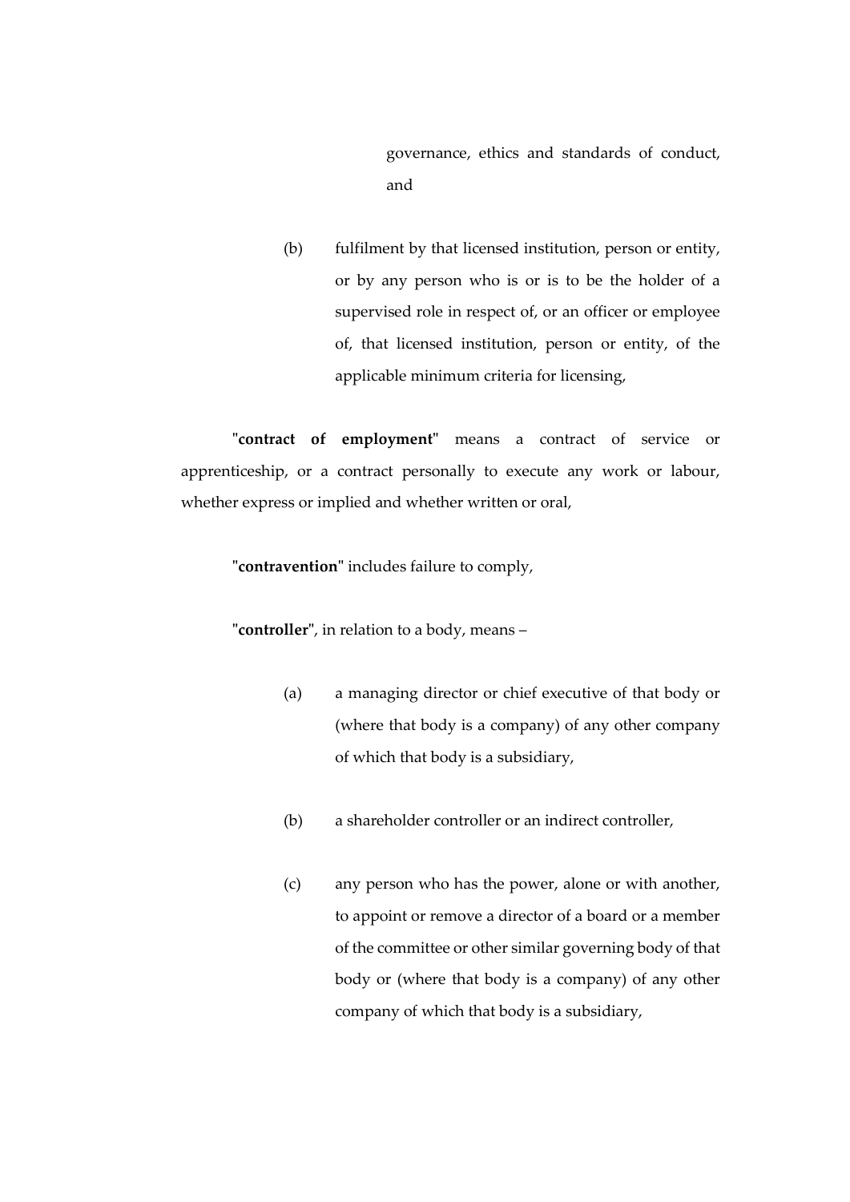governance, ethics and standards of conduct, and

(b) fulfilment by that licensed institution, person or entity, or by any person who is or is to be the holder of a supervised role in respect of, or an officer or employee of, that licensed institution, person or entity, of the applicable minimum criteria for licensing,

"**contract of employment**" means a contract of service or apprenticeship, or a contract personally to execute any work or labour, whether express or implied and whether written or oral,

"**contravention**" includes failure to comply,

"**controller**", in relation to a body, means –

(a) a managing director or chief executive of that body or (where that body is a company) of any other company of which that body is a subsidiary,

(b) a shareholder controller or an indirect controller,

(c) any person who has the power, alone or with another, to appoint or remove a director of a board or a member of the committee or other similar governing body of that body or (where that body is a company) of any other company of which that body is a subsidiary,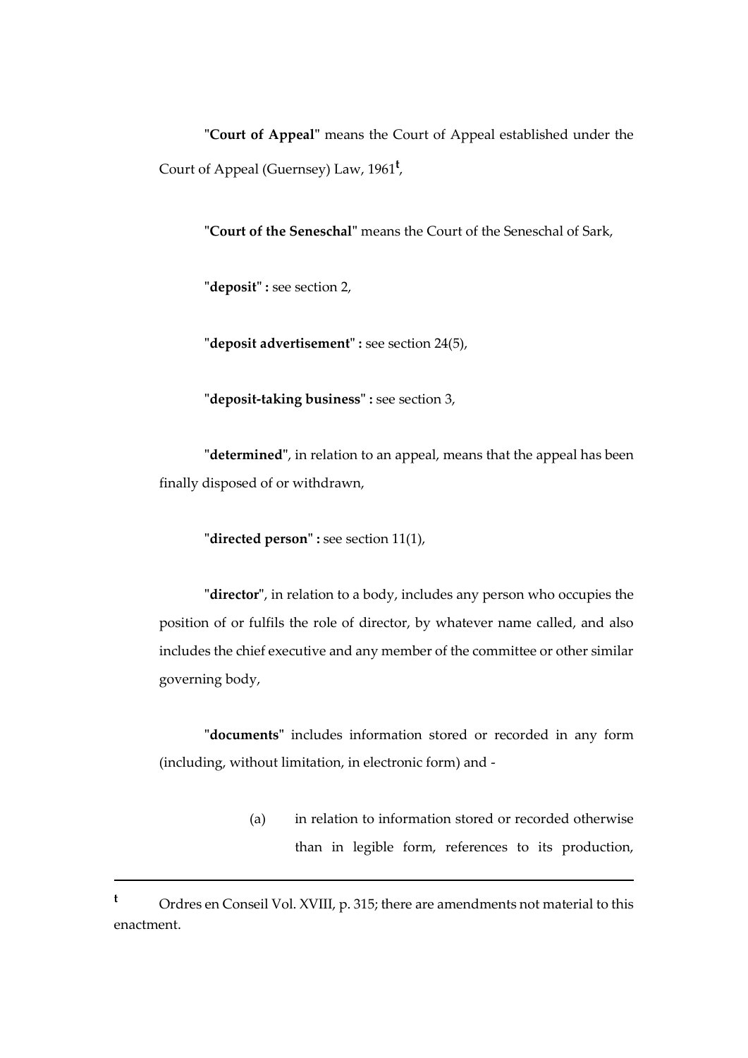"**Court of Appeal**" means the Court of Appeal established under the Court of Appeal (Guernsey) Law, 1961[t],

"**Court of the Seneschal**" means the Court of the Seneschal of Sark,

"**deposit**" **:** see section 2,

"**deposit advertisement**" **:** see section 24(5),

"**deposit-taking business**" **:** see section 3,

"**determined**", in relation to an appeal, means that the appeal has been finally disposed of or withdrawn,

"**directed person**" **:** see section 11(1),

"**director**", in relation to a body, includes any person who occupies the position of or fulfils the role of director, by whatever name called, and also includes the chief executive and any member of the committee or other similar governing body,

"**documents**" includes information stored or recorded in any form (including, without limitation, in electronic form) and -

(a) in relation to information stored or recorded otherwise than in legible form, references to its production,

---

[t] Ordres en Conseil Vol. XVIII, p. 315; there are amendments not material to this enactment.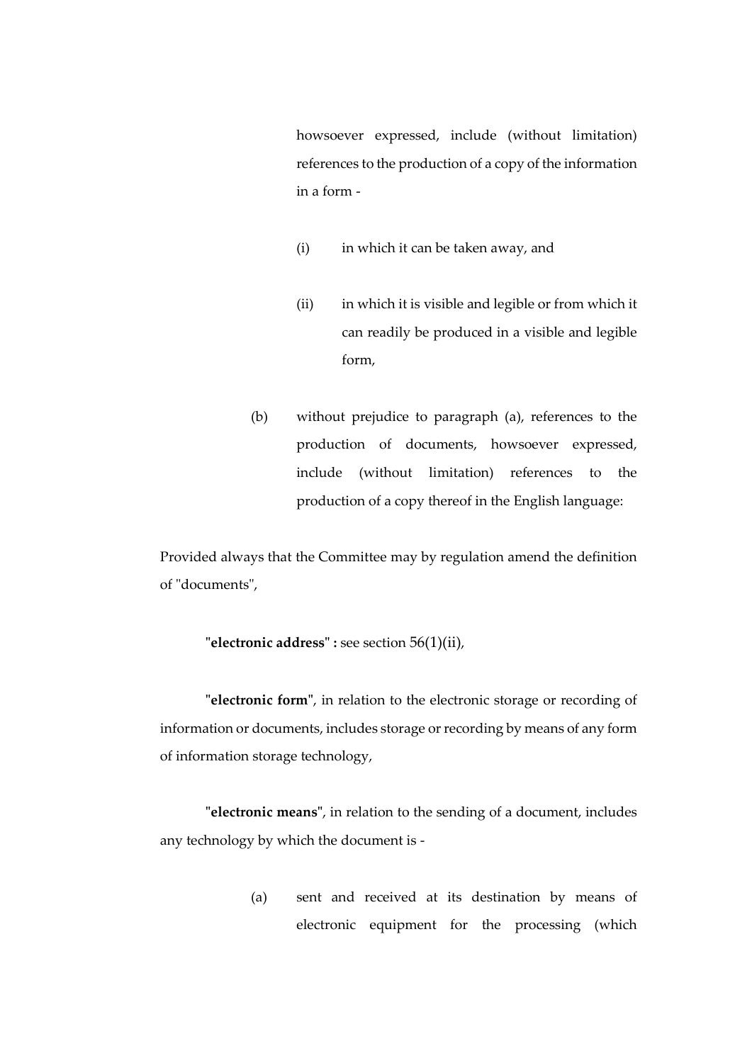howsoever expressed, include (without limitation) references to the production of a copy of the information in a form -

(i) in which it can be taken away, and

(ii) in which it is visible and legible or from which it can readily be produced in a visible and legible form,

(b) without prejudice to paragraph (a), references to the production of documents, howsoever expressed, include (without limitation) references to the production of a copy thereof in the English language:

Provided always that the Committee may by regulation amend the definition of "documents",

**"electronic address" :** see section 56(1)(ii),

**"electronic form"**, in relation to the electronic storage or recording of information or documents, includes storage or recording by means of any form of information storage technology,

**"electronic means"**, in relation to the sending of a document, includes any technology by which the document is -

(a) sent and received at its destination by means of electronic equipment for the processing (which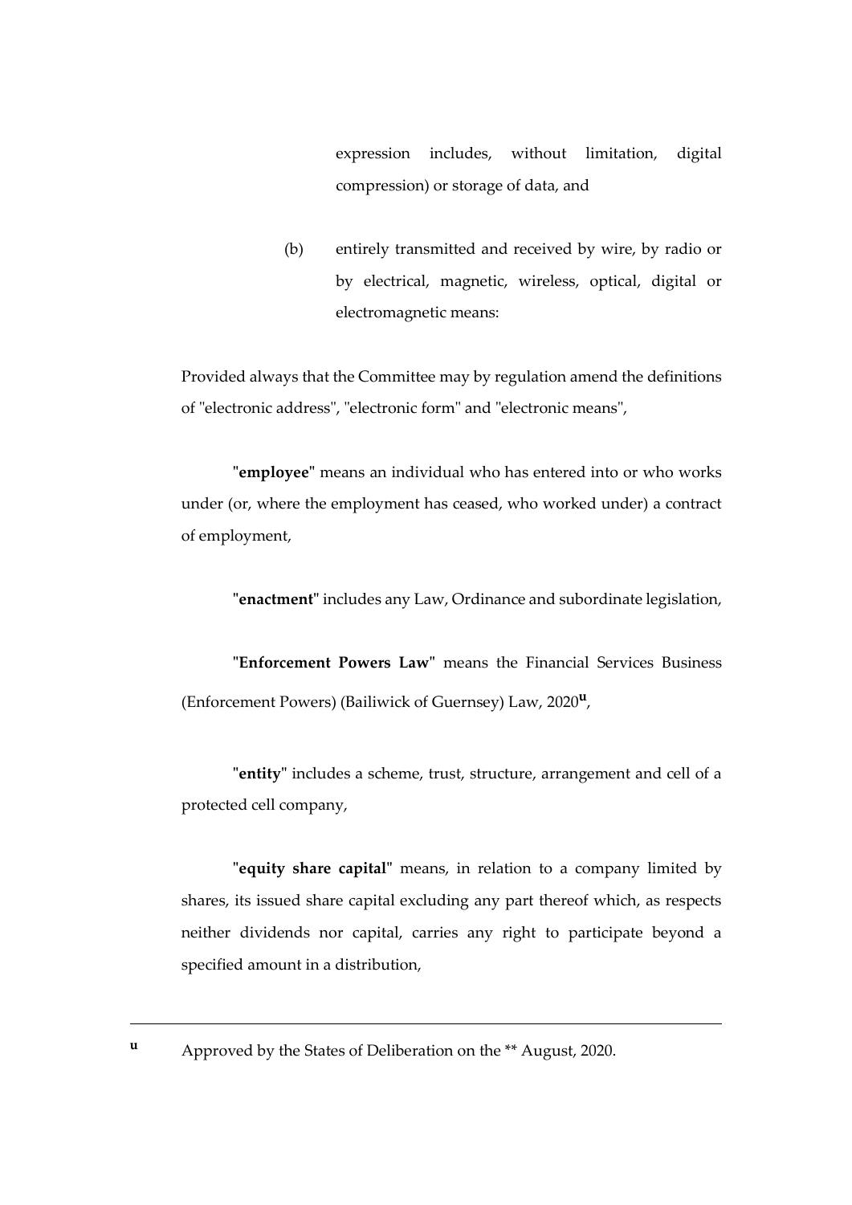expression includes, without limitation, digital compression) or storage of data, and

(b) entirely transmitted and received by wire, by radio or by electrical, magnetic, wireless, optical, digital or electromagnetic means:

Provided always that the Committee may by regulation amend the definitions of "electronic address", "electronic form" and "electronic means",

"**employee**" means an individual who has entered into or who works under (or, where the employment has ceased, who worked under) a contract of employment,

"**enactment**" includes any Law, Ordinance and subordinate legislation,

"**Enforcement Powers Law**" means the Financial Services Business (Enforcement Powers) (Bailiwick of Guernsey) Law, 2020[u],

"**entity**" includes a scheme, trust, structure, arrangement and cell of a protected cell company,

"**equity share capital**" means, in relation to a company limited by shares, its issued share capital excluding any part thereof which, as respects neither dividends nor capital, carries any right to participate beyond a specified amount in a distribution,

---

[u] Approved by the States of Deliberation on the ** August, 2020.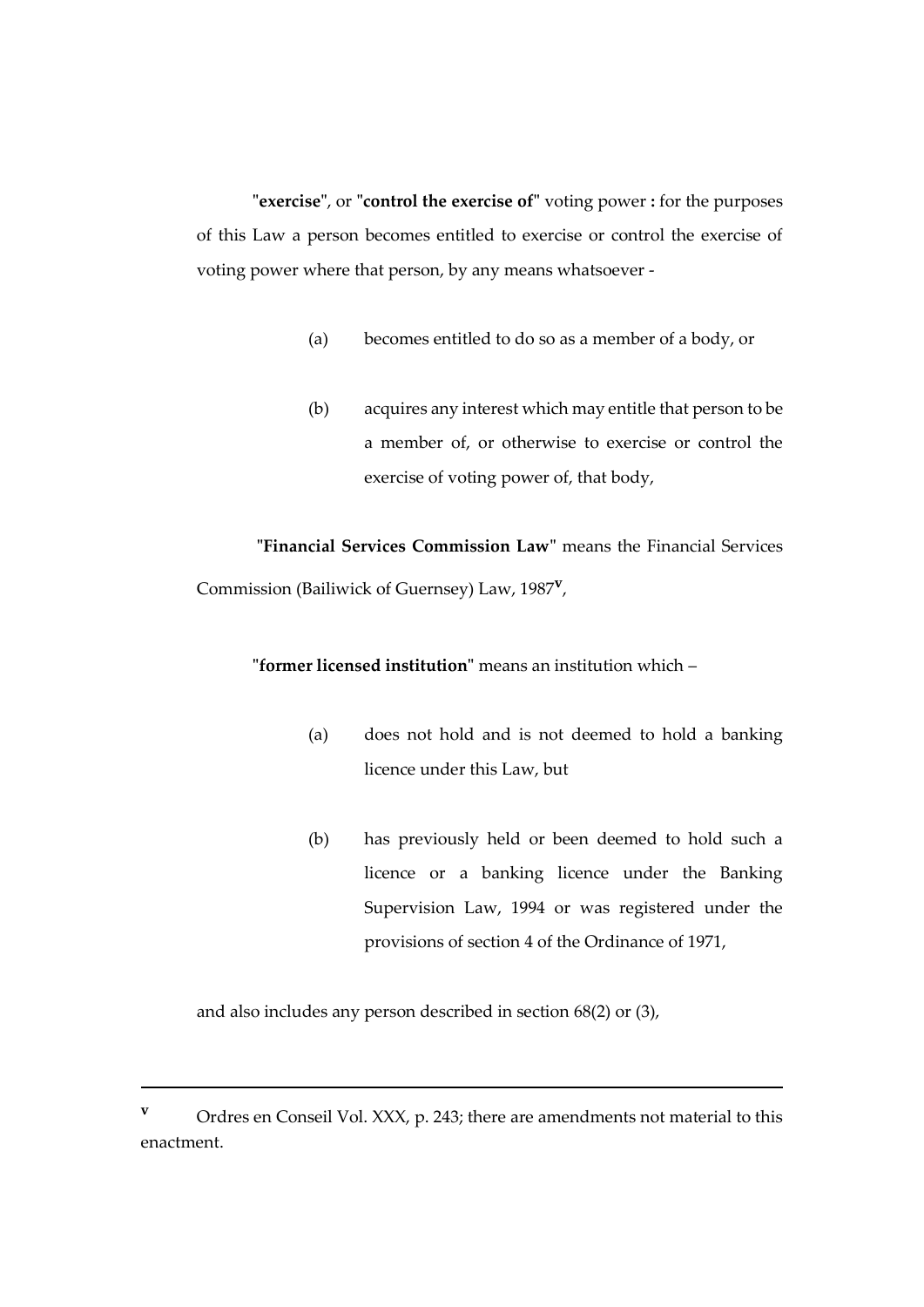"**exercise**", or "**control the exercise of**" voting power **:** for the purposes of this Law a person becomes entitled to exercise or control the exercise of voting power where that person, by any means whatsoever -

> (a) becomes entitled to do so as a member of a body, or
>
> (b) acquires any interest which may entitle that person to be a member of, or otherwise to exercise or control the exercise of voting power of, that body,

"**Financial Services Commission Law**" means the Financial Services Commission (Bailiwick of Guernsey) Law, 1987[v],

"**former licensed institution**" means an institution which –

> (a) does not hold and is not deemed to hold a banking licence under this Law, but
>
> (b) has previously held or been deemed to hold such a licence or a banking licence under the Banking Supervision Law, 1994 or was registered under the provisions of section 4 of the Ordinance of 1971,

and also includes any person described in section 68(2) or (3),

---

[v] Ordres en Conseil Vol. XXX, p. 243; there are amendments not material to this enactment.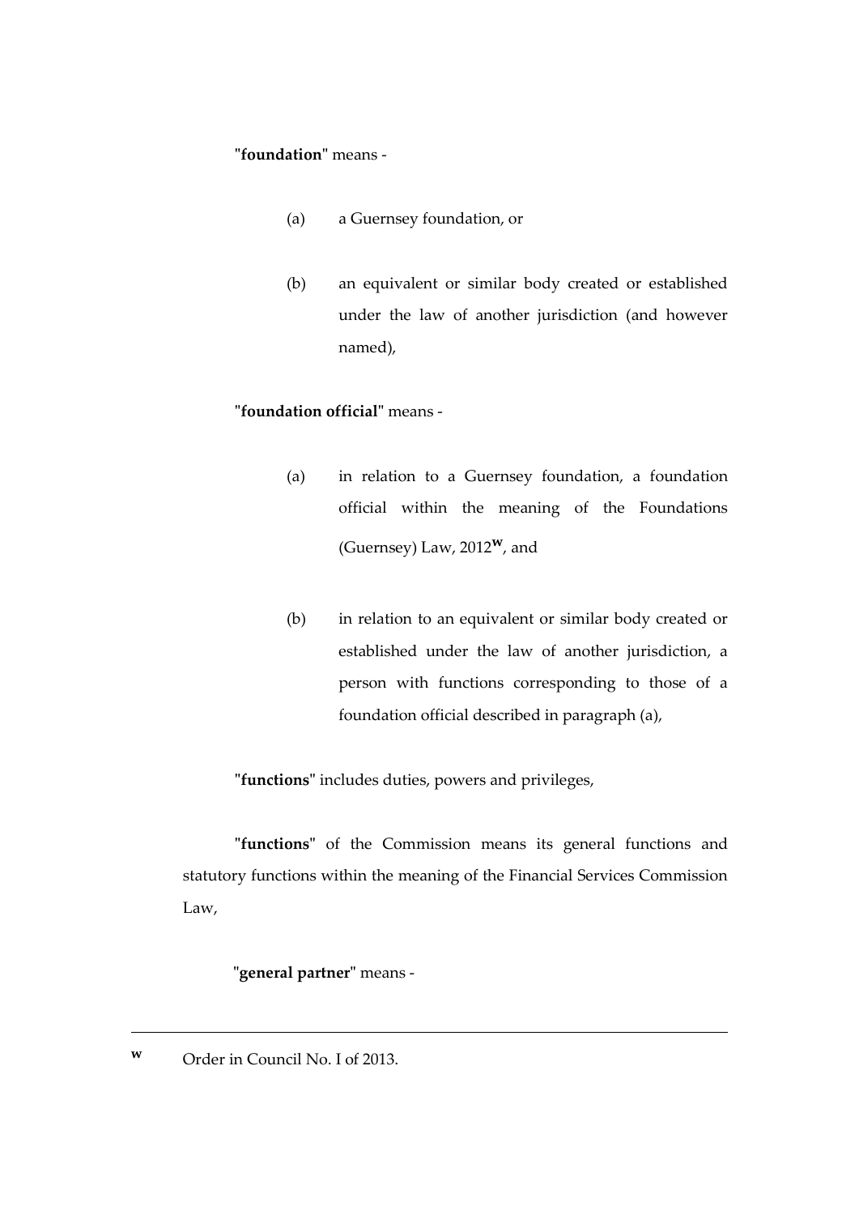"**foundation**" means -

(a) a Guernsey foundation, or

(b) an equivalent or similar body created or established under the law of another jurisdiction (and however named),

"**foundation official**" means -

(a) in relation to a Guernsey foundation, a foundation official within the meaning of the Foundations (Guernsey) Law, 2012[w], and

(b) in relation to an equivalent or similar body created or established under the law of another jurisdiction, a person with functions corresponding to those of a foundation official described in paragraph (a),

"**functions**" includes duties, powers and privileges,

"**functions**" of the Commission means its general functions and statutory functions within the meaning of the Financial Services Commission Law,

"**general partner**" means -

---

[w] Order in Council No. I of 2013.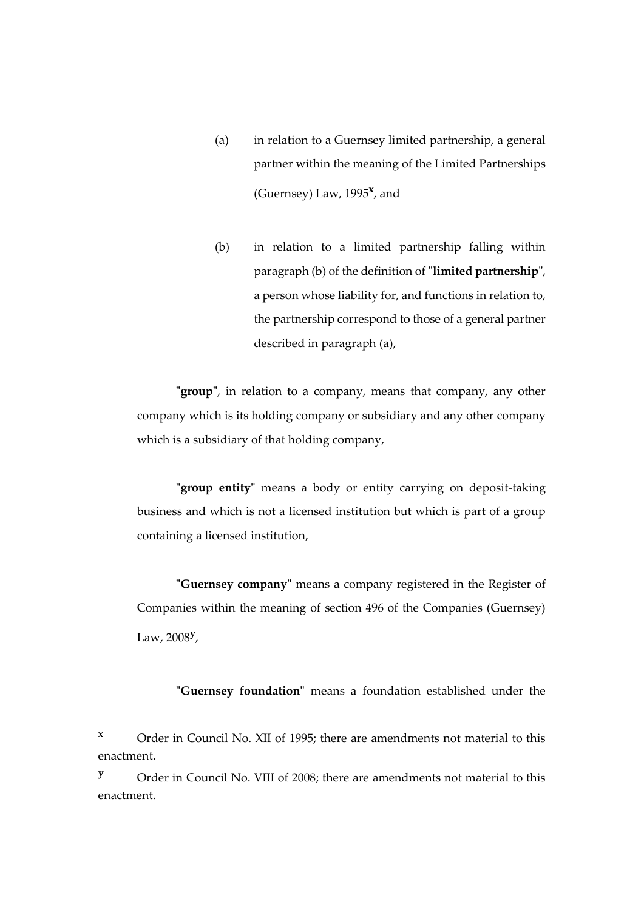(a) in relation to a Guernsey limited partnership, a general partner within the meaning of the Limited Partnerships (Guernsey) Law, 1995[x], and

(b) in relation to a limited partnership falling within paragraph (b) of the definition of "**limited partnership**", a person whose liability for, and functions in relation to, the partnership correspond to those of a general partner described in paragraph (a),

"**group**", in relation to a company, means that company, any other company which is its holding company or subsidiary and any other company which is a subsidiary of that holding company,

"**group entity**" means a body or entity carrying on deposit-taking business and which is not a licensed institution but which is part of a group containing a licensed institution,

"**Guernsey company**" means a company registered in the Register of Companies within the meaning of section 496 of the Companies (Guernsey) Law, 2008[y],

"**Guernsey foundation**" means a foundation established under the

---

[x] Order in Council No. XII of 1995; there are amendments not material to this enactment.

[y] Order in Council No. VIII of 2008; there are amendments not material to this enactment.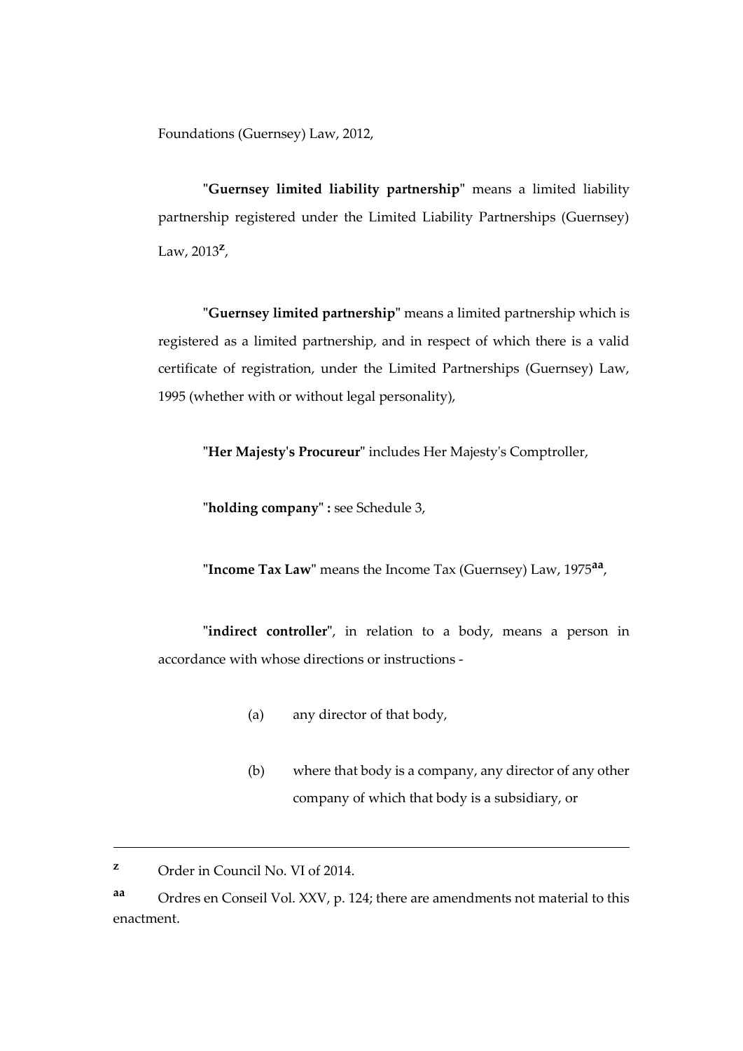Foundations (Guernsey) Law, 2012,

"**Guernsey limited liability partnership**" means a limited liability partnership registered under the Limited Liability Partnerships (Guernsey) Law, 2013[z],

"**Guernsey limited partnership**" means a limited partnership which is registered as a limited partnership, and in respect of which there is a valid certificate of registration, under the Limited Partnerships (Guernsey) Law, 1995 (whether with or without legal personality),

"**Her Majesty's Procureur**" includes Her Majesty's Comptroller,

"**holding company**" **:** see Schedule 3,

"**Income Tax Law**" means the Income Tax (Guernsey) Law, 1975[aa],

"**indirect controller**", in relation to a body, means a person in accordance with whose directions or instructions -

(a) any director of that body,

(b) where that body is a company, any director of any other company of which that body is a subsidiary, or

---

[z] Order in Council No. VI of 2014.

[aa] Ordres en Conseil Vol. XXV, p. 124; there are amendments not material to this enactment.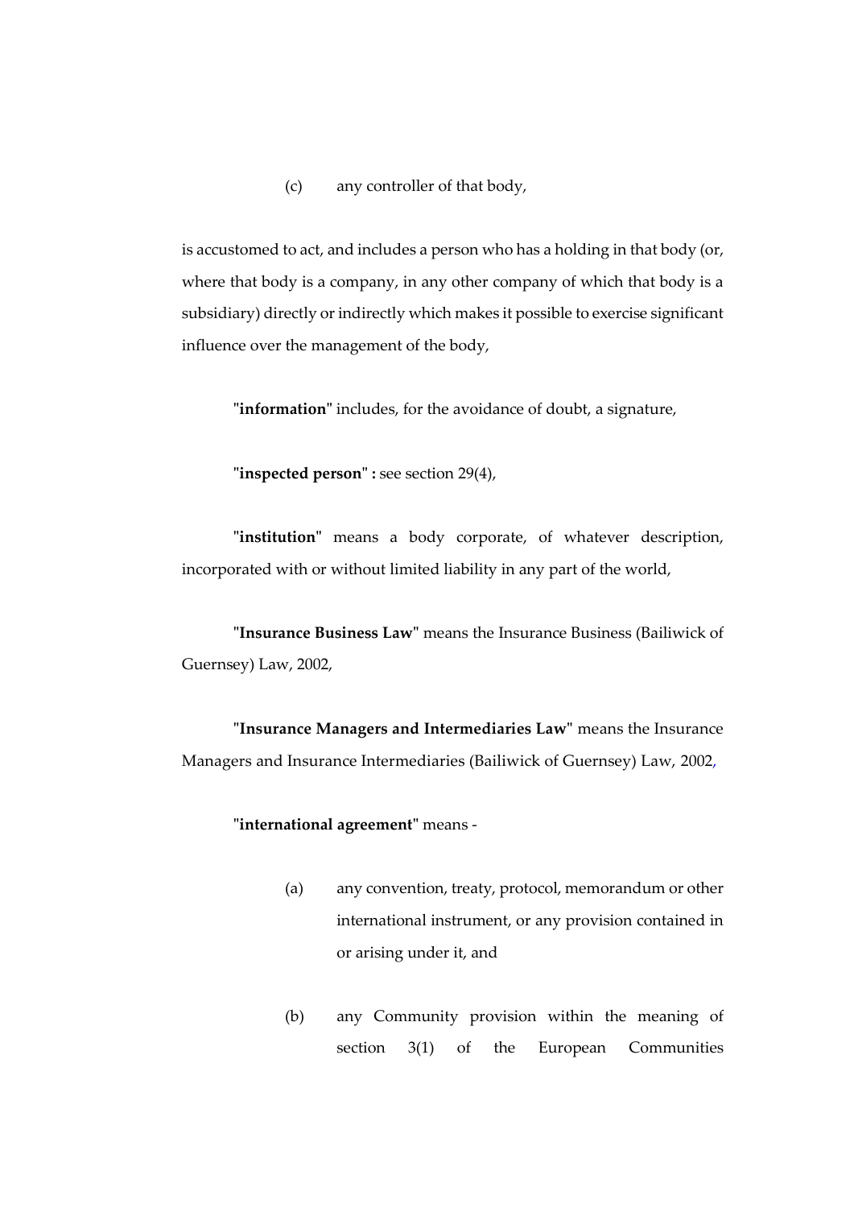(c) any controller of that body,

is accustomed to act, and includes a person who has a holding in that body (or, where that body is a company, in any other company of which that body is a subsidiary) directly or indirectly which makes it possible to exercise significant influence over the management of the body,

"**information**" includes, for the avoidance of doubt, a signature,

"**inspected person**" **:** see section 29(4),

"**institution**" means a body corporate, of whatever description, incorporated with or without limited liability in any part of the world,

"**Insurance Business Law**" means the Insurance Business (Bailiwick of Guernsey) Law, 2002,

"**Insurance Managers and Intermediaries Law**" means the Insurance Managers and Insurance Intermediaries (Bailiwick of Guernsey) Law, 2002,

"**international agreement**" means -

(a) any convention, treaty, protocol, memorandum or other international instrument, or any provision contained in or arising under it, and

(b) any Community provision within the meaning of section 3(1) of the European Communities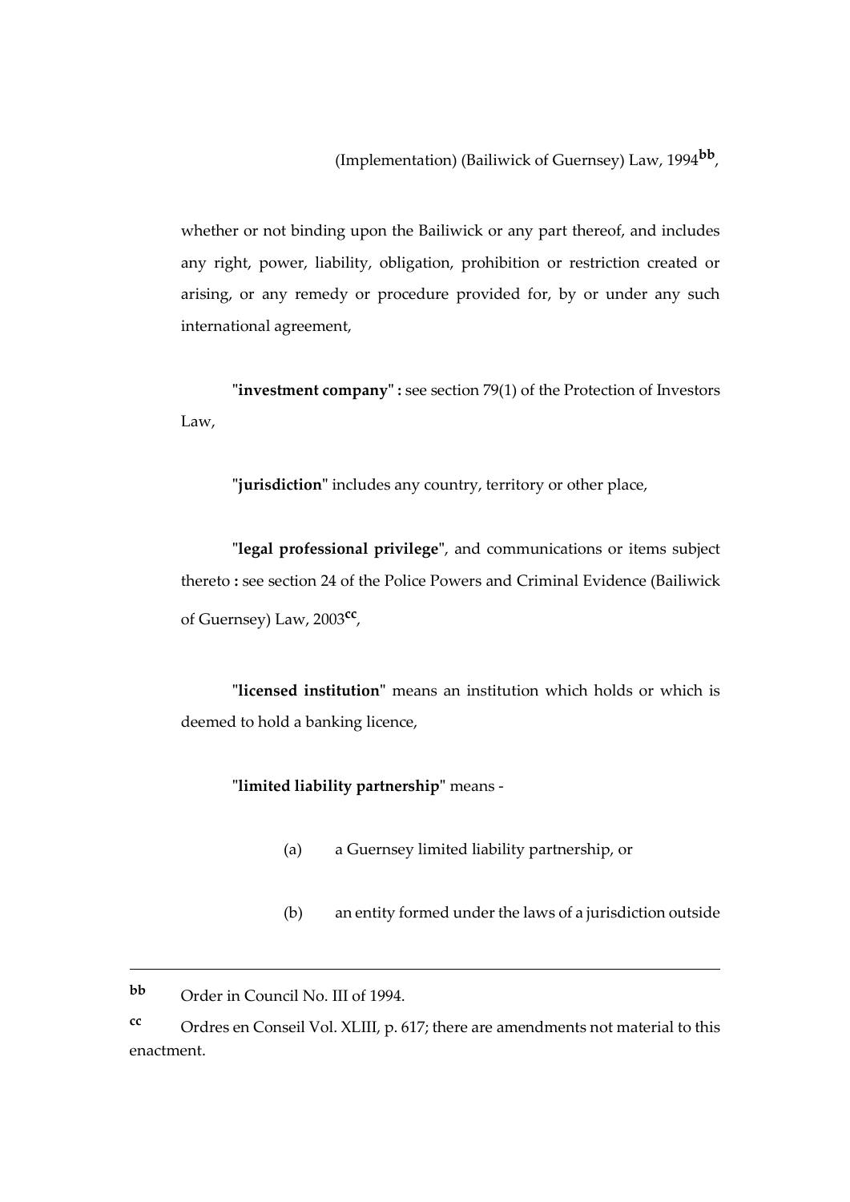(Implementation) (Bailiwick of Guernsey) Law, 1994[bb],

whether or not binding upon the Bailiwick or any part thereof, and includes any right, power, liability, obligation, prohibition or restriction created or arising, or any remedy or procedure provided for, by or under any such international agreement,

"**investment company**" **:** see section 79(1) of the Protection of Investors Law,

"**jurisdiction**" includes any country, territory or other place,

"**legal professional privilege**", and communications or items subject thereto **:** see section 24 of the Police Powers and Criminal Evidence (Bailiwick of Guernsey) Law, 2003[cc],

"**licensed institution**" means an institution which holds or which is deemed to hold a banking licence,

"**limited liability partnership**" means -

(a) a Guernsey limited liability partnership, or

(b) an entity formed under the laws of a jurisdiction outside

---

**bb** Order in Council No. III of 1994.

**cc** Ordres en Conseil Vol. XLIII, p. 617; there are amendments not material to this enactment.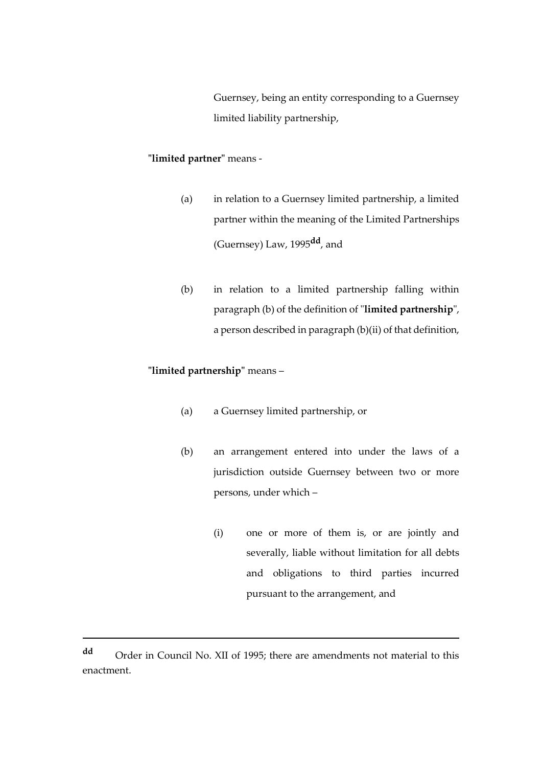Guernsey, being an entity corresponding to a Guernsey limited liability partnership,

"**limited partner**" means -

(a) in relation to a Guernsey limited partnership, a limited partner within the meaning of the Limited Partnerships (Guernsey) Law, 1995[dd], and

(b) in relation to a limited partnership falling within paragraph (b) of the definition of "**limited partnership**", a person described in paragraph (b)(ii) of that definition,

"**limited partnership**" means –

(a) a Guernsey limited partnership, or

(b) an arrangement entered into under the laws of a jurisdiction outside Guernsey between two or more persons, under which –

(i) one or more of them is, or are jointly and severally, liable without limitation for all debts and obligations to third parties incurred pursuant to the arrangement, and

---

[dd] Order in Council No. XII of 1995; there are amendments not material to this enactment.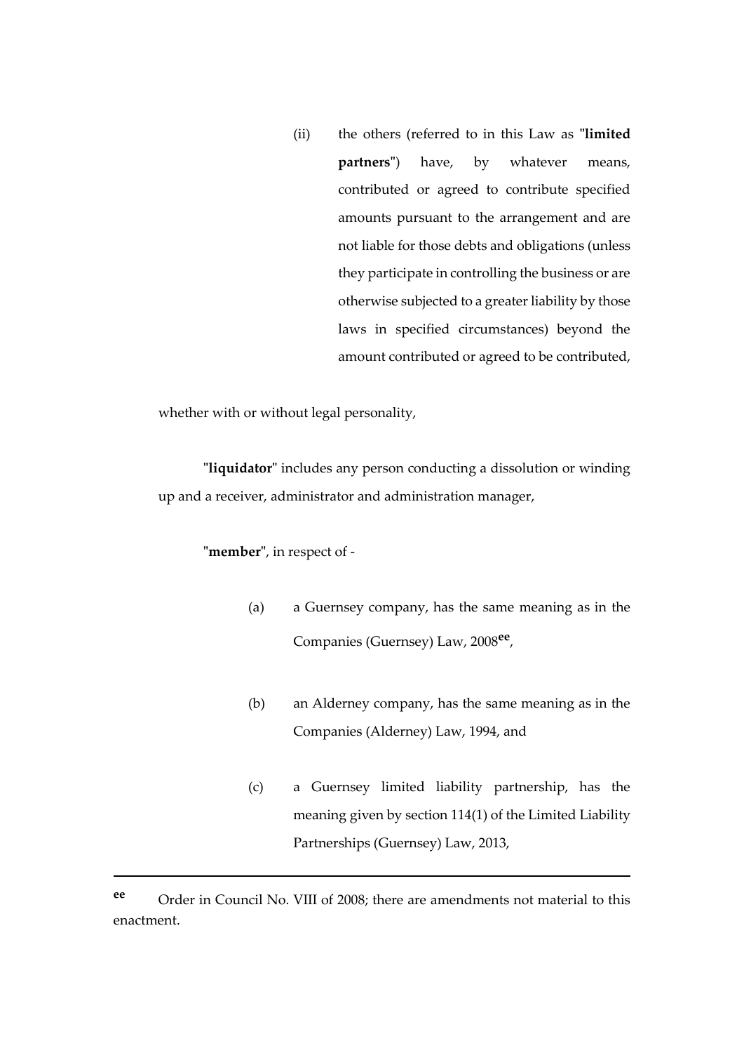(ii) the others (referred to in this Law as "**limited partners**") have, by whatever means, contributed or agreed to contribute specified amounts pursuant to the arrangement and are not liable for those debts and obligations (unless they participate in controlling the business or are otherwise subjected to a greater liability by those laws in specified circumstances) beyond the amount contributed or agreed to be contributed,

whether with or without legal personality,

"**liquidator**" includes any person conducting a dissolution or winding up and a receiver, administrator and administration manager,

"**member**", in respect of -

(a) a Guernsey company, has the same meaning as in the Companies (Guernsey) Law, 2008[ee],

(b) an Alderney company, has the same meaning as in the Companies (Alderney) Law, 1994, and

(c) a Guernsey limited liability partnership, has the meaning given by section 114(1) of the Limited Liability Partnerships (Guernsey) Law, 2013,

---

[ee] Order in Council No. VIII of 2008; there are amendments not material to this enactment.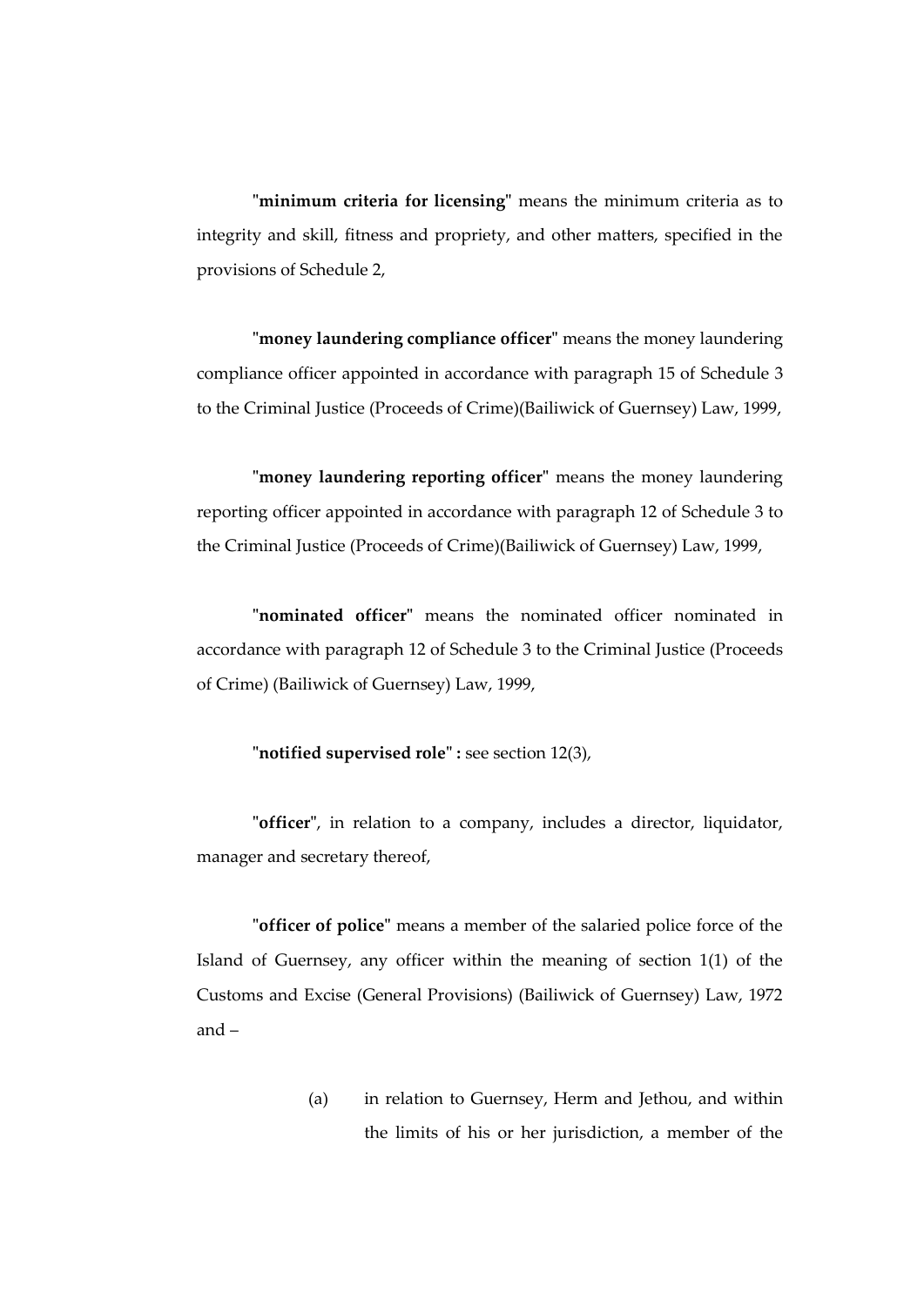"**minimum criteria for licensing**" means the minimum criteria as to integrity and skill, fitness and propriety, and other matters, specified in the provisions of Schedule 2,

"**money laundering compliance officer**" means the money laundering compliance officer appointed in accordance with paragraph 15 of Schedule 3 to the Criminal Justice (Proceeds of Crime)(Bailiwick of Guernsey) Law, 1999,

"**money laundering reporting officer**" means the money laundering reporting officer appointed in accordance with paragraph 12 of Schedule 3 to the Criminal Justice (Proceeds of Crime)(Bailiwick of Guernsey) Law, 1999,

"**nominated officer**" means the nominated officer nominated in accordance with paragraph 12 of Schedule 3 to the Criminal Justice (Proceeds of Crime) (Bailiwick of Guernsey) Law, 1999,

"**notified supervised role**" **:** see section 12(3),

"**officer**", in relation to a company, includes a director, liquidator, manager and secretary thereof,

"**officer of police**" means a member of the salaried police force of the Island of Guernsey, any officer within the meaning of section 1(1) of the Customs and Excise (General Provisions) (Bailiwick of Guernsey) Law, 1972 and –

(a) in relation to Guernsey, Herm and Jethou, and within the limits of his or her jurisdiction, a member of the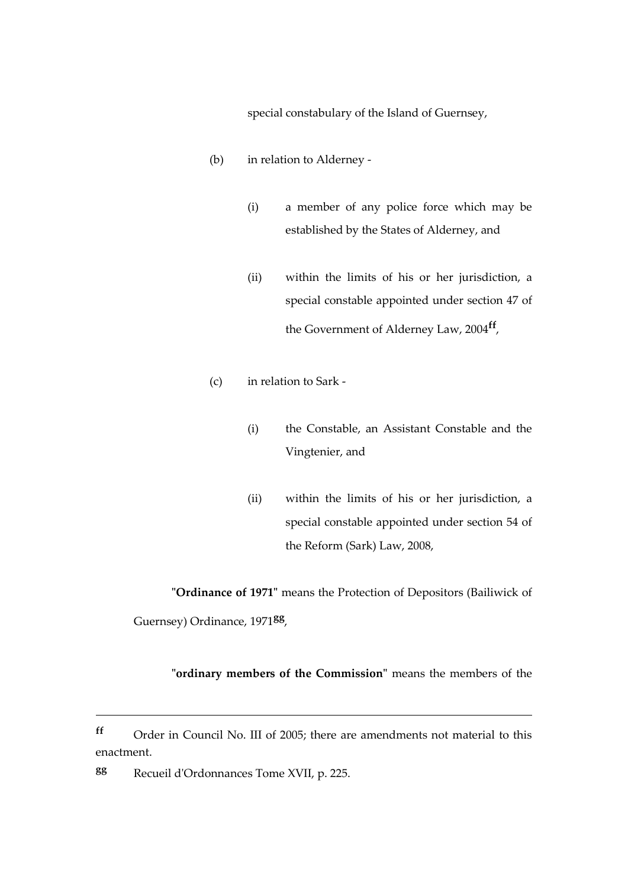special constabulary of the Island of Guernsey,

(b) in relation to Alderney -

(i) a member of any police force which may be established by the States of Alderney, and

(ii) within the limits of his or her jurisdiction, a special constable appointed under section 47 of the Government of Alderney Law, 2004[ff],

(c) in relation to Sark -

(i) the Constable, an Assistant Constable and the Vingtenier, and

(ii) within the limits of his or her jurisdiction, a special constable appointed under section 54 of the Reform (Sark) Law, 2008,

"**Ordinance of 1971**" means the Protection of Depositors (Bailiwick of Guernsey) Ordinance, 1971[gg],

"**ordinary members of the Commission**" means the members of the

---

[ff] Order in Council No. III of 2005; there are amendments not material to this enactment.

[gg] Recueil d'Ordonnances Tome XVII, p. 225.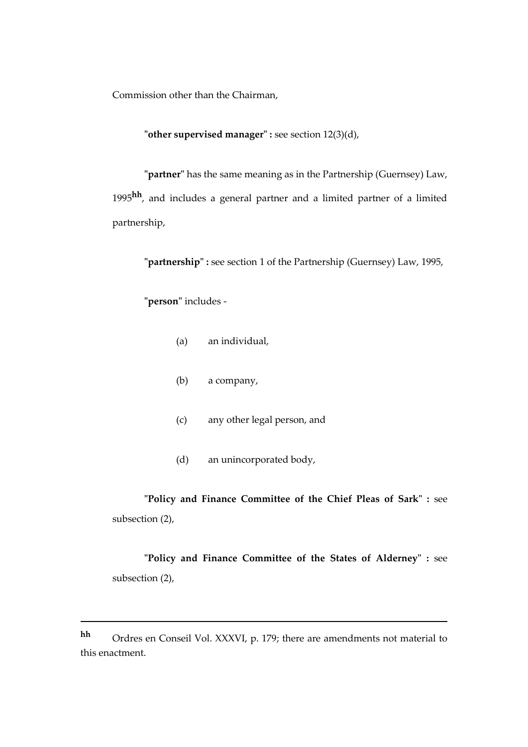Commission other than the Chairman,

"**other supervised manager**" **:** see section 12(3)(d),

"**partner**" has the same meaning as in the Partnership (Guernsey) Law, 1995[hh], and includes a general partner and a limited partner of a limited partnership,

"**partnership**" **:** see section 1 of the Partnership (Guernsey) Law, 1995,

"**person**" includes -

(a) an individual,

(b) a company,

(c) any other legal person, and

(d) an unincorporated body,

"**Policy and Finance Committee of the Chief Pleas of Sark**" **:** see subsection (2),

"**Policy and Finance Committee of the States of Alderney**" **:** see subsection (2),

---

**hh** Ordres en Conseil Vol. XXXVI, p. 179; there are amendments not material to this enactment.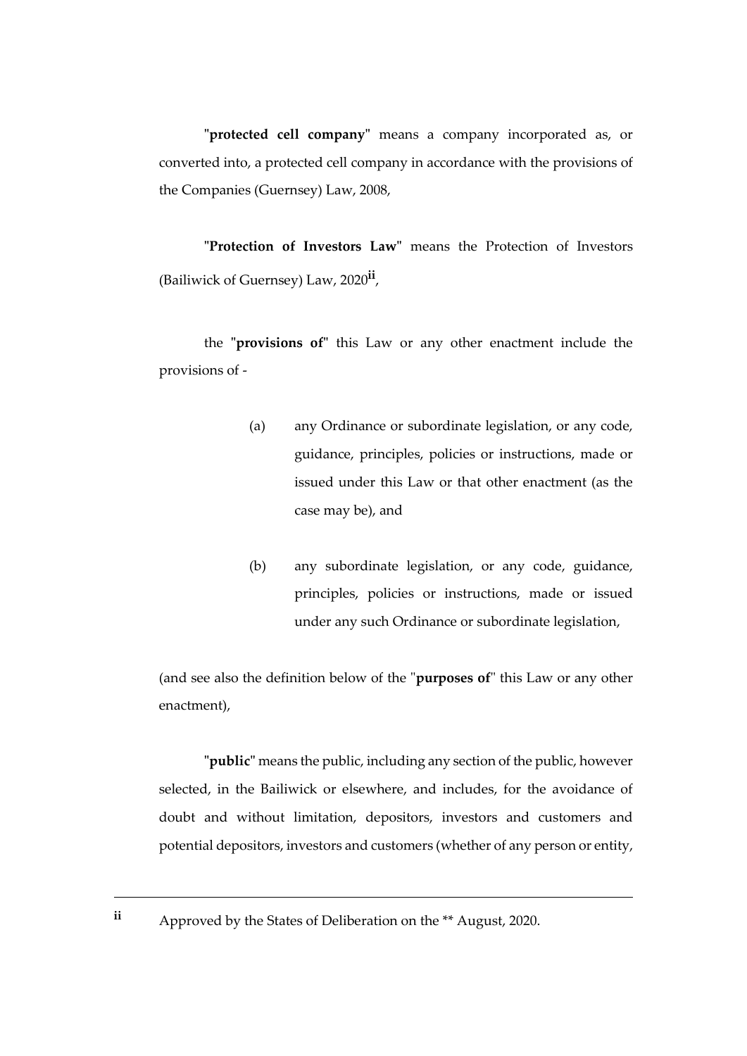"**protected cell company**" means a company incorporated as, or converted into, a protected cell company in accordance with the provisions of the Companies (Guernsey) Law, 2008,

"**Protection of Investors Law**" means the Protection of Investors (Bailiwick of Guernsey) Law, 2020[ii],

the "**provisions of**" this Law or any other enactment include the provisions of -

(a) any Ordinance or subordinate legislation, or any code, guidance, principles, policies or instructions, made or issued under this Law or that other enactment (as the case may be), and

(b) any subordinate legislation, or any code, guidance, principles, policies or instructions, made or issued under any such Ordinance or subordinate legislation,

(and see also the definition below of the "**purposes of**" this Law or any other enactment),

"**public**" means the public, including any section of the public, however selected, in the Bailiwick or elsewhere, and includes, for the avoidance of doubt and without limitation, depositors, investors and customers and potential depositors, investors and customers (whether of any person or entity,

---

ii Approved by the States of Deliberation on the ** August, 2020.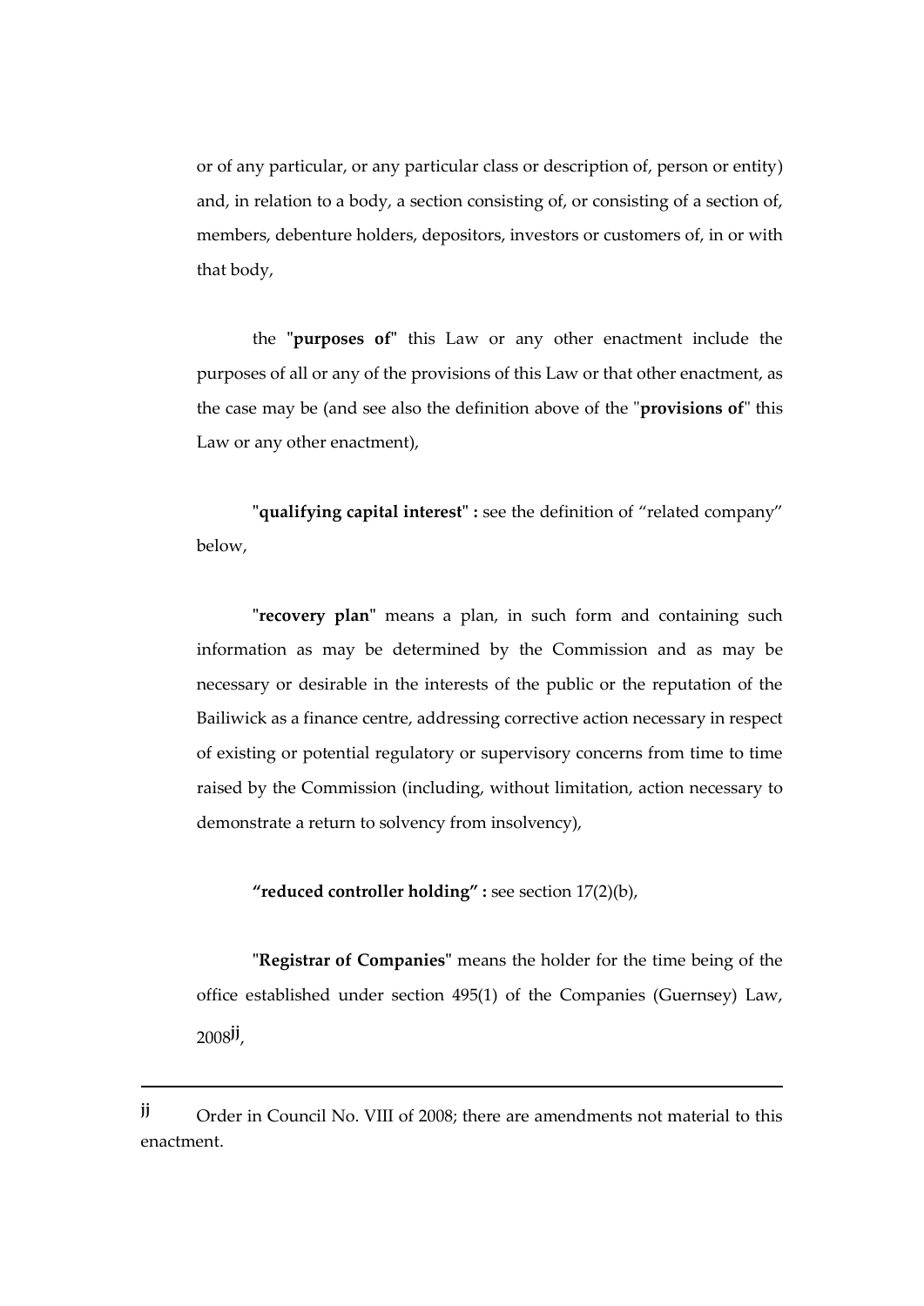or of any particular, or any particular class or description of, person or entity) and, in relation to a body, a section consisting of, or consisting of a section of, members, debenture holders, depositors, investors or customers of, in or with that body,

the "**purposes of**" this Law or any other enactment include the purposes of all or any of the provisions of this Law or that other enactment, as the case may be (and see also the definition above of the "**provisions of**" this Law or any other enactment),

"**qualifying capital interest**" **:** see the definition of "related company" below,

"**recovery plan**" means a plan, in such form and containing such information as may be determined by the Commission and as may be necessary or desirable in the interests of the public or the reputation of the Bailiwick as a finance centre, addressing corrective action necessary in respect of existing or potential regulatory or supervisory concerns from time to time raised by the Commission (including, without limitation, action necessary to demonstrate a return to solvency from insolvency),

**"reduced controller holding" :** see section 17(2)(b),

"**Registrar of Companies**" means the holder for the time being of the office established under section 495(1) of the Companies (Guernsey) Law, 2008[jj],

---

[jj] Order in Council No. VIII of 2008; there are amendments not material to this enactment.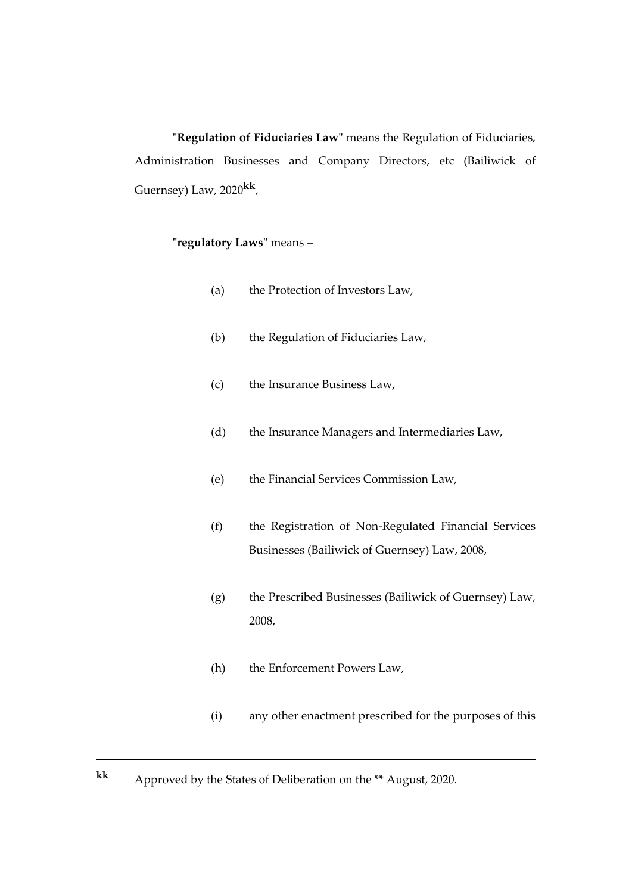"**Regulation of Fiduciaries Law**" means the Regulation of Fiduciaries, Administration Businesses and Company Directors, etc (Bailiwick of Guernsey) Law, 2020[kk],

"**regulatory Laws**" means –

(a) the Protection of Investors Law,

(b) the Regulation of Fiduciaries Law,

(c) the Insurance Business Law,

(d) the Insurance Managers and Intermediaries Law,

(e) the Financial Services Commission Law,

(f) the Registration of Non-Regulated Financial Services Businesses (Bailiwick of Guernsey) Law, 2008,

(g) the Prescribed Businesses (Bailiwick of Guernsey) Law, 2008,

(h) the Enforcement Powers Law,

(i) any other enactment prescribed for the purposes of this

---

[kk] Approved by the States of Deliberation on the ** August, 2020.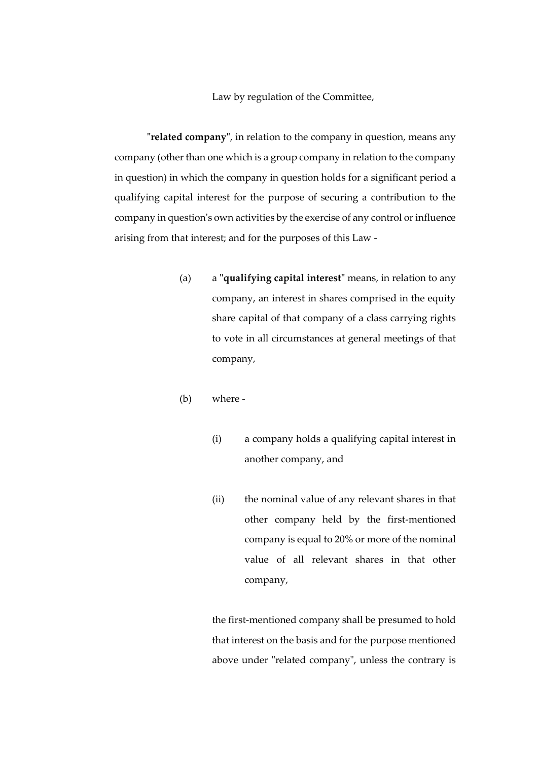Law by regulation of the Committee,

"**related company**", in relation to the company in question, means any company (other than one which is a group company in relation to the company in question) in which the company in question holds for a significant period a qualifying capital interest for the purpose of securing a contribution to the company in question's own activities by the exercise of any control or influence arising from that interest; and for the purposes of this Law -

(a) a "**qualifying capital interest**" means, in relation to any company, an interest in shares comprised in the equity share capital of that company of a class carrying rights to vote in all circumstances at general meetings of that company,

(b) where -

(i) a company holds a qualifying capital interest in another company, and

(ii) the nominal value of any relevant shares in that other company held by the first-mentioned company is equal to 20% or more of the nominal value of all relevant shares in that other company,

the first-mentioned company shall be presumed to hold that interest on the basis and for the purpose mentioned above under "related company", unless the contrary is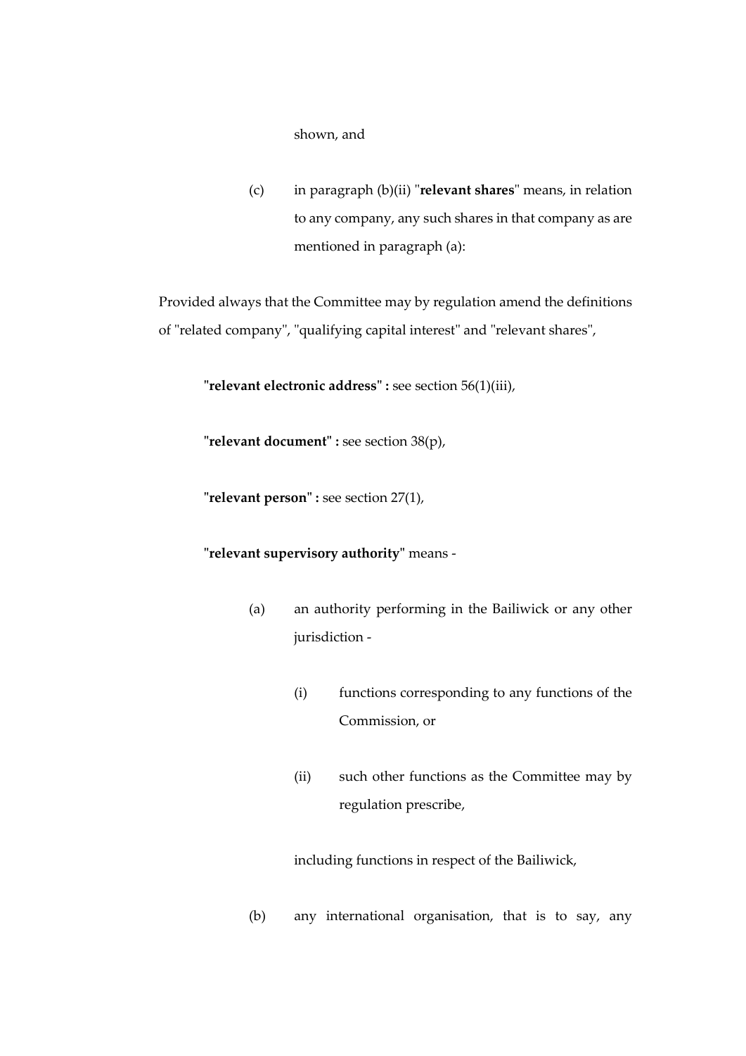shown, and

(c) in paragraph (b)(ii) "**relevant shares**" means, in relation to any company, any such shares in that company as are mentioned in paragraph (a):

Provided always that the Committee may by regulation amend the definitions of "related company", "qualifying capital interest" and "relevant shares",

"**relevant electronic address" :** see section 56(1)(iii),

"**relevant document" :** see section 38(p),

"**relevant person" :** see section 27(1),

"**relevant supervisory authority**" means -

(a) an authority performing in the Bailiwick or any other jurisdiction -

(i) functions corresponding to any functions of the Commission, or

(ii) such other functions as the Committee may by regulation prescribe,

including functions in respect of the Bailiwick,

(b) any international organisation, that is to say, any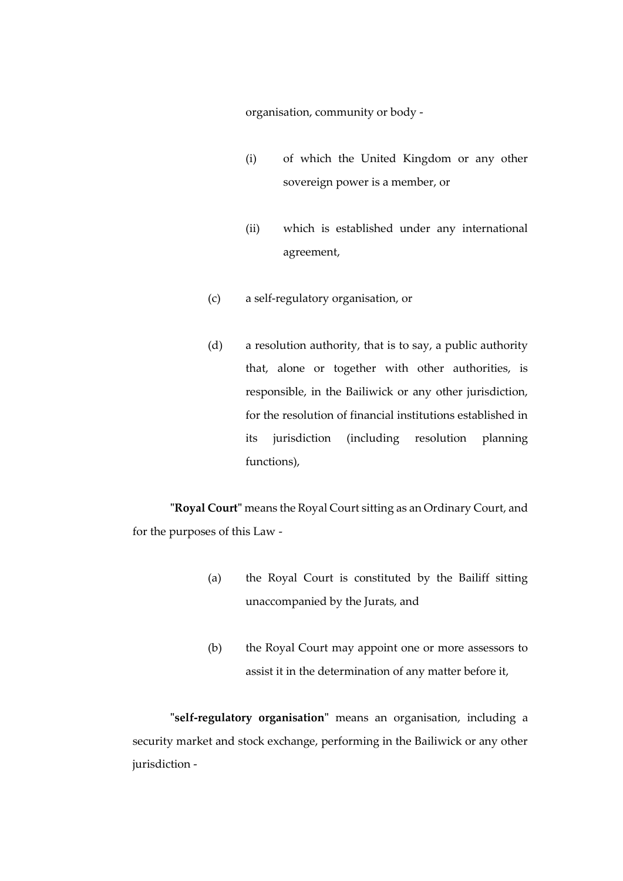organisation, community or body -

(i) of which the United Kingdom or any other sovereign power is a member, or

(ii) which is established under any international agreement,

(c) a self-regulatory organisation, or

(d) a resolution authority, that is to say, a public authority that, alone or together with other authorities, is responsible, in the Bailiwick or any other jurisdiction, for the resolution of financial institutions established in its jurisdiction (including resolution planning functions),

"**Royal Court**" means the Royal Court sitting as an Ordinary Court, and for the purposes of this Law -

(a) the Royal Court is constituted by the Bailiff sitting unaccompanied by the Jurats, and

(b) the Royal Court may appoint one or more assessors to assist it in the determination of any matter before it,

"**self-regulatory organisation**" means an organisation, including a security market and stock exchange, performing in the Bailiwick or any other jurisdiction -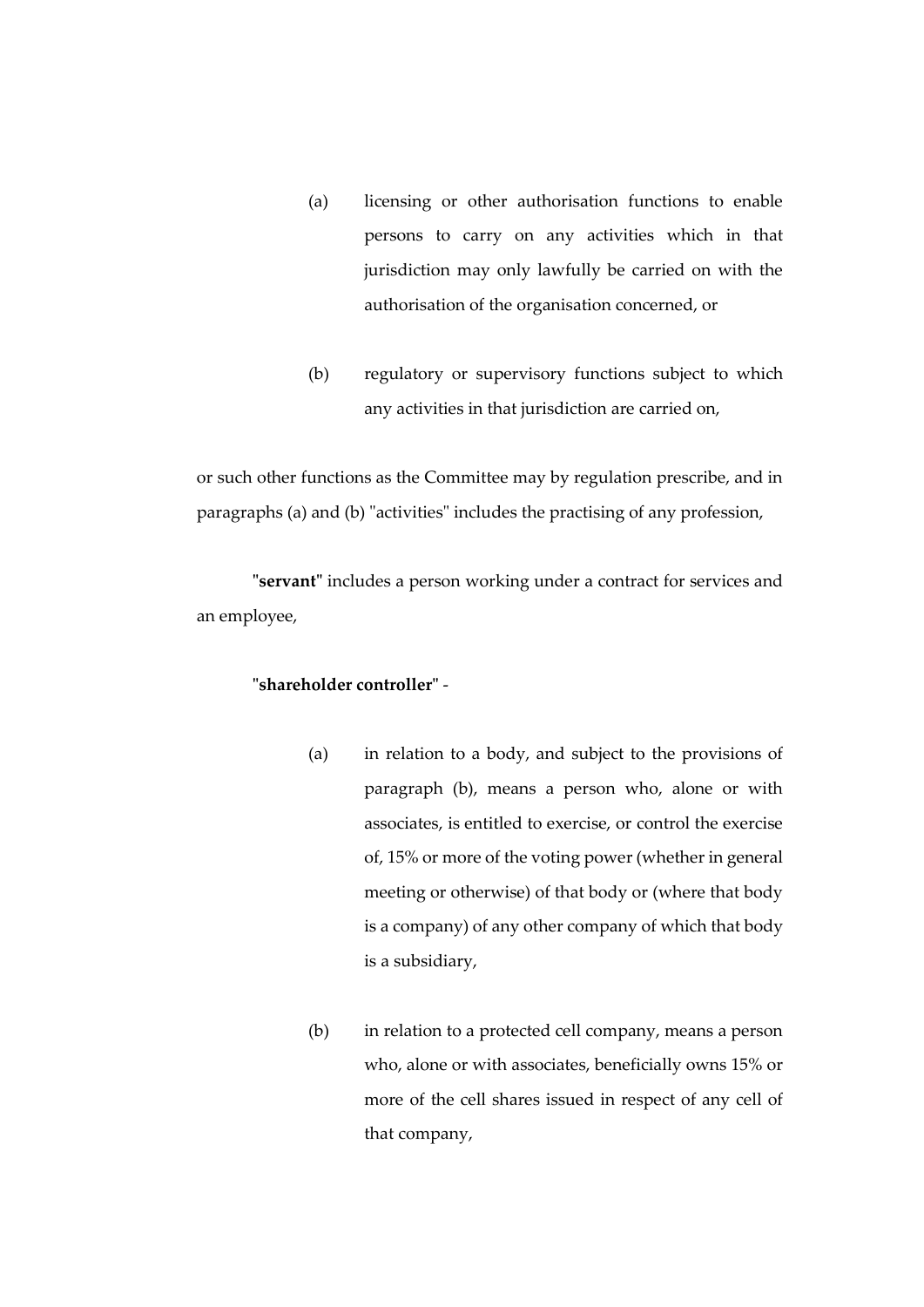(a) licensing or other authorisation functions to enable persons to carry on any activities which in that jurisdiction may only lawfully be carried on with the authorisation of the organisation concerned, or

(b) regulatory or supervisory functions subject to which any activities in that jurisdiction are carried on,

or such other functions as the Committee may by regulation prescribe, and in paragraphs (a) and (b) "activities" includes the practising of any profession,

**"servant"** includes a person working under a contract for services and an employee,

**"shareholder controller"** -

(a) in relation to a body, and subject to the provisions of paragraph (b), means a person who, alone or with associates, is entitled to exercise, or control the exercise of, 15% or more of the voting power (whether in general meeting or otherwise) of that body or (where that body is a company) of any other company of which that body is a subsidiary,

(b) in relation to a protected cell company, means a person who, alone or with associates, beneficially owns 15% or more of the cell shares issued in respect of any cell of that company,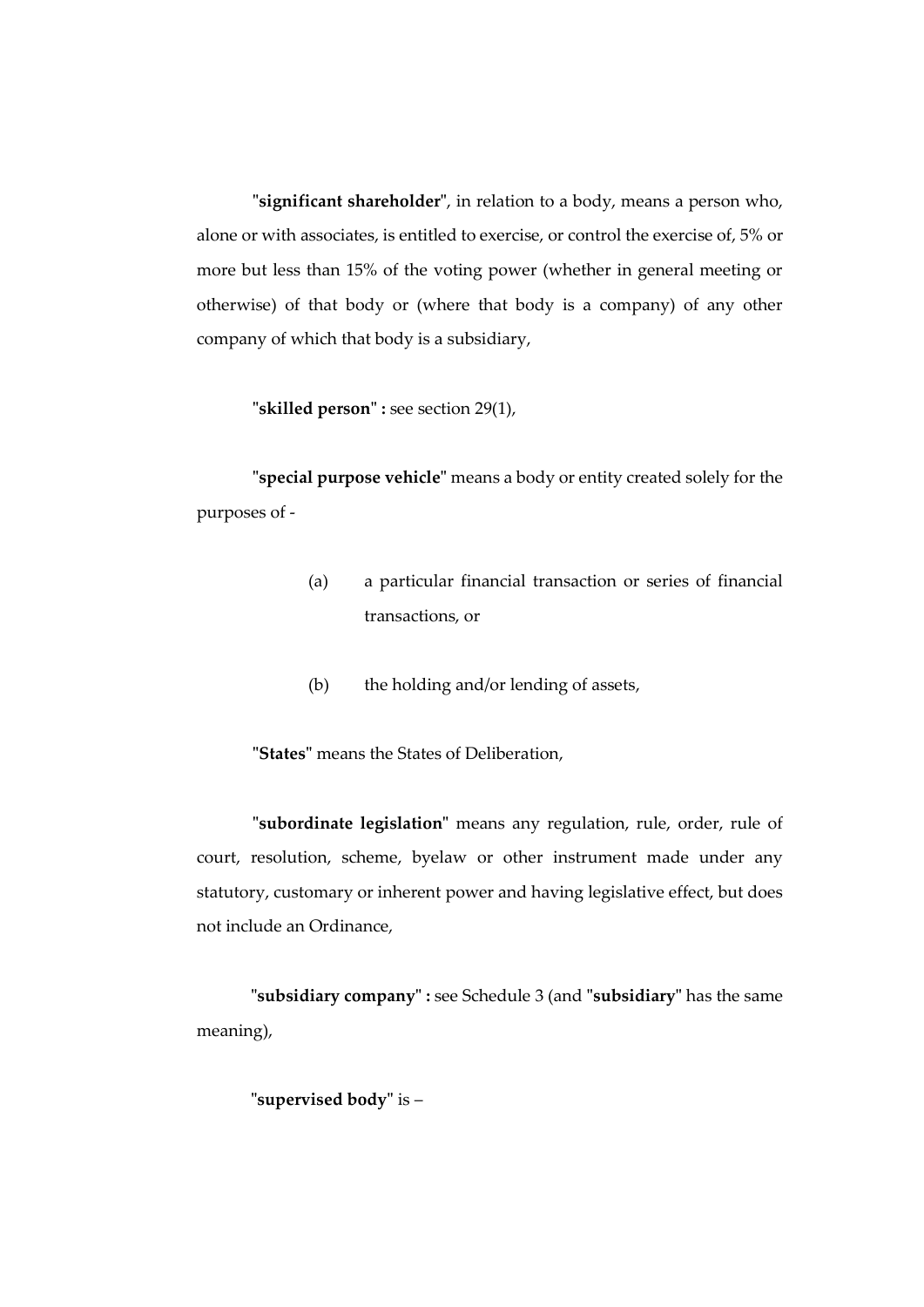"**significant shareholder**", in relation to a body, means a person who, alone or with associates, is entitled to exercise, or control the exercise of, 5% or more but less than 15% of the voting power (whether in general meeting or otherwise) of that body or (where that body is a company) of any other company of which that body is a subsidiary,

"**skilled person**" **:** see section 29(1),

"**special purpose vehicle**" means a body or entity created solely for the purposes of -

(a) a particular financial transaction or series of financial transactions, or

(b) the holding and/or lending of assets,

"**States**" means the States of Deliberation,

"**subordinate legislation**" means any regulation, rule, order, rule of court, resolution, scheme, byelaw or other instrument made under any statutory, customary or inherent power and having legislative effect, but does not include an Ordinance,

"**subsidiary company**" **:** see Schedule 3 (and "**subsidiary**" has the same meaning),

"**supervised body**" is –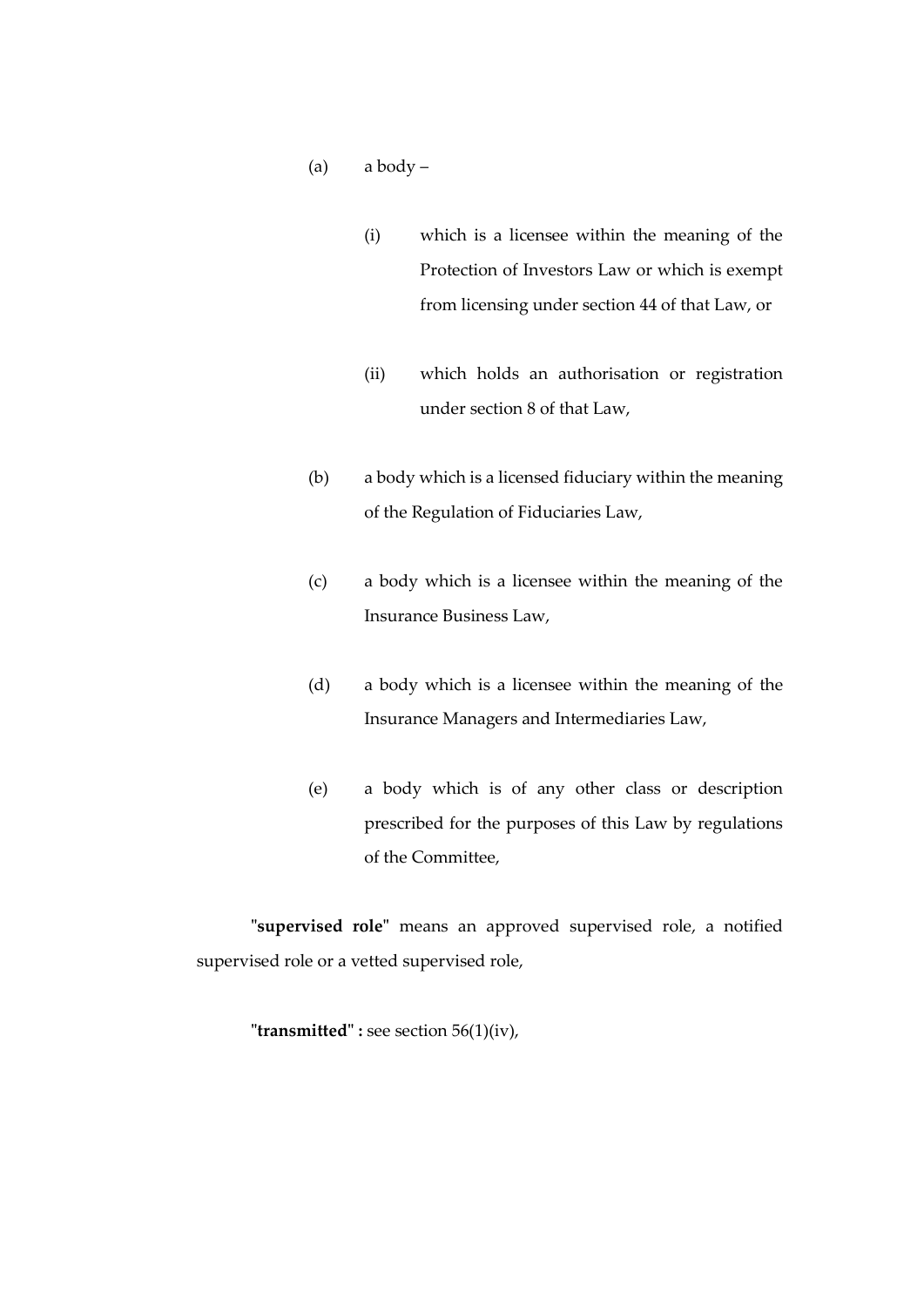(a) a body –

(i) which is a licensee within the meaning of the Protection of Investors Law or which is exempt from licensing under section 44 of that Law, or

(ii) which holds an authorisation or registration under section 8 of that Law,

(b) a body which is a licensed fiduciary within the meaning of the Regulation of Fiduciaries Law,

(c) a body which is a licensee within the meaning of the Insurance Business Law,

(d) a body which is a licensee within the meaning of the Insurance Managers and Intermediaries Law,

(e) a body which is of any other class or description prescribed for the purposes of this Law by regulations of the Committee,

"**supervised role**" means an approved supervised role, a notified supervised role or a vetted supervised role,

"**transmitted**" **:** see section 56(1)(iv),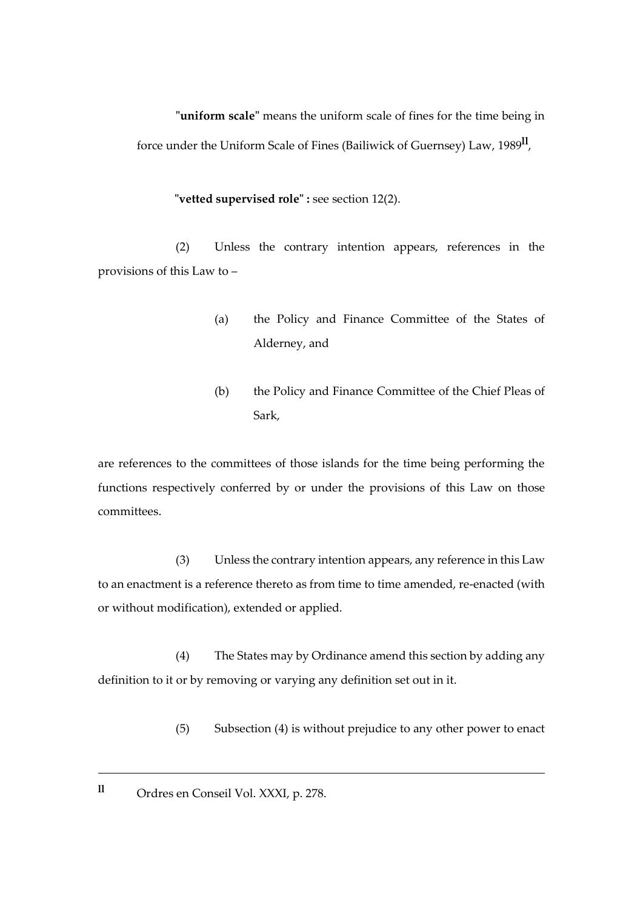**"uniform scale"** means the uniform scale of fines for the time being in force under the Uniform Scale of Fines (Bailiwick of Guernsey) Law, 1989[ll],

**"vetted supervised role" :** see section 12(2).

(2) Unless the contrary intention appears, references in the provisions of this Law to –

(a) the Policy and Finance Committee of the States of Alderney, and

(b) the Policy and Finance Committee of the Chief Pleas of Sark,

are references to the committees of those islands for the time being performing the functions respectively conferred by or under the provisions of this Law on those committees.

(3) Unless the contrary intention appears, any reference in this Law to an enactment is a reference thereto as from time to time amended, re-enacted (with or without modification), extended or applied.

(4) The States may by Ordinance amend this section by adding any definition to it or by removing or varying any definition set out in it.

(5) Subsection (4) is without prejudice to any other power to enact

---

[ll] Ordres en Conseil Vol. XXXI, p. 278.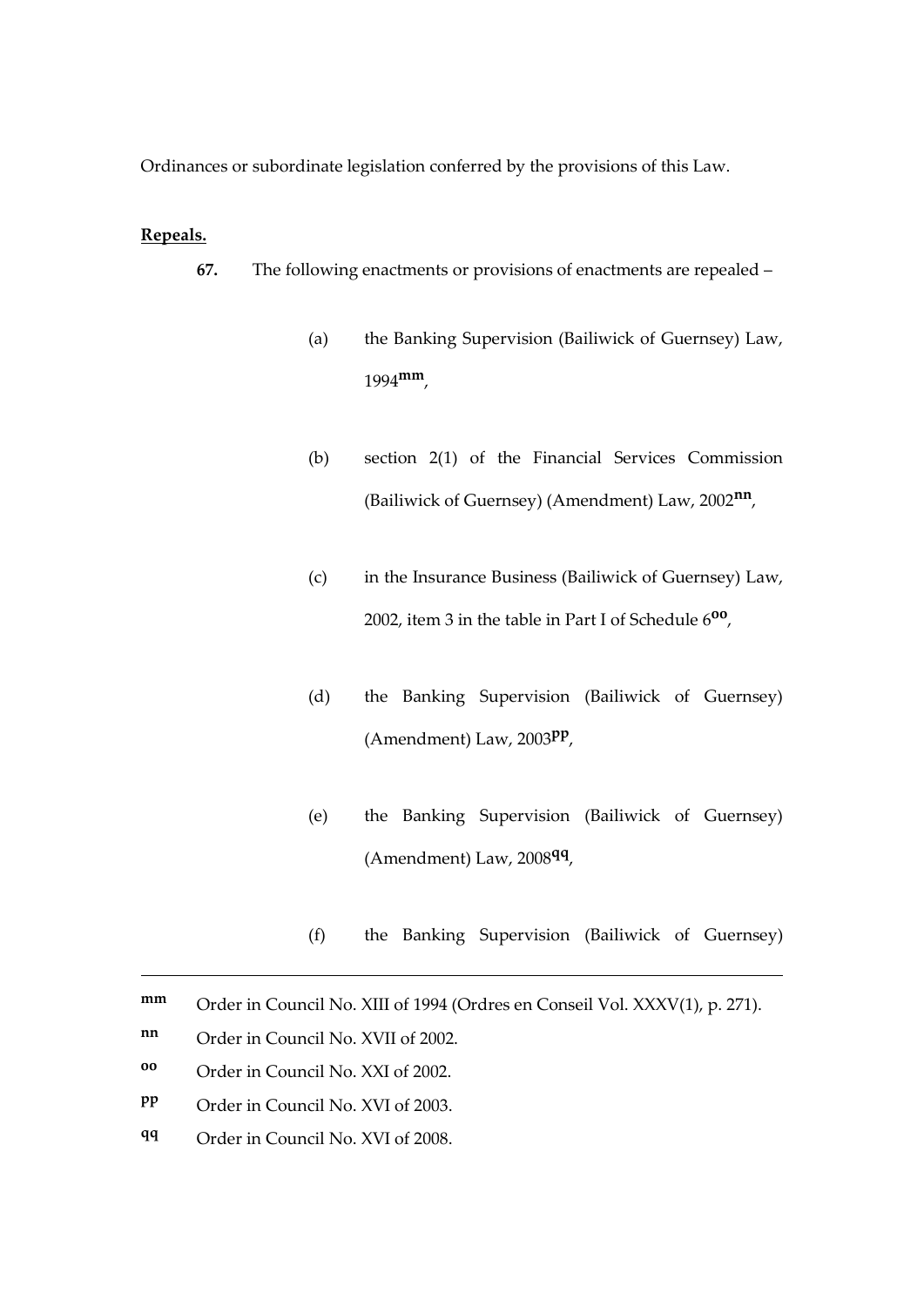Ordinances or subordinate legislation conferred by the provisions of this Law.

**Repeals.**

**67.** The following enactments or provisions of enactments are repealed –

(a) the Banking Supervision (Bailiwick of Guernsey) Law, 1994[mm],

(b) section 2(1) of the Financial Services Commission (Bailiwick of Guernsey) (Amendment) Law, 2002[nn],

(c) in the Insurance Business (Bailiwick of Guernsey) Law, 2002, item 3 in the table in Part I of Schedule 6[oo],

(d) the Banking Supervision (Bailiwick of Guernsey) (Amendment) Law, 2003[pp],

(e) the Banking Supervision (Bailiwick of Guernsey) (Amendment) Law, 2008[qq],

(f) the Banking Supervision (Bailiwick of Guernsey)

---

[mm] Order in Council No. XIII of 1994 (Ordres en Conseil Vol. XXXV(1), p. 271).

[nn] Order in Council No. XVII of 2002.

[oo] Order in Council No. XXI of 2002.

[pp] Order in Council No. XVI of 2003.

[qq] Order in Council No. XVI of 2008.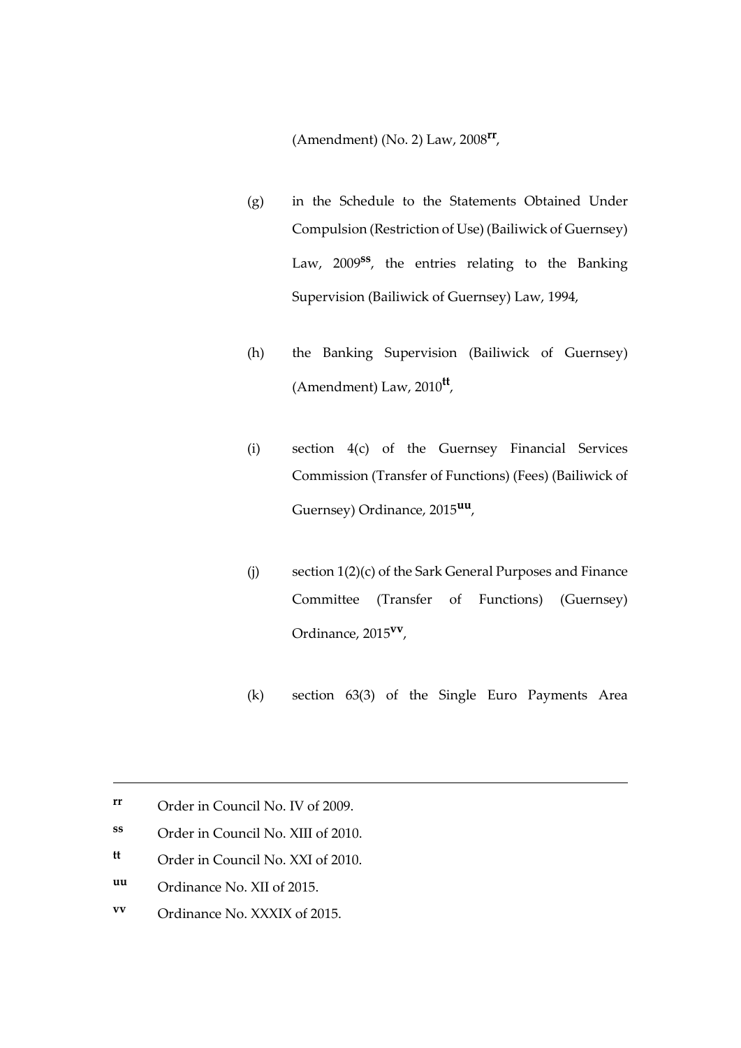(Amendment) (No. 2) Law, 2008[rr],

(g) in the Schedule to the Statements Obtained Under Compulsion (Restriction of Use) (Bailiwick of Guernsey) Law, 2009[ss], the entries relating to the Banking Supervision (Bailiwick of Guernsey) Law, 1994,

(h) the Banking Supervision (Bailiwick of Guernsey) (Amendment) Law, 2010[tt],

(i) section 4(c) of the Guernsey Financial Services Commission (Transfer of Functions) (Fees) (Bailiwick of Guernsey) Ordinance, 2015[uu],

(j) section 1(2)(c) of the Sark General Purposes and Finance Committee (Transfer of Functions) (Guernsey) Ordinance, 2015[vv],

(k) section 63(3) of the Single Euro Payments Area

---

[rr] Order in Council No. IV of 2009.

[ss] Order in Council No. XIII of 2010.

[tt] Order in Council No. XXI of 2010.

[uu] Ordinance No. XII of 2015.

[vv] Ordinance No. XXXIX of 2015.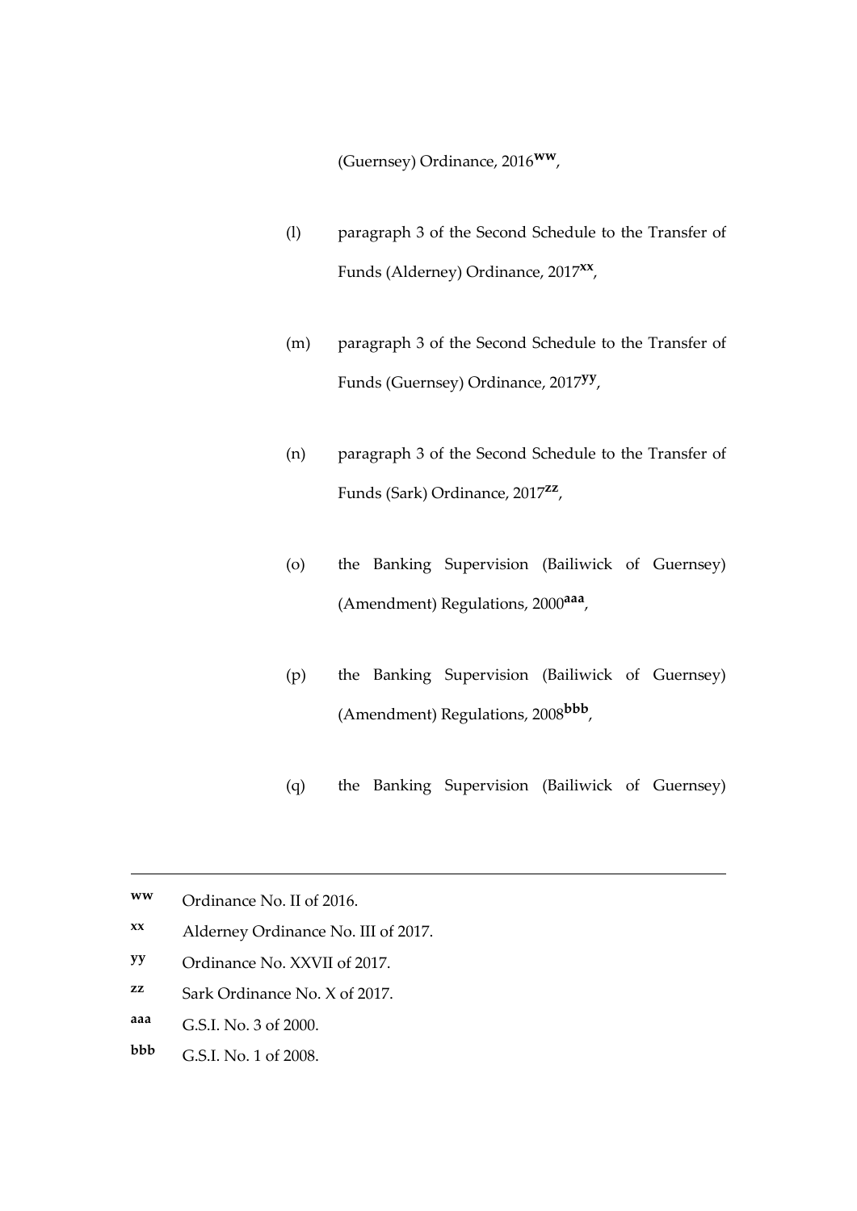(Guernsey) Ordinance, 2016[ww],

(l) paragraph 3 of the Second Schedule to the Transfer of Funds (Alderney) Ordinance, 2017[xx],

(m) paragraph 3 of the Second Schedule to the Transfer of Funds (Guernsey) Ordinance, 2017[yy],

(n) paragraph 3 of the Second Schedule to the Transfer of Funds (Sark) Ordinance, 2017[zz],

(o) the Banking Supervision (Bailiwick of Guernsey) (Amendment) Regulations, 2000[aaa],

(p) the Banking Supervision (Bailiwick of Guernsey) (Amendment) Regulations, 2008[bbb],

(q) the Banking Supervision (Bailiwick of Guernsey)

---

**ww** Ordinance No. II of 2016.

**xx** Alderney Ordinance No. III of 2017.

**yy** Ordinance No. XXVII of 2017.

**zz** Sark Ordinance No. X of 2017.

**aaa** G.S.I. No. 3 of 2000.

**bbb** G.S.I. No. 1 of 2008.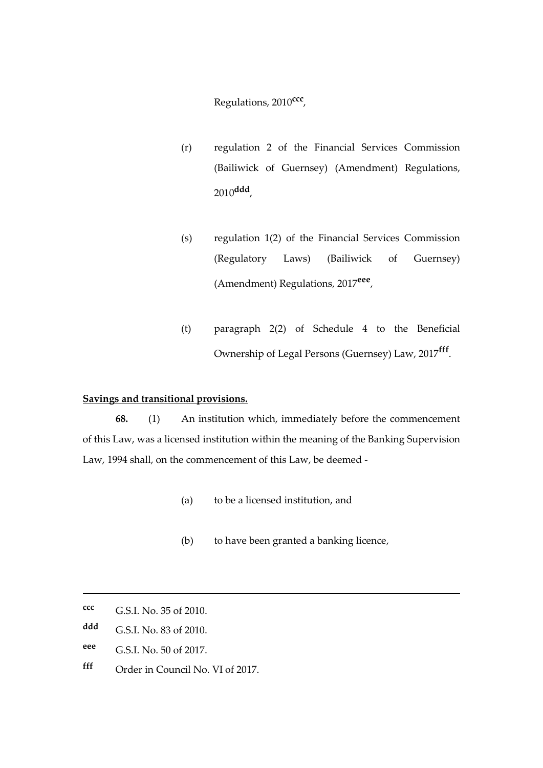Regulations, 2010[ccc],

(r) regulation 2 of the Financial Services Commission (Bailiwick of Guernsey) (Amendment) Regulations, 2010[ddd],

(s) regulation 1(2) of the Financial Services Commission (Regulatory Laws) (Bailiwick of Guernsey) (Amendment) Regulations, 2017[eee],

(t) paragraph 2(2) of Schedule 4 to the Beneficial Ownership of Legal Persons (Guernsey) Law, 2017[fff].

**Savings and transitional provisions.**

**68.** (1) An institution which, immediately before the commencement of this Law, was a licensed institution within the meaning of the Banking Supervision Law, 1994 shall, on the commencement of this Law, be deemed -

(a) to be a licensed institution, and

(b) to have been granted a banking licence,

---

[ccc] G.S.I. No. 35 of 2010.

[ddd] G.S.I. No. 83 of 2010.

[eee] G.S.I. No. 50 of 2017.

[fff] Order in Council No. VI of 2017.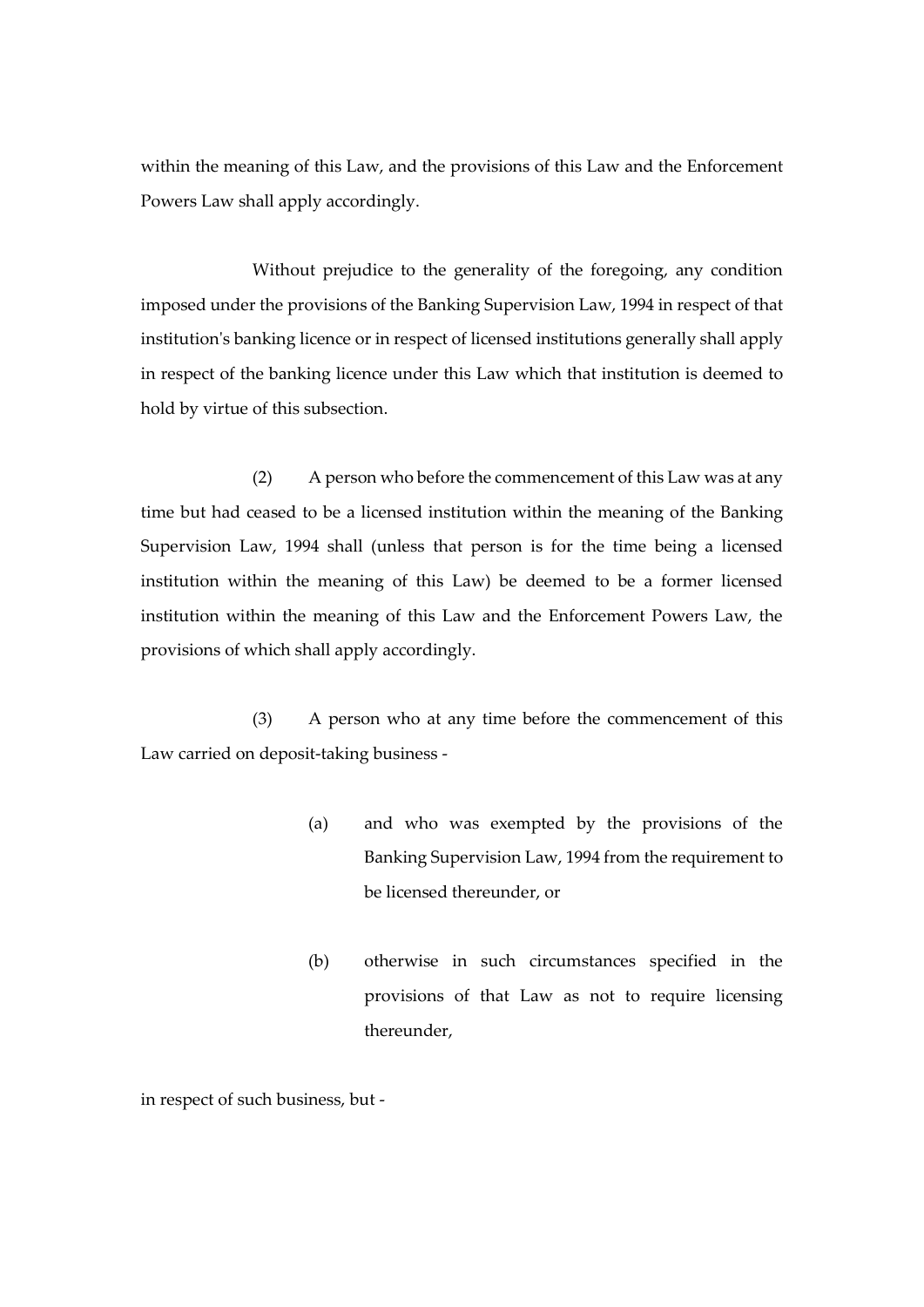within the meaning of this Law, and the provisions of this Law and the Enforcement Powers Law shall apply accordingly.

Without prejudice to the generality of the foregoing, any condition imposed under the provisions of the Banking Supervision Law, 1994 in respect of that institution's banking licence or in respect of licensed institutions generally shall apply in respect of the banking licence under this Law which that institution is deemed to hold by virtue of this subsection.

(2) A person who before the commencement of this Law was at any time but had ceased to be a licensed institution within the meaning of the Banking Supervision Law, 1994 shall (unless that person is for the time being a licensed institution within the meaning of this Law) be deemed to be a former licensed institution within the meaning of this Law and the Enforcement Powers Law, the provisions of which shall apply accordingly.

(3) A person who at any time before the commencement of this Law carried on deposit-taking business -

(a) and who was exempted by the provisions of the Banking Supervision Law, 1994 from the requirement to be licensed thereunder, or

(b) otherwise in such circumstances specified in the provisions of that Law as not to require licensing thereunder,

in respect of such business, but -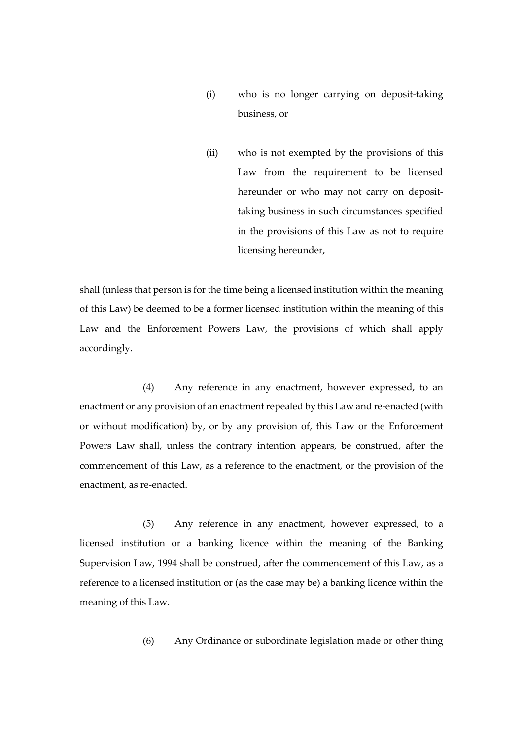(i) who is no longer carrying on deposit-taking business, or

(ii) who is not exempted by the provisions of this Law from the requirement to be licensed hereunder or who may not carry on deposit-taking business in such circumstances specified in the provisions of this Law as not to require licensing hereunder,

shall (unless that person is for the time being a licensed institution within the meaning of this Law) be deemed to be a former licensed institution within the meaning of this Law and the Enforcement Powers Law, the provisions of which shall apply accordingly.

(4) Any reference in any enactment, however expressed, to an enactment or any provision of an enactment repealed by this Law and re-enacted (with or without modification) by, or by any provision of, this Law or the Enforcement Powers Law shall, unless the contrary intention appears, be construed, after the commencement of this Law, as a reference to the enactment, or the provision of the enactment, as re-enacted.

(5) Any reference in any enactment, however expressed, to a licensed institution or a banking licence within the meaning of the Banking Supervision Law, 1994 shall be construed, after the commencement of this Law, as a reference to a licensed institution or (as the case may be) a banking licence within the meaning of this Law.

(6) Any Ordinance or subordinate legislation made or other thing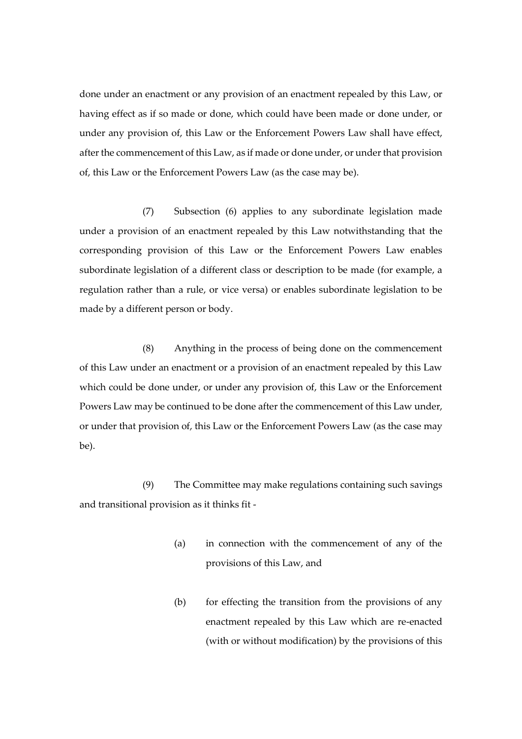done under an enactment or any provision of an enactment repealed by this Law, or having effect as if so made or done, which could have been made or done under, or under any provision of, this Law or the Enforcement Powers Law shall have effect, after the commencement of this Law, as if made or done under, or under that provision of, this Law or the Enforcement Powers Law (as the case may be).

(7) Subsection (6) applies to any subordinate legislation made under a provision of an enactment repealed by this Law notwithstanding that the corresponding provision of this Law or the Enforcement Powers Law enables subordinate legislation of a different class or description to be made (for example, a regulation rather than a rule, or vice versa) or enables subordinate legislation to be made by a different person or body.

(8) Anything in the process of being done on the commencement of this Law under an enactment or a provision of an enactment repealed by this Law which could be done under, or under any provision of, this Law or the Enforcement Powers Law may be continued to be done after the commencement of this Law under, or under that provision of, this Law or the Enforcement Powers Law (as the case may be).

(9) The Committee may make regulations containing such savings and transitional provision as it thinks fit -

(a) in connection with the commencement of any of the provisions of this Law, and

(b) for effecting the transition from the provisions of any enactment repealed by this Law which are re-enacted (with or without modification) by the provisions of this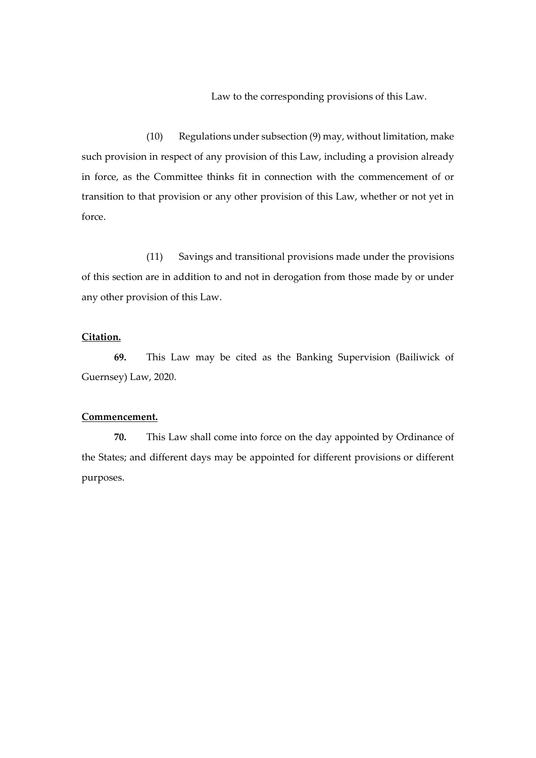Law to the corresponding provisions of this Law.

(10) Regulations under subsection (9) may, without limitation, make such provision in respect of any provision of this Law, including a provision already in force, as the Committee thinks fit in connection with the commencement of or transition to that provision or any other provision of this Law, whether or not yet in force.

(11) Savings and transitional provisions made under the provisions of this section are in addition to and not in derogation from those made by or under any other provision of this Law.

**Citation.**

**69.** This Law may be cited as the Banking Supervision (Bailiwick of Guernsey) Law, 2020.

**Commencement.**

**70.** This Law shall come into force on the day appointed by Ordinance of the States; and different days may be appointed for different provisions or different purposes.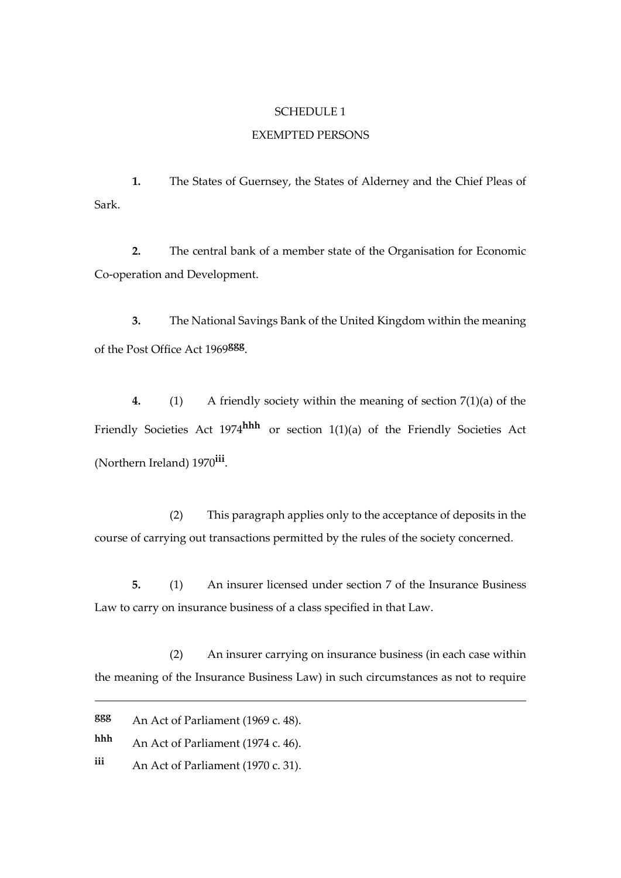## SCHEDULE 1

## EXEMPTED PERSONS

**1.** The States of Guernsey, the States of Alderney and the Chief Pleas of Sark.

**2.** The central bank of a member state of the Organisation for Economic Co-operation and Development.

**3.** The National Savings Bank of the United Kingdom within the meaning of the Post Office Act 1969[ggg].

**4.** (1) A friendly society within the meaning of section 7(1)(a) of the Friendly Societies Act 1974[hhh] or section 1(1)(a) of the Friendly Societies Act (Northern Ireland) 1970[iii].

(2) This paragraph applies only to the acceptance of deposits in the course of carrying out transactions permitted by the rules of the society concerned.

**5.** (1) An insurer licensed under section 7 of the Insurance Business Law to carry on insurance business of a class specified in that Law.

(2) An insurer carrying on insurance business (in each case within the meaning of the Insurance Business Law) in such circumstances as not to require

---

[ggg] An Act of Parliament (1969 c. 48).

[hhh] An Act of Parliament (1974 c. 46).

[iii] An Act of Parliament (1970 c. 31).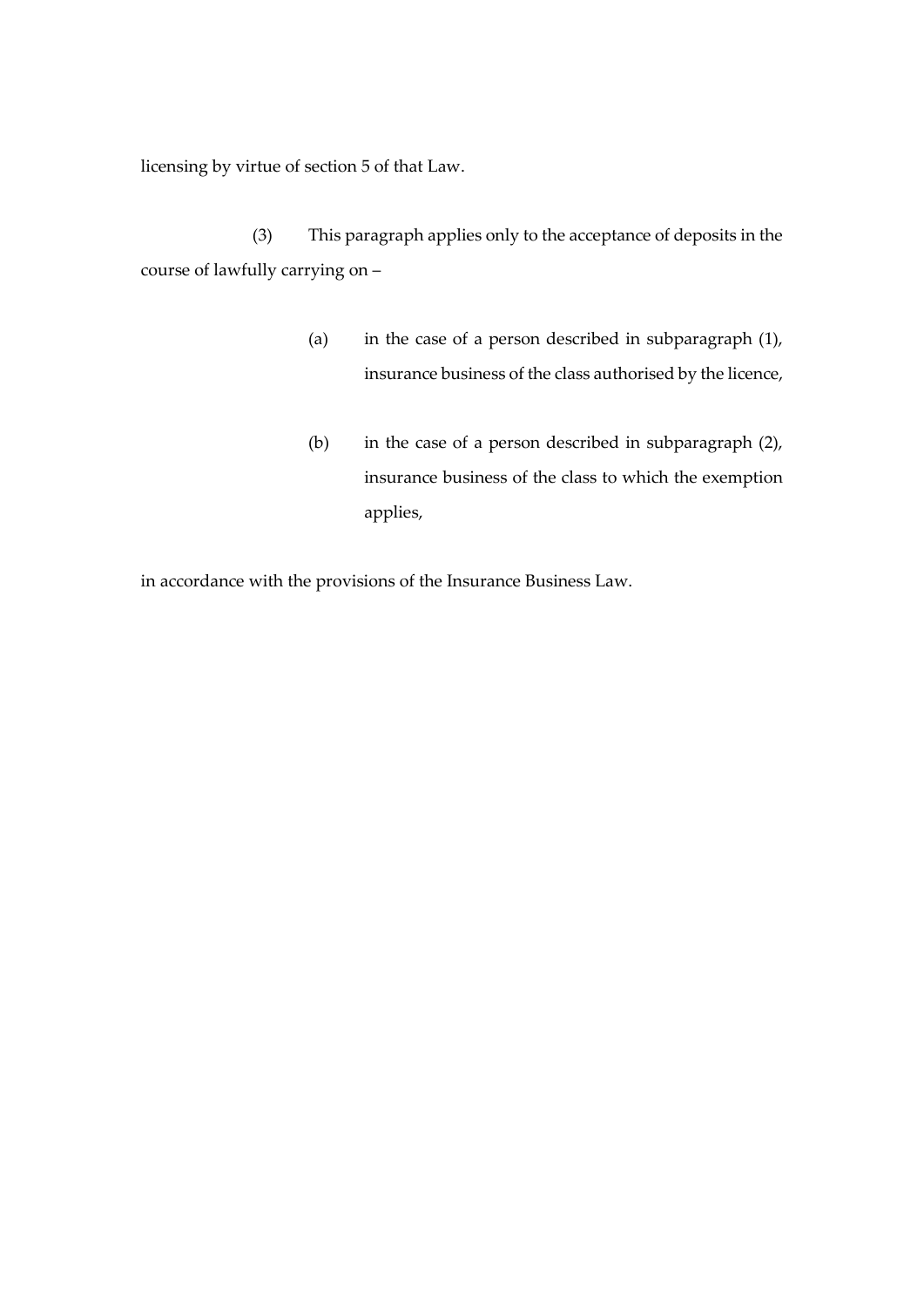licensing by virtue of section 5 of that Law.

(3) This paragraph applies only to the acceptance of deposits in the course of lawfully carrying on –

(a) in the case of a person described in subparagraph (1), insurance business of the class authorised by the licence,

(b) in the case of a person described in subparagraph (2), insurance business of the class to which the exemption applies,

in accordance with the provisions of the Insurance Business Law.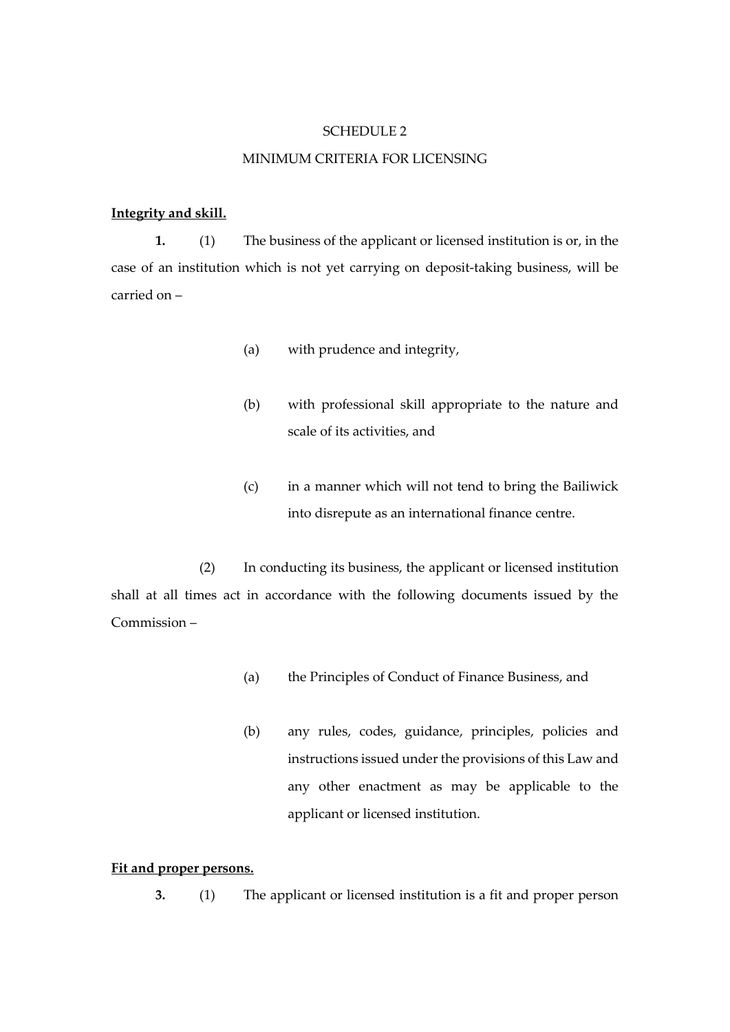# SCHEDULE 2

## MINIMUM CRITERIA FOR LICENSING

**Integrity and skill.**

**1.** (1) The business of the applicant or licensed institution is or, in the case of an institution which is not yet carrying on deposit-taking business, will be carried on –

- (a) with prudence and integrity,
- (b) with professional skill appropriate to the nature and scale of its activities, and
- (c) in a manner which will not tend to bring the Bailiwick into disrepute as an international finance centre.

(2) In conducting its business, the applicant or licensed institution shall at all times act in accordance with the following documents issued by the Commission –

- (a) the Principles of Conduct of Finance Business, and
- (b) any rules, codes, guidance, principles, policies and instructions issued under the provisions of this Law and any other enactment as may be applicable to the applicant or licensed institution.

**Fit and proper persons.**

**3.** (1) The applicant or licensed institution is a fit and proper person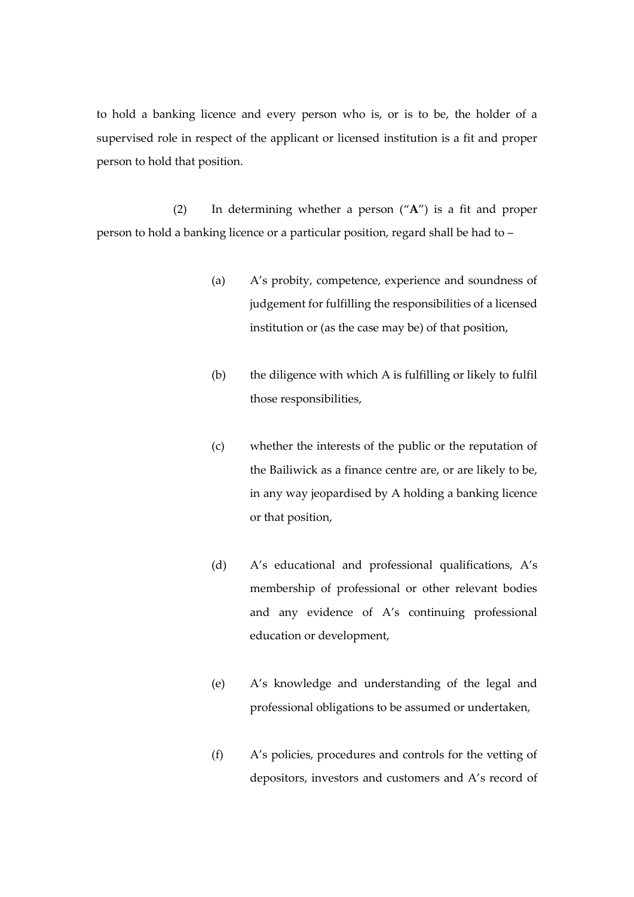to hold a banking licence and every person who is, or is to be, the holder of a supervised role in respect of the applicant or licensed institution is a fit and proper person to hold that position.

(2) In determining whether a person ("**A**") is a fit and proper person to hold a banking licence or a particular position, regard shall be had to –

(a) A's probity, competence, experience and soundness of judgement for fulfilling the responsibilities of a licensed institution or (as the case may be) of that position,

(b) the diligence with which A is fulfilling or likely to fulfil those responsibilities,

(c) whether the interests of the public or the reputation of the Bailiwick as a finance centre are, or are likely to be, in any way jeopardised by A holding a banking licence or that position,

(d) A's educational and professional qualifications, A's membership of professional or other relevant bodies and any evidence of A's continuing professional education or development,

(e) A's knowledge and understanding of the legal and professional obligations to be assumed or undertaken,

(f) A's policies, procedures and controls for the vetting of depositors, investors and customers and A's record of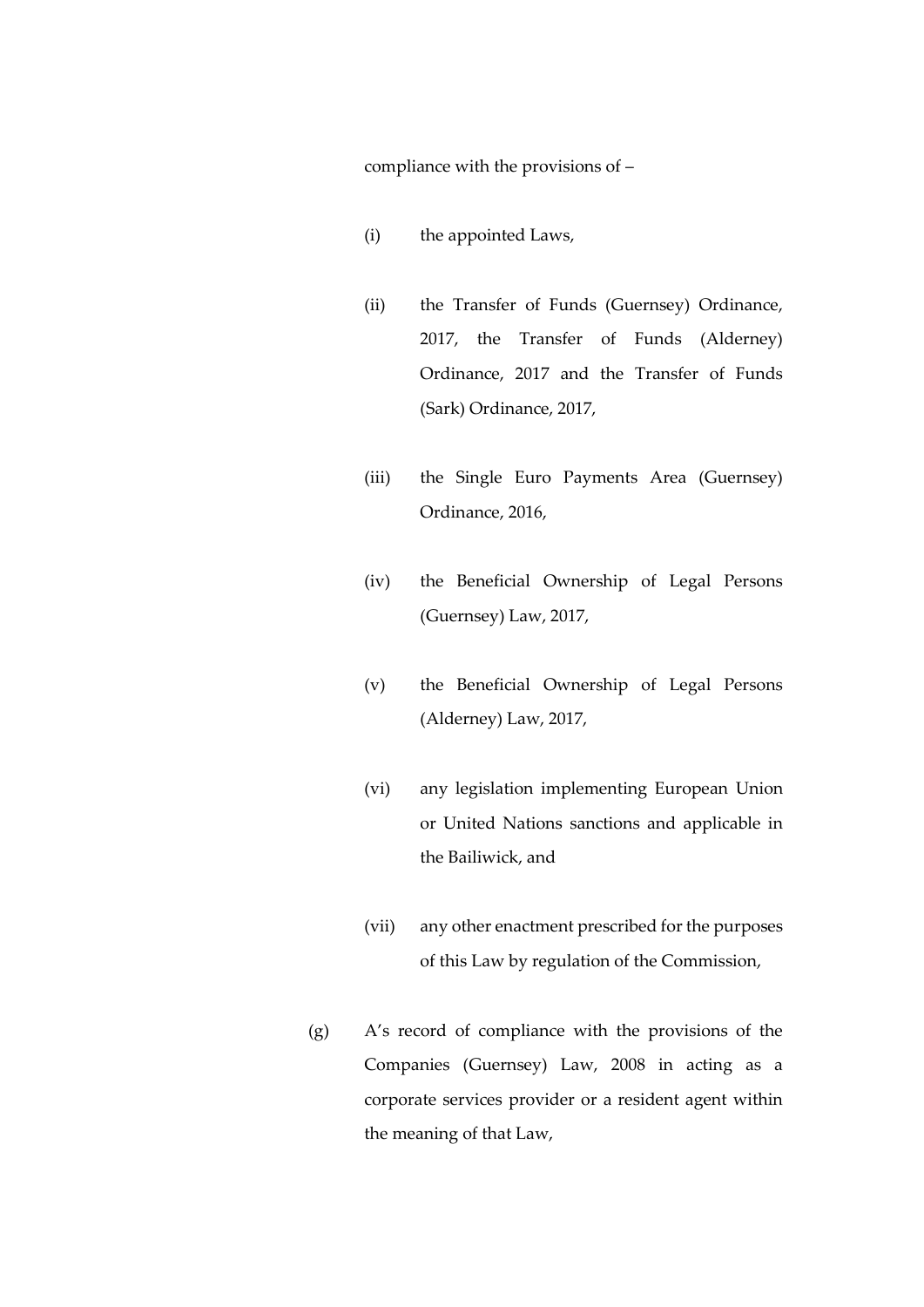compliance with the provisions of –

- (i) the appointed Laws,
- (ii) the Transfer of Funds (Guernsey) Ordinance, 2017, the Transfer of Funds (Alderney) Ordinance, 2017 and the Transfer of Funds (Sark) Ordinance, 2017,
- (iii) the Single Euro Payments Area (Guernsey) Ordinance, 2016,
- (iv) the Beneficial Ownership of Legal Persons (Guernsey) Law, 2017,
- (v) the Beneficial Ownership of Legal Persons (Alderney) Law, 2017,
- (vi) any legislation implementing European Union or United Nations sanctions and applicable in the Bailiwick, and
- (vii) any other enactment prescribed for the purposes of this Law by regulation of the Commission,

(g) A's record of compliance with the provisions of the Companies (Guernsey) Law, 2008 in acting as a corporate services provider or a resident agent within the meaning of that Law,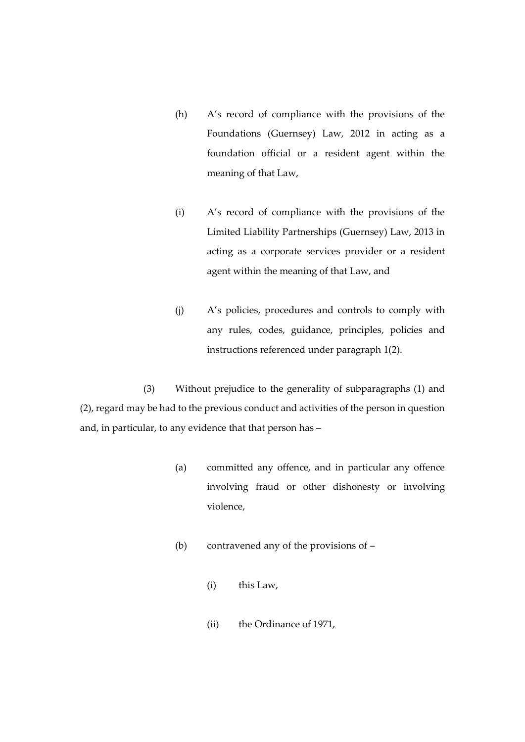(h) A's record of compliance with the provisions of the Foundations (Guernsey) Law, 2012 in acting as a foundation official or a resident agent within the meaning of that Law,

(i) A's record of compliance with the provisions of the Limited Liability Partnerships (Guernsey) Law, 2013 in acting as a corporate services provider or a resident agent within the meaning of that Law, and

(j) A's policies, procedures and controls to comply with any rules, codes, guidance, principles, policies and instructions referenced under paragraph 1(2).

(3) Without prejudice to the generality of subparagraphs (1) and (2), regard may be had to the previous conduct and activities of the person in question and, in particular, to any evidence that that person has –

(a) committed any offence, and in particular any offence involving fraud or other dishonesty or involving violence,

(b) contravened any of the provisions of –

(i) this Law,

(ii) the Ordinance of 1971,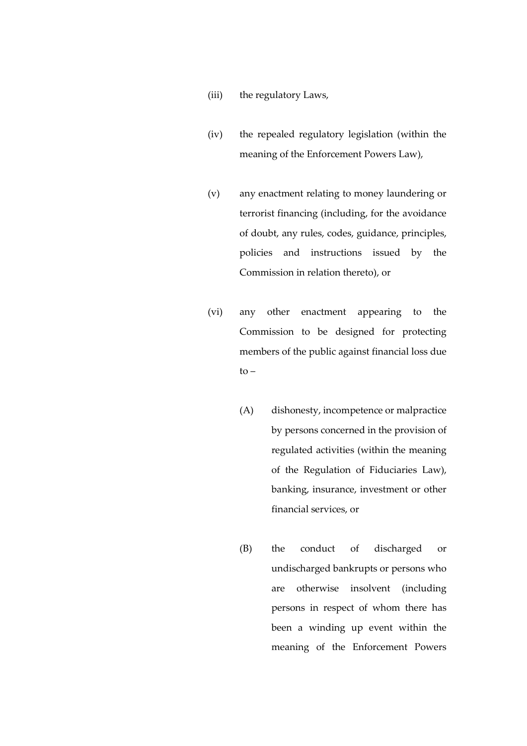(iii) the regulatory Laws,

(iv) the repealed regulatory legislation (within the meaning of the Enforcement Powers Law),

(v) any enactment relating to money laundering or terrorist financing (including, for the avoidance of doubt, any rules, codes, guidance, principles, policies and instructions issued by the Commission in relation thereto), or

(vi) any other enactment appearing to the Commission to be designed for protecting members of the public against financial loss due to –

(A) dishonesty, incompetence or malpractice by persons concerned in the provision of regulated activities (within the meaning of the Regulation of Fiduciaries Law), banking, insurance, investment or other financial services, or

(B) the conduct of discharged or undischarged bankrupts or persons who are otherwise insolvent (including persons in respect of whom there has been a winding up event within the meaning of the Enforcement Powers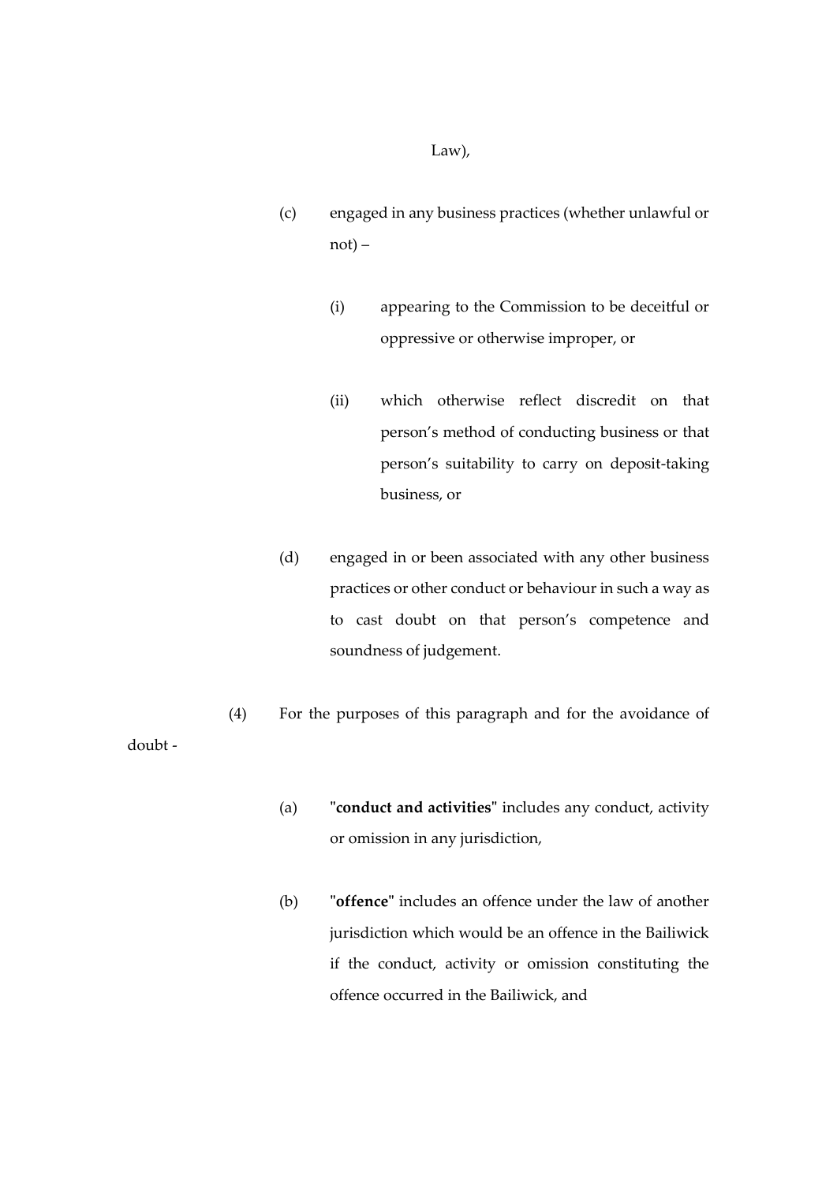Law),

(c) engaged in any business practices (whether unlawful or not) –

(i) appearing to the Commission to be deceitful or oppressive or otherwise improper, or

(ii) which otherwise reflect discredit on that person's method of conducting business or that person's suitability to carry on deposit-taking business, or

(d) engaged in or been associated with any other business practices or other conduct or behaviour in such a way as to cast doubt on that person's competence and soundness of judgement.

(4) For the purposes of this paragraph and for the avoidance of doubt -

(a) "**conduct and activities**" includes any conduct, activity or omission in any jurisdiction,

(b) "**offence**" includes an offence under the law of another jurisdiction which would be an offence in the Bailiwick if the conduct, activity or omission constituting the offence occurred in the Bailiwick, and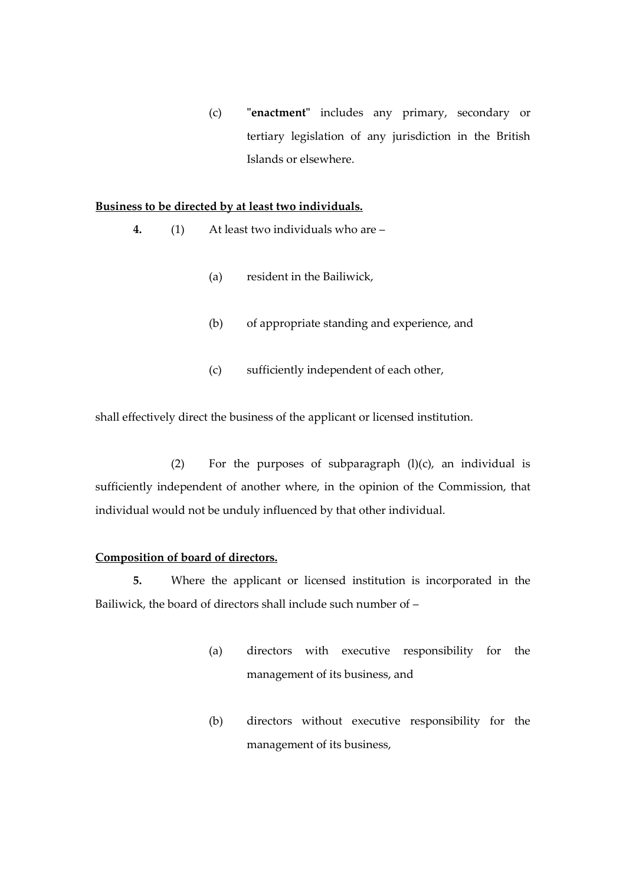(c) "**enactment**" includes any primary, secondary or tertiary legislation of any jurisdiction in the British Islands or elsewhere.

**Business to be directed by at least two individuals.**

**4.** (1) At least two individuals who are –

(a) resident in the Bailiwick,

(b) of appropriate standing and experience, and

(c) sufficiently independent of each other,

shall effectively direct the business of the applicant or licensed institution.

(2) For the purposes of subparagraph (l)(c), an individual is sufficiently independent of another where, in the opinion of the Commission, that individual would not be unduly influenced by that other individual.

**Composition of board of directors.**

**5.** Where the applicant or licensed institution is incorporated in the Bailiwick, the board of directors shall include such number of –

(a) directors with executive responsibility for the management of its business, and

(b) directors without executive responsibility for the management of its business,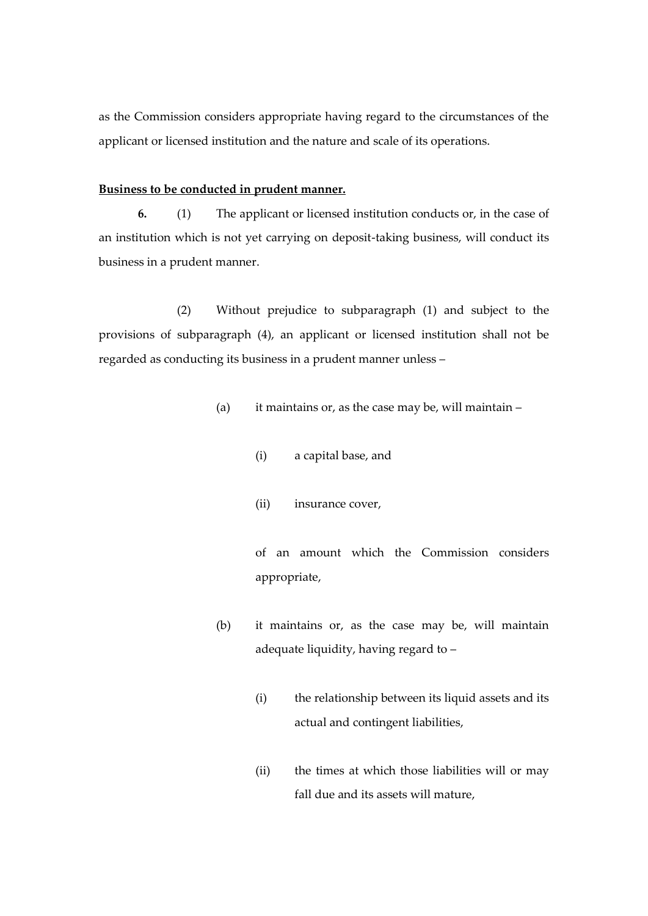as the Commission considers appropriate having regard to the circumstances of the applicant or licensed institution and the nature and scale of its operations.

**Business to be conducted in prudent manner.**

**6.** (1) The applicant or licensed institution conducts or, in the case of an institution which is not yet carrying on deposit-taking business, will conduct its business in a prudent manner.

(2) Without prejudice to subparagraph (1) and subject to the provisions of subparagraph (4), an applicant or licensed institution shall not be regarded as conducting its business in a prudent manner unless –

(a) it maintains or, as the case may be, will maintain –

(i) a capital base, and

(ii) insurance cover,

of an amount which the Commission considers appropriate,

(b) it maintains or, as the case may be, will maintain adequate liquidity, having regard to –

(i) the relationship between its liquid assets and its actual and contingent liabilities,

(ii) the times at which those liabilities will or may fall due and its assets will mature,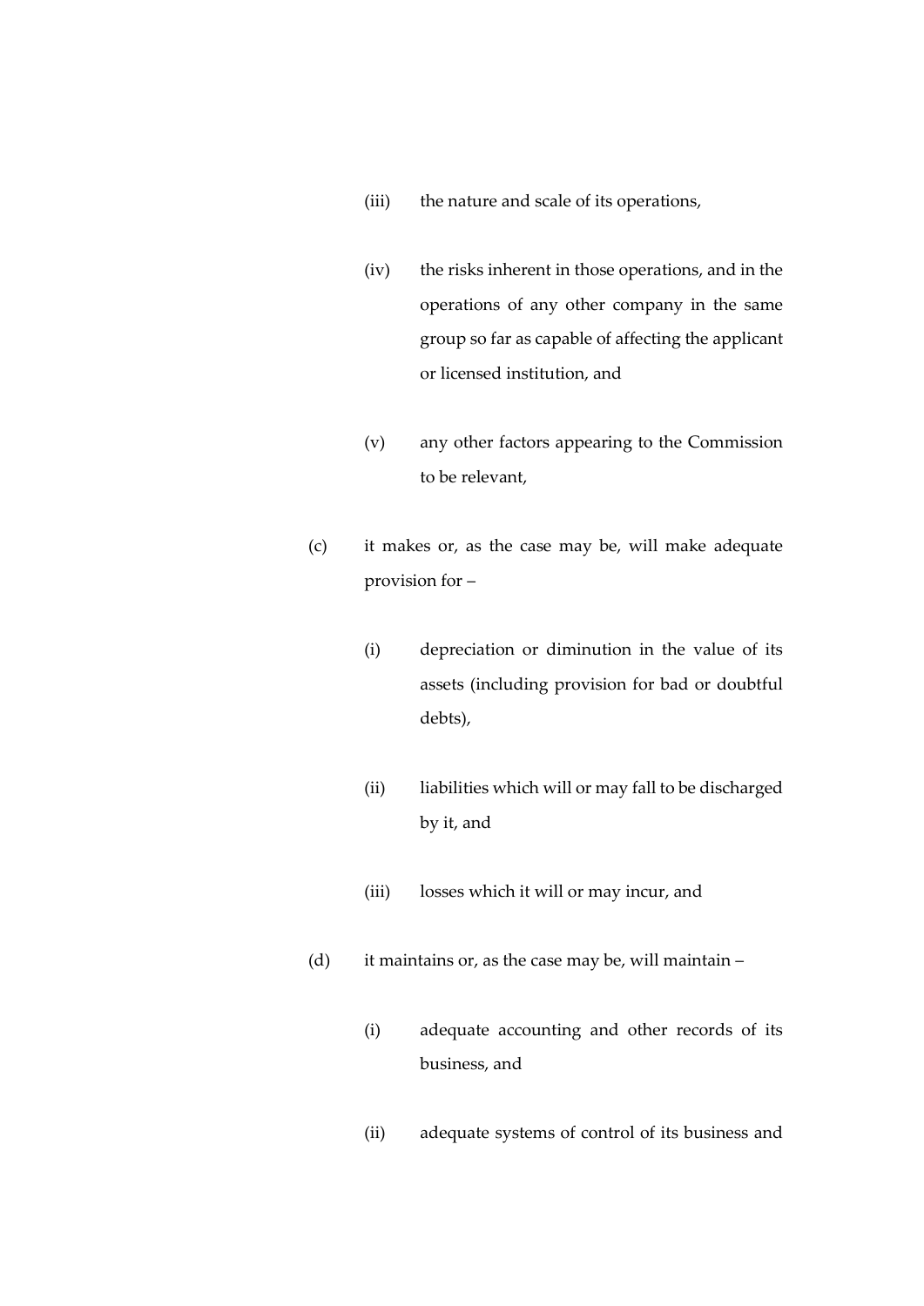(iii) the nature and scale of its operations,

(iv) the risks inherent in those operations, and in the operations of any other company in the same group so far as capable of affecting the applicant or licensed institution, and

(v) any other factors appearing to the Commission to be relevant,

(c) it makes or, as the case may be, will make adequate provision for –

(i) depreciation or diminution in the value of its assets (including provision for bad or doubtful debts),

(ii) liabilities which will or may fall to be discharged by it, and

(iii) losses which it will or may incur, and

(d) it maintains or, as the case may be, will maintain –

(i) adequate accounting and other records of its business, and

(ii) adequate systems of control of its business and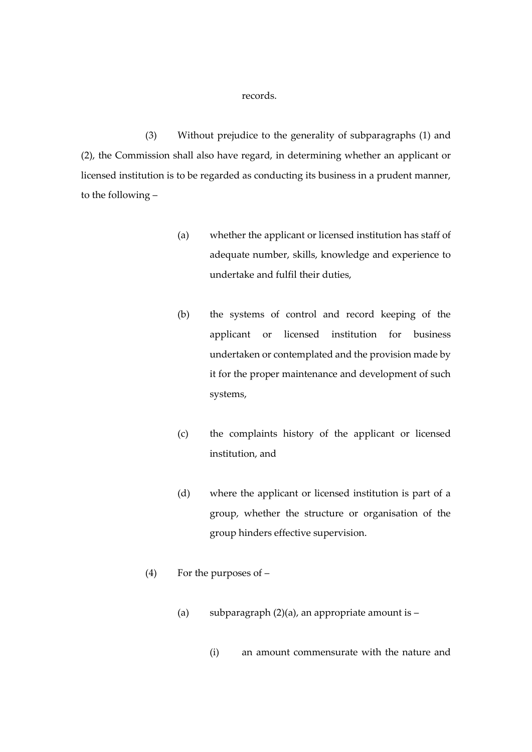records.

(3) Without prejudice to the generality of subparagraphs (1) and (2), the Commission shall also have regard, in determining whether an applicant or licensed institution is to be regarded as conducting its business in a prudent manner, to the following –

(a) whether the applicant or licensed institution has staff of adequate number, skills, knowledge and experience to undertake and fulfil their duties,

(b) the systems of control and record keeping of the applicant or licensed institution for business undertaken or contemplated and the provision made by it for the proper maintenance and development of such systems,

(c) the complaints history of the applicant or licensed institution, and

(d) where the applicant or licensed institution is part of a group, whether the structure or organisation of the group hinders effective supervision.

(4) For the purposes of –

(a) subparagraph (2)(a), an appropriate amount is –

(i) an amount commensurate with the nature and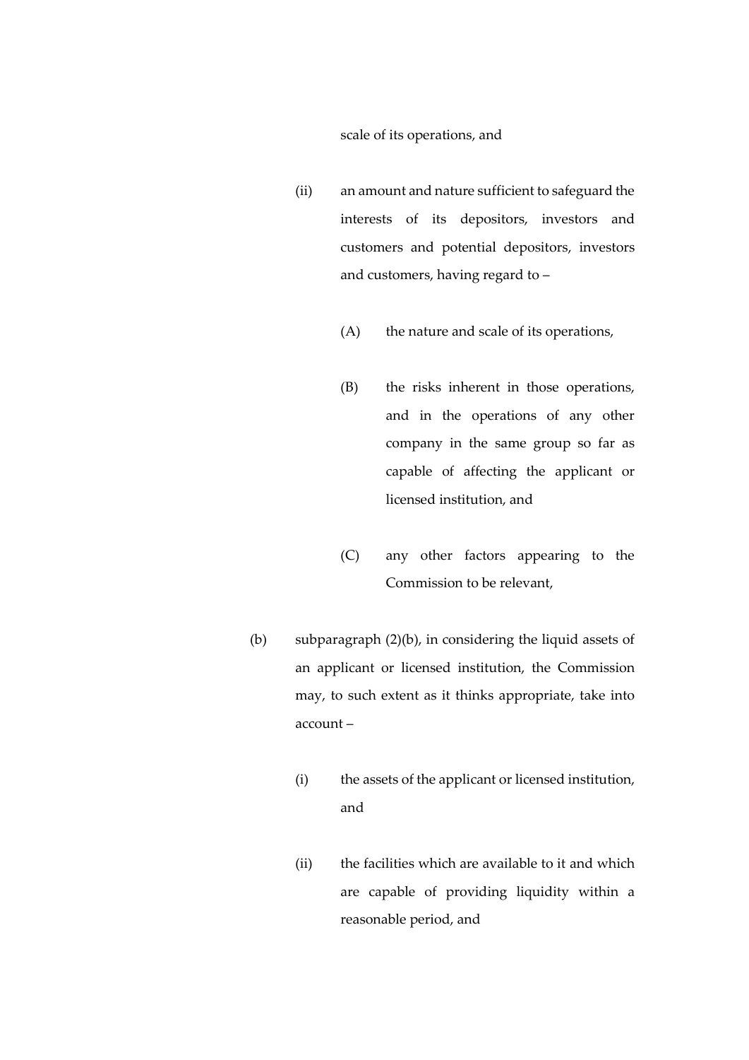scale of its operations, and

(ii) an amount and nature sufficient to safeguard the interests of its depositors, investors and customers and potential depositors, investors and customers, having regard to –

(A) the nature and scale of its operations,

(B) the risks inherent in those operations, and in the operations of any other company in the same group so far as capable of affecting the applicant or licensed institution, and

(C) any other factors appearing to the Commission to be relevant,

(b) subparagraph (2)(b), in considering the liquid assets of an applicant or licensed institution, the Commission may, to such extent as it thinks appropriate, take into account –

(i) the assets of the applicant or licensed institution, and

(ii) the facilities which are available to it and which are capable of providing liquidity within a reasonable period, and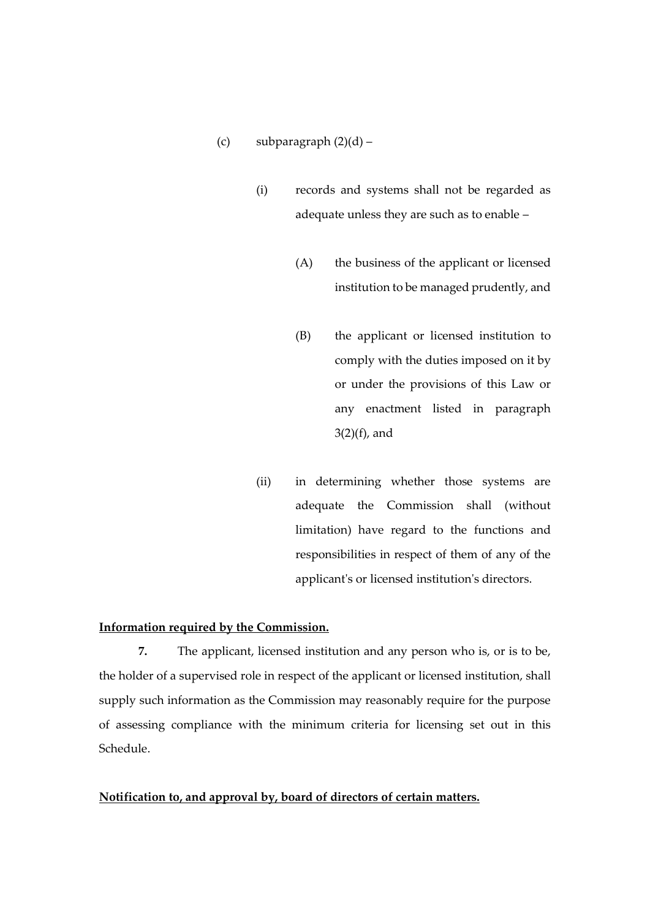(c) subparagraph (2)(d) –

(i) records and systems shall not be regarded as adequate unless they are such as to enable –

(A) the business of the applicant or licensed institution to be managed prudently, and

(B) the applicant or licensed institution to comply with the duties imposed on it by or under the provisions of this Law or any enactment listed in paragraph 3(2)(f), and

(ii) in determining whether those systems are adequate the Commission shall (without limitation) have regard to the functions and responsibilities in respect of them of any of the applicant's or licensed institution's directors.

**Information required by the Commission.**

**7.** The applicant, licensed institution and any person who is, or is to be, the holder of a supervised role in respect of the applicant or licensed institution, shall supply such information as the Commission may reasonably require for the purpose of assessing compliance with the minimum criteria for licensing set out in this Schedule.

**Notification to, and approval by, board of directors of certain matters.**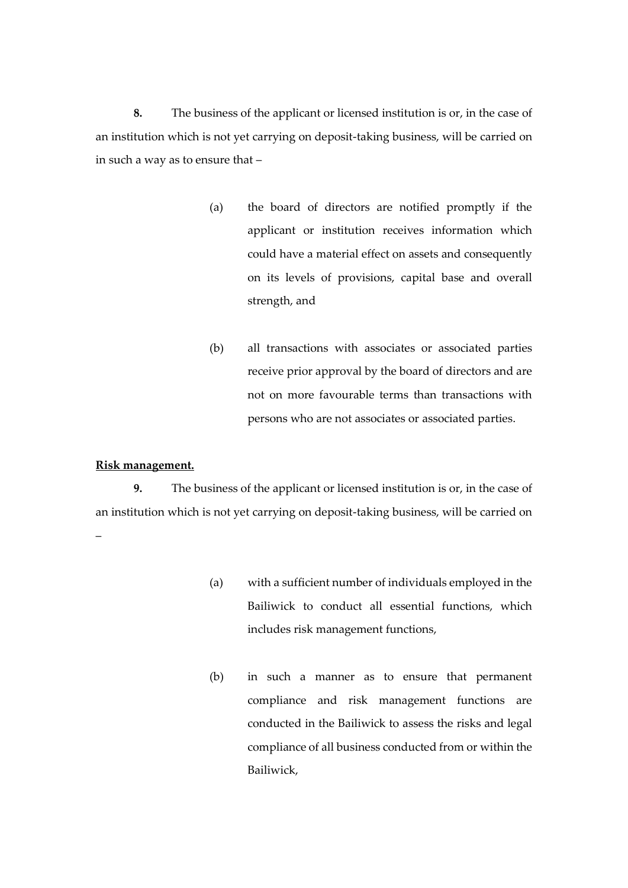**8.** The business of the applicant or licensed institution is or, in the case of an institution which is not yet carrying on deposit-taking business, will be carried on in such a way as to ensure that –

> (a) the board of directors are notified promptly if the applicant or institution receives information which could have a material effect on assets and consequently on its levels of provisions, capital base and overall strength, and
>
> (b) all transactions with associates or associated parties receive prior approval by the board of directors and are not on more favourable terms than transactions with persons who are not associates or associated parties.

**Risk management.**

**9.** The business of the applicant or licensed institution is or, in the case of an institution which is not yet carrying on deposit-taking business, will be carried on –

> (a) with a sufficient number of individuals employed in the Bailiwick to conduct all essential functions, which includes risk management functions,
>
> (b) in such a manner as to ensure that permanent compliance and risk management functions are conducted in the Bailiwick to assess the risks and legal compliance of all business conducted from or within the Bailiwick,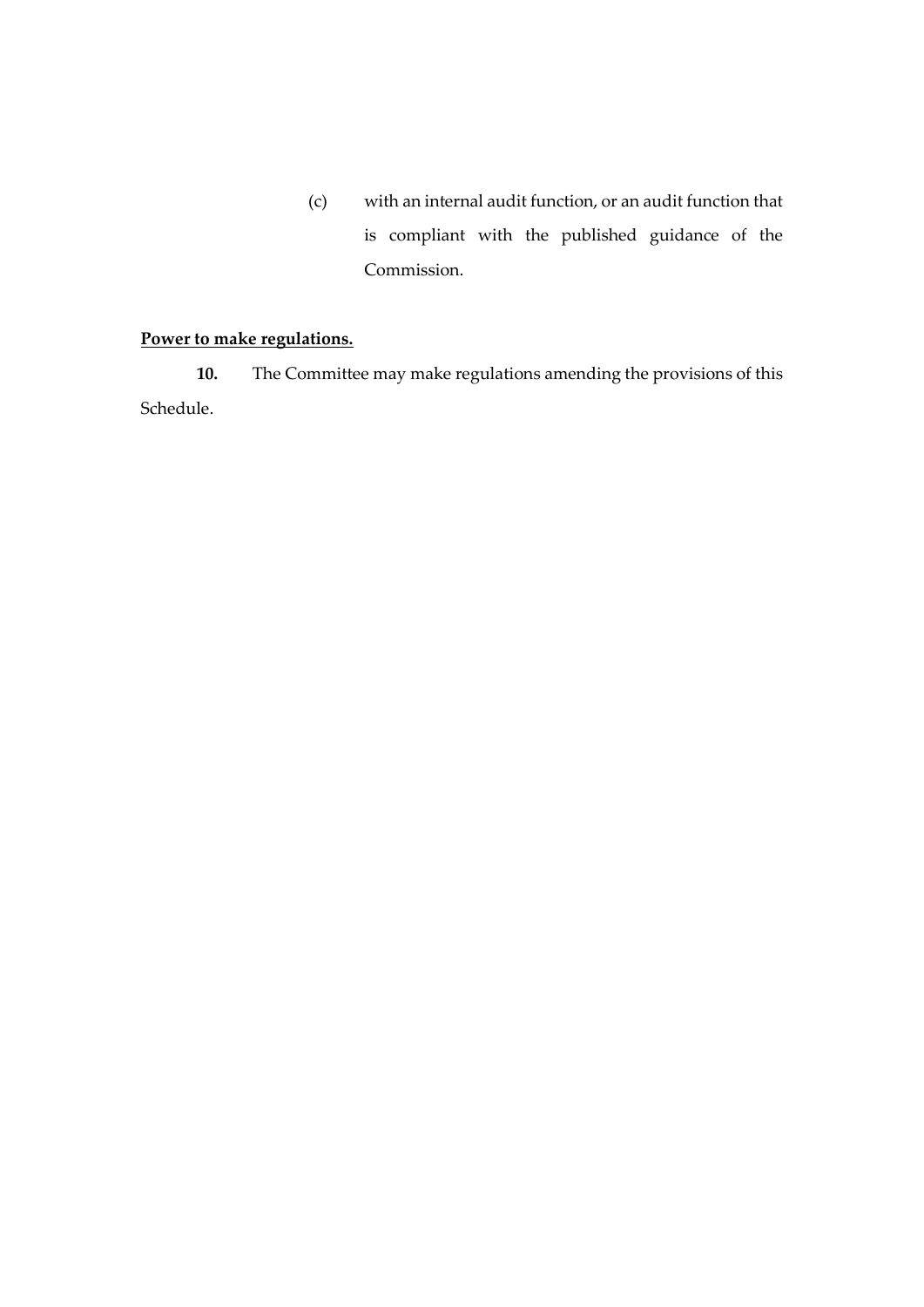(c) with an internal audit function, or an audit function that is compliant with the published guidance of the Commission.

**Power to make regulations.**

**10.** The Committee may make regulations amending the provisions of this Schedule.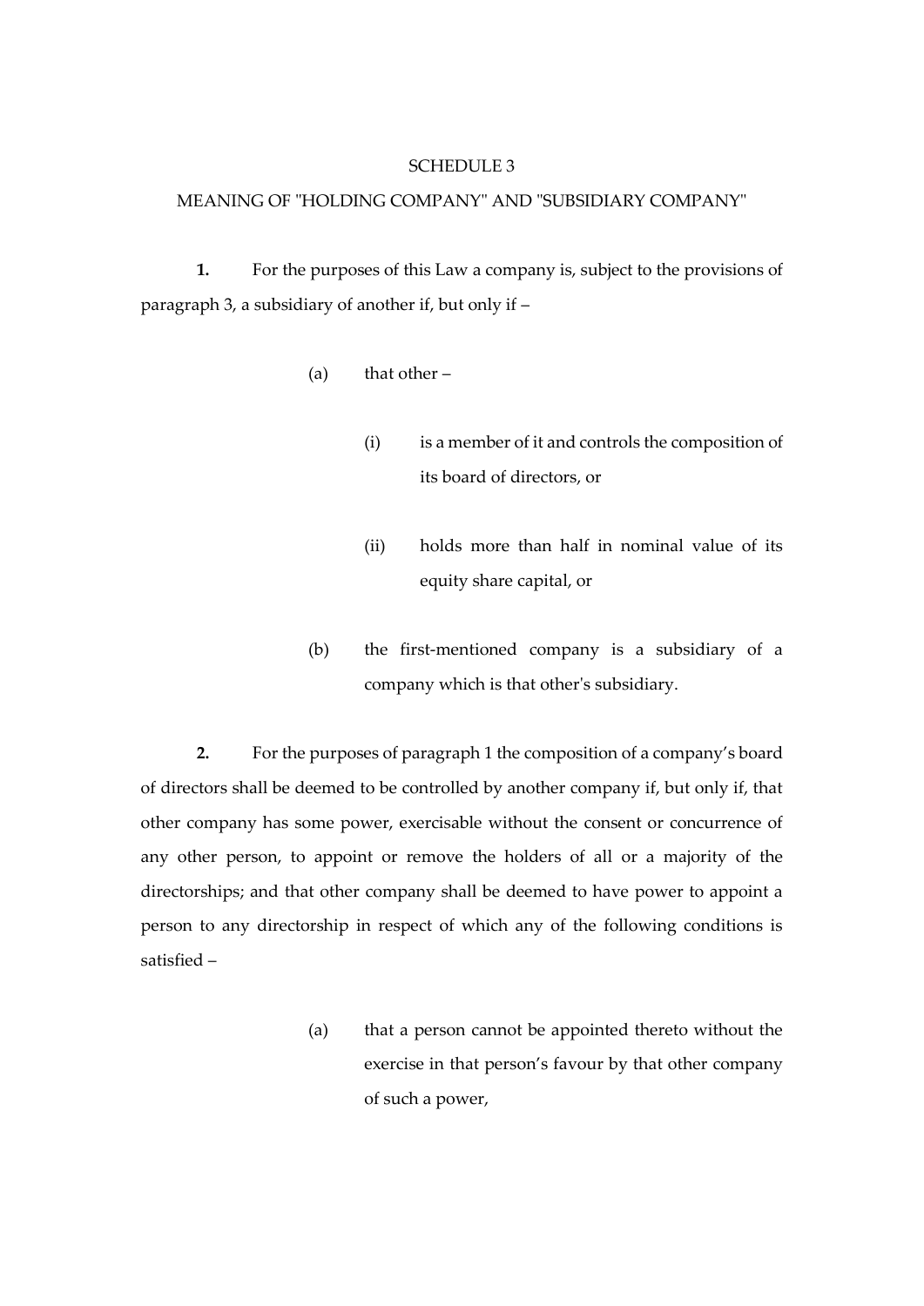## SCHEDULE 3

## MEANING OF "HOLDING COMPANY" AND "SUBSIDIARY COMPANY"

**1.** For the purposes of this Law a company is, subject to the provisions of paragraph 3, a subsidiary of another if, but only if –

(a) that other –

(i) is a member of it and controls the composition of its board of directors, or

(ii) holds more than half in nominal value of its equity share capital, or

(b) the first-mentioned company is a subsidiary of a company which is that other's subsidiary.

**2.** For the purposes of paragraph 1 the composition of a company's board of directors shall be deemed to be controlled by another company if, but only if, that other company has some power, exercisable without the consent or concurrence of any other person, to appoint or remove the holders of all or a majority of the directorships; and that other company shall be deemed to have power to appoint a person to any directorship in respect of which any of the following conditions is satisfied –

(a) that a person cannot be appointed thereto without the exercise in that person's favour by that other company of such a power,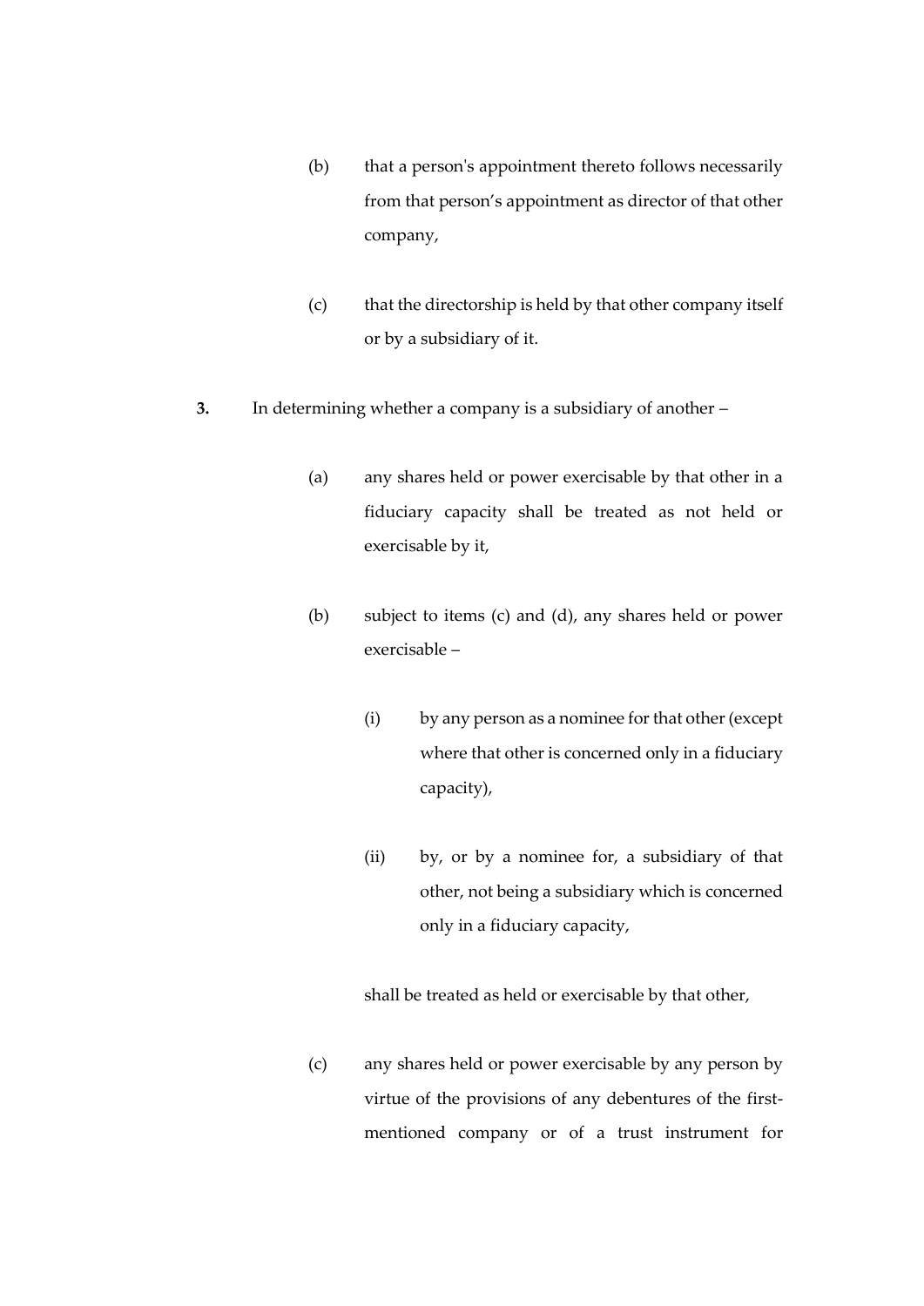(b) that a person's appointment thereto follows necessarily from that person's appointment as director of that other company,

(c) that the directorship is held by that other company itself or by a subsidiary of it.

**3.** In determining whether a company is a subsidiary of another –

(a) any shares held or power exercisable by that other in a fiduciary capacity shall be treated as not held or exercisable by it,

(b) subject to items (c) and (d), any shares held or power exercisable –

(i) by any person as a nominee for that other (except where that other is concerned only in a fiduciary capacity),

(ii) by, or by a nominee for, a subsidiary of that other, not being a subsidiary which is concerned only in a fiduciary capacity,

shall be treated as held or exercisable by that other,

(c) any shares held or power exercisable by any person by virtue of the provisions of any debentures of the first-mentioned company or of a trust instrument for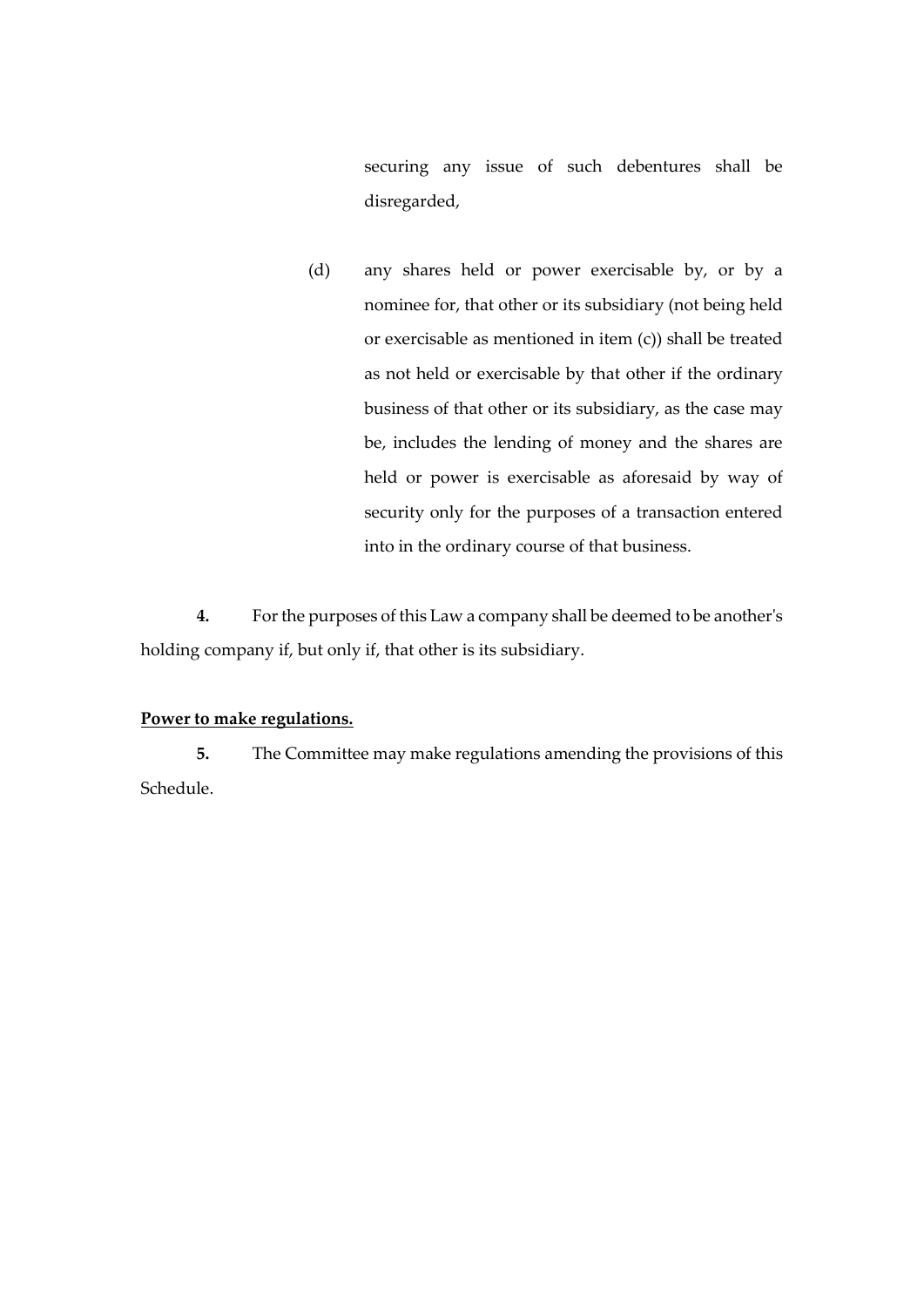securing any issue of such debentures shall be disregarded,

(d) any shares held or power exercisable by, or by a nominee for, that other or its subsidiary (not being held or exercisable as mentioned in item (c)) shall be treated as not held or exercisable by that other if the ordinary business of that other or its subsidiary, as the case may be, includes the lending of money and the shares are held or power is exercisable as aforesaid by way of security only for the purposes of a transaction entered into in the ordinary course of that business.

**4.** For the purposes of this Law a company shall be deemed to be another's holding company if, but only if, that other is its subsidiary.

**Power to make regulations.**

**5.** The Committee may make regulations amending the provisions of this Schedule.